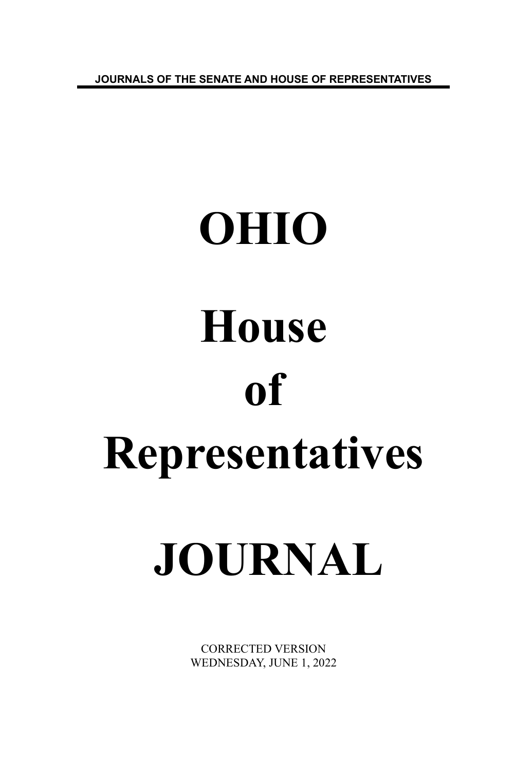JOURNALS OF THE SENATE AND HOUSE OF REPRESENTATIVES

# OHIO

# House of Representatives

# JOURNAL

CORRECTED VERSION
WEDNESDAY, JUNE 1, 2022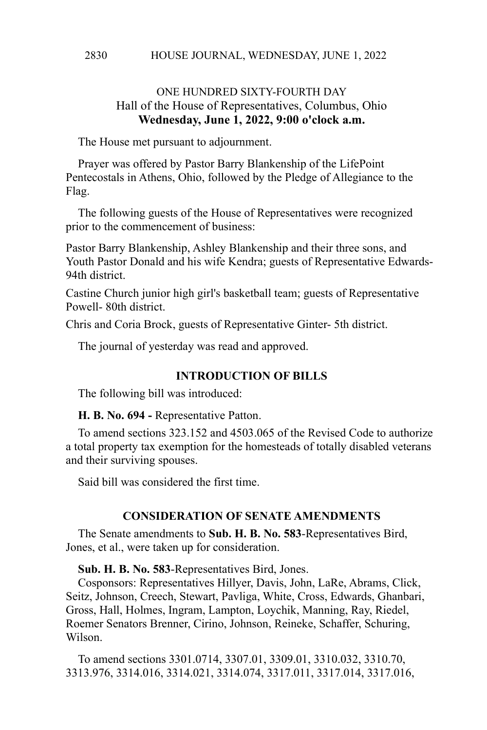ONE HUNDRED SIXTY-FOURTH DAY
Hall of the House of Representatives, Columbus, Ohio
**Wednesday, June 1, 2022, 9:00 o'clock a.m.**

The House met pursuant to adjournment.

Prayer was offered by Pastor Barry Blankenship of the LifePoint Pentecostals in Athens, Ohio, followed by the Pledge of Allegiance to the Flag.

The following guests of the House of Representatives were recognized prior to the commencement of business:

Pastor Barry Blankenship, Ashley Blankenship and their three sons, and Youth Pastor Donald and his wife Kendra; guests of Representative Edwards- 94th district.

Castine Church junior high girl's basketball team; guests of Representative Powell- 80th district.

Chris and Coria Brock, guests of Representative Ginter- 5th district.

The journal of yesterday was read and approved.

## INTRODUCTION OF BILLS

The following bill was introduced:

**H. B. No. 694 -** Representative Patton.

To amend sections 323.152 and 4503.065 of the Revised Code to authorize a total property tax exemption for the homesteads of totally disabled veterans and their surviving spouses.

Said bill was considered the first time.

## CONSIDERATION OF SENATE AMENDMENTS

The Senate amendments to **Sub. H. B. No. 583**-Representatives Bird, Jones, et al., were taken up for consideration.

**Sub. H. B. No. 583**-Representatives Bird, Jones.

Cosponsors: Representatives Hillyer, Davis, John, LaRe, Abrams, Click, Seitz, Johnson, Creech, Stewart, Pavliga, White, Cross, Edwards, Ghanbari, Gross, Hall, Holmes, Ingram, Lampton, Loychik, Manning, Ray, Riedel, Roemer Senators Brenner, Cirino, Johnson, Reineke, Schaffer, Schuring, Wilson.

To amend sections 3301.0714, 3307.01, 3309.01, 3310.032, 3310.70, 3313.976, 3314.016, 3314.021, 3314.074, 3317.011, 3317.014, 3317.016,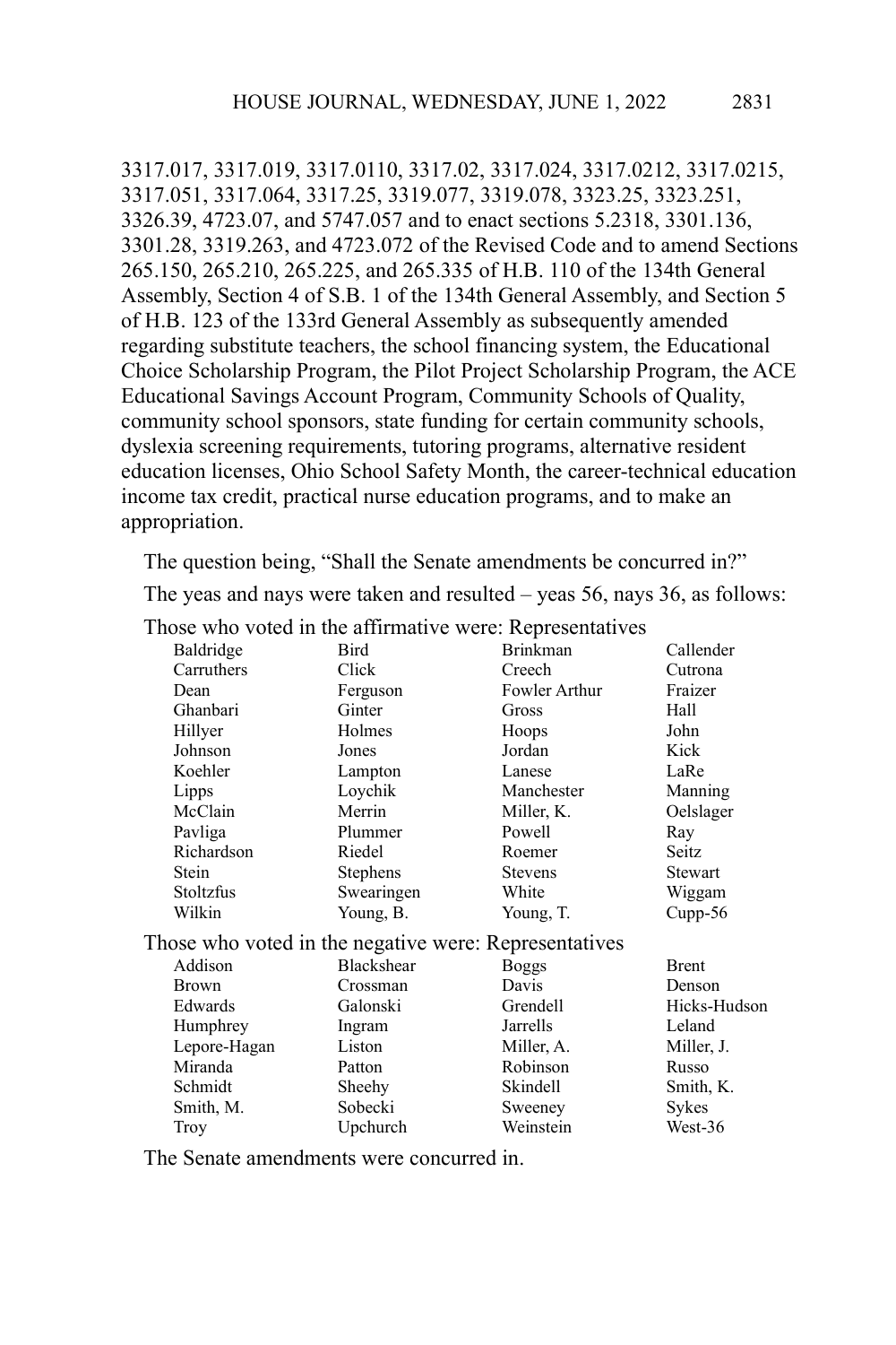3317.017, 3317.019, 3317.0110, 3317.02, 3317.024, 3317.0212, 3317.0215, 3317.051, 3317.064, 3317.25, 3319.077, 3319.078, 3323.25, 3323.251, 3326.39, 4723.07, and 5747.057 and to enact sections 5.2318, 3301.136, 3301.28, 3319.263, and 4723.072 of the Revised Code and to amend Sections 265.150, 265.210, 265.225, and 265.335 of H.B. 110 of the 134th General Assembly, Section 4 of S.B. 1 of the 134th General Assembly, and Section 5 of H.B. 123 of the 133rd General Assembly as subsequently amended regarding substitute teachers, the school financing system, the Educational Choice Scholarship Program, the Pilot Project Scholarship Program, the ACE Educational Savings Account Program, Community Schools of Quality, community school sponsors, state funding for certain community schools, dyslexia screening requirements, tutoring programs, alternative resident education licenses, Ohio School Safety Month, the career-technical education income tax credit, practical nurse education programs, and to make an appropriation.

The question being, "Shall the Senate amendments be concurred in?"

The yeas and nays were taken and resulted – yeas 56, nays 36, as follows:

Those who voted in the affirmative were: Representatives

| | | | |
|---|---|---|---|
| Baldridge | Bird | Brinkman | Callender |
| Carruthers | Click | Creech | Cutrona |
| Dean | Ferguson | Fowler Arthur | Fraizer |
| Ghanbari | Ginter | Gross | Hall |
| Hillyer | Holmes | Hoops | John |
| Johnson | Jones | Jordan | Kick |
| Koehler | Lampton | Lanese | LaRe |
| Lipps | Loychik | Manchester | Manning |
| McClain | Merrin | Miller, K. | Oelslager |
| Pavliga | Plummer | Powell | Ray |
| Richardson | Riedel | Roemer | Seitz |
| Stein | Stephens | Stevens | Stewart |
| Stoltzfus | Swearingen | White | Wiggam |
| Wilkin | Young, B. | Young, T. | Cupp-56 |

Those who voted in the negative were: Representatives

| | | | |
|---|---|---|---|
| Addison | Blackshear | Boggs | Brent |
| Brown | Crossman | Davis | Denson |
| Edwards | Galonski | Grendell | Hicks-Hudson |
| Humphrey | Ingram | Jarrells | Leland |
| Lepore-Hagan | Liston | Miller, A. | Miller, J. |
| Miranda | Patton | Robinson | Russo |
| Schmidt | Sheehy | Skindell | Smith, K. |
| Smith, M. | Sobecki | Sweeney | Sykes |
| Troy | Upchurch | Weinstein | West-36 |

The Senate amendments were concurred in.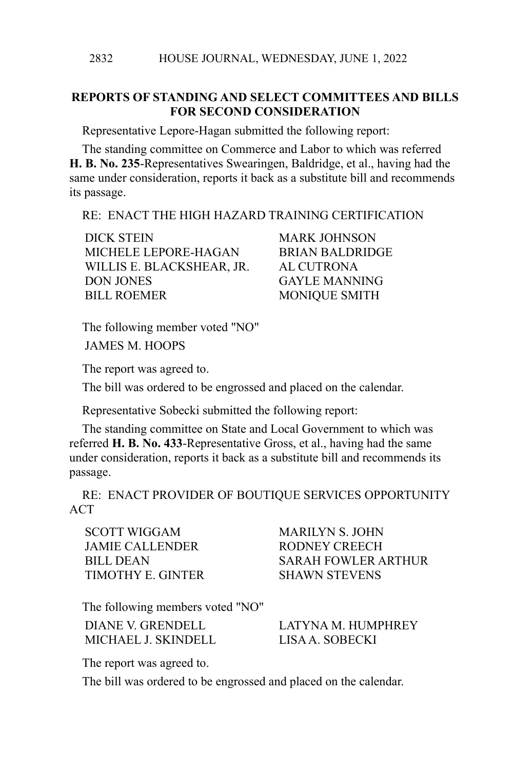## REPORTS OF STANDING AND SELECT COMMITTEES AND BILLS FOR SECOND CONSIDERATION

Representative Lepore-Hagan submitted the following report:

The standing committee on Commerce and Labor to which was referred **H. B. No. 235**-Representatives Swearingen, Baldridge, et al., having had the same under consideration, reports it back as a substitute bill and recommends its passage.

RE: ENACT THE HIGH HAZARD TRAINING CERTIFICATION

| | |
|---|---|
| DICK STEIN | MARK JOHNSON |
| MICHELE LEPORE-HAGAN | BRIAN BALDRIDGE |
| WILLIS E. BLACKSHEAR, JR. | AL CUTRONA |
| DON JONES | GAYLE MANNING |
| BILL ROEMER | MONIQUE SMITH |

The following member voted "NO"

JAMES M. HOOPS

The report was agreed to.

The bill was ordered to be engrossed and placed on the calendar.

Representative Sobecki submitted the following report:

The standing committee on State and Local Government to which was referred **H. B. No. 433**-Representative Gross, et al., having had the same under consideration, reports it back as a substitute bill and recommends its passage.

RE: ENACT PROVIDER OF BOUTIQUE SERVICES OPPORTUNITY ACT

| | |
|---|---|
| SCOTT WIGGAM | MARILYN S. JOHN |
| JAMIE CALLENDER | RODNEY CREECH |
| BILL DEAN | SARAH FOWLER ARTHUR |
| TIMOTHY E. GINTER | SHAWN STEVENS |

The following members voted "NO"

| | |
|---|---|
| DIANE V. GRENDELL | LATYNA M. HUMPHREY |
| MICHAEL J. SKINDELL | LISA A. SOBECKI |

The report was agreed to.

The bill was ordered to be engrossed and placed on the calendar.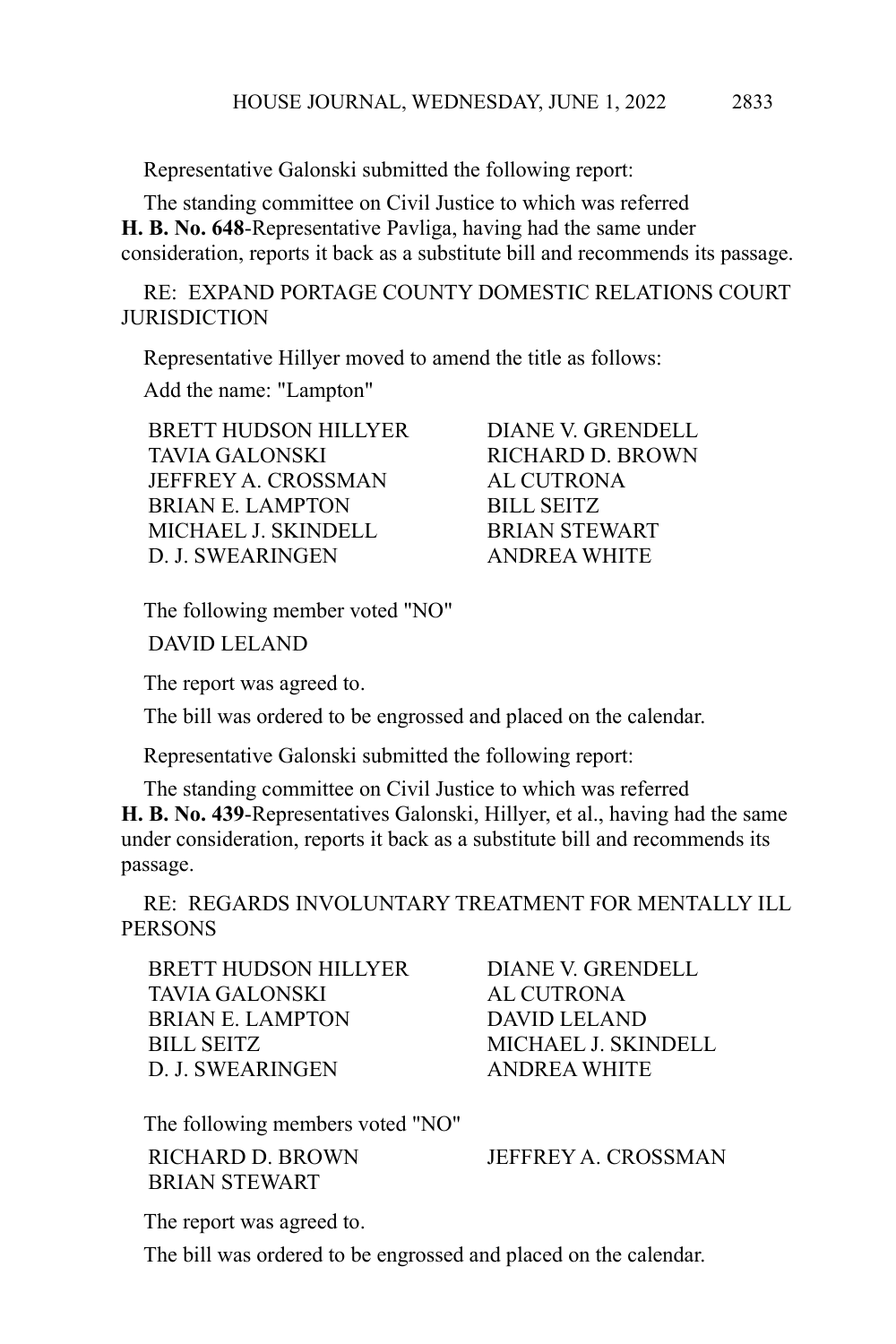Representative Galonski submitted the following report:

The standing committee on Civil Justice to which was referred **H. B. No. 648**-Representative Pavliga, having had the same under consideration, reports it back as a substitute bill and recommends its passage.

RE: EXPAND PORTAGE COUNTY DOMESTIC RELATIONS COURT JURISDICTION

Representative Hillyer moved to amend the title as follows:

Add the name: "Lampton"

| | |
|---|---|
| BRETT HUDSON HILLYER | DIANE V. GRENDELL |
| TAVIA GALONSKI | RICHARD D. BROWN |
| JEFFREY A. CROSSMAN | AL CUTRONA |
| BRIAN E. LAMPTON | BILL SEITZ |
| MICHAEL J. SKINDELL | BRIAN STEWART |
| D. J. SWEARINGEN | ANDREA WHITE |

The following member voted "NO"

DAVID LELAND

The report was agreed to.

The bill was ordered to be engrossed and placed on the calendar.

Representative Galonski submitted the following report:

The standing committee on Civil Justice to which was referred **H. B. No. 439**-Representatives Galonski, Hillyer, et al., having had the same under consideration, reports it back as a substitute bill and recommends its passage.

RE: REGARDS INVOLUNTARY TREATMENT FOR MENTALLY ILL PERSONS

| | |
|---|---|
| BRETT HUDSON HILLYER | DIANE V. GRENDELL |
| TAVIA GALONSKI | AL CUTRONA |
| BRIAN E. LAMPTON | DAVID LELAND |
| BILL SEITZ | MICHAEL J. SKINDELL |
| D. J. SWEARINGEN | ANDREA WHITE |

The following members voted "NO"

| | |
|---|---|
| RICHARD D. BROWN | JEFFREY A. CROSSMAN |
| BRIAN STEWART | |

The report was agreed to.

The bill was ordered to be engrossed and placed on the calendar.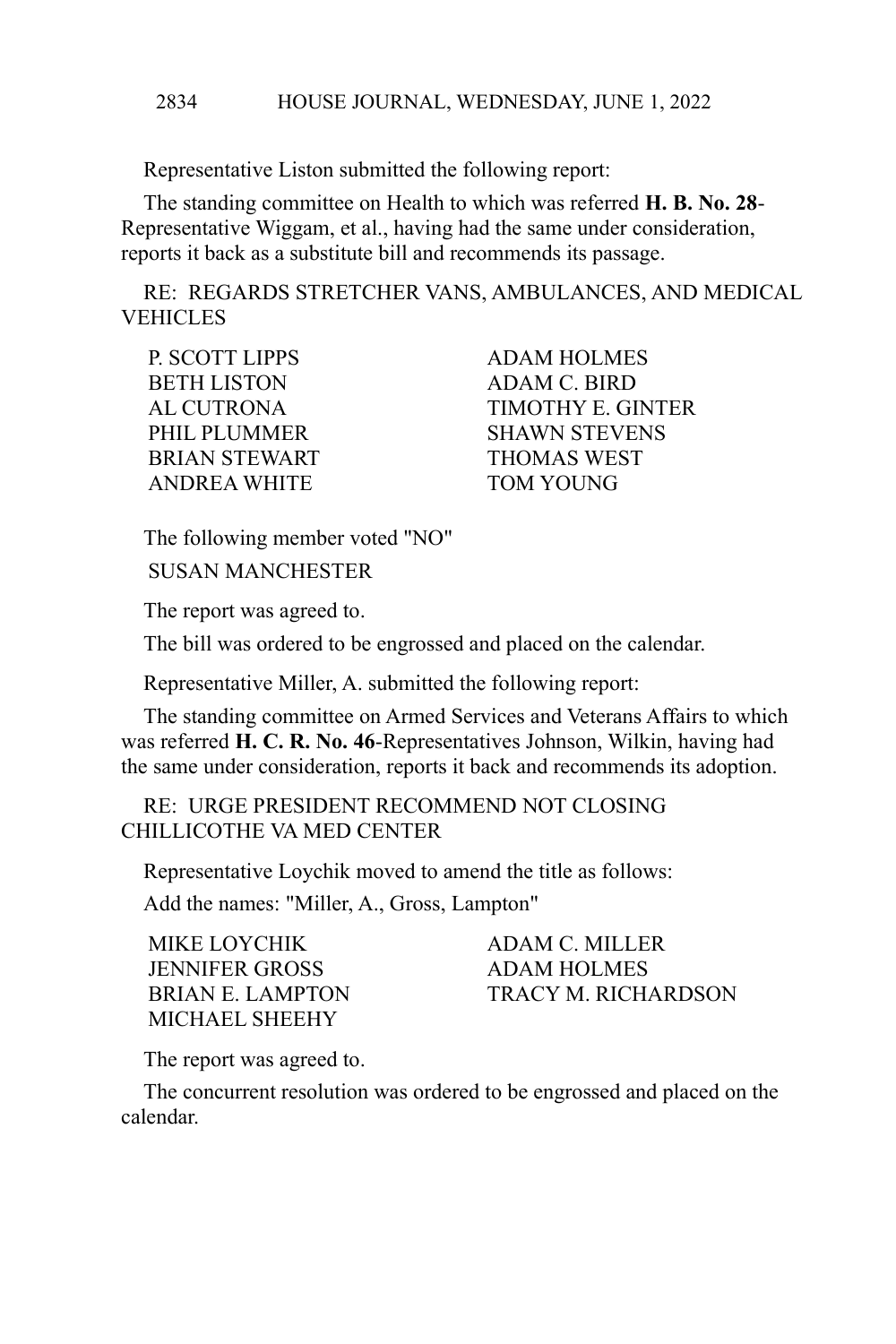Representative Liston submitted the following report:

The standing committee on Health to which was referred **H. B. No. 28**-Representative Wiggam, et al., having had the same under consideration, reports it back as a substitute bill and recommends its passage.

RE: REGARDS STRETCHER VANS, AMBULANCES, AND MEDICAL VEHICLES

| | |
|---|---|
| P. SCOTT LIPPS | ADAM HOLMES |
| BETH LISTON | ADAM C. BIRD |
| AL CUTRONA | TIMOTHY E. GINTER |
| PHIL PLUMMER | SHAWN STEVENS |
| BRIAN STEWART | THOMAS WEST |
| ANDREA WHITE | TOM YOUNG |

The following member voted "NO"

SUSAN MANCHESTER

The report was agreed to.

The bill was ordered to be engrossed and placed on the calendar.

Representative Miller, A. submitted the following report:

The standing committee on Armed Services and Veterans Affairs to which was referred **H. C. R. No. 46**-Representatives Johnson, Wilkin, having had the same under consideration, reports it back and recommends its adoption.

RE: URGE PRESIDENT RECOMMEND NOT CLOSING CHILLICOTHE VA MED CENTER

Representative Loychik moved to amend the title as follows:

Add the names: "Miller, A., Gross, Lampton"

| | |
|---|---|
| MIKE LOYCHIK | ADAM C. MILLER |
| JENNIFER GROSS | ADAM HOLMES |
| BRIAN E. LAMPTON | TRACY M. RICHARDSON |
| MICHAEL SHEEHY | |

The report was agreed to.

The concurrent resolution was ordered to be engrossed and placed on the calendar.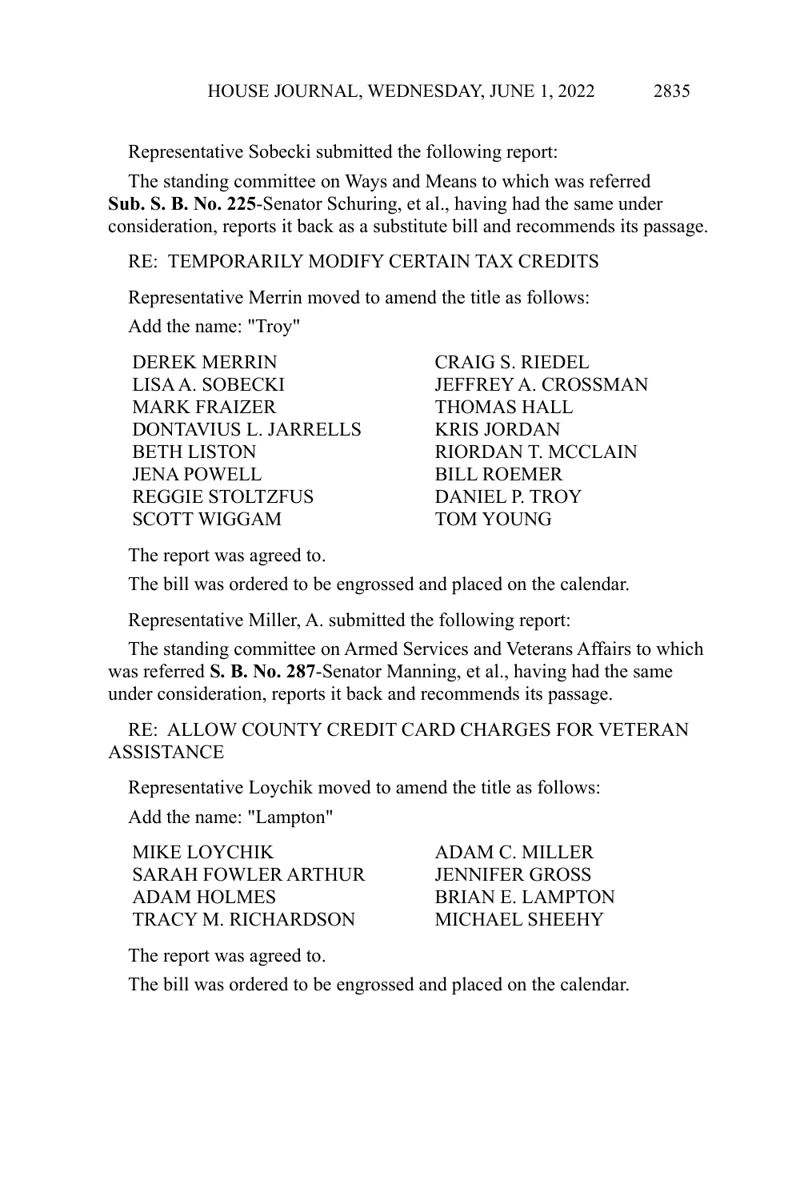Representative Sobecki submitted the following report:

The standing committee on Ways and Means to which was referred **Sub. S. B. No. 225**-Senator Schuring, et al., having had the same under consideration, reports it back as a substitute bill and recommends its passage.

RE: TEMPORARILY MODIFY CERTAIN TAX CREDITS

Representative Merrin moved to amend the title as follows:

Add the name: "Troy"

| | |
|---|---|
| DEREK MERRIN | CRAIG S. RIEDEL |
| LISA A. SOBECKI | JEFFREY A. CROSSMAN |
| MARK FRAIZER | THOMAS HALL |
| DONTAVIUS L. JARRELLS | KRIS JORDAN |
| BETH LISTON | RIORDAN T. MCCLAIN |
| JENA POWELL | BILL ROEMER |
| REGGIE STOLTZFUS | DANIEL P. TROY |
| SCOTT WIGGAM | TOM YOUNG |

The report was agreed to.

The bill was ordered to be engrossed and placed on the calendar.

Representative Miller, A. submitted the following report:

The standing committee on Armed Services and Veterans Affairs to which was referred **S. B. No. 287**-Senator Manning, et al., having had the same under consideration, reports it back and recommends its passage.

RE: ALLOW COUNTY CREDIT CARD CHARGES FOR VETERAN ASSISTANCE

Representative Loychik moved to amend the title as follows:

Add the name: "Lampton"

| | |
|---|---|
| MIKE LOYCHIK | ADAM C. MILLER |
| SARAH FOWLER ARTHUR | JENNIFER GROSS |
| ADAM HOLMES | BRIAN E. LAMPTON |
| TRACY M. RICHARDSON | MICHAEL SHEEHY |

The report was agreed to.

The bill was ordered to be engrossed and placed on the calendar.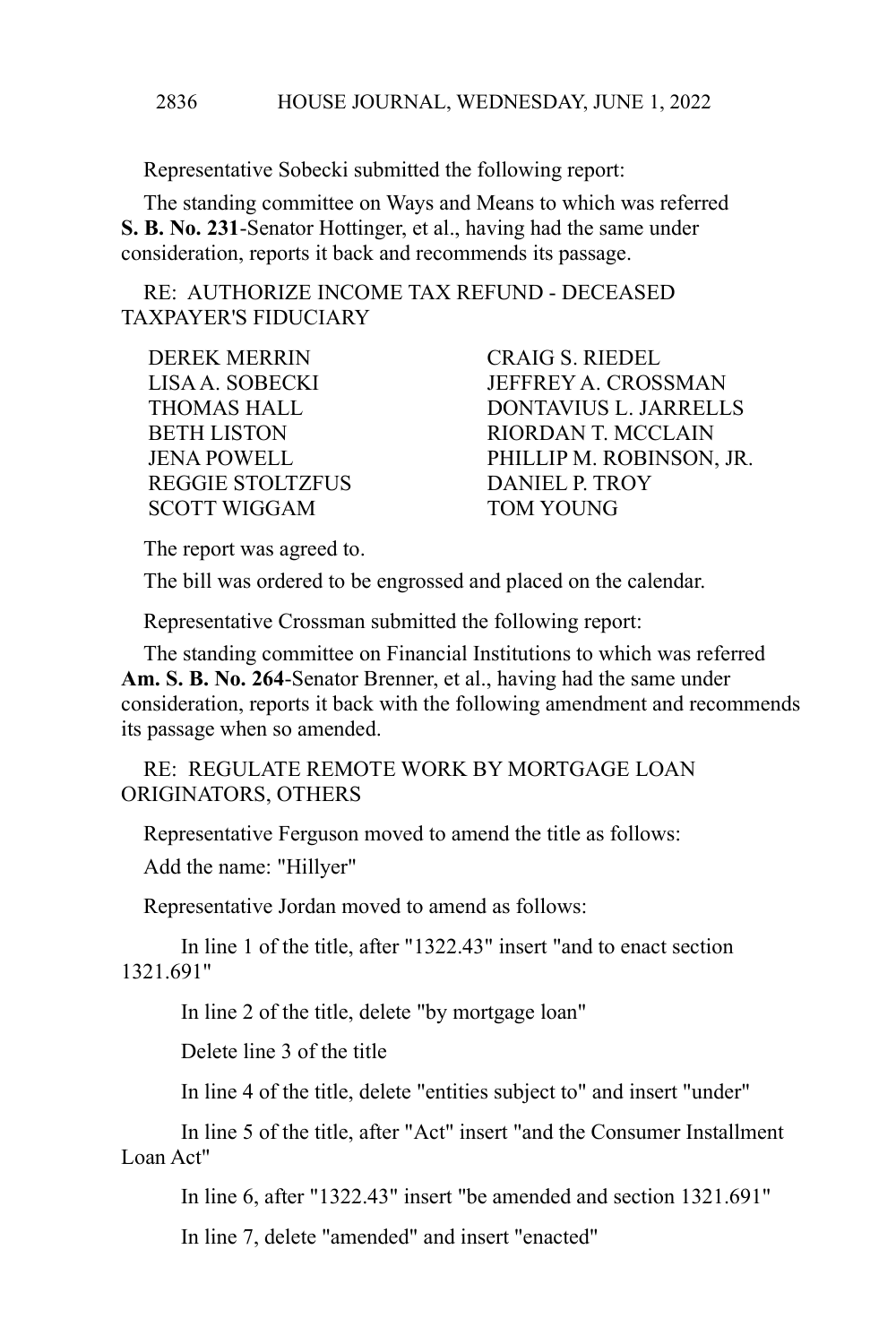Representative Sobecki submitted the following report:

The standing committee on Ways and Means to which was referred **S. B. No. 231**-Senator Hottinger, et al., having had the same under consideration, reports it back and recommends its passage.

RE: AUTHORIZE INCOME TAX REFUND - DECEASED TAXPAYER'S FIDUCIARY

| | |
|---|---|
| DEREK MERRIN | CRAIG S. RIEDEL |
| LISA A. SOBECKI | JEFFREY A. CROSSMAN |
| THOMAS HALL | DONTAVIUS L. JARRELLS |
| BETH LISTON | RIORDAN T. MCCLAIN |
| JENA POWELL | PHILLIP M. ROBINSON, JR. |
| REGGIE STOLTZFUS | DANIEL P. TROY |
| SCOTT WIGGAM | TOM YOUNG |

The report was agreed to.

The bill was ordered to be engrossed and placed on the calendar.

Representative Crossman submitted the following report:

The standing committee on Financial Institutions to which was referred **Am. S. B. No. 264**-Senator Brenner, et al., having had the same under consideration, reports it back with the following amendment and recommends its passage when so amended.

RE: REGULATE REMOTE WORK BY MORTGAGE LOAN ORIGINATORS, OTHERS

Representative Ferguson moved to amend the title as follows:

Add the name: "Hillyer"

Representative Jordan moved to amend as follows:

In line 1 of the title, after "1322.43" insert "and to enact section 1321.691"

In line 2 of the title, delete "by mortgage loan"

Delete line 3 of the title

In line 4 of the title, delete "entities subject to" and insert "under"

In line 5 of the title, after "Act" insert "and the Consumer Installment Loan Act"

In line 6, after "1322.43" insert "be amended and section 1321.691"

In line 7, delete "amended" and insert "enacted"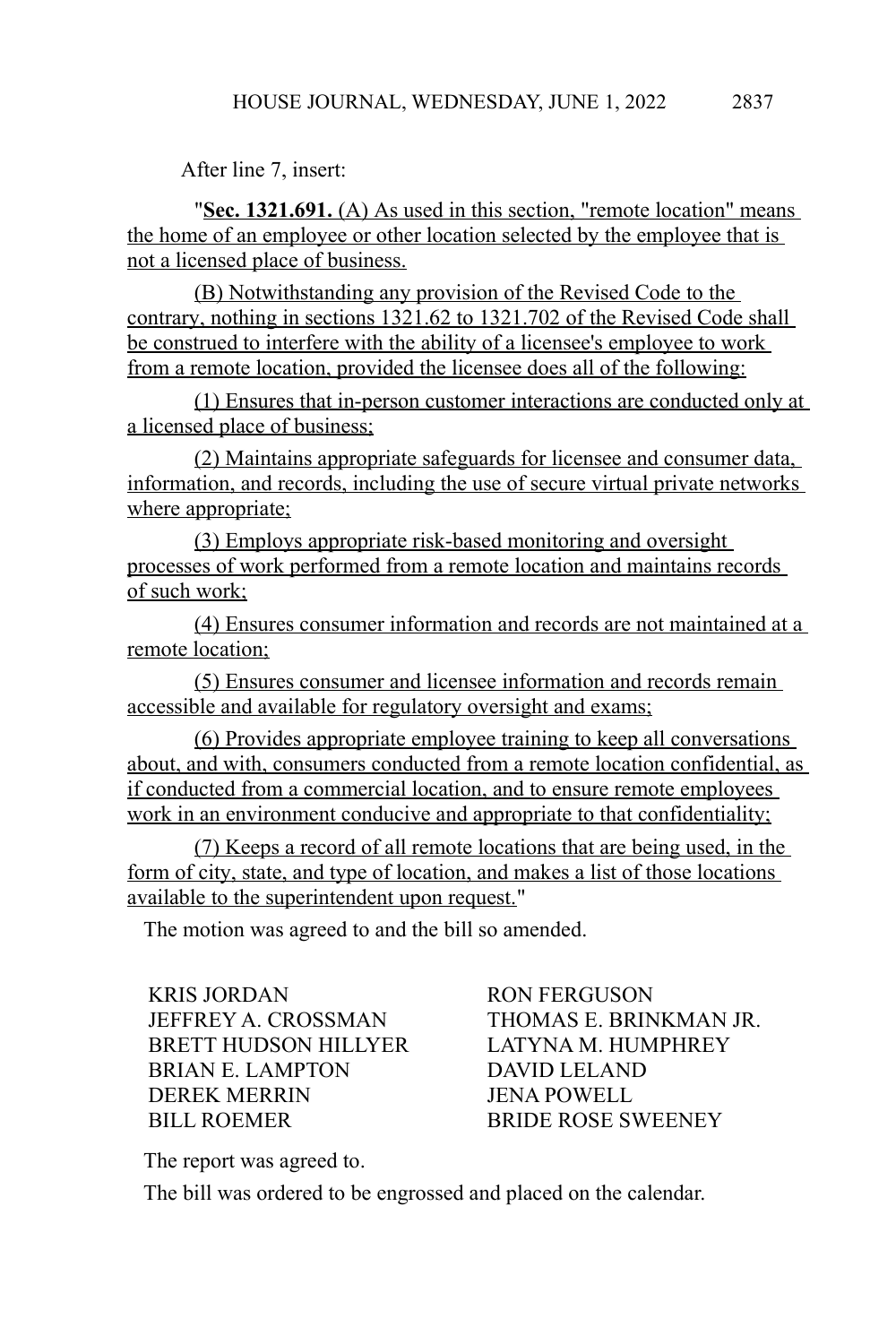After line 7, insert:

"**Sec. 1321.691.** (A) As used in this section, "remote location" means the home of an employee or other location selected by the employee that is not a licensed place of business.

(B) Notwithstanding any provision of the Revised Code to the contrary, nothing in sections 1321.62 to 1321.702 of the Revised Code shall be construed to interfere with the ability of a licensee's employee to work from a remote location, provided the licensee does all of the following:

(1) Ensures that in-person customer interactions are conducted only at a licensed place of business;

(2) Maintains appropriate safeguards for licensee and consumer data, information, and records, including the use of secure virtual private networks where appropriate;

(3) Employs appropriate risk-based monitoring and oversight processes of work performed from a remote location and maintains records of such work;

(4) Ensures consumer information and records are not maintained at a remote location;

(5) Ensures consumer and licensee information and records remain accessible and available for regulatory oversight and exams;

(6) Provides appropriate employee training to keep all conversations about, and with, consumers conducted from a remote location confidential, as if conducted from a commercial location, and to ensure remote employees work in an environment conducive and appropriate to that confidentiality;

(7) Keeps a record of all remote locations that are being used, in the form of city, state, and type of location, and makes a list of those locations available to the superintendent upon request."

The motion was agreed to and the bill so amended.

| | |
|---|---|
| KRIS JORDAN | RON FERGUSON |
| JEFFREY A. CROSSMAN | THOMAS E. BRINKMAN JR. |
| BRETT HUDSON HILLYER | LATYNA M. HUMPHREY |
| BRIAN E. LAMPTON | DAVID LELAND |
| DEREK MERRIN | JENA POWELL |
| BILL ROEMER | BRIDE ROSE SWEENEY |

The report was agreed to.

The bill was ordered to be engrossed and placed on the calendar.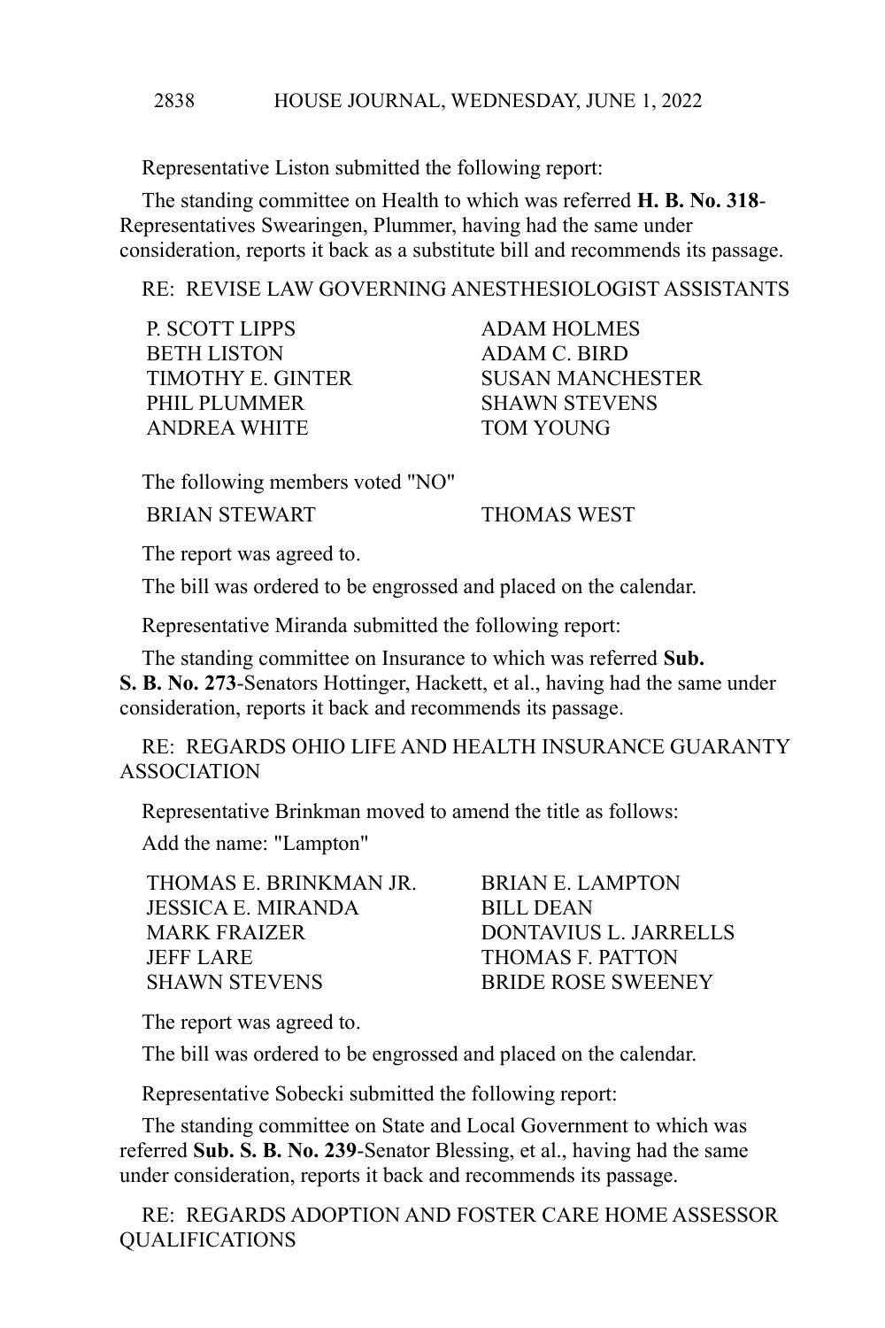Representative Liston submitted the following report:

The standing committee on Health to which was referred **H. B. No. 318**-Representatives Swearingen, Plummer, having had the same under consideration, reports it back as a substitute bill and recommends its passage.

RE: REVISE LAW GOVERNING ANESTHESIOLOGIST ASSISTANTS

| | |
|---|---|
| P. SCOTT LIPPS | ADAM HOLMES |
| BETH LISTON | ADAM C. BIRD |
| TIMOTHY E. GINTER | SUSAN MANCHESTER |
| PHIL PLUMMER | SHAWN STEVENS |
| ANDREA WHITE | TOM YOUNG |

The following members voted "NO"

| | |
|---|---|
| BRIAN STEWART | THOMAS WEST |

The report was agreed to.

The bill was ordered to be engrossed and placed on the calendar.

Representative Miranda submitted the following report:

The standing committee on Insurance to which was referred **Sub. S. B. No. 273**-Senators Hottinger, Hackett, et al., having had the same under consideration, reports it back and recommends its passage.

RE: REGARDS OHIO LIFE AND HEALTH INSURANCE GUARANTY ASSOCIATION

Representative Brinkman moved to amend the title as follows:

Add the name: "Lampton"

| | |
|---|---|
| THOMAS E. BRINKMAN JR. | BRIAN E. LAMPTON |
| JESSICA E. MIRANDA | BILL DEAN |
| MARK FRAIZER | DONTAVIUS L. JARRELLS |
| JEFF LARE | THOMAS F. PATTON |
| SHAWN STEVENS | BRIDE ROSE SWEENEY |

The report was agreed to.

The bill was ordered to be engrossed and placed on the calendar.

Representative Sobecki submitted the following report:

The standing committee on State and Local Government to which was referred **Sub. S. B. No. 239**-Senator Blessing, et al., having had the same under consideration, reports it back and recommends its passage.

RE: REGARDS ADOPTION AND FOSTER CARE HOME ASSESSOR QUALIFICATIONS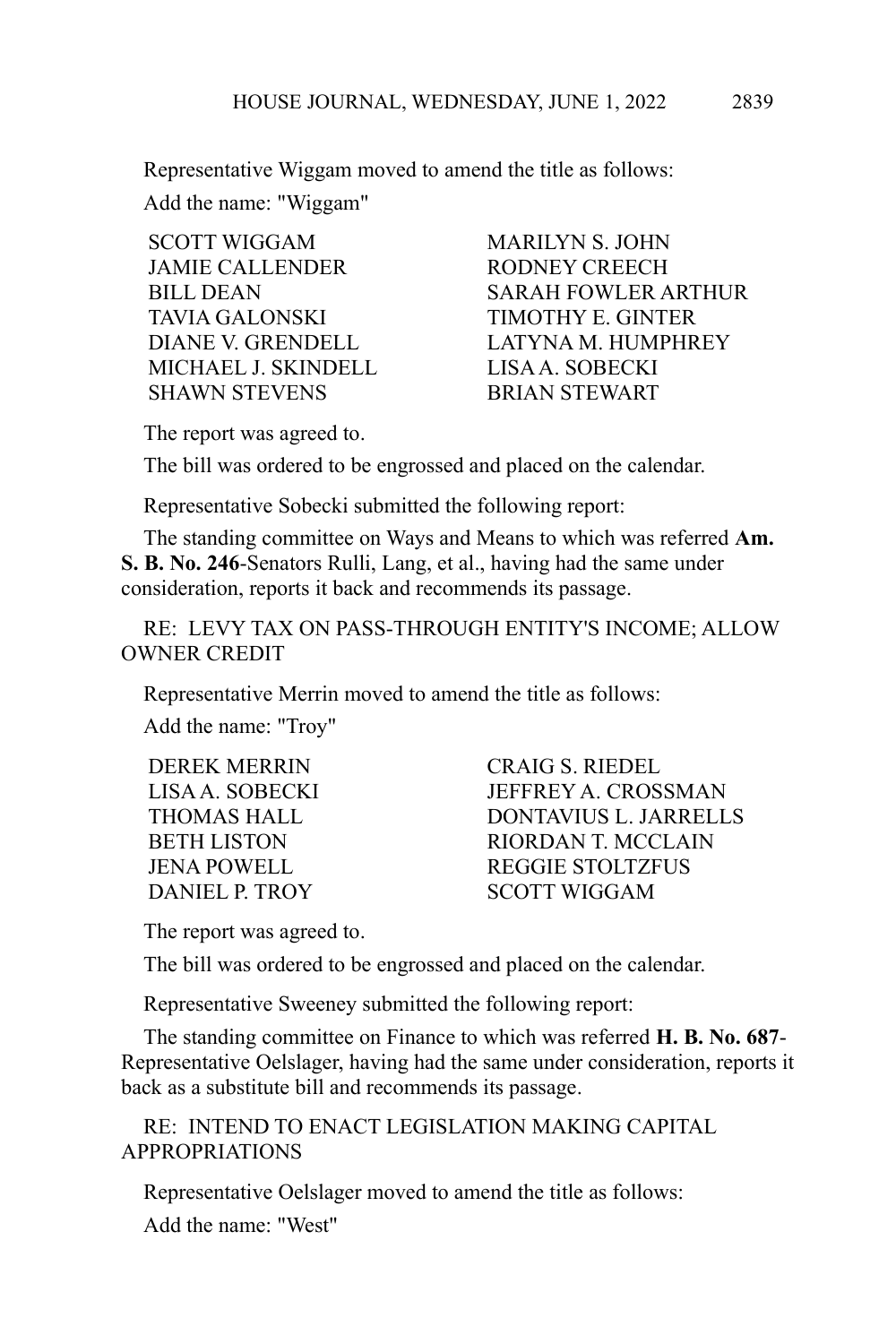Representative Wiggam moved to amend the title as follows:

Add the name: "Wiggam"

| | |
|---|---|
| SCOTT WIGGAM | MARILYN S. JOHN |
| JAMIE CALLENDER | RODNEY CREECH |
| BILL DEAN | SARAH FOWLER ARTHUR |
| TAVIA GALONSKI | TIMOTHY E. GINTER |
| DIANE V. GRENDELL | LATYNA M. HUMPHREY |
| MICHAEL J. SKINDELL | LISA A. SOBECKI |
| SHAWN STEVENS | BRIAN STEWART |

The report was agreed to.

The bill was ordered to be engrossed and placed on the calendar.

Representative Sobecki submitted the following report:

The standing committee on Ways and Means to which was referred **Am. S. B. No. 246**-Senators Rulli, Lang, et al., having had the same under consideration, reports it back and recommends its passage.

RE: LEVY TAX ON PASS-THROUGH ENTITY'S INCOME; ALLOW OWNER CREDIT

Representative Merrin moved to amend the title as follows:

Add the name: "Troy"

| | |
|---|---|
| DEREK MERRIN | CRAIG S. RIEDEL |
| LISA A. SOBECKI | JEFFREY A. CROSSMAN |
| THOMAS HALL | DONTAVIUS L. JARRELLS |
| BETH LISTON | RIORDAN T. MCCLAIN |
| JENA POWELL | REGGIE STOLTZFUS |
| DANIEL P. TROY | SCOTT WIGGAM |

The report was agreed to.

The bill was ordered to be engrossed and placed on the calendar.

Representative Sweeney submitted the following report:

The standing committee on Finance to which was referred **H. B. No. 687**-Representative Oelslager, having had the same under consideration, reports it back as a substitute bill and recommends its passage.

RE: INTEND TO ENACT LEGISLATION MAKING CAPITAL APPROPRIATIONS

Representative Oelslager moved to amend the title as follows:

Add the name: "West"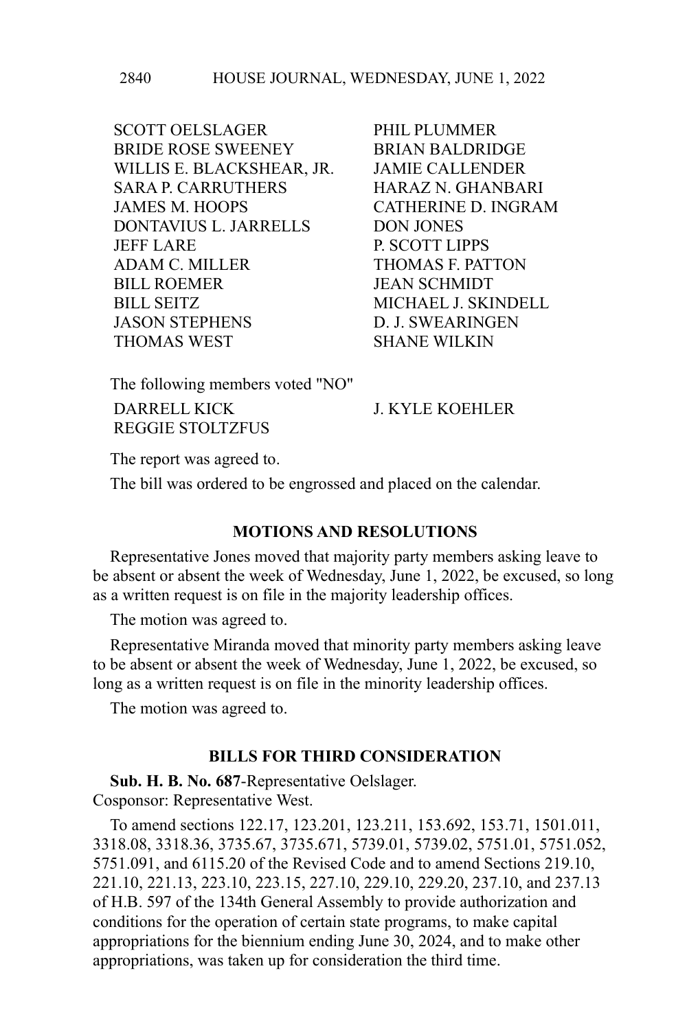SCOTT OELSLAGER
PHIL PLUMMER
BRIDE ROSE SWEENEY
BRIAN BALDRIDGE
WILLIS E. BLACKSHEAR, JR.
JAMIE CALLENDER
SARA P. CARRUTHERS
HARAZ N. GHANBARI
JAMES M. HOOPS
CATHERINE D. INGRAM
DONTAVIUS L. JARRELLS
DON JONES
JEFF LARE
P. SCOTT LIPPS
ADAM C. MILLER
THOMAS F. PATTON
BILL ROEMER
JEAN SCHMIDT
BILL SEITZ
MICHAEL J. SKINDELL
JASON STEPHENS
D. J. SWEARINGEN
THOMAS WEST
SHANE WILKIN

The following members voted "NO"

DARRELL KICK
J. KYLE KOEHLER
REGGIE STOLTZFUS

The report was agreed to.

The bill was ordered to be engrossed and placed on the calendar.

## MOTIONS AND RESOLUTIONS

Representative Jones moved that majority party members asking leave to be absent or absent the week of Wednesday, June 1, 2022, be excused, so long as a written request is on file in the majority leadership offices.

The motion was agreed to.

Representative Miranda moved that minority party members asking leave to be absent or absent the week of Wednesday, June 1, 2022, be excused, so long as a written request is on file in the minority leadership offices.

The motion was agreed to.

## BILLS FOR THIRD CONSIDERATION

**Sub. H. B. No. 687**-Representative Oelslager.
Cosponsor: Representative West.

To amend sections 122.17, 123.201, 123.211, 153.692, 153.71, 1501.011, 3318.08, 3318.36, 3735.67, 3735.671, 5739.01, 5739.02, 5751.01, 5751.052, 5751.091, and 6115.20 of the Revised Code and to amend Sections 219.10, 221.10, 221.13, 223.10, 223.15, 227.10, 229.10, 229.20, 237.10, and 237.13 of H.B. 597 of the 134th General Assembly to provide authorization and conditions for the operation of certain state programs, to make capital appropriations for the biennium ending June 30, 2024, and to make other appropriations, was taken up for consideration the third time.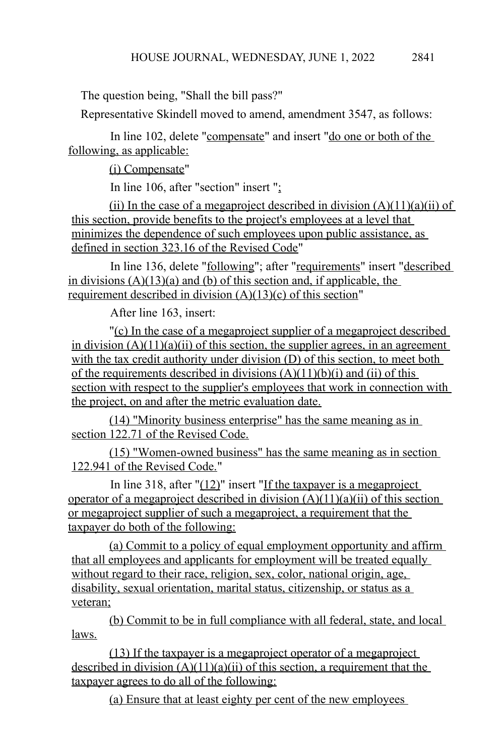The question being, "Shall the bill pass?"

Representative Skindell moved to amend, amendment 3547, as follows:

In line 102, delete "compensate" and insert "do one or both of the following, as applicable:

(i) Compensate"

In line 106, after "section" insert ";

(ii) In the case of a megaproject described in division (A)(11)(a)(ii) of this section, provide benefits to the project's employees at a level that minimizes the dependence of such employees upon public assistance, as defined in section 323.16 of the Revised Code"

In line 136, delete "following"; after "requirements" insert "described in divisions (A)(13)(a) and (b) of this section and, if applicable, the requirement described in division (A)(13)(c) of this section"

After line 163, insert:

"(c) In the case of a megaproject supplier of a megaproject described in division (A)(11)(a)(ii) of this section, the supplier agrees, in an agreement with the tax credit authority under division (D) of this section, to meet both of the requirements described in divisions (A)(11)(b)(i) and (ii) of this section with respect to the supplier's employees that work in connection with the project, on and after the metric evaluation date.

(14) "Minority business enterprise" has the same meaning as in section 122.71 of the Revised Code.

(15) "Women-owned business" has the same meaning as in section 122.941 of the Revised Code."

In line 318, after "(12)" insert "If the taxpayer is a megaproject operator of a megaproject described in division (A)(11)(a)(ii) of this section or megaproject supplier of such a megaproject, a requirement that the taxpayer do both of the following:

(a) Commit to a policy of equal employment opportunity and affirm that all employees and applicants for employment will be treated equally without regard to their race, religion, sex, color, national origin, age, disability, sexual orientation, marital status, citizenship, or status as a veteran;

(b) Commit to be in full compliance with all federal, state, and local laws.

(13) If the taxpayer is a megaproject operator of a megaproject described in division (A)(11)(a)(ii) of this section, a requirement that the taxpayer agrees to do all of the following:

(a) Ensure that at least eighty per cent of the new employees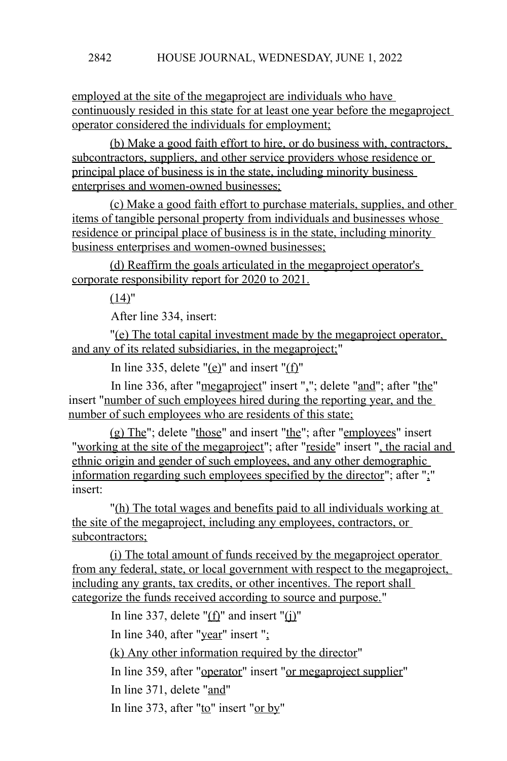employed at the site of the megaproject are individuals who have continuously resided in this state for at least one year before the megaproject operator considered the individuals for employment;

(b) Make a good faith effort to hire, or do business with, contractors, subcontractors, suppliers, and other service providers whose residence or principal place of business is in the state, including minority business enterprises and women-owned businesses;

(c) Make a good faith effort to purchase materials, supplies, and other items of tangible personal property from individuals and businesses whose residence or principal place of business is in the state, including minority business enterprises and women-owned businesses;

(d) Reaffirm the goals articulated in the megaproject operator's corporate responsibility report for 2020 to 2021.

(14)"

After line 334, insert:

"(e) The total capital investment made by the megaproject operator, and any of its related subsidiaries, in the megaproject;"

In line 335, delete "(e)" and insert "(f)"

In line 336, after "megaproject" insert ","; delete "and"; after "the" insert "number of such employees hired during the reporting year, and the number of such employees who are residents of this state;

(g) The"; delete "those" and insert "the"; after "employees" insert "working at the site of the megaproject"; after "reside" insert ", the racial and ethnic origin and gender of such employees, and any other demographic information regarding such employees specified by the director"; after ";" insert:

"(h) The total wages and benefits paid to all individuals working at the site of the megaproject, including any employees, contractors, or subcontractors;

(i) The total amount of funds received by the megaproject operator from any federal, state, or local government with respect to the megaproject, including any grants, tax credits, or other incentives. The report shall categorize the funds received according to source and purpose."

In line 337, delete "(f)" and insert "(j)"

In line 340, after "year" insert ";

(k) Any other information required by the director"

In line 359, after "operator" insert "or megaproject supplier"

In line 371, delete "and"

In line 373, after "to" insert "or by"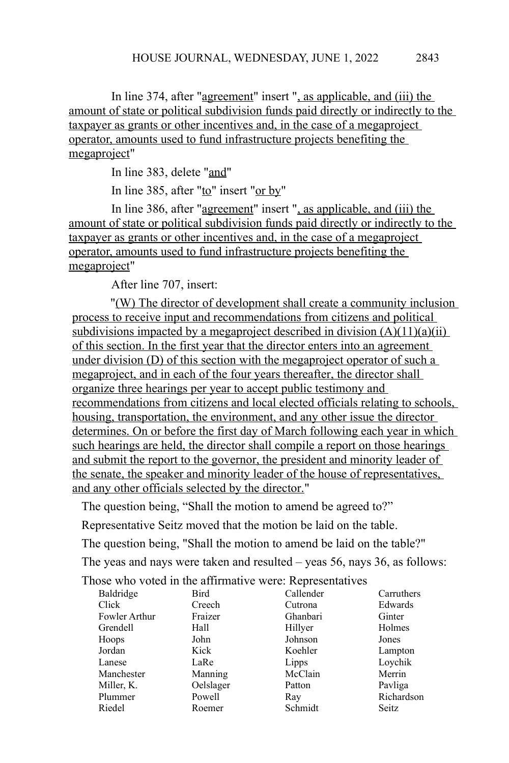In line 374, after "agreement" insert ", as applicable, and (iii) the amount of state or political subdivision funds paid directly or indirectly to the taxpayer as grants or other incentives and, in the case of a megaproject operator, amounts used to fund infrastructure projects benefiting the megaproject"

In line 383, delete "and"

In line 385, after "to" insert "or by"

In line 386, after "agreement" insert ", as applicable, and (iii) the amount of state or political subdivision funds paid directly or indirectly to the taxpayer as grants or other incentives and, in the case of a megaproject operator, amounts used to fund infrastructure projects benefiting the megaproject"

After line 707, insert:

"(W) The director of development shall create a community inclusion process to receive input and recommendations from citizens and political subdivisions impacted by a megaproject described in division (A)(11)(a)(ii) of this section. In the first year that the director enters into an agreement under division (D) of this section with the megaproject operator of such a megaproject, and in each of the four years thereafter, the director shall organize three hearings per year to accept public testimony and recommendations from citizens and local elected officials relating to schools, housing, transportation, the environment, and any other issue the director determines. On or before the first day of March following each year in which such hearings are held, the director shall compile a report on those hearings and submit the report to the governor, the president and minority leader of the senate, the speaker and minority leader of the house of representatives, and any other officials selected by the director."

The question being, "Shall the motion to amend be agreed to?"

Representative Seitz moved that the motion be laid on the table.

The question being, "Shall the motion to amend be laid on the table?"

The yeas and nays were taken and resulted – yeas 56, nays 36, as follows:

Those who voted in the affirmative were: Representatives

| | | | |
|---|---|---|---|
| Baldridge | Bird | Callender | Carruthers |
| Click | Creech | Cutrona | Edwards |
| Fowler Arthur | Fraizer | Ghanbari | Ginter |
| Grendell | Hall | Hillyer | Holmes |
| Hoops | John | Johnson | Jones |
| Jordan | Kick | Koehler | Lampton |
| Lanese | LaRe | Lipps | Loychik |
| Manchester | Manning | McClain | Merrin |
| Miller, K. | Oelslager | Patton | Pavliga |
| Plummer | Powell | Ray | Richardson |
| Riedel | Roemer | Schmidt | Seitz |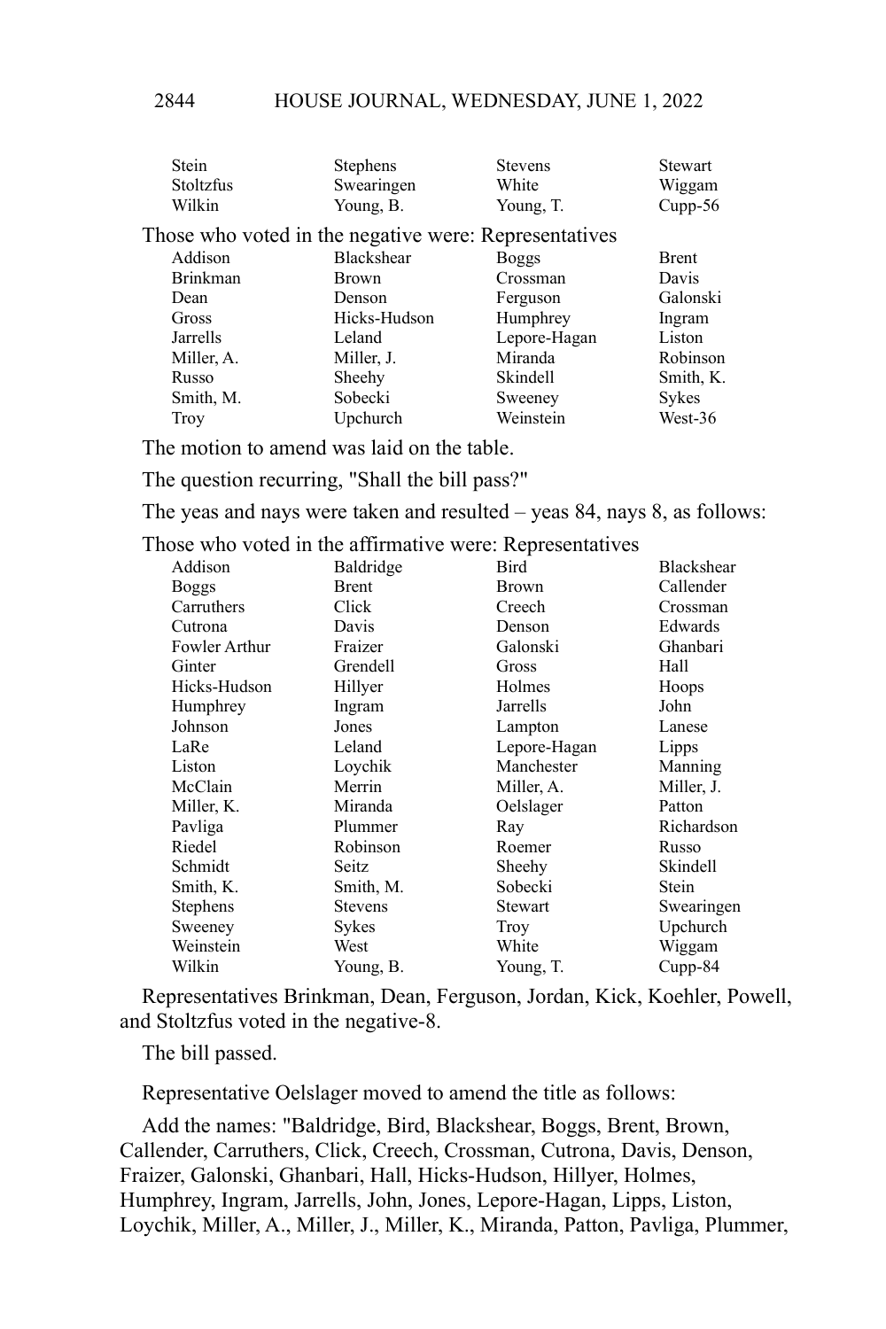| | | | |
|---|---|---|---|
| Stein | Stephens | Stevens | Stewart |
| Stoltzfus | Swearingen | White | Wiggam |
| Wilkin | Young, B. | Young, T. | Cupp-56 |

Those who voted in the negative were: Representatives

| | | | |
|---|---|---|---|
| Addison | Blackshear | Boggs | Brent |
| Brinkman | Brown | Crossman | Davis |
| Dean | Denson | Ferguson | Galonski |
| Gross | Hicks-Hudson | Humphrey | Ingram |
| Jarrells | Leland | Lepore-Hagan | Liston |
| Miller, A. | Miller, J. | Miranda | Robinson |
| Russo | Sheehy | Skindell | Smith, K. |
| Smith, M. | Sobecki | Sweeney | Sykes |
| Troy | Upchurch | Weinstein | West-36 |

The motion to amend was laid on the table.

The question recurring, "Shall the bill pass?"

The yeas and nays were taken and resulted – yeas 84, nays 8, as follows:

Those who voted in the affirmative were: Representatives

| | | | |
|---|---|---|---|
| Addison | Baldridge | Bird | Blackshear |
| Boggs | Brent | Brown | Callender |
| Carruthers | Click | Creech | Crossman |
| Cutrona | Davis | Denson | Edwards |
| Fowler Arthur | Fraizer | Galonski | Ghanbari |
| Ginter | Grendell | Gross | Hall |
| Hicks-Hudson | Hillyer | Holmes | Hoops |
| Humphrey | Ingram | Jarrells | John |
| Johnson | Jones | Lampton | Lanese |
| LaRe | Leland | Lepore-Hagan | Lipps |
| Liston | Loychik | Manchester | Manning |
| McClain | Merrin | Miller, A. | Miller, J. |
| Miller, K. | Miranda | Oelslager | Patton |
| Pavliga | Plummer | Ray | Richardson |
| Riedel | Robinson | Roemer | Russo |
| Schmidt | Seitz | Sheehy | Skindell |
| Smith, K. | Smith, M. | Sobecki | Stein |
| Stephens | Stevens | Stewart | Swearingen |
| Sweeney | Sykes | Troy | Upchurch |
| Weinstein | West | White | Wiggam |
| Wilkin | Young, B. | Young, T. | Cupp-84 |

Representatives Brinkman, Dean, Ferguson, Jordan, Kick, Koehler, Powell, and Stoltzfus voted in the negative-8.

The bill passed.

Representative Oelslager moved to amend the title as follows:

Add the names: "Baldridge, Bird, Blackshear, Boggs, Brent, Brown, Callender, Carruthers, Click, Creech, Crossman, Cutrona, Davis, Denson, Fraizer, Galonski, Ghanbari, Hall, Hicks-Hudson, Hillyer, Holmes, Humphrey, Ingram, Jarrells, John, Jones, Lepore-Hagan, Lipps, Liston, Loychik, Miller, A., Miller, J., Miller, K., Miranda, Patton, Pavliga, Plummer,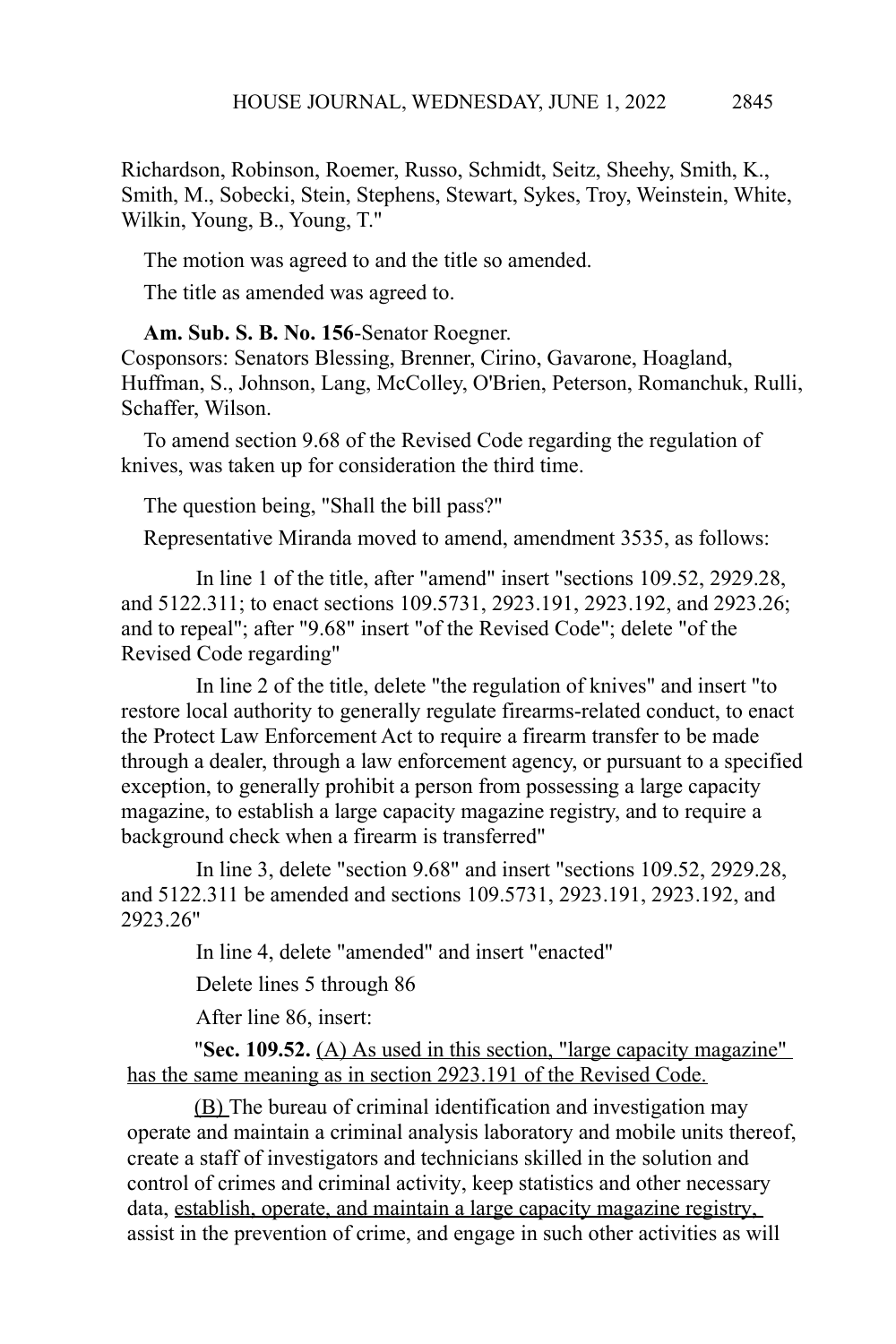Richardson, Robinson, Roemer, Russo, Schmidt, Seitz, Sheehy, Smith, K., Smith, M., Sobecki, Stein, Stephens, Stewart, Sykes, Troy, Weinstein, White, Wilkin, Young, B., Young, T."

The motion was agreed to and the title so amended.

The title as amended was agreed to.

**Am. Sub. S. B. No. 156**-Senator Roegner.
Cosponsors: Senators Blessing, Brenner, Cirino, Gavarone, Hoagland, Huffman, S., Johnson, Lang, McColley, O'Brien, Peterson, Romanchuk, Rulli, Schaffer, Wilson.

To amend section 9.68 of the Revised Code regarding the regulation of knives, was taken up for consideration the third time.

The question being, "Shall the bill pass?"

Representative Miranda moved to amend, amendment 3535, as follows:

In line 1 of the title, after "amend" insert "sections 109.52, 2929.28, and 5122.311; to enact sections 109.5731, 2923.191, 2923.192, and 2923.26; and to repeal"; after "9.68" insert "of the Revised Code"; delete "of the Revised Code regarding"

In line 2 of the title, delete "the regulation of knives" and insert "to restore local authority to generally regulate firearms-related conduct, to enact the Protect Law Enforcement Act to require a firearm transfer to be made through a dealer, through a law enforcement agency, or pursuant to a specified exception, to generally prohibit a person from possessing a large capacity magazine, to establish a large capacity magazine registry, and to require a background check when a firearm is transferred"

In line 3, delete "section 9.68" and insert "sections 109.52, 2929.28, and 5122.311 be amended and sections 109.5731, 2923.191, 2923.192, and 2923.26"

In line 4, delete "amended" and insert "enacted"

Delete lines 5 through 86

After line 86, insert:

"**Sec. 109.52.** <u>(A) As used in this section, "large capacity magazine" has the same meaning as in section 2923.191 of the Revised Code.</u>

<u>(B)</u> The bureau of criminal identification and investigation may operate and maintain a criminal analysis laboratory and mobile units thereof, create a staff of investigators and technicians skilled in the solution and control of crimes and criminal activity, keep statistics and other necessary data, <u>establish, operate, and maintain a large capacity magazine registry,</u> assist in the prevention of crime, and engage in such other activities as will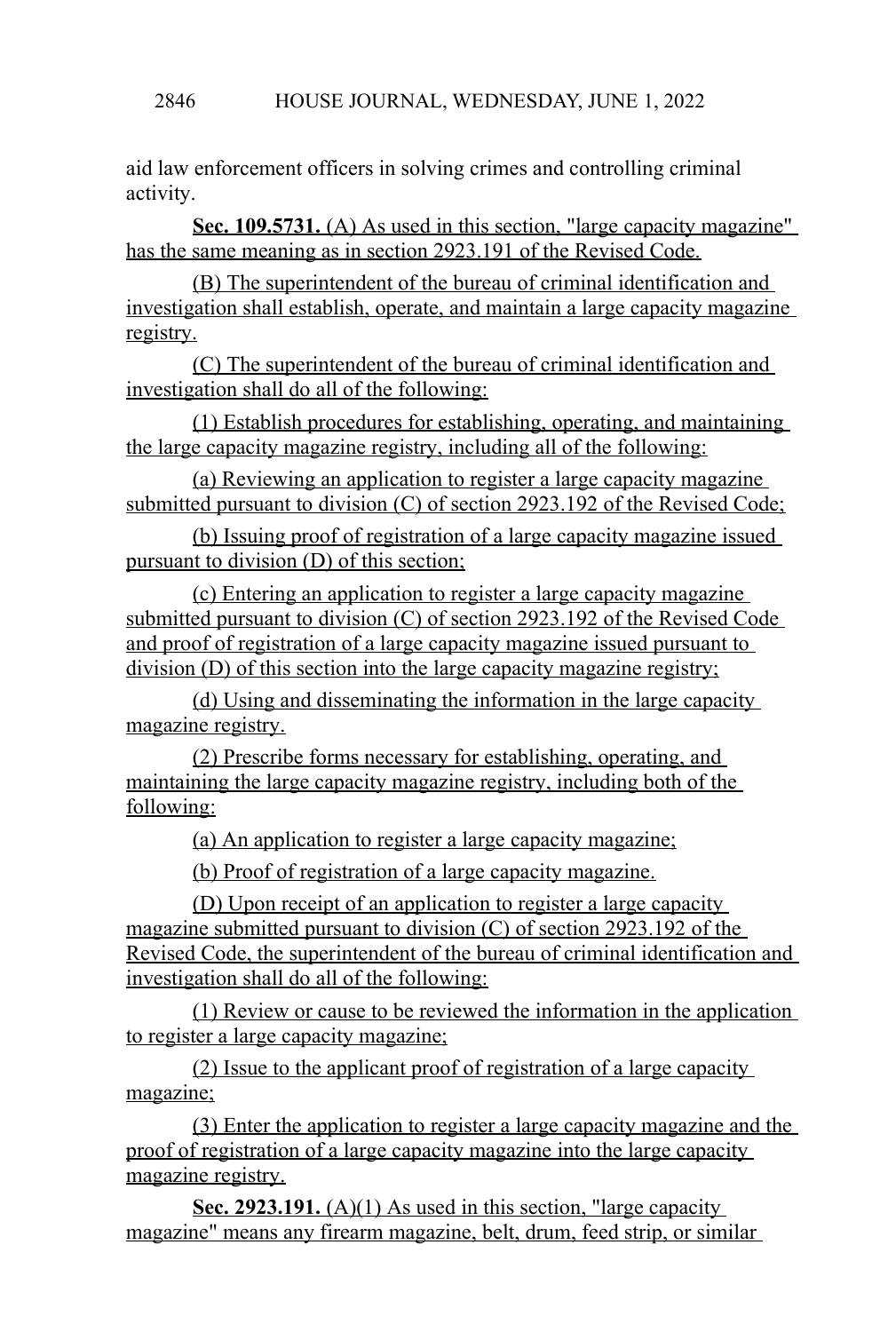aid law enforcement officers in solving crimes and controlling criminal activity.

**Sec. 109.5731.** (A) As used in this section, "large capacity magazine" has the same meaning as in section 2923.191 of the Revised Code.

(B) The superintendent of the bureau of criminal identification and investigation shall establish, operate, and maintain a large capacity magazine registry.

(C) The superintendent of the bureau of criminal identification and investigation shall do all of the following:

(1) Establish procedures for establishing, operating, and maintaining the large capacity magazine registry, including all of the following:

(a) Reviewing an application to register a large capacity magazine submitted pursuant to division (C) of section 2923.192 of the Revised Code;

(b) Issuing proof of registration of a large capacity magazine issued pursuant to division (D) of this section;

(c) Entering an application to register a large capacity magazine submitted pursuant to division (C) of section 2923.192 of the Revised Code and proof of registration of a large capacity magazine issued pursuant to division (D) of this section into the large capacity magazine registry;

(d) Using and disseminating the information in the large capacity magazine registry.

(2) Prescribe forms necessary for establishing, operating, and maintaining the large capacity magazine registry, including both of the following:

(a) An application to register a large capacity magazine;

(b) Proof of registration of a large capacity magazine.

(D) Upon receipt of an application to register a large capacity magazine submitted pursuant to division (C) of section 2923.192 of the Revised Code, the superintendent of the bureau of criminal identification and investigation shall do all of the following:

(1) Review or cause to be reviewed the information in the application to register a large capacity magazine;

(2) Issue to the applicant proof of registration of a large capacity magazine;

(3) Enter the application to register a large capacity magazine and the proof of registration of a large capacity magazine into the large capacity magazine registry.

**Sec. 2923.191.** (A)(1) As used in this section, "large capacity magazine" means any firearm magazine, belt, drum, feed strip, or similar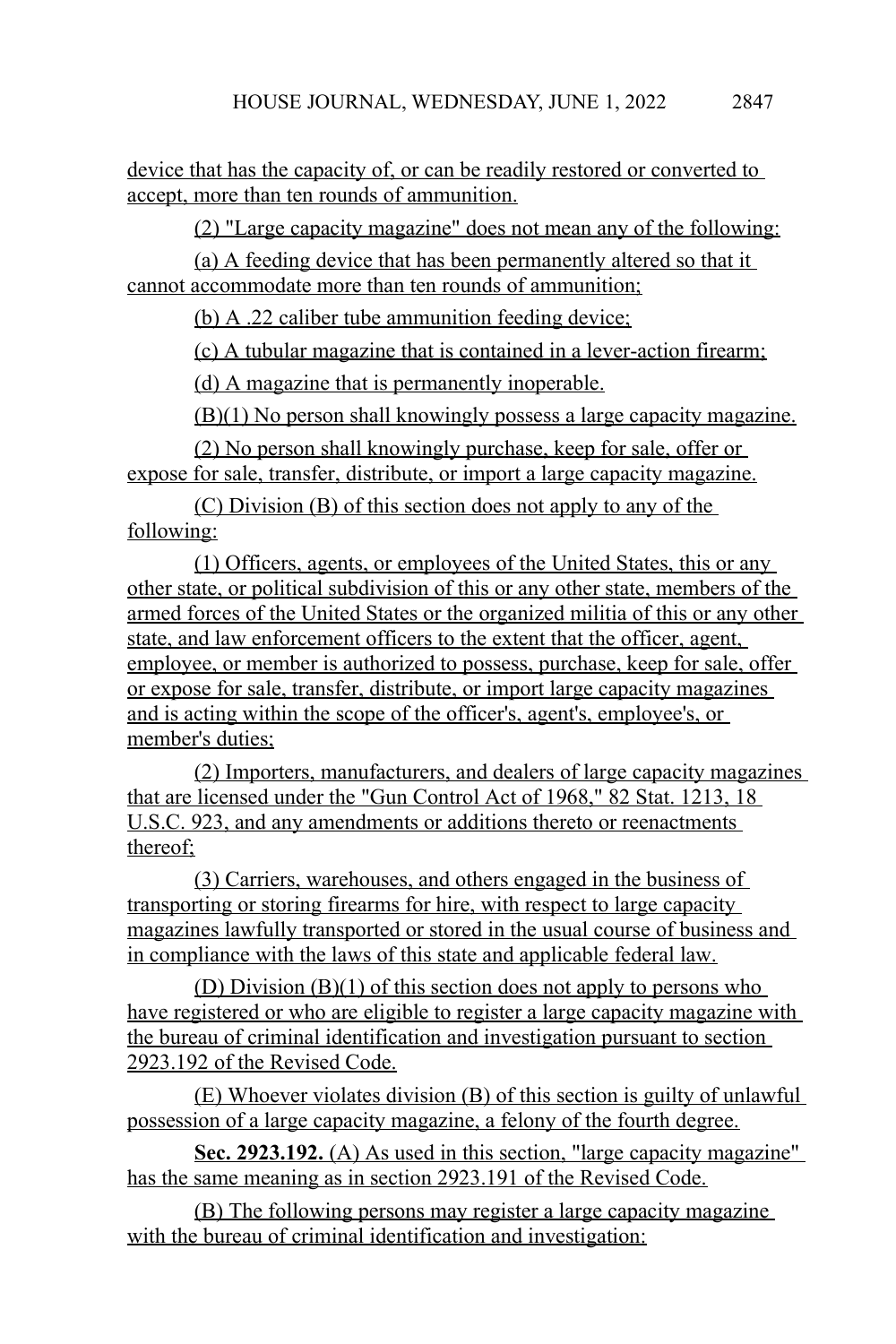device that has the capacity of, or can be readily restored or converted to accept, more than ten rounds of ammunition.

(2) "Large capacity magazine" does not mean any of the following:

(a) A feeding device that has been permanently altered so that it cannot accommodate more than ten rounds of ammunition;

(b) A .22 caliber tube ammunition feeding device;

(c) A tubular magazine that is contained in a lever-action firearm;

(d) A magazine that is permanently inoperable.

(B)(1) No person shall knowingly possess a large capacity magazine.

(2) No person shall knowingly purchase, keep for sale, offer or expose for sale, transfer, distribute, or import a large capacity magazine.

(C) Division (B) of this section does not apply to any of the following:

(1) Officers, agents, or employees of the United States, this or any other state, or political subdivision of this or any other state, members of the armed forces of the United States or the organized militia of this or any other state, and law enforcement officers to the extent that the officer, agent, employee, or member is authorized to possess, purchase, keep for sale, offer or expose for sale, transfer, distribute, or import large capacity magazines and is acting within the scope of the officer's, agent's, employee's, or member's duties;

(2) Importers, manufacturers, and dealers of large capacity magazines that are licensed under the "Gun Control Act of 1968," 82 Stat. 1213, 18 U.S.C. 923, and any amendments or additions thereto or reenactments thereof;

(3) Carriers, warehouses, and others engaged in the business of transporting or storing firearms for hire, with respect to large capacity magazines lawfully transported or stored in the usual course of business and in compliance with the laws of this state and applicable federal law.

(D) Division (B)(1) of this section does not apply to persons who have registered or who are eligible to register a large capacity magazine with the bureau of criminal identification and investigation pursuant to section 2923.192 of the Revised Code.

(E) Whoever violates division (B) of this section is guilty of unlawful possession of a large capacity magazine, a felony of the fourth degree.

**Sec. 2923.192.** (A) As used in this section, "large capacity magazine" has the same meaning as in section 2923.191 of the Revised Code.

(B) The following persons may register a large capacity magazine with the bureau of criminal identification and investigation: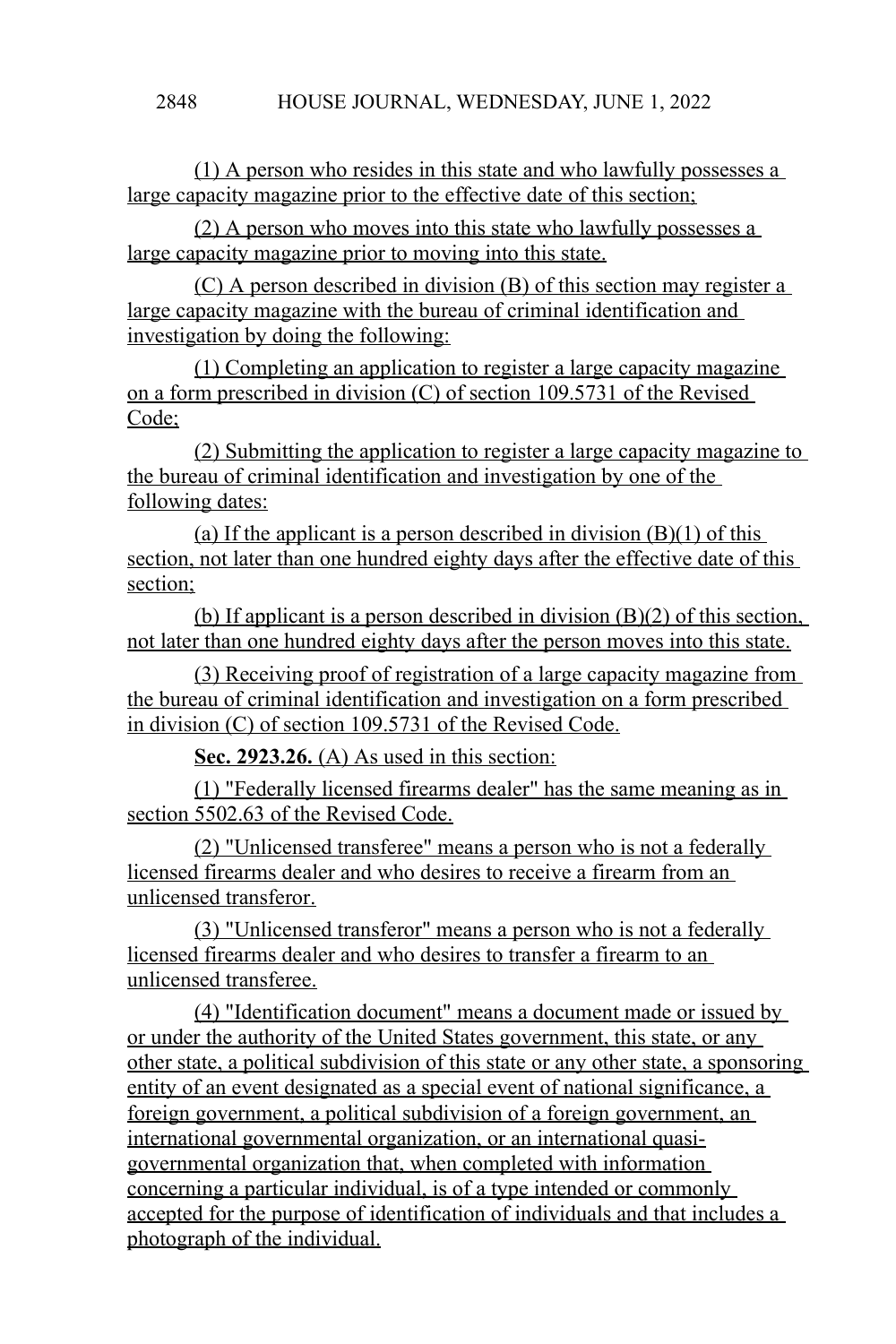(1) A person who resides in this state and who lawfully possesses a large capacity magazine prior to the effective date of this section;

(2) A person who moves into this state who lawfully possesses a large capacity magazine prior to moving into this state.

(C) A person described in division (B) of this section may register a large capacity magazine with the bureau of criminal identification and investigation by doing the following:

(1) Completing an application to register a large capacity magazine on a form prescribed in division (C) of section 109.5731 of the Revised Code;

(2) Submitting the application to register a large capacity magazine to the bureau of criminal identification and investigation by one of the following dates:

(a) If the applicant is a person described in division (B)(1) of this section, not later than one hundred eighty days after the effective date of this section;

(b) If applicant is a person described in division (B)(2) of this section, not later than one hundred eighty days after the person moves into this state.

(3) Receiving proof of registration of a large capacity magazine from the bureau of criminal identification and investigation on a form prescribed in division (C) of section 109.5731 of the Revised Code.

**Sec. 2923.26.** (A) As used in this section:

(1) "Federally licensed firearms dealer" has the same meaning as in section 5502.63 of the Revised Code.

(2) "Unlicensed transferee" means a person who is not a federally licensed firearms dealer and who desires to receive a firearm from an unlicensed transferor.

(3) "Unlicensed transferor" means a person who is not a federally licensed firearms dealer and who desires to transfer a firearm to an unlicensed transferee.

(4) "Identification document" means a document made or issued by or under the authority of the United States government, this state, or any other state, a political subdivision of this state or any other state, a sponsoring entity of an event designated as a special event of national significance, a foreign government, a political subdivision of a foreign government, an international governmental organization, or an international quasi-governmental organization that, when completed with information concerning a particular individual, is of a type intended or commonly accepted for the purpose of identification of individuals and that includes a photograph of the individual.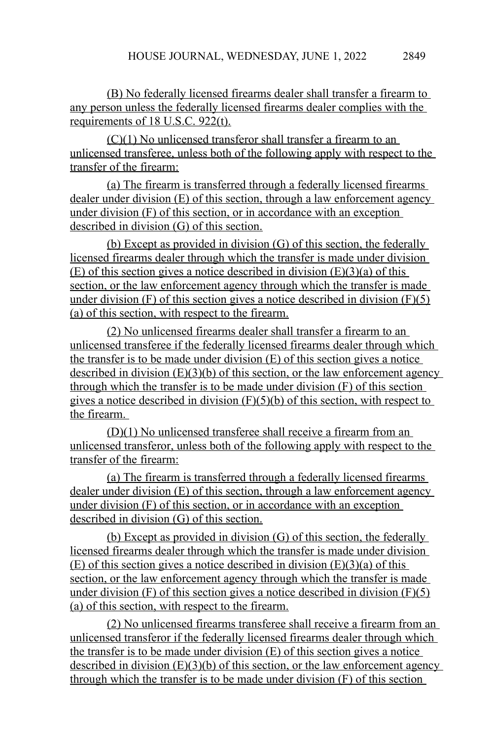(B) No federally licensed firearms dealer shall transfer a firearm to any person unless the federally licensed firearms dealer complies with the requirements of 18 U.S.C. 922(t).

(C)(1) No unlicensed transferor shall transfer a firearm to an unlicensed transferee, unless both of the following apply with respect to the transfer of the firearm:

(a) The firearm is transferred through a federally licensed firearms dealer under division (E) of this section, through a law enforcement agency under division (F) of this section, or in accordance with an exception described in division (G) of this section.

(b) Except as provided in division (G) of this section, the federally licensed firearms dealer through which the transfer is made under division (E) of this section gives a notice described in division (E)(3)(a) of this section, or the law enforcement agency through which the transfer is made under division (F) of this section gives a notice described in division (F)(5)(a) of this section, with respect to the firearm.

(2) No unlicensed firearms dealer shall transfer a firearm to an unlicensed transferee if the federally licensed firearms dealer through which the transfer is to be made under division (E) of this section gives a notice described in division (E)(3)(b) of this section, or the law enforcement agency through which the transfer is to be made under division (F) of this section gives a notice described in division (F)(5)(b) of this section, with respect to the firearm.

(D)(1) No unlicensed transferee shall receive a firearm from an unlicensed transferor, unless both of the following apply with respect to the transfer of the firearm:

(a) The firearm is transferred through a federally licensed firearms dealer under division (E) of this section, through a law enforcement agency under division (F) of this section, or in accordance with an exception described in division (G) of this section.

(b) Except as provided in division (G) of this section, the federally licensed firearms dealer through which the transfer is made under division (E) of this section gives a notice described in division (E)(3)(a) of this section, or the law enforcement agency through which the transfer is made under division (F) of this section gives a notice described in division (F)(5)(a) of this section, with respect to the firearm.

(2) No unlicensed firearms transferee shall receive a firearm from an unlicensed transferor if the federally licensed firearms dealer through which the transfer is to be made under division (E) of this section gives a notice described in division (E)(3)(b) of this section, or the law enforcement agency through which the transfer is to be made under division (F) of this section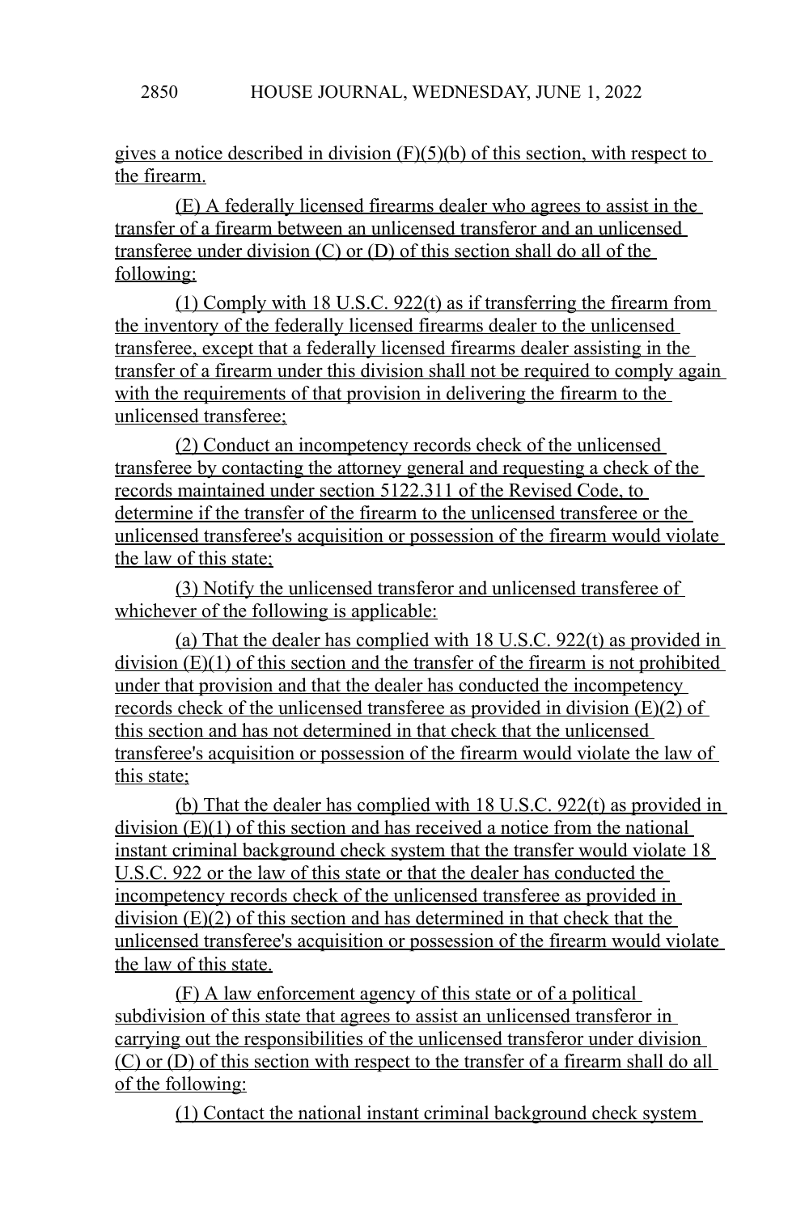gives a notice described in division (F)(5)(b) of this section, with respect to the firearm.

(E) A federally licensed firearms dealer who agrees to assist in the transfer of a firearm between an unlicensed transferor and an unlicensed transferee under division (C) or (D) of this section shall do all of the following:

(1) Comply with 18 U.S.C. 922(t) as if transferring the firearm from the inventory of the federally licensed firearms dealer to the unlicensed transferee, except that a federally licensed firearms dealer assisting in the transfer of a firearm under this division shall not be required to comply again with the requirements of that provision in delivering the firearm to the unlicensed transferee;

(2) Conduct an incompetency records check of the unlicensed transferee by contacting the attorney general and requesting a check of the records maintained under section 5122.311 of the Revised Code, to determine if the transfer of the firearm to the unlicensed transferee or the unlicensed transferee's acquisition or possession of the firearm would violate the law of this state;

(3) Notify the unlicensed transferor and unlicensed transferee of whichever of the following is applicable:

(a) That the dealer has complied with 18 U.S.C. 922(t) as provided in division (E)(1) of this section and the transfer of the firearm is not prohibited under that provision and that the dealer has conducted the incompetency records check of the unlicensed transferee as provided in division (E)(2) of this section and has not determined in that check that the unlicensed transferee's acquisition or possession of the firearm would violate the law of this state;

(b) That the dealer has complied with 18 U.S.C. 922(t) as provided in division (E)(1) of this section and has received a notice from the national instant criminal background check system that the transfer would violate 18 U.S.C. 922 or the law of this state or that the dealer has conducted the incompetency records check of the unlicensed transferee as provided in division (E)(2) of this section and has determined in that check that the unlicensed transferee's acquisition or possession of the firearm would violate the law of this state.

(F) A law enforcement agency of this state or of a political subdivision of this state that agrees to assist an unlicensed transferor in carrying out the responsibilities of the unlicensed transferor under division (C) or (D) of this section with respect to the transfer of a firearm shall do all of the following:

(1) Contact the national instant criminal background check system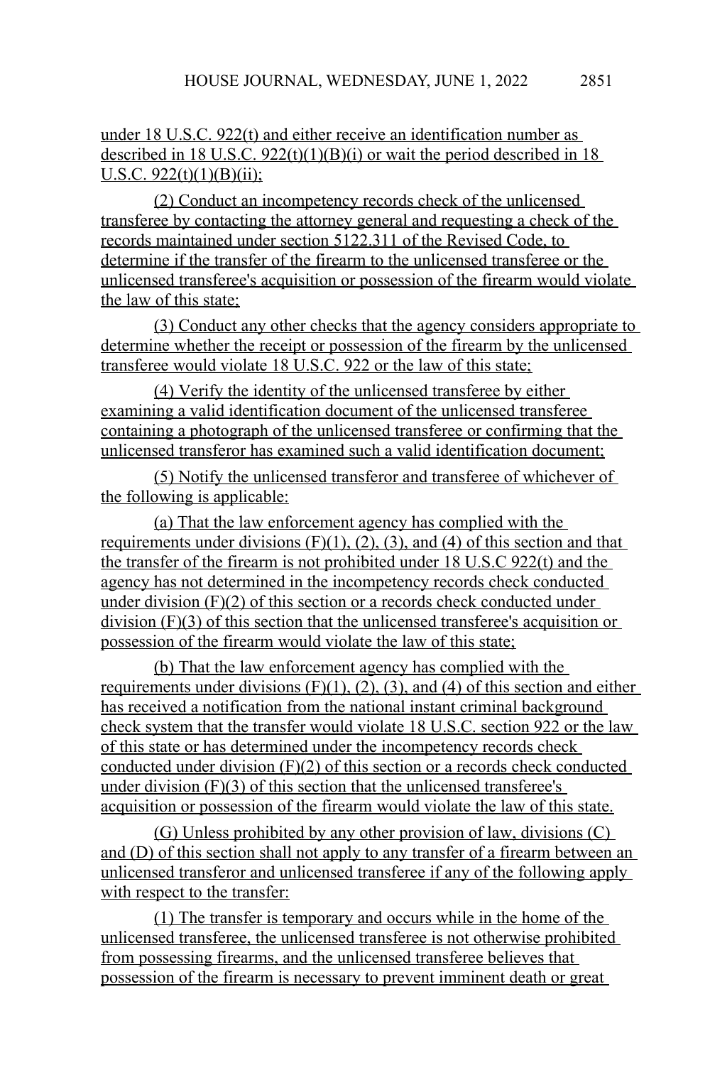under 18 U.S.C. 922(t) and either receive an identification number as described in 18 U.S.C. 922(t)(1)(B)(i) or wait the period described in 18 U.S.C. 922(t)(1)(B)(ii);

(2) Conduct an incompetency records check of the unlicensed transferee by contacting the attorney general and requesting a check of the records maintained under section 5122.311 of the Revised Code, to determine if the transfer of the firearm to the unlicensed transferee or the unlicensed transferee's acquisition or possession of the firearm would violate the law of this state;

(3) Conduct any other checks that the agency considers appropriate to determine whether the receipt or possession of the firearm by the unlicensed transferee would violate 18 U.S.C. 922 or the law of this state;

(4) Verify the identity of the unlicensed transferee by either examining a valid identification document of the unlicensed transferee containing a photograph of the unlicensed transferee or confirming that the unlicensed transferor has examined such a valid identification document;

(5) Notify the unlicensed transferor and transferee of whichever of the following is applicable:

(a) That the law enforcement agency has complied with the requirements under divisions (F)(1), (2), (3), and (4) of this section and that the transfer of the firearm is not prohibited under 18 U.S.C 922(t) and the agency has not determined in the incompetency records check conducted under division (F)(2) of this section or a records check conducted under division (F)(3) of this section that the unlicensed transferee's acquisition or possession of the firearm would violate the law of this state;

(b) That the law enforcement agency has complied with the requirements under divisions (F)(1), (2), (3), and (4) of this section and either has received a notification from the national instant criminal background check system that the transfer would violate 18 U.S.C. section 922 or the law of this state or has determined under the incompetency records check conducted under division (F)(2) of this section or a records check conducted under division (F)(3) of this section that the unlicensed transferee's acquisition or possession of the firearm would violate the law of this state.

(G) Unless prohibited by any other provision of law, divisions (C) and (D) of this section shall not apply to any transfer of a firearm between an unlicensed transferor and unlicensed transferee if any of the following apply with respect to the transfer:

(1) The transfer is temporary and occurs while in the home of the unlicensed transferee, the unlicensed transferee is not otherwise prohibited from possessing firearms, and the unlicensed transferee believes that possession of the firearm is necessary to prevent imminent death or great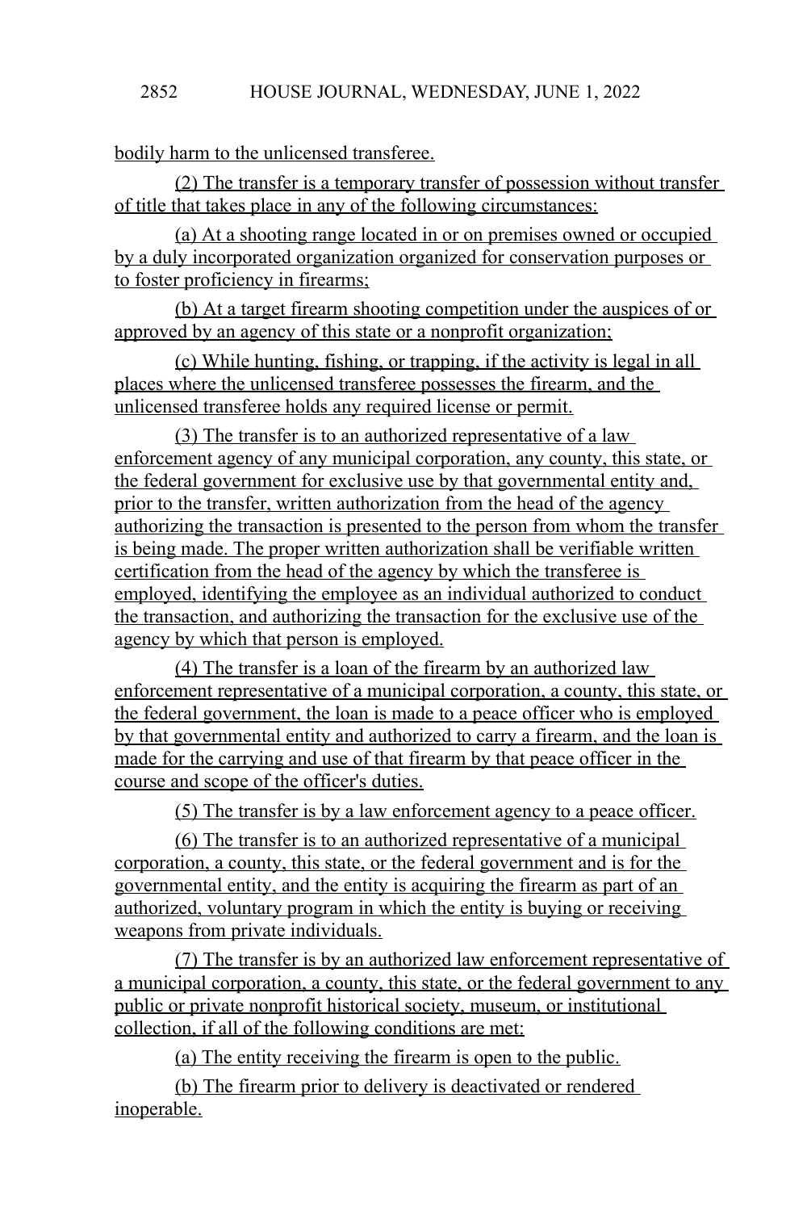bodily harm to the unlicensed transferee.

(2) The transfer is a temporary transfer of possession without transfer of title that takes place in any of the following circumstances:

(a) At a shooting range located in or on premises owned or occupied by a duly incorporated organization organized for conservation purposes or to foster proficiency in firearms;

(b) At a target firearm shooting competition under the auspices of or approved by an agency of this state or a nonprofit organization;

(c) While hunting, fishing, or trapping, if the activity is legal in all places where the unlicensed transferee possesses the firearm, and the unlicensed transferee holds any required license or permit.

(3) The transfer is to an authorized representative of a law enforcement agency of any municipal corporation, any county, this state, or the federal government for exclusive use by that governmental entity and, prior to the transfer, written authorization from the head of the agency authorizing the transaction is presented to the person from whom the transfer is being made. The proper written authorization shall be verifiable written certification from the head of the agency by which the transferee is employed, identifying the employee as an individual authorized to conduct the transaction, and authorizing the transaction for the exclusive use of the agency by which that person is employed.

(4) The transfer is a loan of the firearm by an authorized law enforcement representative of a municipal corporation, a county, this state, or the federal government, the loan is made to a peace officer who is employed by that governmental entity and authorized to carry a firearm, and the loan is made for the carrying and use of that firearm by that peace officer in the course and scope of the officer's duties.

(5) The transfer is by a law enforcement agency to a peace officer.

(6) The transfer is to an authorized representative of a municipal corporation, a county, this state, or the federal government and is for the governmental entity, and the entity is acquiring the firearm as part of an authorized, voluntary program in which the entity is buying or receiving weapons from private individuals.

(7) The transfer is by an authorized law enforcement representative of a municipal corporation, a county, this state, or the federal government to any public or private nonprofit historical society, museum, or institutional collection, if all of the following conditions are met:

(a) The entity receiving the firearm is open to the public.

(b) The firearm prior to delivery is deactivated or rendered inoperable.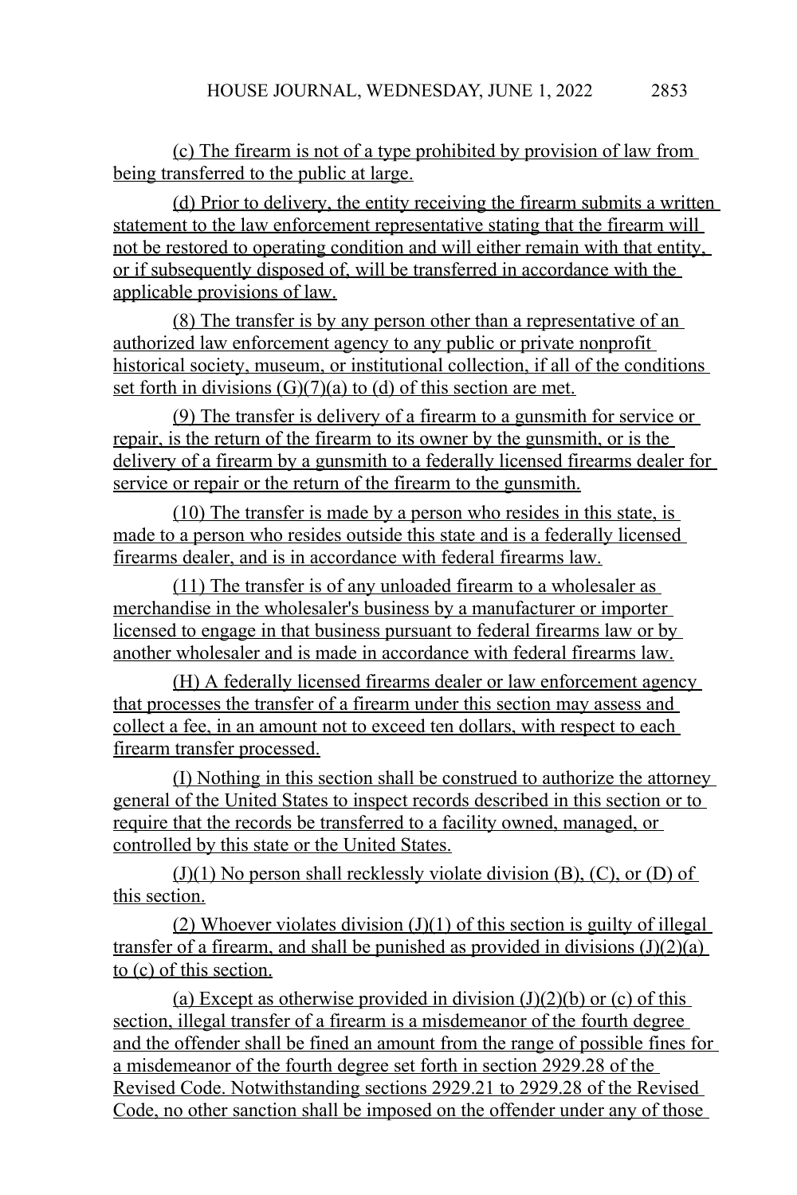(c) The firearm is not of a type prohibited by provision of law from being transferred to the public at large.

(d) Prior to delivery, the entity receiving the firearm submits a written statement to the law enforcement representative stating that the firearm will not be restored to operating condition and will either remain with that entity, or if subsequently disposed of, will be transferred in accordance with the applicable provisions of law.

(8) The transfer is by any person other than a representative of an authorized law enforcement agency to any public or private nonprofit historical society, museum, or institutional collection, if all of the conditions set forth in divisions (G)(7)(a) to (d) of this section are met.

(9) The transfer is delivery of a firearm to a gunsmith for service or repair, is the return of the firearm to its owner by the gunsmith, or is the delivery of a firearm by a gunsmith to a federally licensed firearms dealer for service or repair or the return of the firearm to the gunsmith.

(10) The transfer is made by a person who resides in this state, is made to a person who resides outside this state and is a federally licensed firearms dealer, and is in accordance with federal firearms law.

(11) The transfer is of any unloaded firearm to a wholesaler as merchandise in the wholesaler's business by a manufacturer or importer licensed to engage in that business pursuant to federal firearms law or by another wholesaler and is made in accordance with federal firearms law.

(H) A federally licensed firearms dealer or law enforcement agency that processes the transfer of a firearm under this section may assess and collect a fee, in an amount not to exceed ten dollars, with respect to each firearm transfer processed.

(I) Nothing in this section shall be construed to authorize the attorney general of the United States to inspect records described in this section or to require that the records be transferred to a facility owned, managed, or controlled by this state or the United States.

(J)(1) No person shall recklessly violate division (B), (C), or (D) of this section.

(2) Whoever violates division (J)(1) of this section is guilty of illegal transfer of a firearm, and shall be punished as provided in divisions (J)(2)(a) to (c) of this section.

(a) Except as otherwise provided in division (J)(2)(b) or (c) of this section, illegal transfer of a firearm is a misdemeanor of the fourth degree and the offender shall be fined an amount from the range of possible fines for a misdemeanor of the fourth degree set forth in section 2929.28 of the Revised Code. Notwithstanding sections 2929.21 to 2929.28 of the Revised Code, no other sanction shall be imposed on the offender under any of those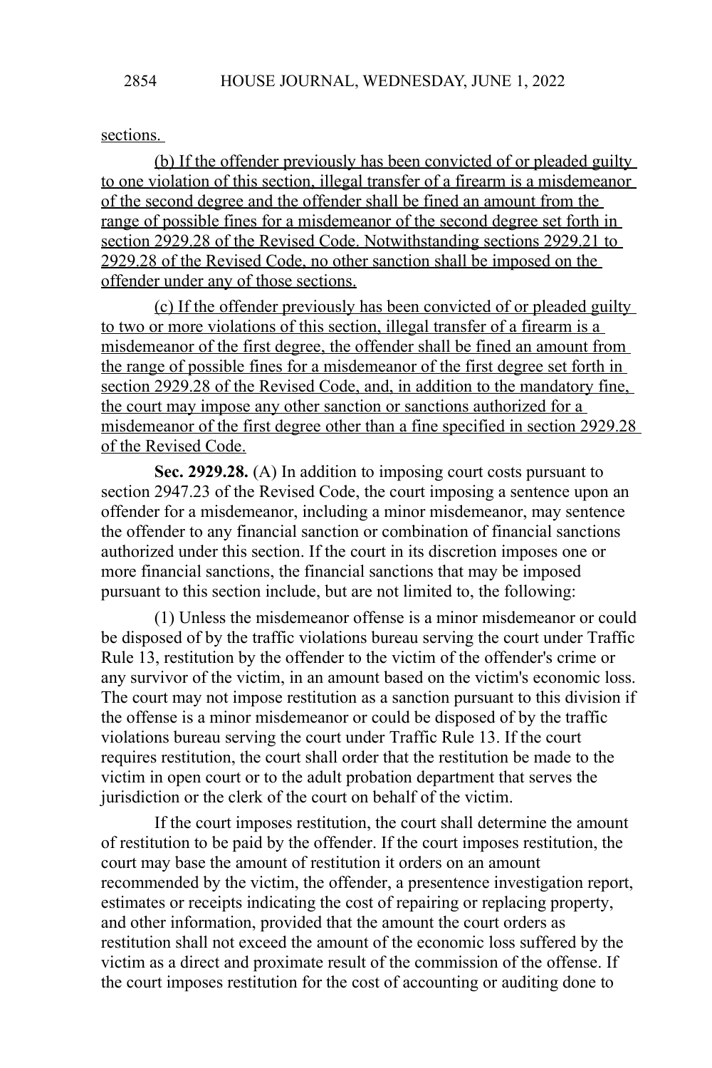sections.

(b) If the offender previously has been convicted of or pleaded guilty to one violation of this section, illegal transfer of a firearm is a misdemeanor of the second degree and the offender shall be fined an amount from the range of possible fines for a misdemeanor of the second degree set forth in section 2929.28 of the Revised Code. Notwithstanding sections 2929.21 to 2929.28 of the Revised Code, no other sanction shall be imposed on the offender under any of those sections.

(c) If the offender previously has been convicted of or pleaded guilty to two or more violations of this section, illegal transfer of a firearm is a misdemeanor of the first degree, the offender shall be fined an amount from the range of possible fines for a misdemeanor of the first degree set forth in section 2929.28 of the Revised Code, and, in addition to the mandatory fine, the court may impose any other sanction or sanctions authorized for a misdemeanor of the first degree other than a fine specified in section 2929.28 of the Revised Code.

**Sec. 2929.28.** (A) In addition to imposing court costs pursuant to section 2947.23 of the Revised Code, the court imposing a sentence upon an offender for a misdemeanor, including a minor misdemeanor, may sentence the offender to any financial sanction or combination of financial sanctions authorized under this section. If the court in its discretion imposes one or more financial sanctions, the financial sanctions that may be imposed pursuant to this section include, but are not limited to, the following:

(1) Unless the misdemeanor offense is a minor misdemeanor or could be disposed of by the traffic violations bureau serving the court under Traffic Rule 13, restitution by the offender to the victim of the offender's crime or any survivor of the victim, in an amount based on the victim's economic loss. The court may not impose restitution as a sanction pursuant to this division if the offense is a minor misdemeanor or could be disposed of by the traffic violations bureau serving the court under Traffic Rule 13. If the court requires restitution, the court shall order that the restitution be made to the victim in open court or to the adult probation department that serves the jurisdiction or the clerk of the court on behalf of the victim.

If the court imposes restitution, the court shall determine the amount of restitution to be paid by the offender. If the court imposes restitution, the court may base the amount of restitution it orders on an amount recommended by the victim, the offender, a presentence investigation report, estimates or receipts indicating the cost of repairing or replacing property, and other information, provided that the amount the court orders as restitution shall not exceed the amount of the economic loss suffered by the victim as a direct and proximate result of the commission of the offense. If the court imposes restitution for the cost of accounting or auditing done to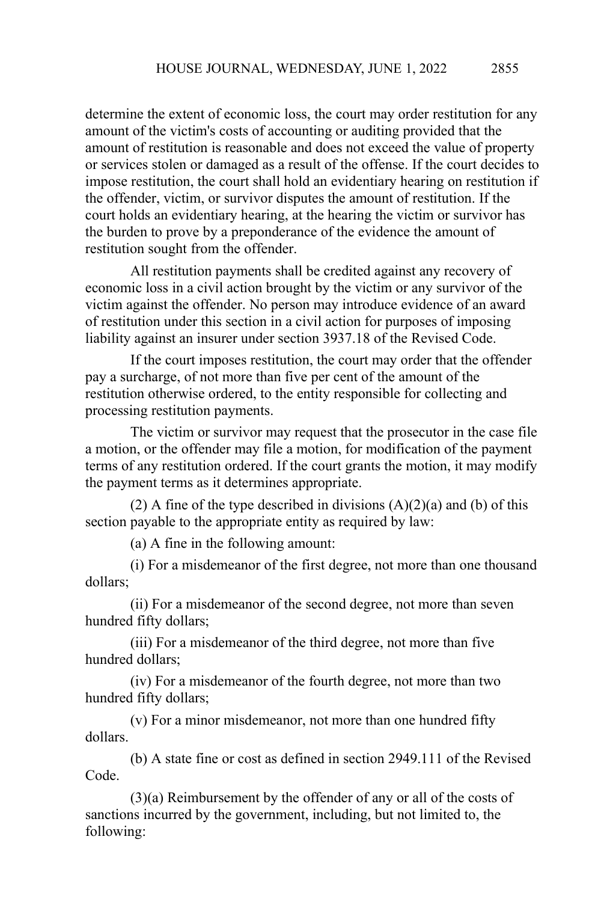determine the extent of economic loss, the court may order restitution for any amount of the victim's costs of accounting or auditing provided that the amount of restitution is reasonable and does not exceed the value of property or services stolen or damaged as a result of the offense. If the court decides to impose restitution, the court shall hold an evidentiary hearing on restitution if the offender, victim, or survivor disputes the amount of restitution. If the court holds an evidentiary hearing, at the hearing the victim or survivor has the burden to prove by a preponderance of the evidence the amount of restitution sought from the offender.

All restitution payments shall be credited against any recovery of economic loss in a civil action brought by the victim or any survivor of the victim against the offender. No person may introduce evidence of an award of restitution under this section in a civil action for purposes of imposing liability against an insurer under section 3937.18 of the Revised Code.

If the court imposes restitution, the court may order that the offender pay a surcharge, of not more than five per cent of the amount of the restitution otherwise ordered, to the entity responsible for collecting and processing restitution payments.

The victim or survivor may request that the prosecutor in the case file a motion, or the offender may file a motion, for modification of the payment terms of any restitution ordered. If the court grants the motion, it may modify the payment terms as it determines appropriate.

(2) A fine of the type described in divisions (A)(2)(a) and (b) of this section payable to the appropriate entity as required by law:

(a) A fine in the following amount:

(i) For a misdemeanor of the first degree, not more than one thousand dollars;

(ii) For a misdemeanor of the second degree, not more than seven hundred fifty dollars;

(iii) For a misdemeanor of the third degree, not more than five hundred dollars;

(iv) For a misdemeanor of the fourth degree, not more than two hundred fifty dollars;

(v) For a minor misdemeanor, not more than one hundred fifty dollars.

(b) A state fine or cost as defined in section 2949.111 of the Revised Code.

(3)(a) Reimbursement by the offender of any or all of the costs of sanctions incurred by the government, including, but not limited to, the following: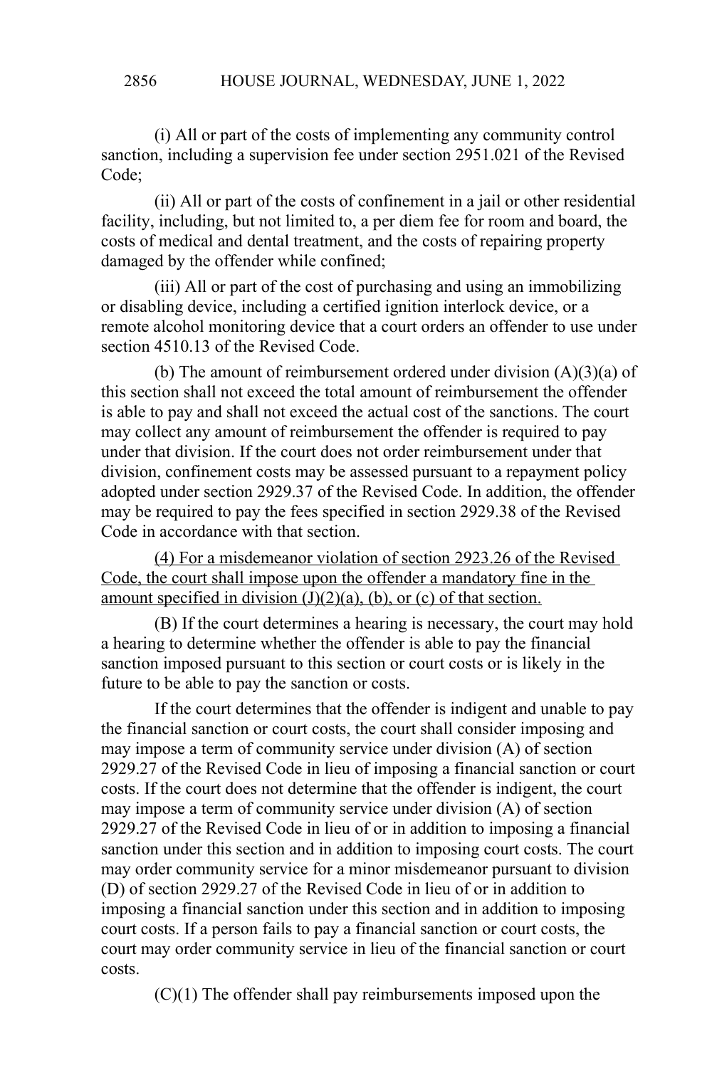(i) All or part of the costs of implementing any community control sanction, including a supervision fee under section 2951.021 of the Revised Code;

(ii) All or part of the costs of confinement in a jail or other residential facility, including, but not limited to, a per diem fee for room and board, the costs of medical and dental treatment, and the costs of repairing property damaged by the offender while confined;

(iii) All or part of the cost of purchasing and using an immobilizing or disabling device, including a certified ignition interlock device, or a remote alcohol monitoring device that a court orders an offender to use under section 4510.13 of the Revised Code.

(b) The amount of reimbursement ordered under division (A)(3)(a) of this section shall not exceed the total amount of reimbursement the offender is able to pay and shall not exceed the actual cost of the sanctions. The court may collect any amount of reimbursement the offender is required to pay under that division. If the court does not order reimbursement under that division, confinement costs may be assessed pursuant to a repayment policy adopted under section 2929.37 of the Revised Code. In addition, the offender may be required to pay the fees specified in section 2929.38 of the Revised Code in accordance with that section.

<u>(4) For a misdemeanor violation of section 2923.26 of the Revised Code, the court shall impose upon the offender a mandatory fine in the amount specified in division (J)(2)(a), (b), or (c) of that section.</u>

(B) If the court determines a hearing is necessary, the court may hold a hearing to determine whether the offender is able to pay the financial sanction imposed pursuant to this section or court costs or is likely in the future to be able to pay the sanction or costs.

If the court determines that the offender is indigent and unable to pay the financial sanction or court costs, the court shall consider imposing and may impose a term of community service under division (A) of section 2929.27 of the Revised Code in lieu of imposing a financial sanction or court costs. If the court does not determine that the offender is indigent, the court may impose a term of community service under division (A) of section 2929.27 of the Revised Code in lieu of or in addition to imposing a financial sanction under this section and in addition to imposing court costs. The court may order community service for a minor misdemeanor pursuant to division (D) of section 2929.27 of the Revised Code in lieu of or in addition to imposing a financial sanction under this section and in addition to imposing court costs. If a person fails to pay a financial sanction or court costs, the court may order community service in lieu of the financial sanction or court costs.

(C)(1) The offender shall pay reimbursements imposed upon the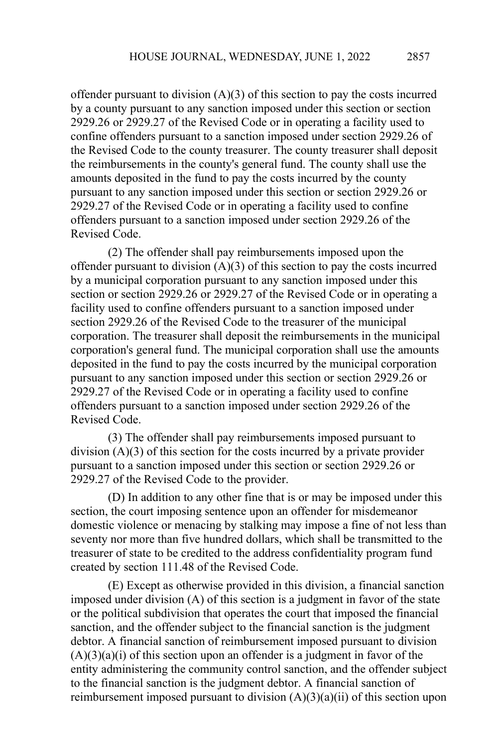offender pursuant to division (A)(3) of this section to pay the costs incurred by a county pursuant to any sanction imposed under this section or section 2929.26 or 2929.27 of the Revised Code or in operating a facility used to confine offenders pursuant to a sanction imposed under section 2929.26 of the Revised Code to the county treasurer. The county treasurer shall deposit the reimbursements in the county's general fund. The county shall use the amounts deposited in the fund to pay the costs incurred by the county pursuant to any sanction imposed under this section or section 2929.26 or 2929.27 of the Revised Code or in operating a facility used to confine offenders pursuant to a sanction imposed under section 2929.26 of the Revised Code.

(2) The offender shall pay reimbursements imposed upon the offender pursuant to division (A)(3) of this section to pay the costs incurred by a municipal corporation pursuant to any sanction imposed under this section or section 2929.26 or 2929.27 of the Revised Code or in operating a facility used to confine offenders pursuant to a sanction imposed under section 2929.26 of the Revised Code to the treasurer of the municipal corporation. The treasurer shall deposit the reimbursements in the municipal corporation's general fund. The municipal corporation shall use the amounts deposited in the fund to pay the costs incurred by the municipal corporation pursuant to any sanction imposed under this section or section 2929.26 or 2929.27 of the Revised Code or in operating a facility used to confine offenders pursuant to a sanction imposed under section 2929.26 of the Revised Code.

(3) The offender shall pay reimbursements imposed pursuant to division (A)(3) of this section for the costs incurred by a private provider pursuant to a sanction imposed under this section or section 2929.26 or 2929.27 of the Revised Code to the provider.

(D) In addition to any other fine that is or may be imposed under this section, the court imposing sentence upon an offender for misdemeanor domestic violence or menacing by stalking may impose a fine of not less than seventy nor more than five hundred dollars, which shall be transmitted to the treasurer of state to be credited to the address confidentiality program fund created by section 111.48 of the Revised Code.

(E) Except as otherwise provided in this division, a financial sanction imposed under division (A) of this section is a judgment in favor of the state or the political subdivision that operates the court that imposed the financial sanction, and the offender subject to the financial sanction is the judgment debtor. A financial sanction of reimbursement imposed pursuant to division (A)(3)(a)(i) of this section upon an offender is a judgment in favor of the entity administering the community control sanction, and the offender subject to the financial sanction is the judgment debtor. A financial sanction of reimbursement imposed pursuant to division (A)(3)(a)(ii) of this section upon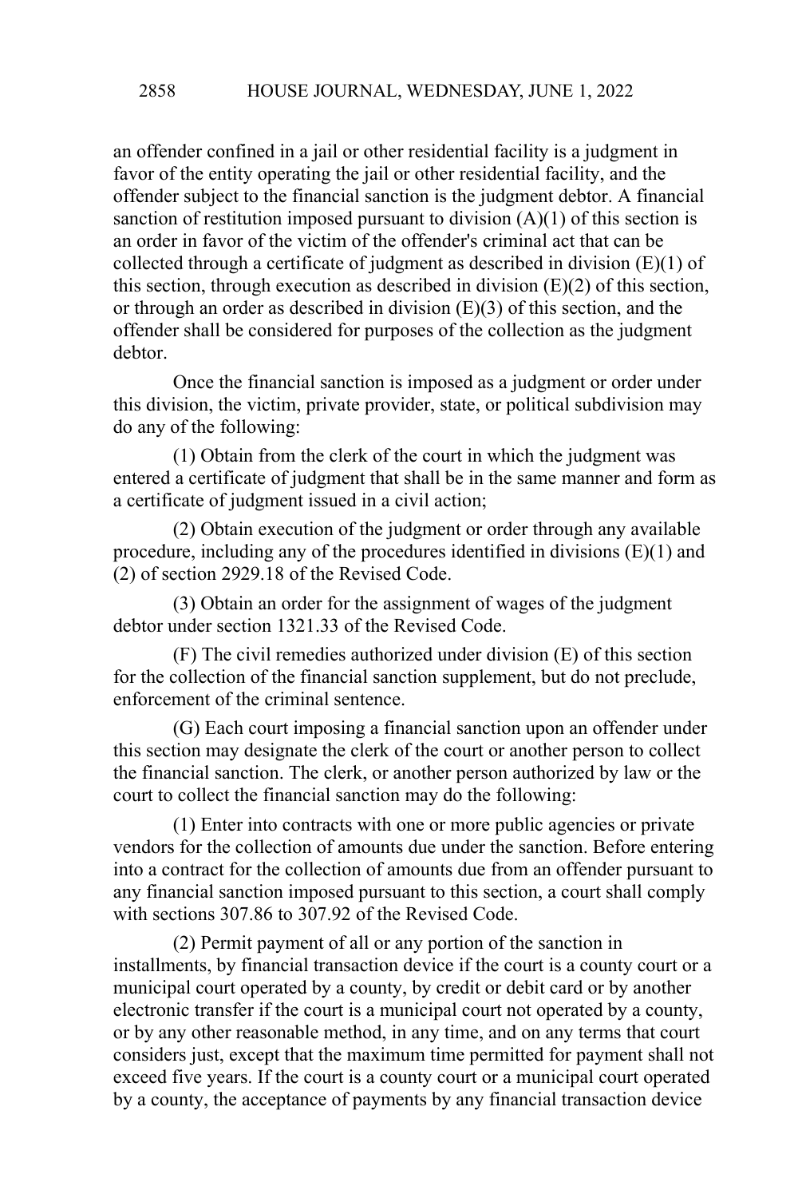an offender confined in a jail or other residential facility is a judgment in favor of the entity operating the jail or other residential facility, and the offender subject to the financial sanction is the judgment debtor. A financial sanction of restitution imposed pursuant to division (A)(1) of this section is an order in favor of the victim of the offender's criminal act that can be collected through a certificate of judgment as described in division (E)(1) of this section, through execution as described in division (E)(2) of this section, or through an order as described in division (E)(3) of this section, and the offender shall be considered for purposes of the collection as the judgment debtor.

Once the financial sanction is imposed as a judgment or order under this division, the victim, private provider, state, or political subdivision may do any of the following:

(1) Obtain from the clerk of the court in which the judgment was entered a certificate of judgment that shall be in the same manner and form as a certificate of judgment issued in a civil action;

(2) Obtain execution of the judgment or order through any available procedure, including any of the procedures identified in divisions (E)(1) and (2) of section 2929.18 of the Revised Code.

(3) Obtain an order for the assignment of wages of the judgment debtor under section 1321.33 of the Revised Code.

(F) The civil remedies authorized under division (E) of this section for the collection of the financial sanction supplement, but do not preclude, enforcement of the criminal sentence.

(G) Each court imposing a financial sanction upon an offender under this section may designate the clerk of the court or another person to collect the financial sanction. The clerk, or another person authorized by law or the court to collect the financial sanction may do the following:

(1) Enter into contracts with one or more public agencies or private vendors for the collection of amounts due under the sanction. Before entering into a contract for the collection of amounts due from an offender pursuant to any financial sanction imposed pursuant to this section, a court shall comply with sections 307.86 to 307.92 of the Revised Code.

(2) Permit payment of all or any portion of the sanction in installments, by financial transaction device if the court is a county court or a municipal court operated by a county, by credit or debit card or by another electronic transfer if the court is a municipal court not operated by a county, or by any other reasonable method, in any time, and on any terms that court considers just, except that the maximum time permitted for payment shall not exceed five years. If the court is a county court or a municipal court operated by a county, the acceptance of payments by any financial transaction device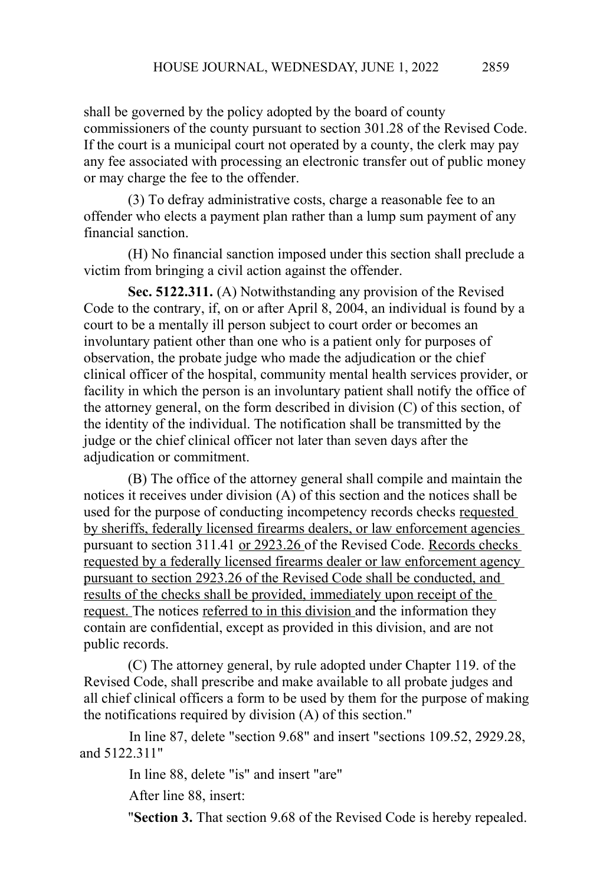shall be governed by the policy adopted by the board of county commissioners of the county pursuant to section 301.28 of the Revised Code. If the court is a municipal court not operated by a county, the clerk may pay any fee associated with processing an electronic transfer out of public money or may charge the fee to the offender.

(3) To defray administrative costs, charge a reasonable fee to an offender who elects a payment plan rather than a lump sum payment of any financial sanction.

(H) No financial sanction imposed under this section shall preclude a victim from bringing a civil action against the offender.

**Sec. 5122.311.** (A) Notwithstanding any provision of the Revised Code to the contrary, if, on or after April 8, 2004, an individual is found by a court to be a mentally ill person subject to court order or becomes an involuntary patient other than one who is a patient only for purposes of observation, the probate judge who made the adjudication or the chief clinical officer of the hospital, community mental health services provider, or facility in which the person is an involuntary patient shall notify the office of the attorney general, on the form described in division (C) of this section, of the identity of the individual. The notification shall be transmitted by the judge or the chief clinical officer not later than seven days after the adjudication or commitment.

(B) The office of the attorney general shall compile and maintain the notices it receives under division (A) of this section and the notices shall be used for the purpose of conducting incompetency records checks <u>requested by sheriffs, federally licensed firearms dealers, or law enforcement agencies</u> pursuant to section 311.41 <u>or 2923.26</u> of the Revised Code. <u>Records checks requested by a federally licensed firearms dealer or law enforcement agency pursuant to section 2923.26 of the Revised Code shall be conducted, and results of the checks shall be provided, immediately upon receipt of the request.</u> The notices <u>referred to in this division</u> and the information they contain are confidential, except as provided in this division, and are not public records.

(C) The attorney general, by rule adopted under Chapter 119. of the Revised Code, shall prescribe and make available to all probate judges and all chief clinical officers a form to be used by them for the purpose of making the notifications required by division (A) of this section."

In line 87, delete "section 9.68" and insert "sections 109.52, 2929.28, and 5122.311"

In line 88, delete "is" and insert "are"

After line 88, insert:

"**Section 3.** That section 9.68 of the Revised Code is hereby repealed.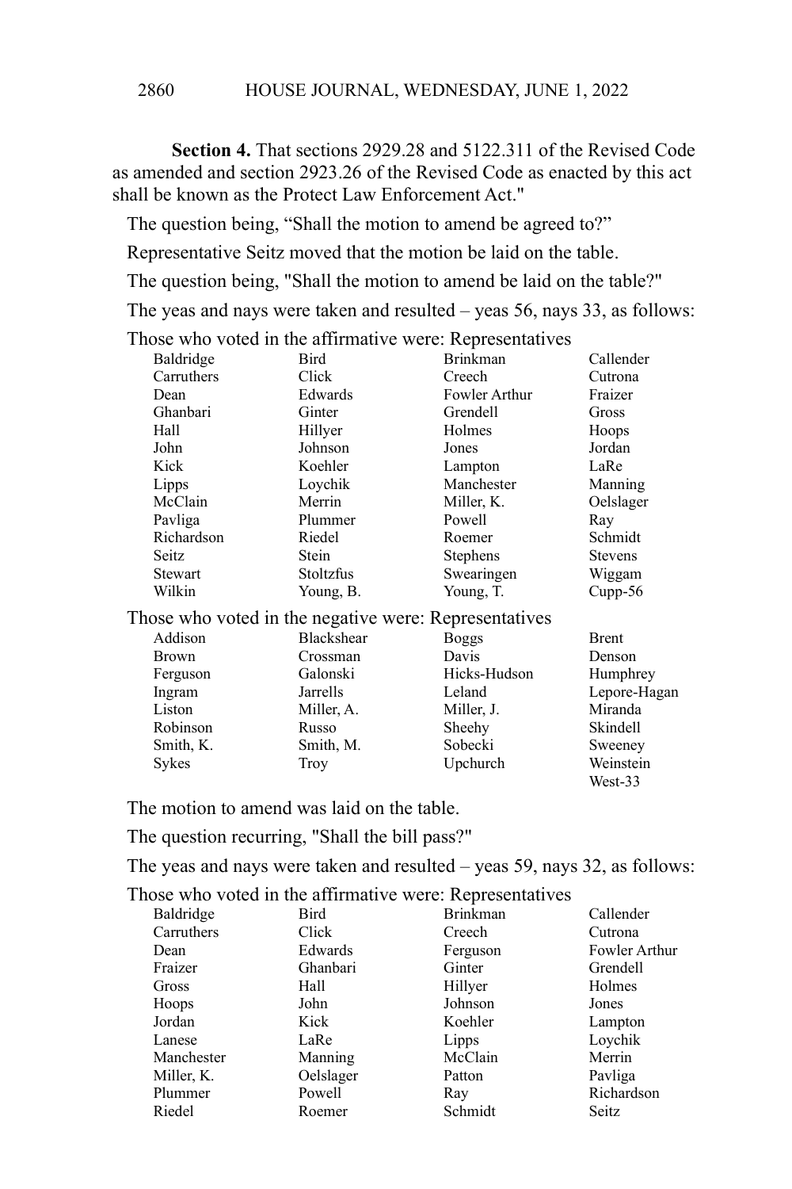**Section 4.** That sections 2929.28 and 5122.311 of the Revised Code as amended and section 2923.26 of the Revised Code as enacted by this act shall be known as the Protect Law Enforcement Act."

The question being, "Shall the motion to amend be agreed to?"

Representative Seitz moved that the motion be laid on the table.

The question being, "Shall the motion to amend be laid on the table?"

The yeas and nays were taken and resulted – yeas 56, nays 33, as follows:

Those who voted in the affirmative were: Representatives

| | | | |
|---|---|---|---|
| Baldridge | Bird | Brinkman | Callender |
| Carruthers | Click | Creech | Cutrona |
| Dean | Edwards | Fowler Arthur | Fraizer |
| Ghanbari | Ginter | Grendell | Gross |
| Hall | Hillyer | Holmes | Hoops |
| John | Johnson | Jones | Jordan |
| Kick | Koehler | Lampton | LaRe |
| Lipps | Loychik | Manchester | Manning |
| McClain | Merrin | Miller, K. | Oelslager |
| Pavliga | Plummer | Powell | Ray |
| Richardson | Riedel | Roemer | Schmidt |
| Seitz | Stein | Stephens | Stevens |
| Stewart | Stoltzfus | Swearingen | Wiggam |
| Wilkin | Young, B. | Young, T. | Cupp-56 |

Those who voted in the negative were: Representatives

| | | | |
|---|---|---|---|
| Addison | Blackshear | Boggs | Brent |
| Brown | Crossman | Davis | Denson |
| Ferguson | Galonski | Hicks-Hudson | Humphrey |
| Ingram | Jarrells | Leland | Lepore-Hagan |
| Liston | Miller, A. | Miller, J. | Miranda |
| Robinson | Russo | Sheehy | Skindell |
| Smith, K. | Smith, M. | Sobecki | Sweeney |
| Sykes | Troy | Upchurch | Weinstein |
| | | | West-33 |

The motion to amend was laid on the table.

The question recurring, "Shall the bill pass?"

The yeas and nays were taken and resulted – yeas 59, nays 32, as follows:

Those who voted in the affirmative were: Representatives

| | | | |
|---|---|---|---|
| Baldridge | Bird | Brinkman | Callender |
| Carruthers | Click | Creech | Cutrona |
| Dean | Edwards | Ferguson | Fowler Arthur |
| Fraizer | Ghanbari | Ginter | Grendell |
| Gross | Hall | Hillyer | Holmes |
| Hoops | John | Johnson | Jones |
| Jordan | Kick | Koehler | Lampton |
| Lanese | LaRe | Lipps | Loychik |
| Manchester | Manning | McClain | Merrin |
| Miller, K. | Oelslager | Patton | Pavliga |
| Plummer | Powell | Ray | Richardson |
| Riedel | Roemer | Schmidt | Seitz |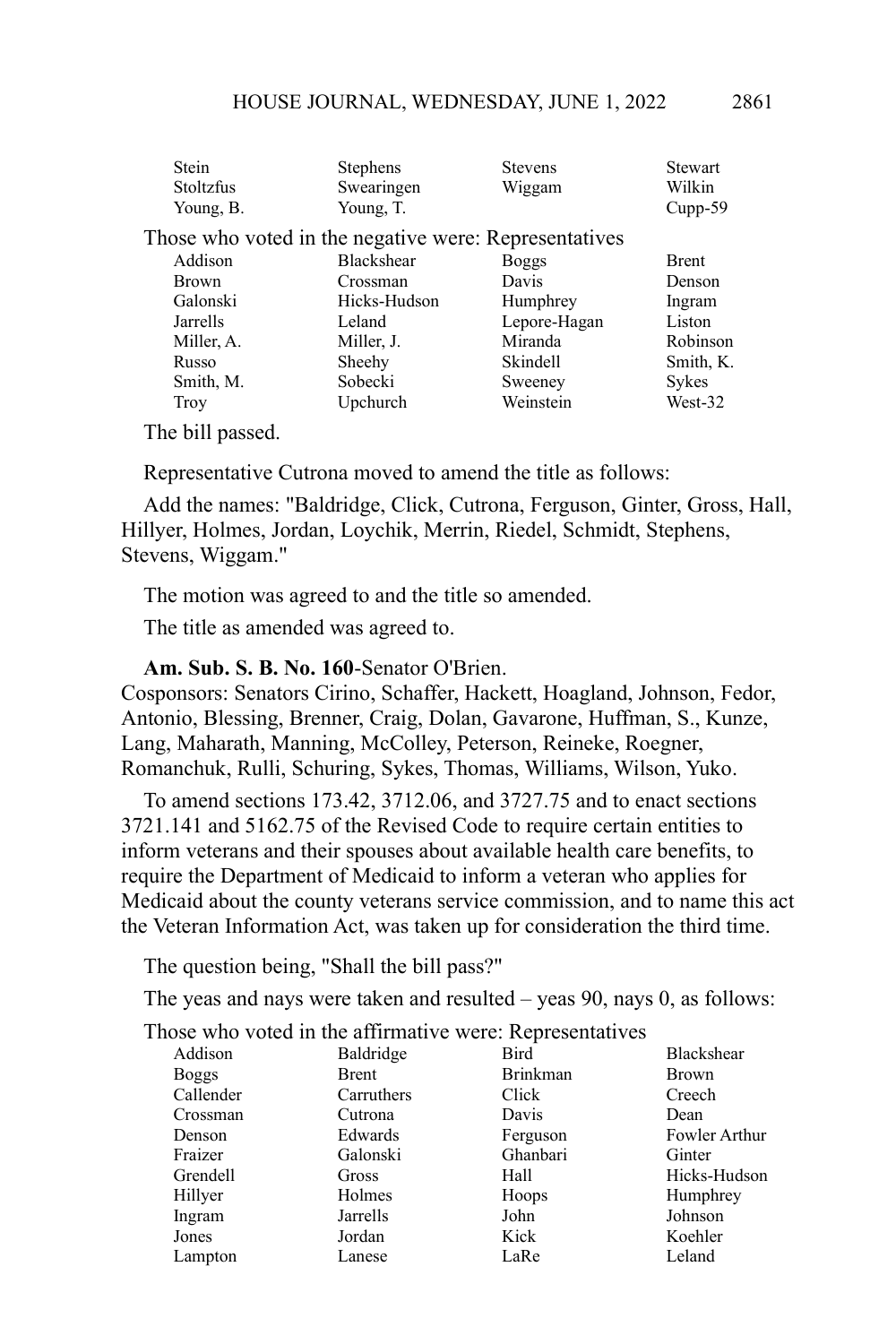| | | | |
|---|---|---|---|
| Stein | Stephens | Stevens | Stewart |
| Stoltzfus | Swearingen | Wiggam | Wilkin |
| Young, B. | Young, T. | | Cupp-59 |

Those who voted in the negative were: Representatives

| | | | |
|---|---|---|---|
| Addison | Blackshear | Boggs | Brent |
| Brown | Crossman | Davis | Denson |
| Galonski | Hicks-Hudson | Humphrey | Ingram |
| Jarrells | Leland | Lepore-Hagan | Liston |
| Miller, A. | Miller, J. | Miranda | Robinson |
| Russo | Sheehy | Skindell | Smith, K. |
| Smith, M. | Sobecki | Sweeney | Sykes |
| Troy | Upchurch | Weinstein | West-32 |

The bill passed.

Representative Cutrona moved to amend the title as follows:

Add the names: "Baldridge, Click, Cutrona, Ferguson, Ginter, Gross, Hall, Hillyer, Holmes, Jordan, Loychik, Merrin, Riedel, Schmidt, Stephens, Stevens, Wiggam."

The motion was agreed to and the title so amended.

The title as amended was agreed to.

**Am. Sub. S. B. No. 160**-Senator O'Brien.
Cosponsors: Senators Cirino, Schaffer, Hackett, Hoagland, Johnson, Fedor, Antonio, Blessing, Brenner, Craig, Dolan, Gavarone, Huffman, S., Kunze, Lang, Maharath, Manning, McColley, Peterson, Reineke, Roegner, Romanchuk, Rulli, Schuring, Sykes, Thomas, Williams, Wilson, Yuko.

To amend sections 173.42, 3712.06, and 3727.75 and to enact sections 3721.141 and 5162.75 of the Revised Code to require certain entities to inform veterans and their spouses about available health care benefits, to require the Department of Medicaid to inform a veteran who applies for Medicaid about the county veterans service commission, and to name this act the Veteran Information Act, was taken up for consideration the third time.

The question being, "Shall the bill pass?"

The yeas and nays were taken and resulted – yeas 90, nays 0, as follows:

Those who voted in the affirmative were: Representatives

| | | | |
|---|---|---|---|
| Addison | Baldridge | Bird | Blackshear |
| Boggs | Brent | Brinkman | Brown |
| Callender | Carruthers | Click | Creech |
| Crossman | Cutrona | Davis | Dean |
| Denson | Edwards | Ferguson | Fowler Arthur |
| Fraizer | Galonski | Ghanbari | Ginter |
| Grendell | Gross | Hall | Hicks-Hudson |
| Hillyer | Holmes | Hoops | Humphrey |
| Ingram | Jarrells | John | Johnson |
| Jones | Jordan | Kick | Koehler |
| Lampton | Lanese | LaRe | Leland |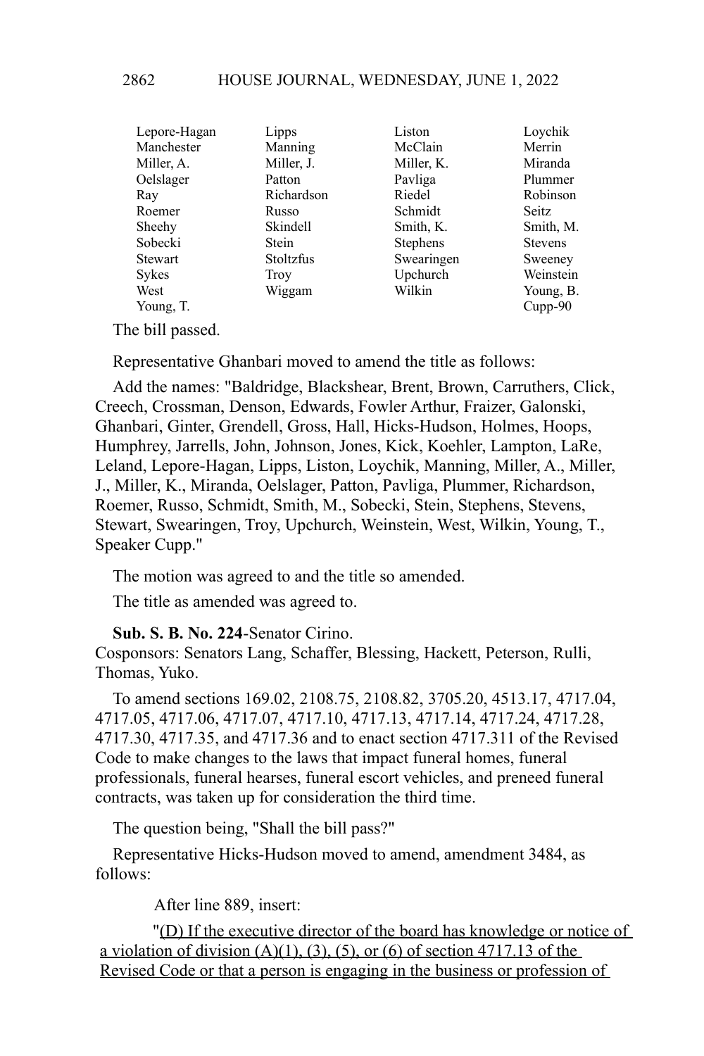| | | | |
|---|---|---|---|
| Lepore-Hagan | Lipps | Liston | Loychik |
| Manchester | Manning | McClain | Merrin |
| Miller, A. | Miller, J. | Miller, K. | Miranda |
| Oelslager | Patton | Pavliga | Plummer |
| Ray | Richardson | Riedel | Robinson |
| Roemer | Russo | Schmidt | Seitz |
| Sheehy | Skindell | Smith, K. | Smith, M. |
| Sobecki | Stein | Stephens | Stevens |
| Stewart | Stoltzfus | Swearingen | Sweeney |
| Sykes | Troy | Upchurch | Weinstein |
| West | Wiggam | Wilkin | Young, B. |
| Young, T. | | | Cupp-90 |

The bill passed.

Representative Ghanbari moved to amend the title as follows:

Add the names: "Baldridge, Blackshear, Brent, Brown, Carruthers, Click, Creech, Crossman, Denson, Edwards, Fowler Arthur, Fraizer, Galonski, Ghanbari, Ginter, Grendell, Gross, Hall, Hicks-Hudson, Holmes, Hoops, Humphrey, Jarrells, John, Johnson, Jones, Kick, Koehler, Lampton, LaRe, Leland, Lepore-Hagan, Lipps, Liston, Loychik, Manning, Miller, A., Miller, J., Miller, K., Miranda, Oelslager, Patton, Pavliga, Plummer, Richardson, Roemer, Russo, Schmidt, Smith, M., Sobecki, Stein, Stephens, Stevens, Stewart, Swearingen, Troy, Upchurch, Weinstein, West, Wilkin, Young, T., Speaker Cupp."

The motion was agreed to and the title so amended.

The title as amended was agreed to.

**Sub. S. B. No. 224**-Senator Cirino.
Cosponsors: Senators Lang, Schaffer, Blessing, Hackett, Peterson, Rulli, Thomas, Yuko.

To amend sections 169.02, 2108.75, 2108.82, 3705.20, 4513.17, 4717.04, 4717.05, 4717.06, 4717.07, 4717.10, 4717.13, 4717.14, 4717.24, 4717.28, 4717.30, 4717.35, and 4717.36 and to enact section 4717.311 of the Revised Code to make changes to the laws that impact funeral homes, funeral professionals, funeral hearses, funeral escort vehicles, and preneed funeral contracts, was taken up for consideration the third time.

The question being, "Shall the bill pass?"

Representative Hicks-Hudson moved to amend, amendment 3484, as follows:

After line 889, insert:

"(D) If the executive director of the board has knowledge or notice of a violation of division (A)(1), (3), (5), or (6) of section 4717.13 of the Revised Code or that a person is engaging in the business or profession of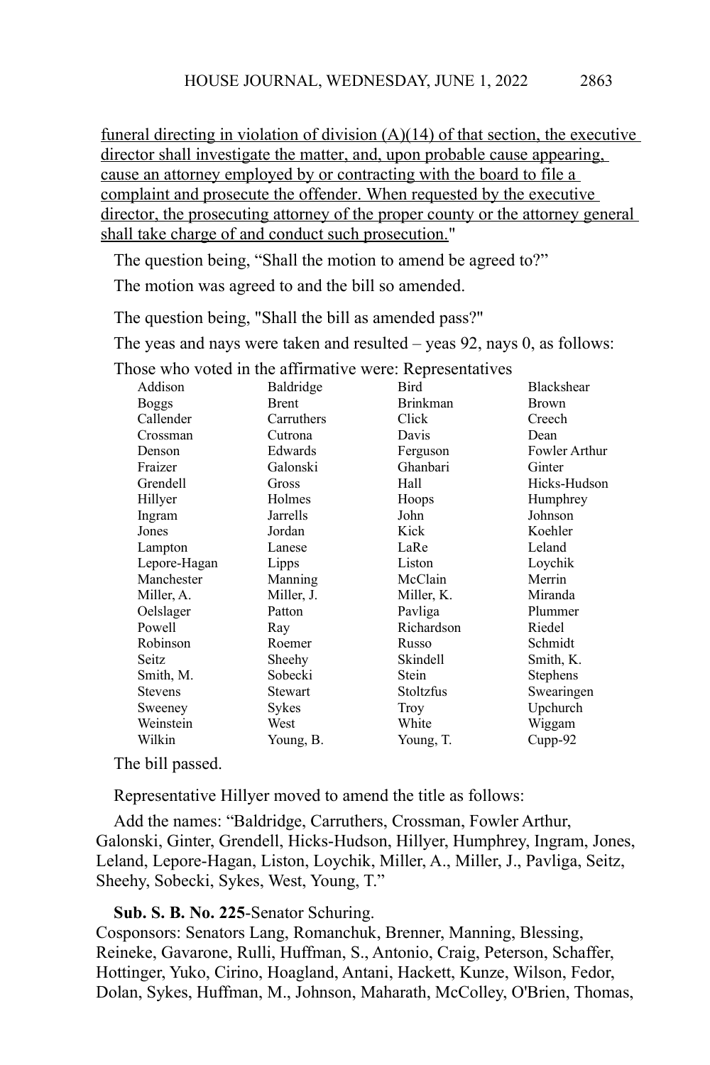<u>funeral directing in violation of division (A)(14) of that section, the executive director shall investigate the matter, and, upon probable cause appearing, cause an attorney employed by or contracting with the board to file a complaint and prosecute the offender. When requested by the executive director, the prosecuting attorney of the proper county or the attorney general shall take charge of and conduct such prosecution.</u>"

The question being, "Shall the motion to amend be agreed to?"

The motion was agreed to and the bill so amended.

The question being, "Shall the bill as amended pass?"

The yeas and nays were taken and resulted – yeas 92, nays 0, as follows:

Those who voted in the affirmative were: Representatives

| | | | |
|---|---|---|---|
| Addison | Baldridge | Bird | Blackshear |
| Boggs | Brent | Brinkman | Brown |
| Callender | Carruthers | Click | Creech |
| Crossman | Cutrona | Davis | Dean |
| Denson | Edwards | Ferguson | Fowler Arthur |
| Fraizer | Galonski | Ghanbari | Ginter |
| Grendell | Gross | Hall | Hicks-Hudson |
| Hillyer | Holmes | Hoops | Humphrey |
| Ingram | Jarrells | John | Johnson |
| Jones | Jordan | Kick | Koehler |
| Lampton | Lanese | LaRe | Leland |
| Lepore-Hagan | Lipps | Liston | Loychik |
| Manchester | Manning | McClain | Merrin |
| Miller, A. | Miller, J. | Miller, K. | Miranda |
| Oelslager | Patton | Pavliga | Plummer |
| Powell | Ray | Richardson | Riedel |
| Robinson | Roemer | Russo | Schmidt |
| Seitz | Sheehy | Skindell | Smith, K. |
| Smith, M. | Sobecki | Stein | Stephens |
| Stevens | Stewart | Stoltzfus | Swearingen |
| Sweeney | Sykes | Troy | Upchurch |
| Weinstein | West | White | Wiggam |
| Wilkin | Young, B. | Young, T. | Cupp-92 |

The bill passed.

Representative Hillyer moved to amend the title as follows:

Add the names: "Baldridge, Carruthers, Crossman, Fowler Arthur, Galonski, Ginter, Grendell, Hicks-Hudson, Hillyer, Humphrey, Ingram, Jones, Leland, Lepore-Hagan, Liston, Loychik, Miller, A., Miller, J., Pavliga, Seitz, Sheehy, Sobecki, Sykes, West, Young, T."

**Sub. S. B. No. 225**-Senator Schuring.
Cosponsors: Senators Lang, Romanchuk, Brenner, Manning, Blessing, Reineke, Gavarone, Rulli, Huffman, S., Antonio, Craig, Peterson, Schaffer, Hottinger, Yuko, Cirino, Hoagland, Antani, Hackett, Kunze, Wilson, Fedor, Dolan, Sykes, Huffman, M., Johnson, Maharath, McColley, O'Brien, Thomas,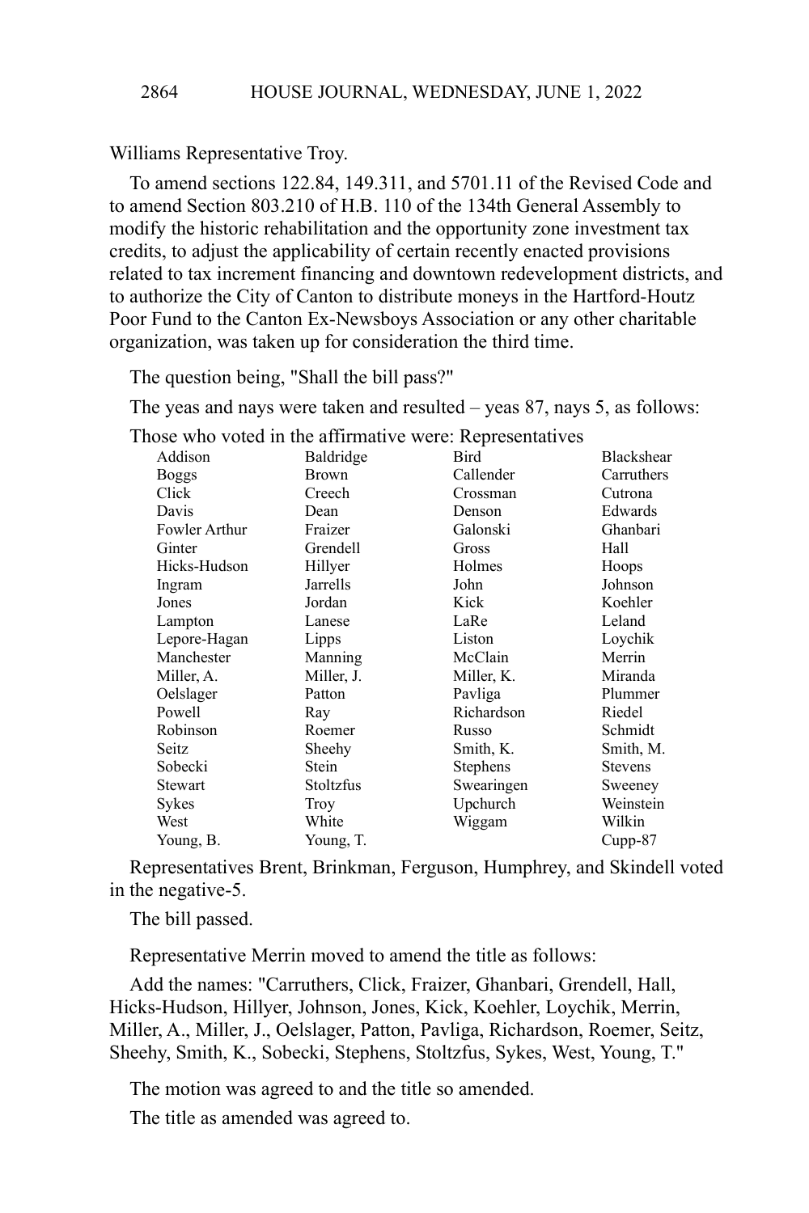Williams Representative Troy.

To amend sections 122.84, 149.311, and 5701.11 of the Revised Code and to amend Section 803.210 of H.B. 110 of the 134th General Assembly to modify the historic rehabilitation and the opportunity zone investment tax credits, to adjust the applicability of certain recently enacted provisions related to tax increment financing and downtown redevelopment districts, and to authorize the City of Canton to distribute moneys in the Hartford-Houtz Poor Fund to the Canton Ex-Newsboys Association or any other charitable organization, was taken up for consideration the third time.

The question being, "Shall the bill pass?"

The yeas and nays were taken and resulted – yeas 87, nays 5, as follows:

Those who voted in the affirmative were: Representatives

| | | | |
|---|---|---|---|
| Addison | Baldridge | Bird | Blackshear |
| Boggs | Brown | Callender | Carruthers |
| Click | Creech | Crossman | Cutrona |
| Davis | Dean | Denson | Edwards |
| Fowler Arthur | Fraizer | Galonski | Ghanbari |
| Ginter | Grendell | Gross | Hall |
| Hicks-Hudson | Hillyer | Holmes | Hoops |
| Ingram | Jarrells | John | Johnson |
| Jones | Jordan | Kick | Koehler |
| Lampton | Lanese | LaRe | Leland |
| Lepore-Hagan | Lipps | Liston | Loychik |
| Manchester | Manning | McClain | Merrin |
| Miller, A. | Miller, J. | Miller, K. | Miranda |
| Oelslager | Patton | Pavliga | Plummer |
| Powell | Ray | Richardson | Riedel |
| Robinson | Roemer | Russo | Schmidt |
| Seitz | Sheehy | Smith, K. | Smith, M. |
| Sobecki | Stein | Stephens | Stevens |
| Stewart | Stoltzfus | Swearingen | Sweeney |
| Sykes | Troy | Upchurch | Weinstein |
| West | White | Wiggam | Wilkin |
| Young, B. | Young, T. | | Cupp-87 |

Representatives Brent, Brinkman, Ferguson, Humphrey, and Skindell voted in the negative-5.

The bill passed.

Representative Merrin moved to amend the title as follows:

Add the names: "Carruthers, Click, Fraizer, Ghanbari, Grendell, Hall, Hicks-Hudson, Hillyer, Johnson, Jones, Kick, Koehler, Loychik, Merrin, Miller, A., Miller, J., Oelslager, Patton, Pavliga, Richardson, Roemer, Seitz, Sheehy, Smith, K., Sobecki, Stephens, Stoltzfus, Sykes, West, Young, T."

The motion was agreed to and the title so amended.

The title as amended was agreed to.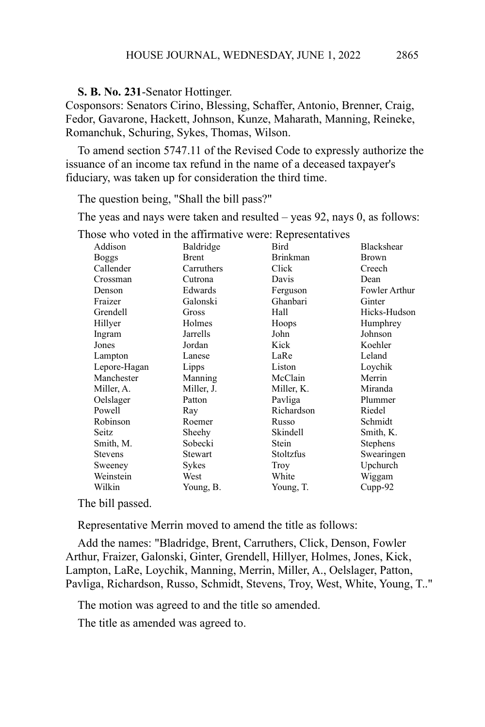**S. B. No. 231**-Senator Hottinger.
Cosponsors: Senators Cirino, Blessing, Schaffer, Antonio, Brenner, Craig, Fedor, Gavarone, Hackett, Johnson, Kunze, Maharath, Manning, Reineke, Romanchuk, Schuring, Sykes, Thomas, Wilson.

To amend section 5747.11 of the Revised Code to expressly authorize the issuance of an income tax refund in the name of a deceased taxpayer's fiduciary, was taken up for consideration the third time.

The question being, "Shall the bill pass?"

The yeas and nays were taken and resulted – yeas 92, nays 0, as follows:

Those who voted in the affirmative were: Representatives

| | | | |
|---|---|---|---|
| Addison | Baldridge | Bird | Blackshear |
| Boggs | Brent | Brinkman | Brown |
| Callender | Carruthers | Click | Creech |
| Crossman | Cutrona | Davis | Dean |
| Denson | Edwards | Ferguson | Fowler Arthur |
| Fraizer | Galonski | Ghanbari | Ginter |
| Grendell | Gross | Hall | Hicks-Hudson |
| Hillyer | Holmes | Hoops | Humphrey |
| Ingram | Jarrells | John | Johnson |
| Jones | Jordan | Kick | Koehler |
| Lampton | Lanese | LaRe | Leland |
| Lepore-Hagan | Lipps | Liston | Loychik |
| Manchester | Manning | McClain | Merrin |
| Miller, A. | Miller, J. | Miller, K. | Miranda |
| Oelslager | Patton | Pavliga | Plummer |
| Powell | Ray | Richardson | Riedel |
| Robinson | Roemer | Russo | Schmidt |
| Seitz | Sheehy | Skindell | Smith, K. |
| Smith, M. | Sobecki | Stein | Stephens |
| Stevens | Stewart | Stoltzfus | Swearingen |
| Sweeney | Sykes | Troy | Upchurch |
| Weinstein | West | White | Wiggam |
| Wilkin | Young, B. | Young, T. | Cupp-92 |

The bill passed.

Representative Merrin moved to amend the title as follows:

Add the names: "Bladridge, Brent, Carruthers, Click, Denson, Fowler Arthur, Fraizer, Galonski, Ginter, Grendell, Hillyer, Holmes, Jones, Kick, Lampton, LaRe, Loychik, Manning, Merrin, Miller, A., Oelslager, Patton, Pavliga, Richardson, Russo, Schmidt, Stevens, Troy, West, White, Young, T.."

The motion was agreed to and the title so amended.

The title as amended was agreed to.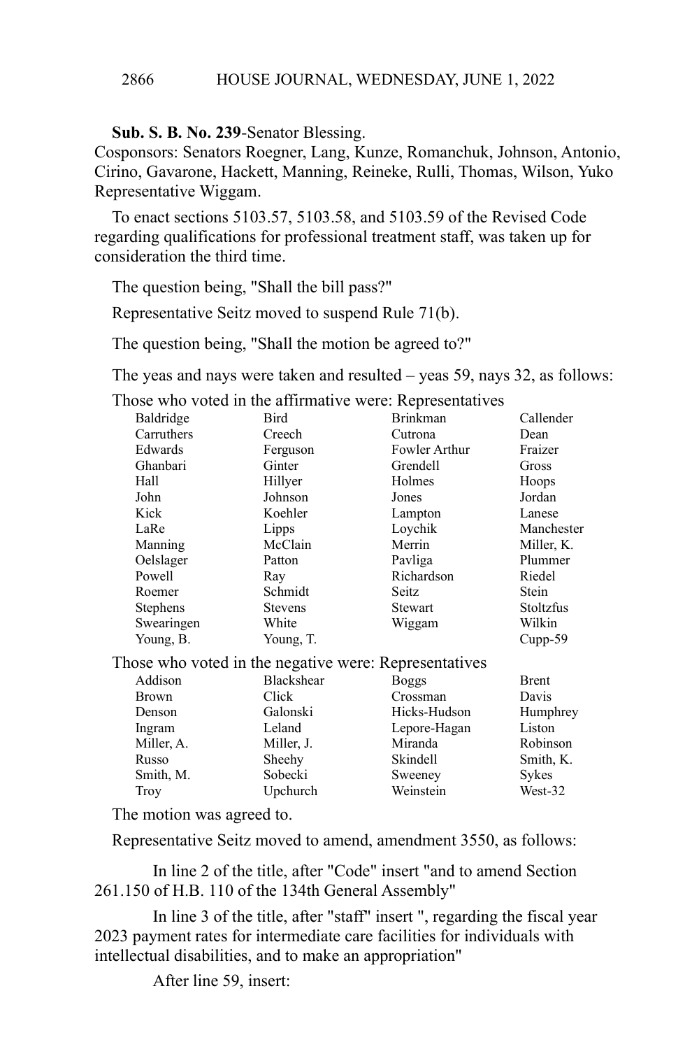**Sub. S. B. No. 239**-Senator Blessing.
Cosponsors: Senators Roegner, Lang, Kunze, Romanchuk, Johnson, Antonio, Cirino, Gavarone, Hackett, Manning, Reineke, Rulli, Thomas, Wilson, Yuko Representative Wiggam.

To enact sections 5103.57, 5103.58, and 5103.59 of the Revised Code regarding qualifications for professional treatment staff, was taken up for consideration the third time.

The question being, "Shall the bill pass?"

Representative Seitz moved to suspend Rule 71(b).

The question being, "Shall the motion be agreed to?"

The yeas and nays were taken and resulted – yeas 59, nays 32, as follows:

Those who voted in the affirmative were: Representatives

| | | | |
|---|---|---|---|
| Baldridge | Bird | Brinkman | Callender |
| Carruthers | Creech | Cutrona | Dean |
| Edwards | Ferguson | Fowler Arthur | Fraizer |
| Ghanbari | Ginter | Grendell | Gross |
| Hall | Hillyer | Holmes | Hoops |
| John | Johnson | Jones | Jordan |
| Kick | Koehler | Lampton | Lanese |
| LaRe | Lipps | Loychik | Manchester |
| Manning | McClain | Merrin | Miller, K. |
| Oelslager | Patton | Pavliga | Plummer |
| Powell | Ray | Richardson | Riedel |
| Roemer | Schmidt | Seitz | Stein |
| Stephens | Stevens | Stewart | Stoltzfus |
| Swearingen | White | Wiggam | Wilkin |
| Young, B. | Young, T. | | Cupp-59 |

Those who voted in the negative were: Representatives

| | | | |
|---|---|---|---|
| Addison | Blackshear | Boggs | Brent |
| Brown | Click | Crossman | Davis |
| Denson | Galonski | Hicks-Hudson | Humphrey |
| Ingram | Leland | Lepore-Hagan | Liston |
| Miller, A. | Miller, J. | Miranda | Robinson |
| Russo | Sheehy | Skindell | Smith, K. |
| Smith, M. | Sobecki | Sweeney | Sykes |
| Troy | Upchurch | Weinstein | West-32 |

The motion was agreed to.

Representative Seitz moved to amend, amendment 3550, as follows:

In line 2 of the title, after "Code" insert "and to amend Section 261.150 of H.B. 110 of the 134th General Assembly"

In line 3 of the title, after "staff" insert ", regarding the fiscal year 2023 payment rates for intermediate care facilities for individuals with intellectual disabilities, and to make an appropriation"

After line 59, insert: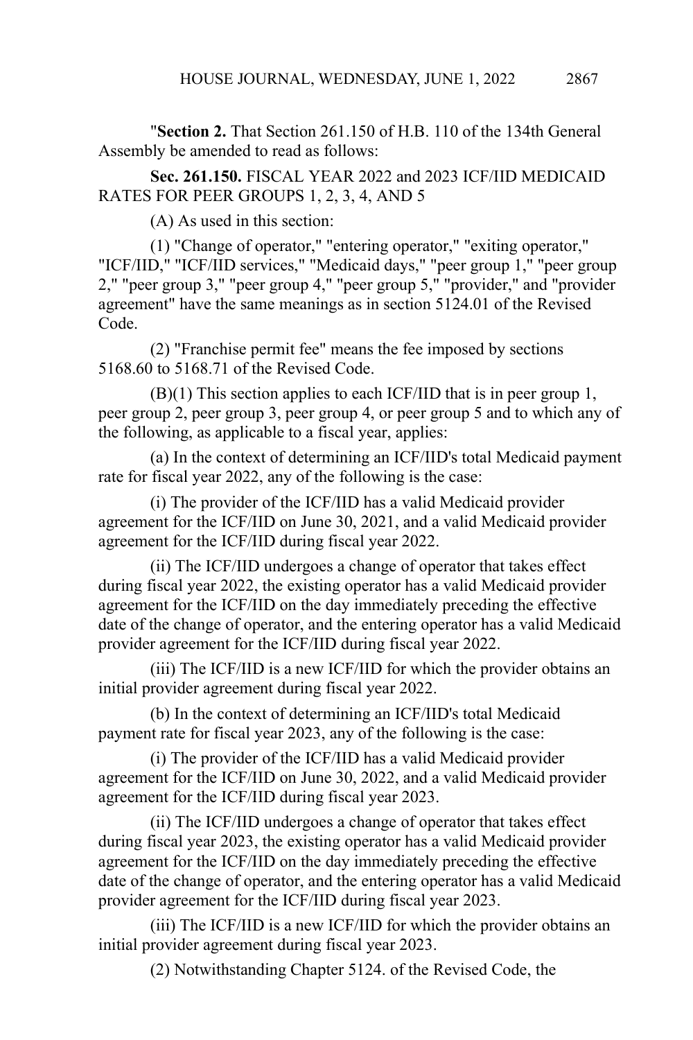"**Section 2.** That Section 261.150 of H.B. 110 of the 134th General Assembly be amended to read as follows:

**Sec. 261.150.** FISCAL YEAR 2022 and 2023 ICF/IID MEDICAID RATES FOR PEER GROUPS 1, 2, 3, 4, AND 5

(A) As used in this section:

(1) "Change of operator," "entering operator," "exiting operator," "ICF/IID," "ICF/IID services," "Medicaid days," "peer group 1," "peer group 2," "peer group 3," "peer group 4," "peer group 5," "provider," and "provider agreement" have the same meanings as in section 5124.01 of the Revised Code.

(2) "Franchise permit fee" means the fee imposed by sections 5168.60 to 5168.71 of the Revised Code.

(B)(1) This section applies to each ICF/IID that is in peer group 1, peer group 2, peer group 3, peer group 4, or peer group 5 and to which any of the following, as applicable to a fiscal year, applies:

(a) In the context of determining an ICF/IID's total Medicaid payment rate for fiscal year 2022, any of the following is the case:

(i) The provider of the ICF/IID has a valid Medicaid provider agreement for the ICF/IID on June 30, 2021, and a valid Medicaid provider agreement for the ICF/IID during fiscal year 2022.

(ii) The ICF/IID undergoes a change of operator that takes effect during fiscal year 2022, the existing operator has a valid Medicaid provider agreement for the ICF/IID on the day immediately preceding the effective date of the change of operator, and the entering operator has a valid Medicaid provider agreement for the ICF/IID during fiscal year 2022.

(iii) The ICF/IID is a new ICF/IID for which the provider obtains an initial provider agreement during fiscal year 2022.

(b) In the context of determining an ICF/IID's total Medicaid payment rate for fiscal year 2023, any of the following is the case:

(i) The provider of the ICF/IID has a valid Medicaid provider agreement for the ICF/IID on June 30, 2022, and a valid Medicaid provider agreement for the ICF/IID during fiscal year 2023.

(ii) The ICF/IID undergoes a change of operator that takes effect during fiscal year 2023, the existing operator has a valid Medicaid provider agreement for the ICF/IID on the day immediately preceding the effective date of the change of operator, and the entering operator has a valid Medicaid provider agreement for the ICF/IID during fiscal year 2023.

(iii) The ICF/IID is a new ICF/IID for which the provider obtains an initial provider agreement during fiscal year 2023.

(2) Notwithstanding Chapter 5124. of the Revised Code, the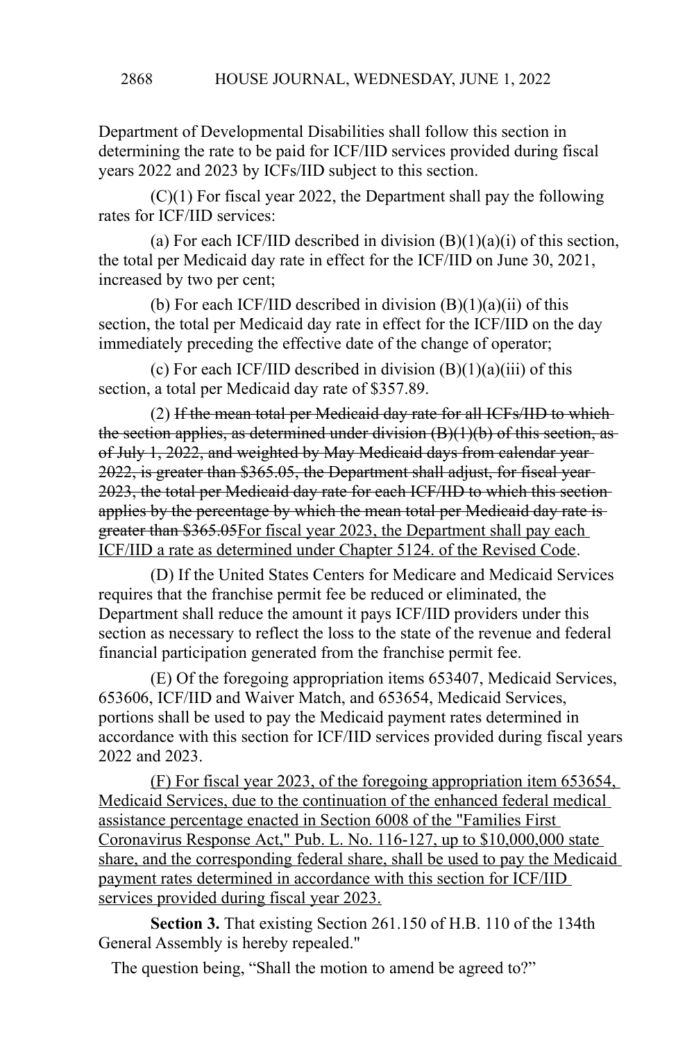Department of Developmental Disabilities shall follow this section in determining the rate to be paid for ICF/IID services provided during fiscal years 2022 and 2023 by ICFs/IID subject to this section.

(C)(1) For fiscal year 2022, the Department shall pay the following rates for ICF/IID services:

(a) For each ICF/IID described in division (B)(1)(a)(i) of this section, the total per Medicaid day rate in effect for the ICF/IID on June 30, 2021, increased by two per cent;

(b) For each ICF/IID described in division (B)(1)(a)(ii) of this section, the total per Medicaid day rate in effect for the ICF/IID on the day immediately preceding the effective date of the change of operator;

(c) For each ICF/IID described in division (B)(1)(a)(iii) of this section, a total per Medicaid day rate of $357.89.

(2) ~~If the mean total per Medicaid day rate for all ICFs/IID to which the section applies, as determined under division (B)(1)(b) of this section, as of July 1, 2022, and weighted by May Medicaid days from calendar year 2022, is greater than $365.05, the Department shall adjust, for fiscal year 2023, the total per Medicaid day rate for each ICF/IID to which this section applies by the percentage by which the mean total per Medicaid day rate is greater than $365.05~~<u>For fiscal year 2023, the Department shall pay each ICF/IID a rate as determined under Chapter 5124. of the Revised Code</u>.

(D) If the United States Centers for Medicare and Medicaid Services requires that the franchise permit fee be reduced or eliminated, the Department shall reduce the amount it pays ICF/IID providers under this section as necessary to reflect the loss to the state of the revenue and federal financial participation generated from the franchise permit fee.

(E) Of the foregoing appropriation items 653407, Medicaid Services, 653606, ICF/IID and Waiver Match, and 653654, Medicaid Services, portions shall be used to pay the Medicaid payment rates determined in accordance with this section for ICF/IID services provided during fiscal years 2022 and 2023.

<u>(F) For fiscal year 2023, of the foregoing appropriation item 653654, Medicaid Services, due to the continuation of the enhanced federal medical assistance percentage enacted in Section 6008 of the "Families First Coronavirus Response Act," Pub. L. No. 116-127, up to $10,000,000 state share, and the corresponding federal share, shall be used to pay the Medicaid payment rates determined in accordance with this section for ICF/IID services provided during fiscal year 2023.</u>

**Section 3.** That existing Section 261.150 of H.B. 110 of the 134th General Assembly is hereby repealed."

The question being, "Shall the motion to amend be agreed to?"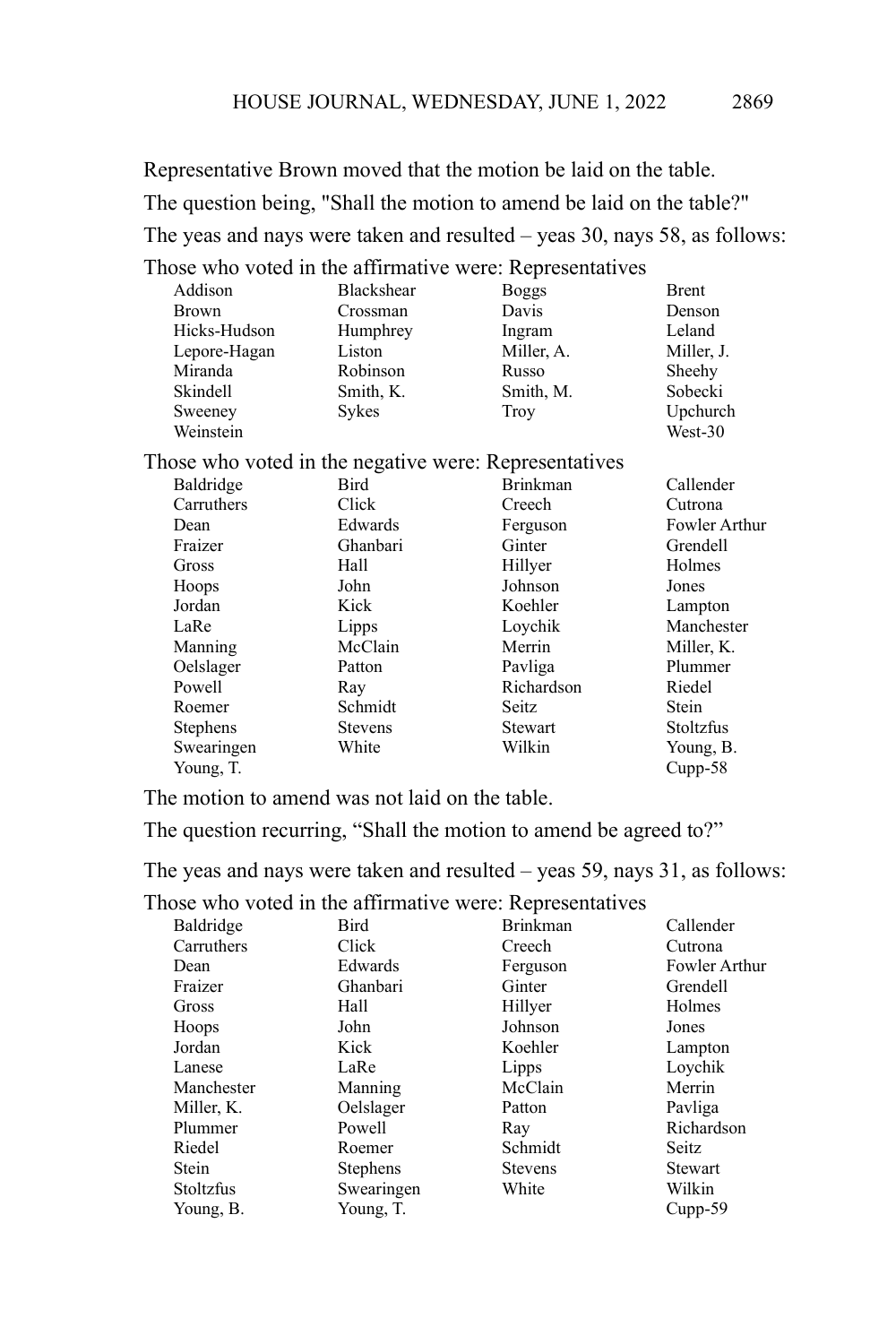Representative Brown moved that the motion be laid on the table.

The question being, "Shall the motion to amend be laid on the table?"

The yeas and nays were taken and resulted – yeas 30, nays 58, as follows:

Those who voted in the affirmative were: Representatives

| | | | |
|---|---|---|---|
| Addison | Blackshear | Boggs | Brent |
| Brown | Crossman | Davis | Denson |
| Hicks-Hudson | Humphrey | Ingram | Leland |
| Lepore-Hagan | Liston | Miller, A. | Miller, J. |
| Miranda | Robinson | Russo | Sheehy |
| Skindell | Smith, K. | Smith, M. | Sobecki |
| Sweeney | Sykes | Troy | Upchurch |
| Weinstein | | | West-30 |

Those who voted in the negative were: Representatives

| | | | |
|---|---|---|---|
| Baldridge | Bird | Brinkman | Callender |
| Carruthers | Click | Creech | Cutrona |
| Dean | Edwards | Ferguson | Fowler Arthur |
| Fraizer | Ghanbari | Ginter | Grendell |
| Gross | Hall | Hillyer | Holmes |
| Hoops | John | Johnson | Jones |
| Jordan | Kick | Koehler | Lampton |
| LaRe | Lipps | Loychik | Manchester |
| Manning | McClain | Merrin | Miller, K. |
| Oelslager | Patton | Pavliga | Plummer |
| Powell | Ray | Richardson | Riedel |
| Roemer | Schmidt | Seitz | Stein |
| Stephens | Stevens | Stewart | Stoltzfus |
| Swearingen | White | Wilkin | Young, B. |
| Young, T. | | | Cupp-58 |

The motion to amend was not laid on the table.

The question recurring, "Shall the motion to amend be agreed to?"

The yeas and nays were taken and resulted – yeas 59, nays 31, as follows:

Those who voted in the affirmative were: Representatives

| | | | |
|---|---|---|---|
| Baldridge | Bird | Brinkman | Callender |
| Carruthers | Click | Creech | Cutrona |
| Dean | Edwards | Ferguson | Fowler Arthur |
| Fraizer | Ghanbari | Ginter | Grendell |
| Gross | Hall | Hillyer | Holmes |
| Hoops | John | Johnson | Jones |
| Jordan | Kick | Koehler | Lampton |
| Lanese | LaRe | Lipps | Loychik |
| Manchester | Manning | McClain | Merrin |
| Miller, K. | Oelslager | Patton | Pavliga |
| Plummer | Powell | Ray | Richardson |
| Riedel | Roemer | Schmidt | Seitz |
| Stein | Stephens | Stevens | Stewart |
| Stoltzfus | Swearingen | White | Wilkin |
| Young, B. | Young, T. | | Cupp-59 |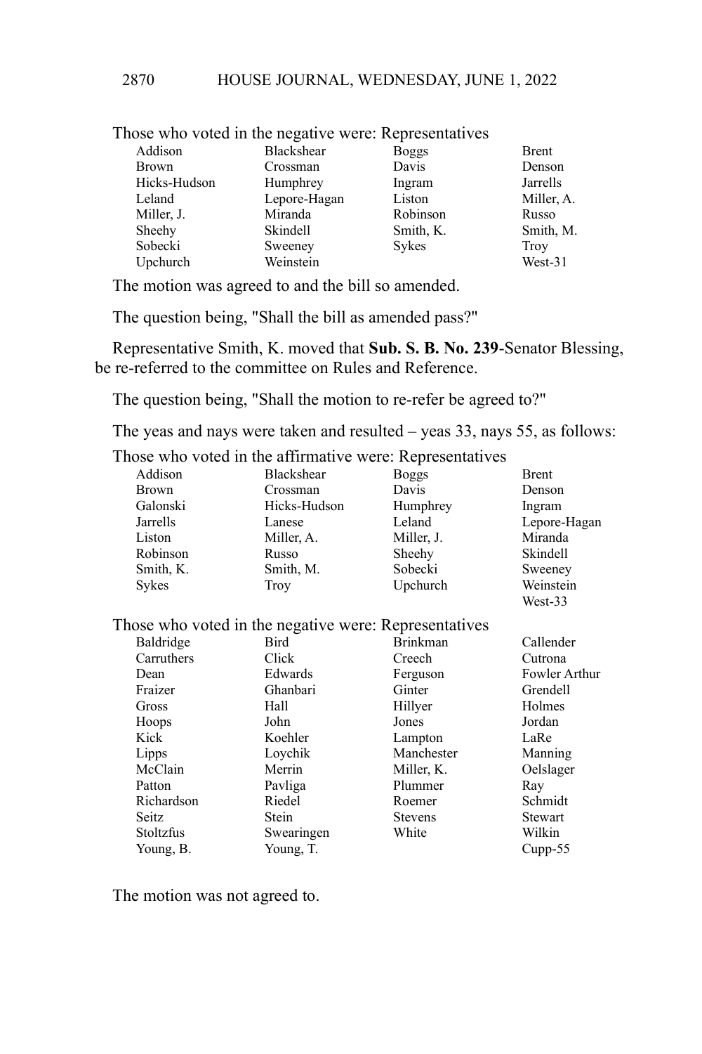Those who voted in the negative were: Representatives

| | | | |
|---|---|---|---|
| Addison | Blackshear | Boggs | Brent |
| Brown | Crossman | Davis | Denson |
| Hicks-Hudson | Humphrey | Ingram | Jarrells |
| Leland | Lepore-Hagan | Liston | Miller, A. |
| Miller, J. | Miranda | Robinson | Russo |
| Sheehy | Skindell | Smith, K. | Smith, M. |
| Sobecki | Sweeney | Sykes | Troy |
| Upchurch | Weinstein | | West-31 |

The motion was agreed to and the bill so amended.

The question being, "Shall the bill as amended pass?"

Representative Smith, K. moved that **Sub. S. B. No. 239**-Senator Blessing, be re-referred to the committee on Rules and Reference.

The question being, "Shall the motion to re-refer be agreed to?"

The yeas and nays were taken and resulted – yeas 33, nays 55, as follows:

Those who voted in the affirmative were: Representatives

| | | | |
|---|---|---|---|
| Addison | Blackshear | Boggs | Brent |
| Brown | Crossman | Davis | Denson |
| Galonski | Hicks-Hudson | Humphrey | Ingram |
| Jarrells | Lanese | Leland | Lepore-Hagan |
| Liston | Miller, A. | Miller, J. | Miranda |
| Robinson | Russo | Sheehy | Skindell |
| Smith, K. | Smith, M. | Sobecki | Sweeney |
| Sykes | Troy | Upchurch | Weinstein |
| | | | West-33 |

Those who voted in the negative were: Representatives

| | | | |
|---|---|---|---|
| Baldridge | Bird | Brinkman | Callender |
| Carruthers | Click | Creech | Cutrona |
| Dean | Edwards | Ferguson | Fowler Arthur |
| Fraizer | Ghanbari | Ginter | Grendell |
| Gross | Hall | Hillyer | Holmes |
| Hoops | John | Jones | Jordan |
| Kick | Koehler | Lampton | LaRe |
| Lipps | Loychik | Manchester | Manning |
| McClain | Merrin | Miller, K. | Oelslager |
| Patton | Pavliga | Plummer | Ray |
| Richardson | Riedel | Roemer | Schmidt |
| Seitz | Stein | Stevens | Stewart |
| Stoltzfus | Swearingen | White | Wilkin |
| Young, B. | Young, T. | | Cupp-55 |

The motion was not agreed to.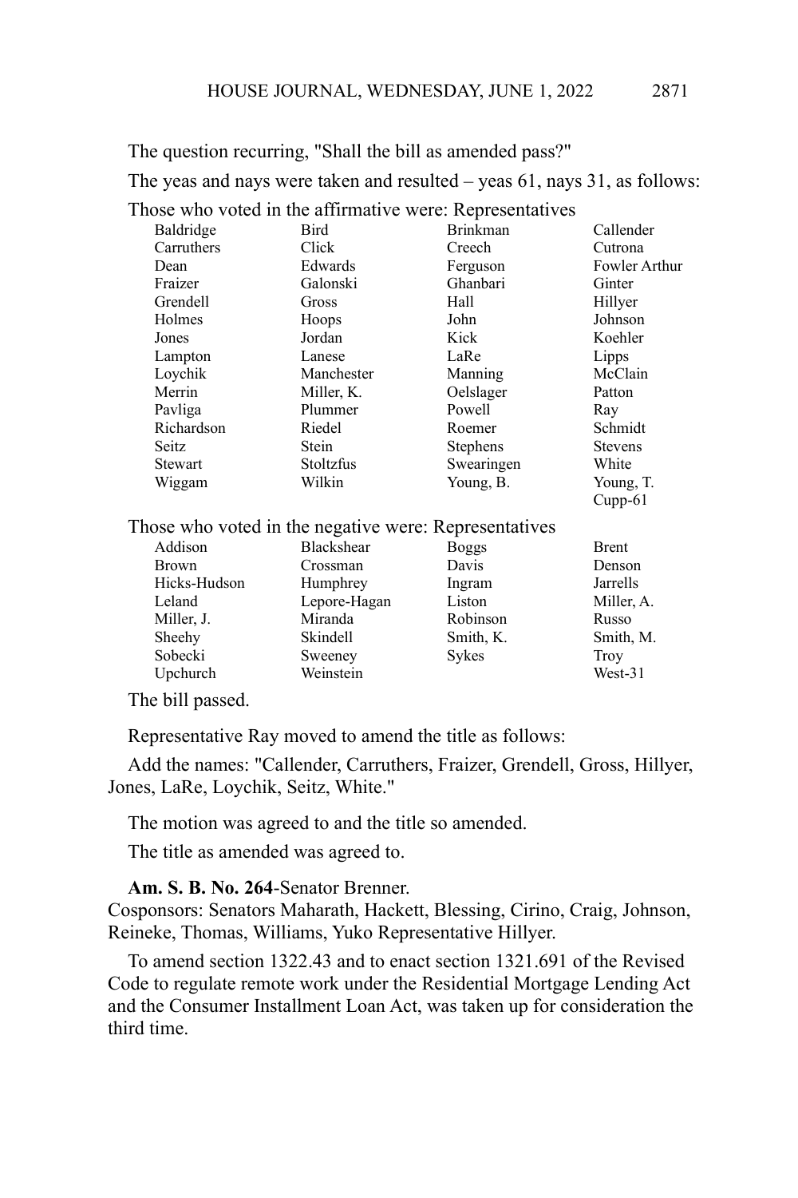The question recurring, "Shall the bill as amended pass?"

The yeas and nays were taken and resulted – yeas 61, nays 31, as follows:

Those who voted in the affirmative were: Representatives

| | | | |
|---|---|---|---|
| Baldridge | Bird | Brinkman | Callender |
| Carruthers | Click | Creech | Cutrona |
| Dean | Edwards | Ferguson | Fowler Arthur |
| Fraizer | Galonski | Ghanbari | Ginter |
| Grendell | Gross | Hall | Hillyer |
| Holmes | Hoops | John | Johnson |
| Jones | Jordan | Kick | Koehler |
| Lampton | Lanese | LaRe | Lipps |
| Loychik | Manchester | Manning | McClain |
| Merrin | Miller, K. | Oelslager | Patton |
| Pavliga | Plummer | Powell | Ray |
| Richardson | Riedel | Roemer | Schmidt |
| Seitz | Stein | Stephens | Stevens |
| Stewart | Stoltzfus | Swearingen | White |
| Wiggam | Wilkin | Young, B. | Young, T. |
| | | | Cupp-61 |

Those who voted in the negative were: Representatives

| | | | |
|---|---|---|---|
| Addison | Blackshear | Boggs | Brent |
| Brown | Crossman | Davis | Denson |
| Hicks-Hudson | Humphrey | Ingram | Jarrells |
| Leland | Lepore-Hagan | Liston | Miller, A. |
| Miller, J. | Miranda | Robinson | Russo |
| Sheehy | Skindell | Smith, K. | Smith, M. |
| Sobecki | Sweeney | Sykes | Troy |
| Upchurch | Weinstein | | West-31 |

The bill passed.

Representative Ray moved to amend the title as follows:

Add the names: "Callender, Carruthers, Fraizer, Grendell, Gross, Hillyer, Jones, LaRe, Loychik, Seitz, White."

The motion was agreed to and the title so amended.

The title as amended was agreed to.

**Am. S. B. No. 264**-Senator Brenner.
Cosponsors: Senators Maharath, Hackett, Blessing, Cirino, Craig, Johnson, Reineke, Thomas, Williams, Yuko Representative Hillyer.

To amend section 1322.43 and to enact section 1321.691 of the Revised Code to regulate remote work under the Residential Mortgage Lending Act and the Consumer Installment Loan Act, was taken up for consideration the third time.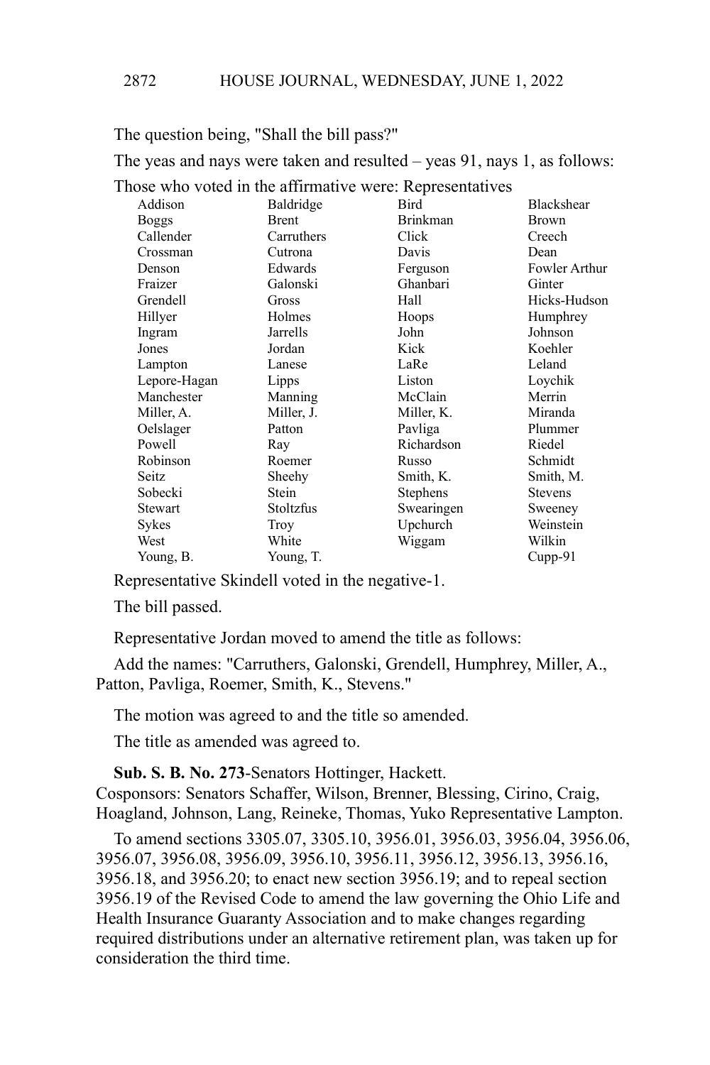The question being, "Shall the bill pass?"

The yeas and nays were taken and resulted – yeas 91, nays 1, as follows:

Those who voted in the affirmative were: Representatives

| | | | |
|---|---|---|---|
| Addison | Baldridge | Bird | Blackshear |
| Boggs | Brent | Brinkman | Brown |
| Callender | Carruthers | Click | Creech |
| Crossman | Cutrona | Davis | Dean |
| Denson | Edwards | Ferguson | Fowler Arthur |
| Fraizer | Galonski | Ghanbari | Ginter |
| Grendell | Gross | Hall | Hicks-Hudson |
| Hillyer | Holmes | Hoops | Humphrey |
| Ingram | Jarrells | John | Johnson |
| Jones | Jordan | Kick | Koehler |
| Lampton | Lanese | LaRe | Leland |
| Lepore-Hagan | Lipps | Liston | Loychik |
| Manchester | Manning | McClain | Merrin |
| Miller, A. | Miller, J. | Miller, K. | Miranda |
| Oelslager | Patton | Pavliga | Plummer |
| Powell | Ray | Richardson | Riedel |
| Robinson | Roemer | Russo | Schmidt |
| Seitz | Sheehy | Smith, K. | Smith, M. |
| Sobecki | Stein | Stephens | Stevens |
| Stewart | Stoltzfus | Swearingen | Sweeney |
| Sykes | Troy | Upchurch | Weinstein |
| West | White | Wiggam | Wilkin |
| Young, B. | Young, T. | | Cupp-91 |

Representative Skindell voted in the negative-1.

The bill passed.

Representative Jordan moved to amend the title as follows:

Add the names: "Carruthers, Galonski, Grendell, Humphrey, Miller, A., Patton, Pavliga, Roemer, Smith, K., Stevens."

The motion was agreed to and the title so amended.

The title as amended was agreed to.

**Sub. S. B. No. 273**-Senators Hottinger, Hackett.
Cosponsors: Senators Schaffer, Wilson, Brenner, Blessing, Cirino, Craig, Hoagland, Johnson, Lang, Reineke, Thomas, Yuko Representative Lampton.

To amend sections 3305.07, 3305.10, 3956.01, 3956.03, 3956.04, 3956.06, 3956.07, 3956.08, 3956.09, 3956.10, 3956.11, 3956.12, 3956.13, 3956.16, 3956.18, and 3956.20; to enact new section 3956.19; and to repeal section 3956.19 of the Revised Code to amend the law governing the Ohio Life and Health Insurance Guaranty Association and to make changes regarding required distributions under an alternative retirement plan, was taken up for consideration the third time.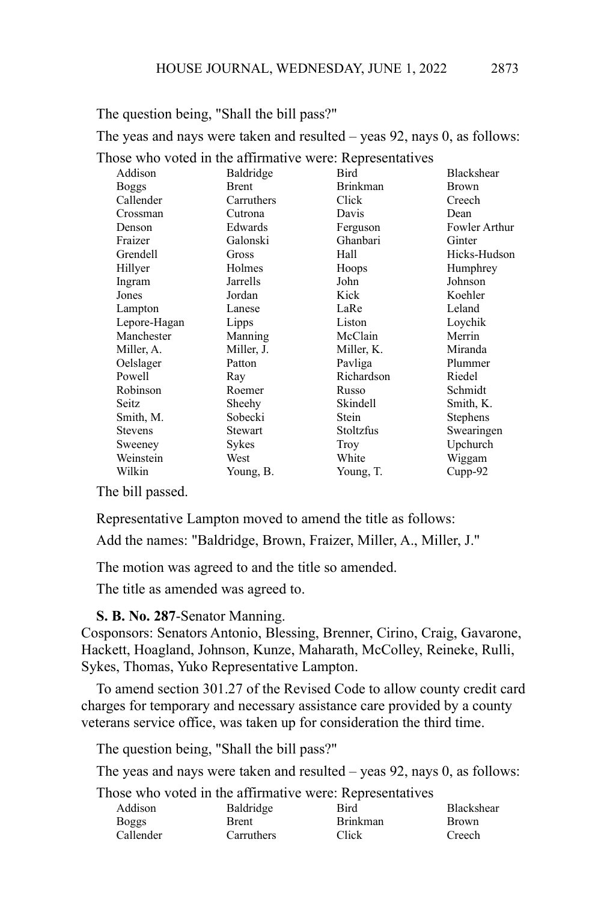The question being, "Shall the bill pass?"

The yeas and nays were taken and resulted – yeas 92, nays 0, as follows:

Those who voted in the affirmative were: Representatives

| | | | |
|---|---|---|---|
| Addison | Baldridge | Bird | Blackshear |
| Boggs | Brent | Brinkman | Brown |
| Callender | Carruthers | Click | Creech |
| Crossman | Cutrona | Davis | Dean |
| Denson | Edwards | Ferguson | Fowler Arthur |
| Fraizer | Galonski | Ghanbari | Ginter |
| Grendell | Gross | Hall | Hicks-Hudson |
| Hillyer | Holmes | Hoops | Humphrey |
| Ingram | Jarrells | John | Johnson |
| Jones | Jordan | Kick | Koehler |
| Lampton | Lanese | LaRe | Leland |
| Lepore-Hagan | Lipps | Liston | Loychik |
| Manchester | Manning | McClain | Merrin |
| Miller, A. | Miller, J. | Miller, K. | Miranda |
| Oelslager | Patton | Pavliga | Plummer |
| Powell | Ray | Richardson | Riedel |
| Robinson | Roemer | Russo | Schmidt |
| Seitz | Sheehy | Skindell | Smith, K. |
| Smith, M. | Sobecki | Stein | Stephens |
| Stevens | Stewart | Stoltzfus | Swearingen |
| Sweeney | Sykes | Troy | Upchurch |
| Weinstein | West | White | Wiggam |
| Wilkin | Young, B. | Young, T. | Cupp-92 |

The bill passed.

Representative Lampton moved to amend the title as follows:

Add the names: "Baldridge, Brown, Fraizer, Miller, A., Miller, J."

The motion was agreed to and the title so amended.

The title as amended was agreed to.

**S. B. No. 287**-Senator Manning.
Cosponsors: Senators Antonio, Blessing, Brenner, Cirino, Craig, Gavarone, Hackett, Hoagland, Johnson, Kunze, Maharath, McColley, Reineke, Rulli, Sykes, Thomas, Yuko Representative Lampton.

To amend section 301.27 of the Revised Code to allow county credit card charges for temporary and necessary assistance care provided by a county veterans service office, was taken up for consideration the third time.

The question being, "Shall the bill pass?"

The yeas and nays were taken and resulted – yeas 92, nays 0, as follows:

Those who voted in the affirmative were: Representatives

| | | | |
|---|---|---|---|
| Addison | Baldridge | Bird | Blackshear |
| Boggs | Brent | Brinkman | Brown |
| Callender | Carruthers | Click | Creech |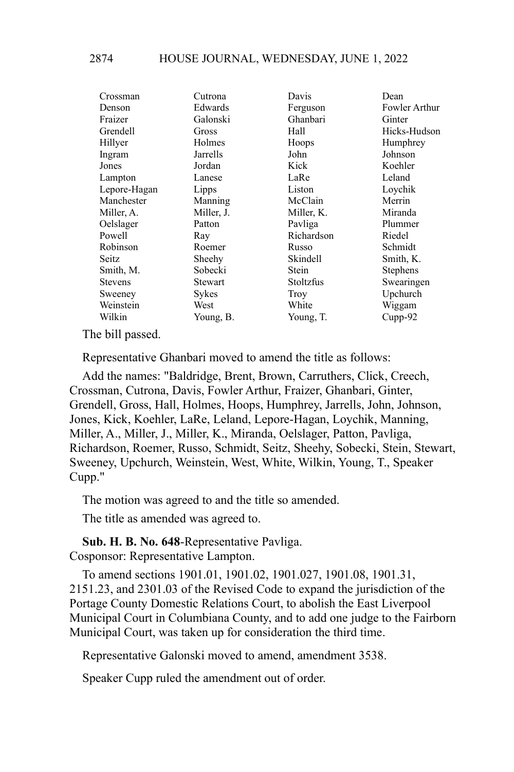| | | | |
|---|---|---|---|
| Crossman | Cutrona | Davis | Dean |
| Denson | Edwards | Ferguson | Fowler Arthur |
| Fraizer | Galonski | Ghanbari | Ginter |
| Grendell | Gross | Hall | Hicks-Hudson |
| Hillyer | Holmes | Hoops | Humphrey |
| Ingram | Jarrells | John | Johnson |
| Jones | Jordan | Kick | Koehler |
| Lampton | Lanese | LaRe | Leland |
| Lepore-Hagan | Lipps | Liston | Loychik |
| Manchester | Manning | McClain | Merrin |
| Miller, A. | Miller, J. | Miller, K. | Miranda |
| Oelslager | Patton | Pavliga | Plummer |
| Powell | Ray | Richardson | Riedel |
| Robinson | Roemer | Russo | Schmidt |
| Seitz | Sheehy | Skindell | Smith, K. |
| Smith, M. | Sobecki | Stein | Stephens |
| Stevens | Stewart | Stoltzfus | Swearingen |
| Sweeney | Sykes | Troy | Upchurch |
| Weinstein | West | White | Wiggam |
| Wilkin | Young, B. | Young, T. | Cupp-92 |

The bill passed.

Representative Ghanbari moved to amend the title as follows:

Add the names: "Baldridge, Brent, Brown, Carruthers, Click, Creech, Crossman, Cutrona, Davis, Fowler Arthur, Fraizer, Ghanbari, Ginter, Grendell, Gross, Hall, Holmes, Hoops, Humphrey, Jarrells, John, Johnson, Jones, Kick, Koehler, LaRe, Leland, Lepore-Hagan, Loychik, Manning, Miller, A., Miller, J., Miller, K., Miranda, Oelslager, Patton, Pavliga, Richardson, Roemer, Russo, Schmidt, Seitz, Sheehy, Sobecki, Stein, Stewart, Sweeney, Upchurch, Weinstein, West, White, Wilkin, Young, T., Speaker Cupp."

The motion was agreed to and the title so amended.

The title as amended was agreed to.

**Sub. H. B. No. 648**-Representative Pavliga.
Cosponsor: Representative Lampton.

To amend sections 1901.01, 1901.02, 1901.027, 1901.08, 1901.31, 2151.23, and 2301.03 of the Revised Code to expand the jurisdiction of the Portage County Domestic Relations Court, to abolish the East Liverpool Municipal Court in Columbiana County, and to add one judge to the Fairborn Municipal Court, was taken up for consideration the third time.

Representative Galonski moved to amend, amendment 3538.

Speaker Cupp ruled the amendment out of order.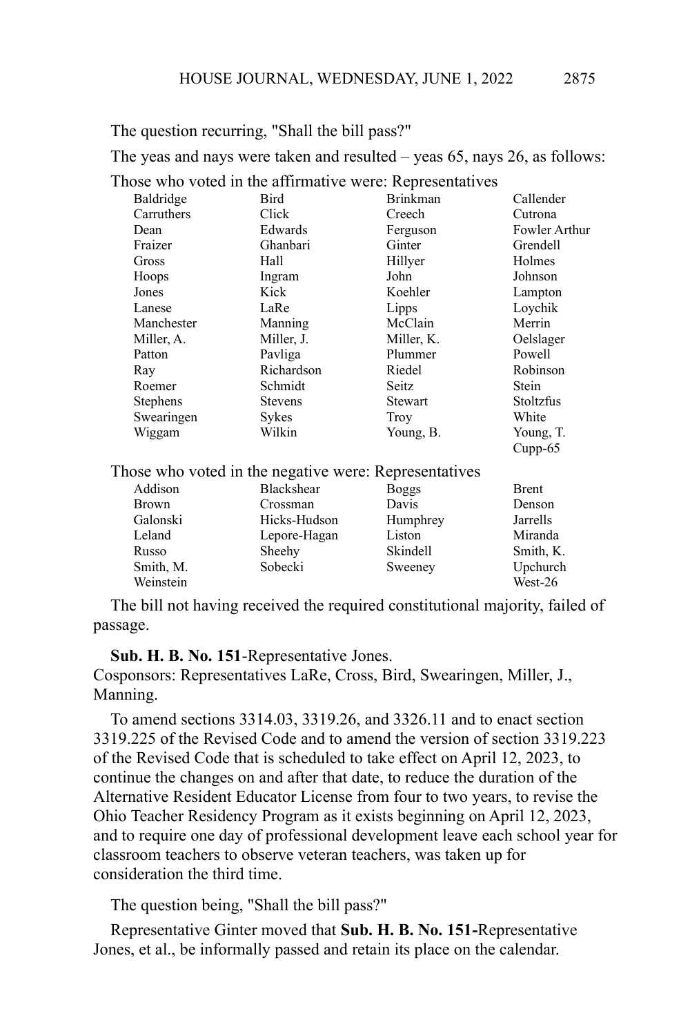The question recurring, "Shall the bill pass?"

The yeas and nays were taken and resulted – yeas 65, nays 26, as follows:

Those who voted in the affirmative were: Representatives

| | | | |
|---|---|---|---|
| Baldridge | Bird | Brinkman | Callender |
| Carruthers | Click | Creech | Cutrona |
| Dean | Edwards | Ferguson | Fowler Arthur |
| Fraizer | Ghanbari | Ginter | Grendell |
| Gross | Hall | Hillyer | Holmes |
| Hoops | Ingram | John | Johnson |
| Jones | Kick | Koehler | Lampton |
| Lanese | LaRe | Lipps | Loychik |
| Manchester | Manning | McClain | Merrin |
| Miller, A. | Miller, J. | Miller, K. | Oelslager |
| Patton | Pavliga | Plummer | Powell |
| Ray | Richardson | Riedel | Robinson |
| Roemer | Schmidt | Seitz | Stein |
| Stephens | Stevens | Stewart | Stoltzfus |
| Swearingen | Sykes | Troy | White |
| Wiggam | Wilkin | Young, B. | Young, T. |
| | | | Cupp-65 |

Those who voted in the negative were: Representatives

| | | | |
|---|---|---|---|
| Addison | Blackshear | Boggs | Brent |
| Brown | Crossman | Davis | Denson |
| Galonski | Hicks-Hudson | Humphrey | Jarrells |
| Leland | Lepore-Hagan | Liston | Miranda |
| Russo | Sheehy | Skindell | Smith, K. |
| Smith, M. | Sobecki | Sweeney | Upchurch |
| Weinstein | | | West-26 |

The bill not having received the required constitutional majority, failed of passage.

**Sub. H. B. No. 151**-Representative Jones.
Cosponsors: Representatives LaRe, Cross, Bird, Swearingen, Miller, J., Manning.

To amend sections 3314.03, 3319.26, and 3326.11 and to enact section 3319.225 of the Revised Code and to amend the version of section 3319.223 of the Revised Code that is scheduled to take effect on April 12, 2023, to continue the changes on and after that date, to reduce the duration of the Alternative Resident Educator License from four to two years, to revise the Ohio Teacher Residency Program as it exists beginning on April 12, 2023, and to require one day of professional development leave each school year for classroom teachers to observe veteran teachers, was taken up for consideration the third time.

The question being, "Shall the bill pass?"

Representative Ginter moved that **Sub. H. B. No. 151-**Representative Jones, et al., be informally passed and retain its place on the calendar.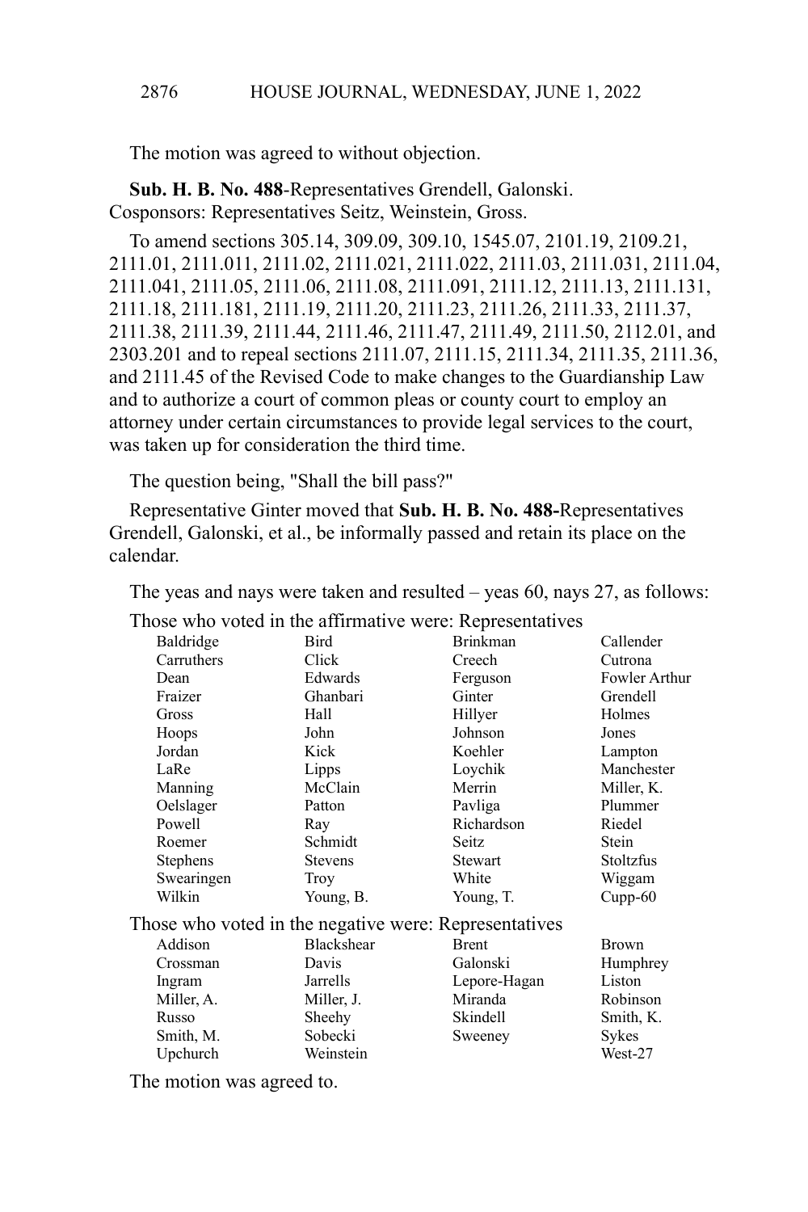The motion was agreed to without objection.

**Sub. H. B. No. 488**-Representatives Grendell, Galonski.
Cosponsors: Representatives Seitz, Weinstein, Gross.

To amend sections 305.14, 309.09, 309.10, 1545.07, 2101.19, 2109.21, 2111.01, 2111.011, 2111.02, 2111.021, 2111.022, 2111.03, 2111.031, 2111.04, 2111.041, 2111.05, 2111.06, 2111.08, 2111.091, 2111.12, 2111.13, 2111.131, 2111.18, 2111.181, 2111.19, 2111.20, 2111.23, 2111.26, 2111.33, 2111.37, 2111.38, 2111.39, 2111.44, 2111.46, 2111.47, 2111.49, 2111.50, 2112.01, and 2303.201 and to repeal sections 2111.07, 2111.15, 2111.34, 2111.35, 2111.36, and 2111.45 of the Revised Code to make changes to the Guardianship Law and to authorize a court of common pleas or county court to employ an attorney under certain circumstances to provide legal services to the court, was taken up for consideration the third time.

The question being, "Shall the bill pass?"

Representative Ginter moved that **Sub. H. B. No. 488-**Representatives Grendell, Galonski, et al., be informally passed and retain its place on the calendar.

The yeas and nays were taken and resulted – yeas 60, nays 27, as follows:

Those who voted in the affirmative were: Representatives

| | | | |
|---|---|---|---|
| Baldridge | Bird | Brinkman | Callender |
| Carruthers | Click | Creech | Cutrona |
| Dean | Edwards | Ferguson | Fowler Arthur |
| Fraizer | Ghanbari | Ginter | Grendell |
| Gross | Hall | Hillyer | Holmes |
| Hoops | John | Johnson | Jones |
| Jordan | Kick | Koehler | Lampton |
| LaRe | Lipps | Loychik | Manchester |
| Manning | McClain | Merrin | Miller, K. |
| Oelslager | Patton | Pavliga | Plummer |
| Powell | Ray | Richardson | Riedel |
| Roemer | Schmidt | Seitz | Stein |
| Stephens | Stevens | Stewart | Stoltzfus |
| Swearingen | Troy | White | Wiggam |
| Wilkin | Young, B. | Young, T. | Cupp-60 |

Those who voted in the negative were: Representatives

| | | | |
|---|---|---|---|
| Addison | Blackshear | Brent | Brown |
| Crossman | Davis | Galonski | Humphrey |
| Ingram | Jarrells | Lepore-Hagan | Liston |
| Miller, A. | Miller, J. | Miranda | Robinson |
| Russo | Sheehy | Skindell | Smith, K. |
| Smith, M. | Sobecki | Sweeney | Sykes |
| Upchurch | Weinstein | | West-27 |

The motion was agreed to.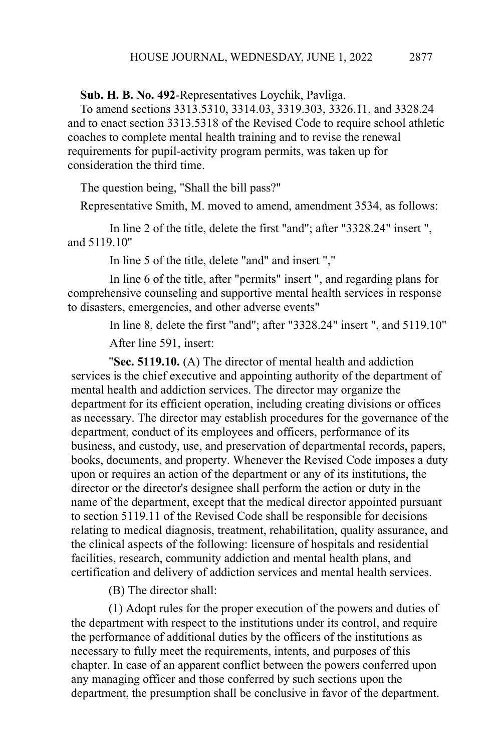**Sub. H. B. No. 492**-Representatives Loychik, Pavliga.

To amend sections 3313.5310, 3314.03, 3319.303, 3326.11, and 3328.24 and to enact section 3313.5318 of the Revised Code to require school athletic coaches to complete mental health training and to revise the renewal requirements for pupil-activity program permits, was taken up for consideration the third time.

The question being, "Shall the bill pass?"

Representative Smith, M. moved to amend, amendment 3534, as follows:

In line 2 of the title, delete the first "and"; after "3328.24" insert ", and 5119.10"

In line 5 of the title, delete "and" and insert ","

In line 6 of the title, after "permits" insert ", and regarding plans for comprehensive counseling and supportive mental health services in response to disasters, emergencies, and other adverse events"

In line 8, delete the first "and"; after "3328.24" insert ", and 5119.10"

After line 591, insert:

"**Sec. 5119.10.** (A) The director of mental health and addiction services is the chief executive and appointing authority of the department of mental health and addiction services. The director may organize the department for its efficient operation, including creating divisions or offices as necessary. The director may establish procedures for the governance of the department, conduct of its employees and officers, performance of its business, and custody, use, and preservation of departmental records, papers, books, documents, and property. Whenever the Revised Code imposes a duty upon or requires an action of the department or any of its institutions, the director or the director's designee shall perform the action or duty in the name of the department, except that the medical director appointed pursuant to section 5119.11 of the Revised Code shall be responsible for decisions relating to medical diagnosis, treatment, rehabilitation, quality assurance, and the clinical aspects of the following: licensure of hospitals and residential facilities, research, community addiction and mental health plans, and certification and delivery of addiction services and mental health services.

(B) The director shall:

(1) Adopt rules for the proper execution of the powers and duties of the department with respect to the institutions under its control, and require the performance of additional duties by the officers of the institutions as necessary to fully meet the requirements, intents, and purposes of this chapter. In case of an apparent conflict between the powers conferred upon any managing officer and those conferred by such sections upon the department, the presumption shall be conclusive in favor of the department.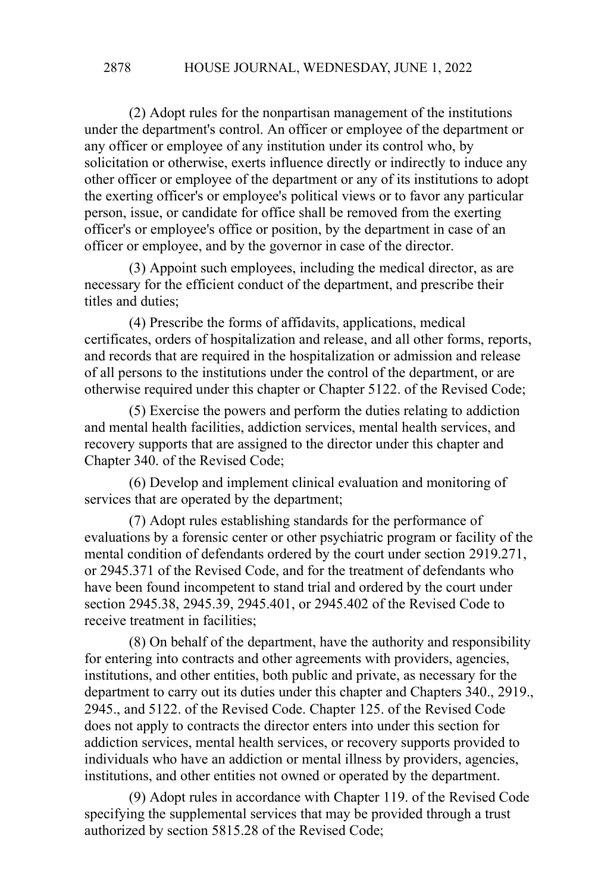(2) Adopt rules for the nonpartisan management of the institutions under the department's control. An officer or employee of the department or any officer or employee of any institution under its control who, by solicitation or otherwise, exerts influence directly or indirectly to induce any other officer or employee of the department or any of its institutions to adopt the exerting officer's or employee's political views or to favor any particular person, issue, or candidate for office shall be removed from the exerting officer's or employee's office or position, by the department in case of an officer or employee, and by the governor in case of the director.

(3) Appoint such employees, including the medical director, as are necessary for the efficient conduct of the department, and prescribe their titles and duties;

(4) Prescribe the forms of affidavits, applications, medical certificates, orders of hospitalization and release, and all other forms, reports, and records that are required in the hospitalization or admission and release of all persons to the institutions under the control of the department, or are otherwise required under this chapter or Chapter 5122. of the Revised Code;

(5) Exercise the powers and perform the duties relating to addiction and mental health facilities, addiction services, mental health services, and recovery supports that are assigned to the director under this chapter and Chapter 340. of the Revised Code;

(6) Develop and implement clinical evaluation and monitoring of services that are operated by the department;

(7) Adopt rules establishing standards for the performance of evaluations by a forensic center or other psychiatric program or facility of the mental condition of defendants ordered by the court under section 2919.271, or 2945.371 of the Revised Code, and for the treatment of defendants who have been found incompetent to stand trial and ordered by the court under section 2945.38, 2945.39, 2945.401, or 2945.402 of the Revised Code to receive treatment in facilities;

(8) On behalf of the department, have the authority and responsibility for entering into contracts and other agreements with providers, agencies, institutions, and other entities, both public and private, as necessary for the department to carry out its duties under this chapter and Chapters 340., 2919., 2945., and 5122. of the Revised Code. Chapter 125. of the Revised Code does not apply to contracts the director enters into under this section for addiction services, mental health services, or recovery supports provided to individuals who have an addiction or mental illness by providers, agencies, institutions, and other entities not owned or operated by the department.

(9) Adopt rules in accordance with Chapter 119. of the Revised Code specifying the supplemental services that may be provided through a trust authorized by section 5815.28 of the Revised Code;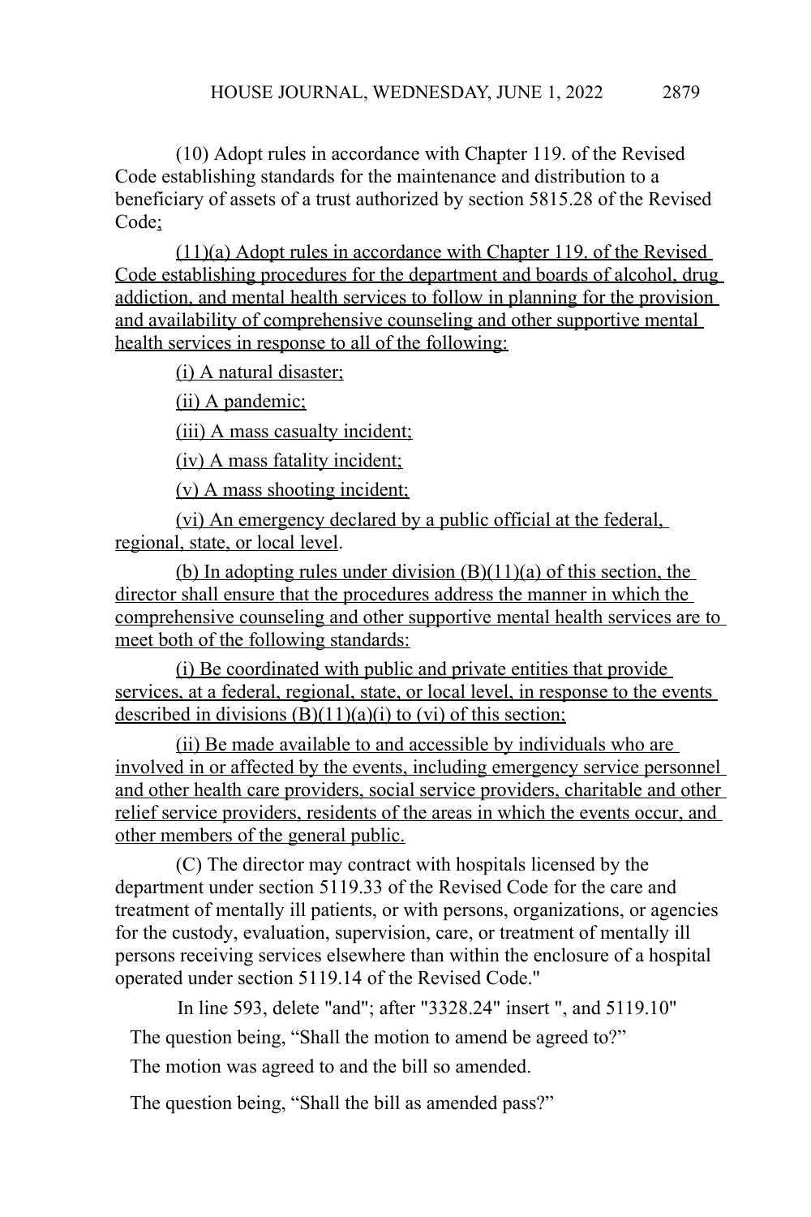(10) Adopt rules in accordance with Chapter 119. of the Revised Code establishing standards for the maintenance and distribution to a beneficiary of assets of a trust authorized by section 5815.28 of the Revised Code;

(11)(a) Adopt rules in accordance with Chapter 119. of the Revised Code establishing procedures for the department and boards of alcohol, drug addiction, and mental health services to follow in planning for the provision and availability of comprehensive counseling and other supportive mental health services in response to all of the following:

(i) A natural disaster;

(ii) A pandemic;

(iii) A mass casualty incident;

(iv) A mass fatality incident;

(v) A mass shooting incident;

(vi) An emergency declared by a public official at the federal, regional, state, or local level.

(b) In adopting rules under division (B)(11)(a) of this section, the director shall ensure that the procedures address the manner in which the comprehensive counseling and other supportive mental health services are to meet both of the following standards:

(i) Be coordinated with public and private entities that provide services, at a federal, regional, state, or local level, in response to the events described in divisions (B)(11)(a)(i) to (vi) of this section;

(ii) Be made available to and accessible by individuals who are involved in or affected by the events, including emergency service personnel and other health care providers, social service providers, charitable and other relief service providers, residents of the areas in which the events occur, and other members of the general public.

(C) The director may contract with hospitals licensed by the department under section 5119.33 of the Revised Code for the care and treatment of mentally ill patients, or with persons, organizations, or agencies for the custody, evaluation, supervision, care, or treatment of mentally ill persons receiving services elsewhere than within the enclosure of a hospital operated under section 5119.14 of the Revised Code."

In line 593, delete "and"; after "3328.24" insert ", and 5119.10"

The question being, "Shall the motion to amend be agreed to?"

The motion was agreed to and the bill so amended.

The question being, "Shall the bill as amended pass?"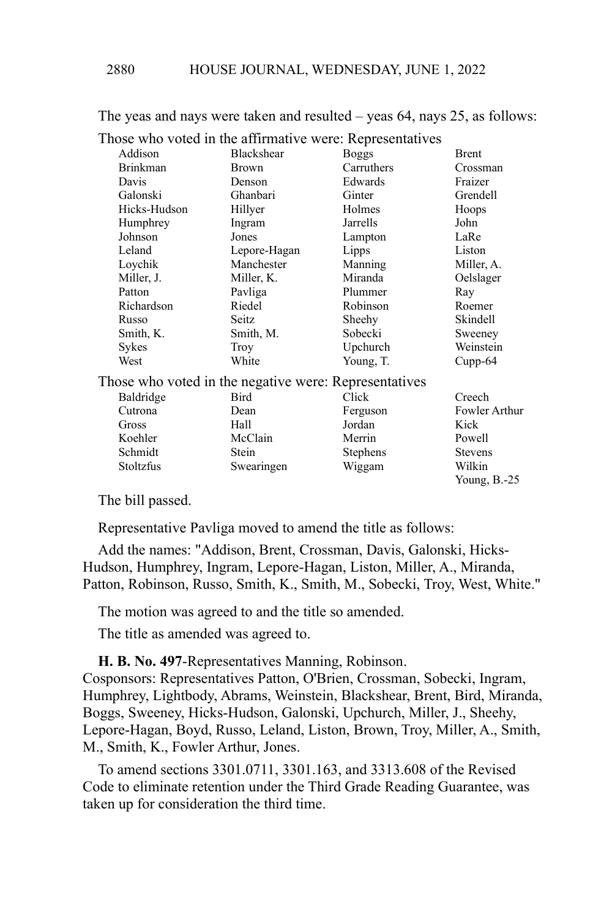The yeas and nays were taken and resulted – yeas 64, nays 25, as follows:

Those who voted in the affirmative were: Representatives

| | | | |
|---|---|---|---|
| Addison | Blackshear | Boggs | Brent |
| Brinkman | Brown | Carruthers | Crossman |
| Davis | Denson | Edwards | Fraizer |
| Galonski | Ghanbari | Ginter | Grendell |
| Hicks-Hudson | Hillyer | Holmes | Hoops |
| Humphrey | Ingram | Jarrells | John |
| Johnson | Jones | Lampton | LaRe |
| Leland | Lepore-Hagan | Lipps | Liston |
| Loychik | Manchester | Manning | Miller, A. |
| Miller, J. | Miller, K. | Miranda | Oelslager |
| Patton | Pavliga | Plummer | Ray |
| Richardson | Riedel | Robinson | Roemer |
| Russo | Seitz | Sheehy | Skindell |
| Smith, K. | Smith, M. | Sobecki | Sweeney |
| Sykes | Troy | Upchurch | Weinstein |
| West | White | Young, T. | Cupp-64 |

Those who voted in the negative were: Representatives

| | | | |
|---|---|---|---|
| Baldridge | Bird | Click | Creech |
| Cutrona | Dean | Ferguson | Fowler Arthur |
| Gross | Hall | Jordan | Kick |
| Koehler | McClain | Merrin | Powell |
| Schmidt | Stein | Stephens | Stevens |
| Stoltzfus | Swearingen | Wiggam | Wilkin |
| | | | Young, B.-25 |

The bill passed.

Representative Pavliga moved to amend the title as follows:

Add the names: "Addison, Brent, Crossman, Davis, Galonski, Hicks-Hudson, Humphrey, Ingram, Lepore-Hagan, Liston, Miller, A., Miranda, Patton, Robinson, Russo, Smith, K., Smith, M., Sobecki, Troy, West, White."

The motion was agreed to and the title so amended.

The title as amended was agreed to.

**H. B. No. 497**-Representatives Manning, Robinson.
Cosponsors: Representatives Patton, O'Brien, Crossman, Sobecki, Ingram, Humphrey, Lightbody, Abrams, Weinstein, Blackshear, Brent, Bird, Miranda, Boggs, Sweeney, Hicks-Hudson, Galonski, Upchurch, Miller, J., Sheehy, Lepore-Hagan, Boyd, Russo, Leland, Liston, Brown, Troy, Miller, A., Smith, M., Smith, K., Fowler Arthur, Jones.

To amend sections 3301.0711, 3301.163, and 3313.608 of the Revised Code to eliminate retention under the Third Grade Reading Guarantee, was taken up for consideration the third time.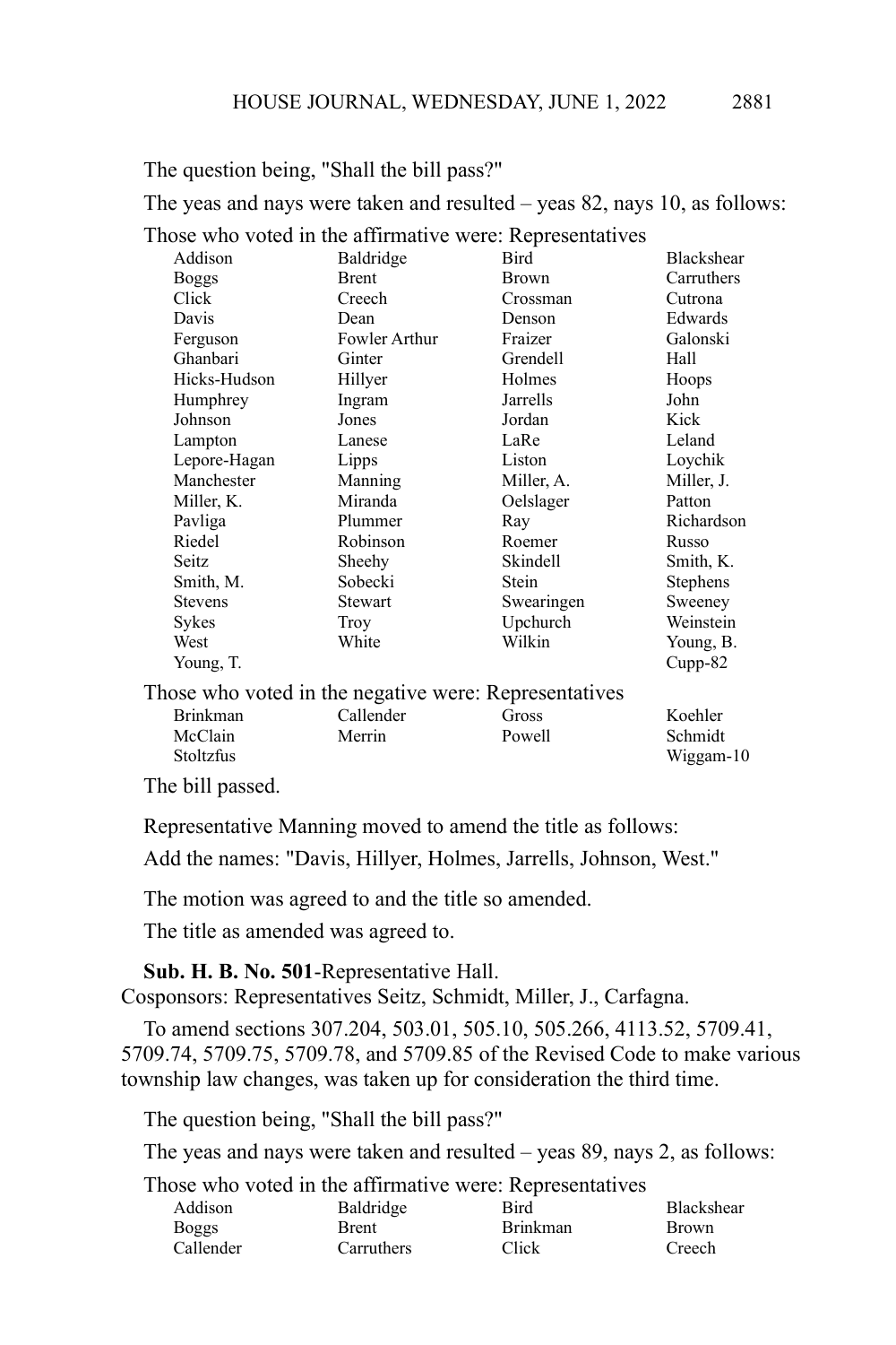The question being, "Shall the bill pass?"

The yeas and nays were taken and resulted – yeas 82, nays 10, as follows:

Those who voted in the affirmative were: Representatives

| | | | |
|---|---|---|---|
| Addison | Baldridge | Bird | Blackshear |
| Boggs | Brent | Brown | Carruthers |
| Click | Creech | Crossman | Cutrona |
| Davis | Dean | Denson | Edwards |
| Ferguson | Fowler Arthur | Fraizer | Galonski |
| Ghanbari | Ginter | Grendell | Hall |
| Hicks-Hudson | Hillyer | Holmes | Hoops |
| Humphrey | Ingram | Jarrells | John |
| Johnson | Jones | Jordan | Kick |
| Lampton | Lanese | LaRe | Leland |
| Lepore-Hagan | Lipps | Liston | Loychik |
| Manchester | Manning | Miller, A. | Miller, J. |
| Miller, K. | Miranda | Oelslager | Patton |
| Pavliga | Plummer | Ray | Richardson |
| Riedel | Robinson | Roemer | Russo |
| Seitz | Sheehy | Skindell | Smith, K. |
| Smith, M. | Sobecki | Stein | Stephens |
| Stevens | Stewart | Swearingen | Sweeney |
| Sykes | Troy | Upchurch | Weinstein |
| West | White | Wilkin | Young, B. |
| Young, T. | | | Cupp-82 |

Those who voted in the negative were: Representatives

| | | | |
|---|---|---|---|
| Brinkman | Callender | Gross | Koehler |
| McClain | Merrin | Powell | Schmidt |
| Stoltzfus | | | Wiggam-10 |

The bill passed.

Representative Manning moved to amend the title as follows:

Add the names: "Davis, Hillyer, Holmes, Jarrells, Johnson, West."

The motion was agreed to and the title so amended.

The title as amended was agreed to.

**Sub. H. B. No. 501**-Representative Hall.
Cosponsors: Representatives Seitz, Schmidt, Miller, J., Carfagna.

To amend sections 307.204, 503.01, 505.10, 505.266, 4113.52, 5709.41, 5709.74, 5709.75, 5709.78, and 5709.85 of the Revised Code to make various township law changes, was taken up for consideration the third time.

The question being, "Shall the bill pass?"

The yeas and nays were taken and resulted – yeas 89, nays 2, as follows:

Those who voted in the affirmative were: Representatives

| | | | |
|---|---|---|---|
| Addison | Baldridge | Bird | Blackshear |
| Boggs | Brent | Brinkman | Brown |
| Callender | Carruthers | Click | Creech |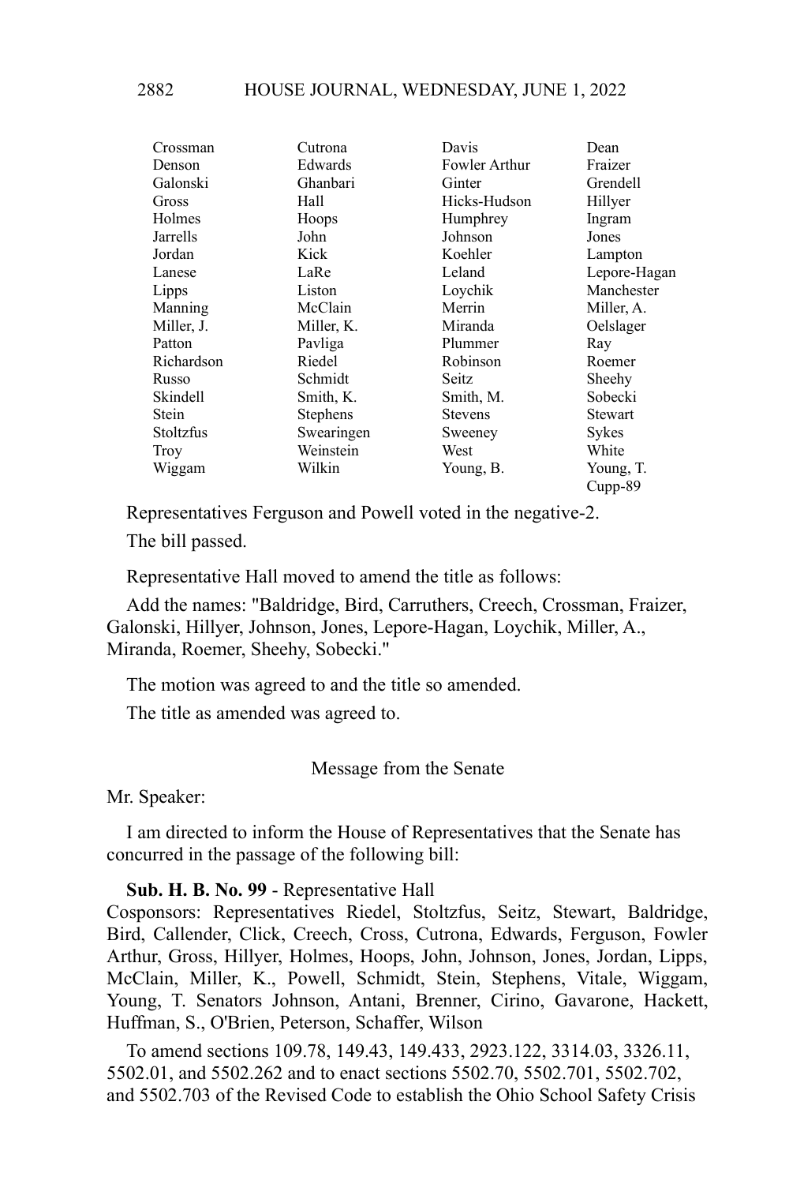| | | | |
|---|---|---|---|
| Crossman | Cutrona | Davis | Dean |
| Denson | Edwards | Fowler Arthur | Fraizer |
| Galonski | Ghanbari | Ginter | Grendell |
| Gross | Hall | Hicks-Hudson | Hillyer |
| Holmes | Hoops | Humphrey | Ingram |
| Jarrells | John | Johnson | Jones |
| Jordan | Kick | Koehler | Lampton |
| Lanese | LaRe | Leland | Lepore-Hagan |
| Lipps | Liston | Loychik | Manchester |
| Manning | McClain | Merrin | Miller, A. |
| Miller, J. | Miller, K. | Miranda | Oelslager |
| Patton | Pavliga | Plummer | Ray |
| Richardson | Riedel | Robinson | Roemer |
| Russo | Schmidt | Seitz | Sheehy |
| Skindell | Smith, K. | Smith, M. | Sobecki |
| Stein | Stephens | Stevens | Stewart |
| Stoltzfus | Swearingen | Sweeney | Sykes |
| Troy | Weinstein | West | White |
| Wiggam | Wilkin | Young, B. | Young, T. |
| | | | Cupp-89 |

Representatives Ferguson and Powell voted in the negative-2.

The bill passed.

Representative Hall moved to amend the title as follows:

Add the names: "Baldridge, Bird, Carruthers, Creech, Crossman, Fraizer, Galonski, Hillyer, Johnson, Jones, Lepore-Hagan, Loychik, Miller, A., Miranda, Roemer, Sheehy, Sobecki."

The motion was agreed to and the title so amended.

The title as amended was agreed to.

Message from the Senate

Mr. Speaker:

I am directed to inform the House of Representatives that the Senate has concurred in the passage of the following bill:

**Sub. H. B. No. 99** - Representative Hall
Cosponsors: Representatives Riedel, Stoltzfus, Seitz, Stewart, Baldridge, Bird, Callender, Click, Creech, Cross, Cutrona, Edwards, Ferguson, Fowler Arthur, Gross, Hillyer, Holmes, Hoops, John, Johnson, Jones, Jordan, Lipps, McClain, Miller, K., Powell, Schmidt, Stein, Stephens, Vitale, Wiggam, Young, T. Senators Johnson, Antani, Brenner, Cirino, Gavarone, Hackett, Huffman, S., O'Brien, Peterson, Schaffer, Wilson

To amend sections 109.78, 149.43, 149.433, 2923.122, 3314.03, 3326.11, 5502.01, and 5502.262 and to enact sections 5502.70, 5502.701, 5502.702, and 5502.703 of the Revised Code to establish the Ohio School Safety Crisis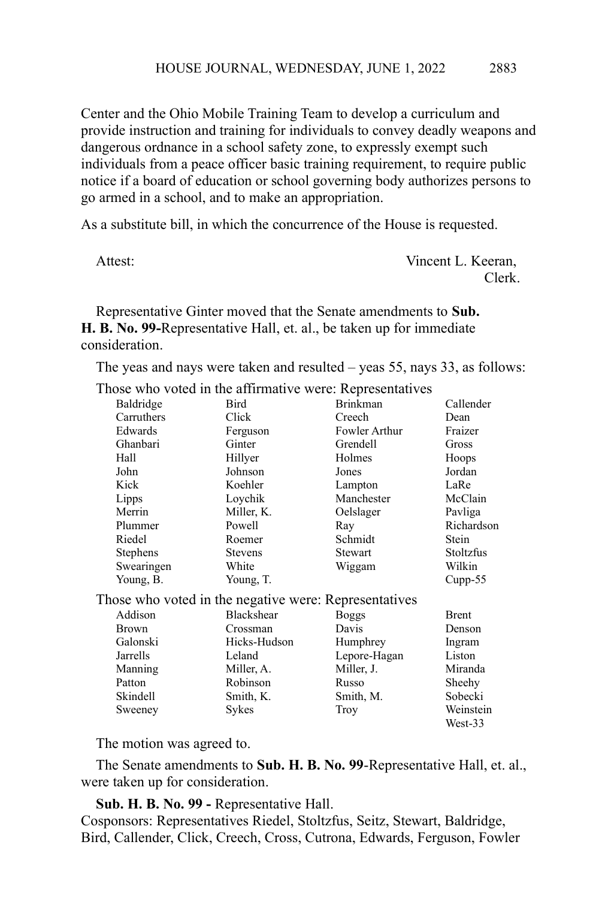Center and the Ohio Mobile Training Team to develop a curriculum and provide instruction and training for individuals to convey deadly weapons and dangerous ordnance in a school safety zone, to expressly exempt such individuals from a peace officer basic training requirement, to require public notice if a board of education or school governing body authorizes persons to go armed in a school, and to make an appropriation.

As a substitute bill, in which the concurrence of the House is requested.

Attest: Vincent L. Keeran,
Clerk.

Representative Ginter moved that the Senate amendments to **Sub. H. B. No. 99**-Representative Hall, et. al., be taken up for immediate consideration.

The yeas and nays were taken and resulted – yeas 55, nays 33, as follows:

Those who voted in the affirmative were: Representatives

| | | | |
|---|---|---|---|
| Baldridge | Bird | Brinkman | Callender |
| Carruthers | Click | Creech | Dean |
| Edwards | Ferguson | Fowler Arthur | Fraizer |
| Ghanbari | Ginter | Grendell | Gross |
| Hall | Hillyer | Holmes | Hoops |
| John | Johnson | Jones | Jordan |
| Kick | Koehler | Lampton | LaRe |
| Lipps | Loychik | Manchester | McClain |
| Merrin | Miller, K. | Oelslager | Pavliga |
| Plummer | Powell | Ray | Richardson |
| Riedel | Roemer | Schmidt | Stein |
| Stephens | Stevens | Stewart | Stoltzfus |
| Swearingen | White | Wiggam | Wilkin |
| Young, B. | Young, T. | | Cupp-55 |

Those who voted in the negative were: Representatives

| | | | |
|---|---|---|---|
| Addison | Blackshear | Boggs | Brent |
| Brown | Crossman | Davis | Denson |
| Galonski | Hicks-Hudson | Humphrey | Ingram |
| Jarrells | Leland | Lepore-Hagan | Liston |
| Manning | Miller, A. | Miller, J. | Miranda |
| Patton | Robinson | Russo | Sheehy |
| Skindell | Smith, K. | Smith, M. | Sobecki |
| Sweeney | Sykes | Troy | Weinstein |
| | | | West-33 |

The motion was agreed to.

The Senate amendments to **Sub. H. B. No. 99**-Representative Hall, et. al., were taken up for consideration.

**Sub. H. B. No. 99 -** Representative Hall.
Cosponsors: Representatives Riedel, Stoltzfus, Seitz, Stewart, Baldridge, Bird, Callender, Click, Creech, Cross, Cutrona, Edwards, Ferguson, Fowler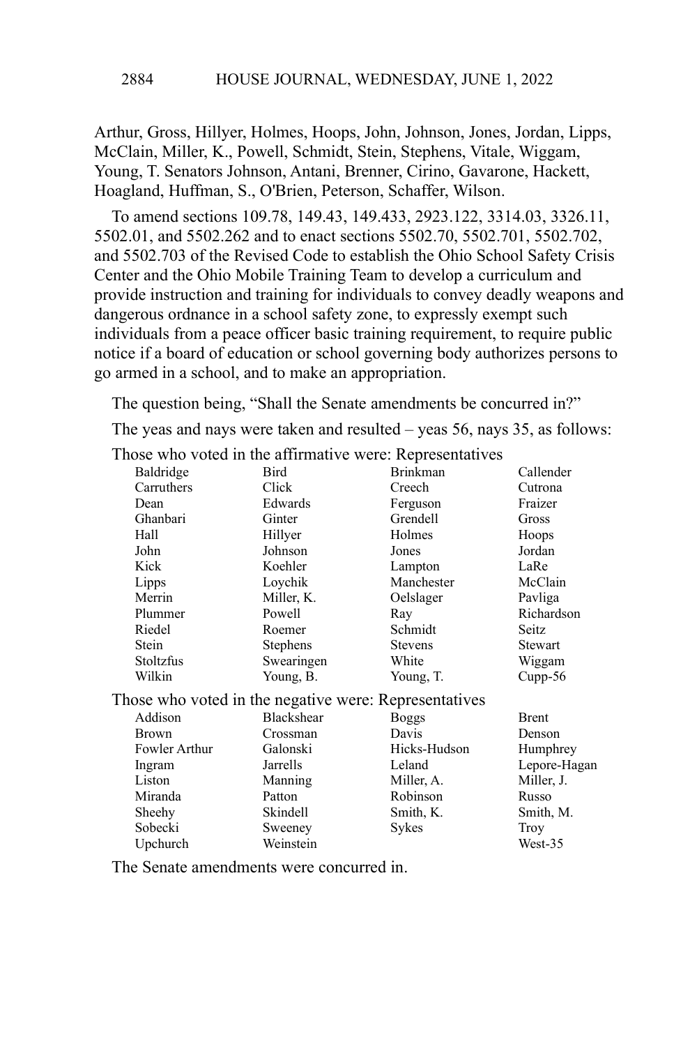Arthur, Gross, Hillyer, Holmes, Hoops, John, Johnson, Jones, Jordan, Lipps, McClain, Miller, K., Powell, Schmidt, Stein, Stephens, Vitale, Wiggam, Young, T. Senators Johnson, Antani, Brenner, Cirino, Gavarone, Hackett, Hoagland, Huffman, S., O'Brien, Peterson, Schaffer, Wilson.

To amend sections 109.78, 149.43, 149.433, 2923.122, 3314.03, 3326.11, 5502.01, and 5502.262 and to enact sections 5502.70, 5502.701, 5502.702, and 5502.703 of the Revised Code to establish the Ohio School Safety Crisis Center and the Ohio Mobile Training Team to develop a curriculum and provide instruction and training for individuals to convey deadly weapons and dangerous ordnance in a school safety zone, to expressly exempt such individuals from a peace officer basic training requirement, to require public notice if a board of education or school governing body authorizes persons to go armed in a school, and to make an appropriation.

The question being, "Shall the Senate amendments be concurred in?"

The yeas and nays were taken and resulted – yeas 56, nays 35, as follows:

Those who voted in the affirmative were: Representatives

| | | | |
|---|---|---|---|
| Baldridge | Bird | Brinkman | Callender |
| Carruthers | Click | Creech | Cutrona |
| Dean | Edwards | Ferguson | Fraizer |
| Ghanbari | Ginter | Grendell | Gross |
| Hall | Hillyer | Holmes | Hoops |
| John | Johnson | Jones | Jordan |
| Kick | Koehler | Lampton | LaRe |
| Lipps | Loychik | Manchester | McClain |
| Merrin | Miller, K. | Oelslager | Pavliga |
| Plummer | Powell | Ray | Richardson |
| Riedel | Roemer | Schmidt | Seitz |
| Stein | Stephens | Stevens | Stewart |
| Stoltzfus | Swearingen | White | Wiggam |
| Wilkin | Young, B. | Young, T. | Cupp-56 |

Those who voted in the negative were: Representatives

| | | | |
|---|---|---|---|
| Addison | Blackshear | Boggs | Brent |
| Brown | Crossman | Davis | Denson |
| Fowler Arthur | Galonski | Hicks-Hudson | Humphrey |
| Ingram | Jarrells | Leland | Lepore-Hagan |
| Liston | Manning | Miller, A. | Miller, J. |
| Miranda | Patton | Robinson | Russo |
| Sheehy | Skindell | Smith, K. | Smith, M. |
| Sobecki | Sweeney | Sykes | Troy |
| Upchurch | Weinstein | | West-35 |

The Senate amendments were concurred in.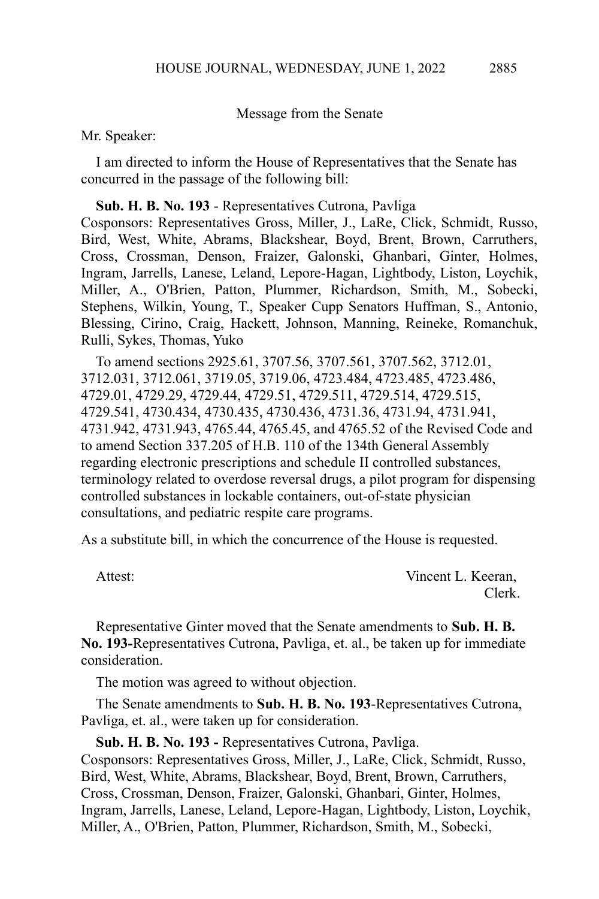Message from the Senate

Mr. Speaker:

I am directed to inform the House of Representatives that the Senate has concurred in the passage of the following bill:

**Sub. H. B. No. 193** - Representatives Cutrona, Pavliga
Cosponsors: Representatives Gross, Miller, J., LaRe, Click, Schmidt, Russo, Bird, West, White, Abrams, Blackshear, Boyd, Brent, Brown, Carruthers, Cross, Crossman, Denson, Fraizer, Galonski, Ghanbari, Ginter, Holmes, Ingram, Jarrells, Lanese, Leland, Lepore-Hagan, Lightbody, Liston, Loychik, Miller, A., O'Brien, Patton, Plummer, Richardson, Smith, M., Sobecki, Stephens, Wilkin, Young, T., Speaker Cupp Senators Huffman, S., Antonio, Blessing, Cirino, Craig, Hackett, Johnson, Manning, Reineke, Romanchuk, Rulli, Sykes, Thomas, Yuko

To amend sections 2925.61, 3707.56, 3707.561, 3707.562, 3712.01, 3712.031, 3712.061, 3719.05, 3719.06, 4723.484, 4723.485, 4723.486, 4729.01, 4729.29, 4729.44, 4729.51, 4729.511, 4729.514, 4729.515, 4729.541, 4730.434, 4730.435, 4730.436, 4731.36, 4731.94, 4731.941, 4731.942, 4731.943, 4765.44, 4765.45, and 4765.52 of the Revised Code and to amend Section 337.205 of H.B. 110 of the 134th General Assembly regarding electronic prescriptions and schedule II controlled substances, terminology related to overdose reversal drugs, a pilot program for dispensing controlled substances in lockable containers, out-of-state physician consultations, and pediatric respite care programs.

As a substitute bill, in which the concurrence of the House is requested.

Attest: Vincent L. Keeran,
Clerk.

Representative Ginter moved that the Senate amendments to **Sub. H. B. No. 193-**Representatives Cutrona, Pavliga, et. al., be taken up for immediate consideration.

The motion was agreed to without objection.

The Senate amendments to **Sub. H. B. No. 193**-Representatives Cutrona, Pavliga, et. al., were taken up for consideration.

**Sub. H. B. No. 193 -** Representatives Cutrona, Pavliga.
Cosponsors: Representatives Gross, Miller, J., LaRe, Click, Schmidt, Russo, Bird, West, White, Abrams, Blackshear, Boyd, Brent, Brown, Carruthers, Cross, Crossman, Denson, Fraizer, Galonski, Ghanbari, Ginter, Holmes, Ingram, Jarrells, Lanese, Leland, Lepore-Hagan, Lightbody, Liston, Loychik, Miller, A., O'Brien, Patton, Plummer, Richardson, Smith, M., Sobecki,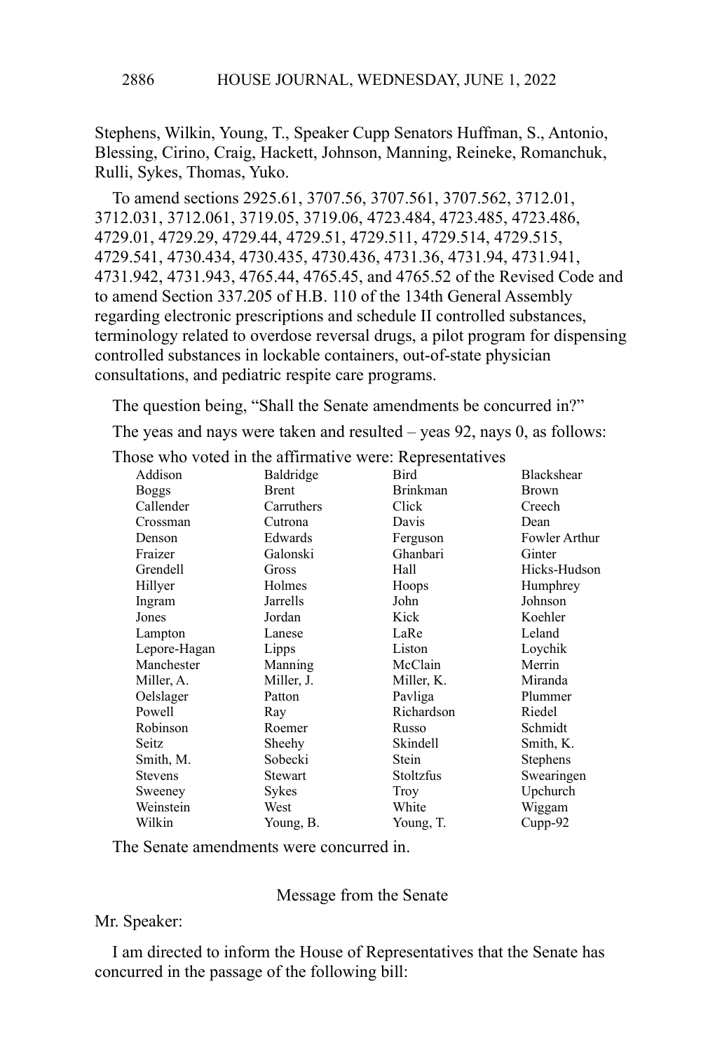Stephens, Wilkin, Young, T., Speaker Cupp Senators Huffman, S., Antonio, Blessing, Cirino, Craig, Hackett, Johnson, Manning, Reineke, Romanchuk, Rulli, Sykes, Thomas, Yuko.

To amend sections 2925.61, 3707.56, 3707.561, 3707.562, 3712.01, 3712.031, 3712.061, 3719.05, 3719.06, 4723.484, 4723.485, 4723.486, 4729.01, 4729.29, 4729.44, 4729.51, 4729.511, 4729.514, 4729.515, 4729.541, 4730.434, 4730.435, 4730.436, 4731.36, 4731.94, 4731.941, 4731.942, 4731.943, 4765.44, 4765.45, and 4765.52 of the Revised Code and to amend Section 337.205 of H.B. 110 of the 134th General Assembly regarding electronic prescriptions and schedule II controlled substances, terminology related to overdose reversal drugs, a pilot program for dispensing controlled substances in lockable containers, out-of-state physician consultations, and pediatric respite care programs.

The question being, "Shall the Senate amendments be concurred in?"

The yeas and nays were taken and resulted – yeas 92, nays 0, as follows:

Those who voted in the affirmative were: Representatives

| | | | |
|---|---|---|---|
| Addison | Baldridge | Bird | Blackshear |
| Boggs | Brent | Brinkman | Brown |
| Callender | Carruthers | Click | Creech |
| Crossman | Cutrona | Davis | Dean |
| Denson | Edwards | Ferguson | Fowler Arthur |
| Fraizer | Galonski | Ghanbari | Ginter |
| Grendell | Gross | Hall | Hicks-Hudson |
| Hillyer | Holmes | Hoops | Humphrey |
| Ingram | Jarrells | John | Johnson |
| Jones | Jordan | Kick | Koehler |
| Lampton | Lanese | LaRe | Leland |
| Lepore-Hagan | Lipps | Liston | Loychik |
| Manchester | Manning | McClain | Merrin |
| Miller, A. | Miller, J. | Miller, K. | Miranda |
| Oelslager | Patton | Pavliga | Plummer |
| Powell | Ray | Richardson | Riedel |
| Robinson | Roemer | Russo | Schmidt |
| Seitz | Sheehy | Skindell | Smith, K. |
| Smith, M. | Sobecki | Stein | Stephens |
| Stevens | Stewart | Stoltzfus | Swearingen |
| Sweeney | Sykes | Troy | Upchurch |
| Weinstein | West | White | Wiggam |
| Wilkin | Young, B. | Young, T. | Cupp-92 |

The Senate amendments were concurred in.

Message from the Senate

Mr. Speaker:

I am directed to inform the House of Representatives that the Senate has concurred in the passage of the following bill: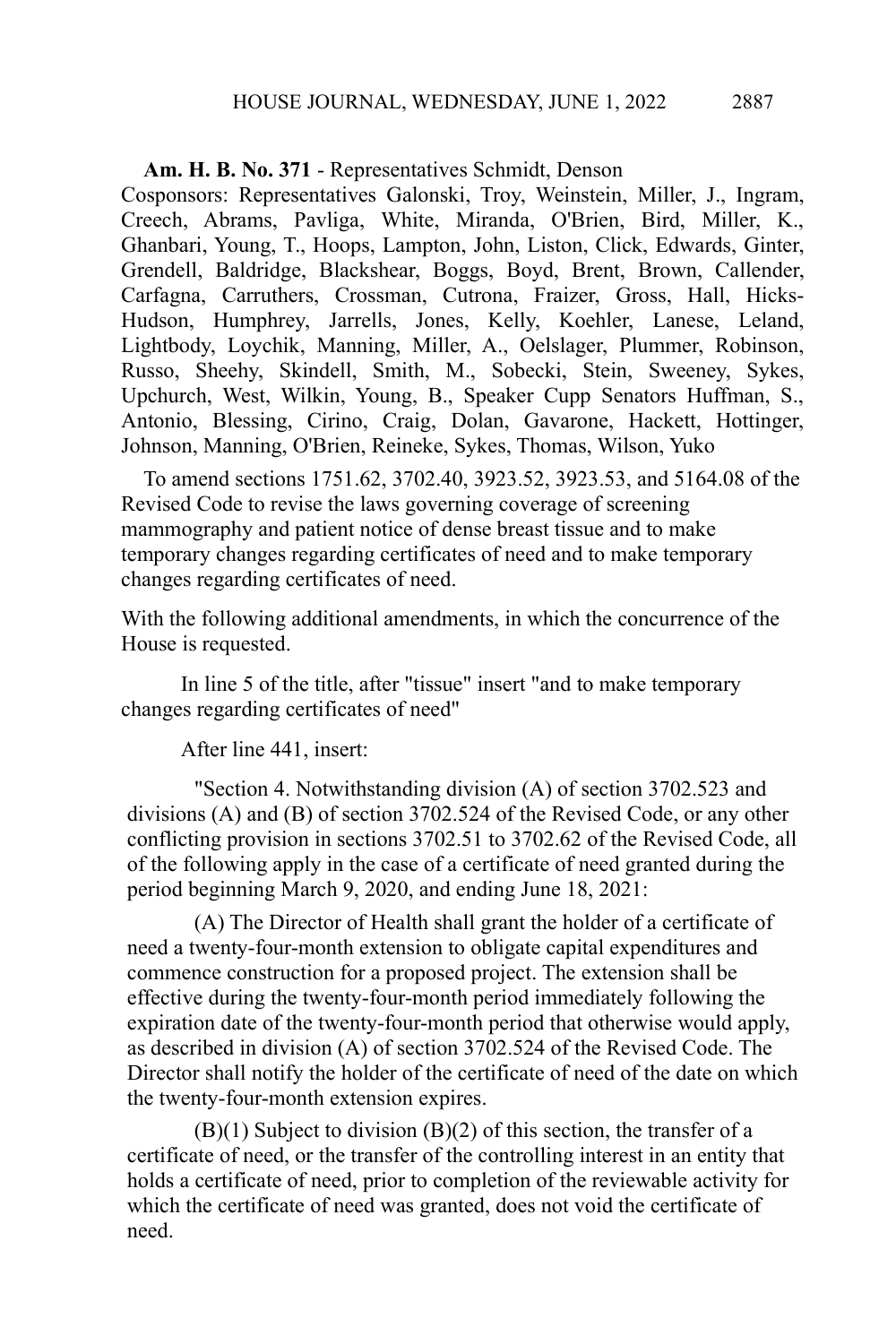**Am. H. B. No. 371** - Representatives Schmidt, Denson

Cosponsors: Representatives Galonski, Troy, Weinstein, Miller, J., Ingram, Creech, Abrams, Pavliga, White, Miranda, O'Brien, Bird, Miller, K., Ghanbari, Young, T., Hoops, Lampton, John, Liston, Click, Edwards, Ginter, Grendell, Baldridge, Blackshear, Boggs, Boyd, Brent, Brown, Callender, Carfagna, Carruthers, Crossman, Cutrona, Fraizer, Gross, Hall, Hicks-Hudson, Humphrey, Jarrells, Jones, Kelly, Koehler, Lanese, Leland, Lightbody, Loychik, Manning, Miller, A., Oelslager, Plummer, Robinson, Russo, Sheehy, Skindell, Smith, M., Sobecki, Stein, Sweeney, Sykes, Upchurch, West, Wilkin, Young, B., Speaker Cupp Senators Huffman, S., Antonio, Blessing, Cirino, Craig, Dolan, Gavarone, Hackett, Hottinger, Johnson, Manning, O'Brien, Reineke, Sykes, Thomas, Wilson, Yuko

To amend sections 1751.62, 3702.40, 3923.52, 3923.53, and 5164.08 of the Revised Code to revise the laws governing coverage of screening mammography and patient notice of dense breast tissue and to make temporary changes regarding certificates of need and to make temporary changes regarding certificates of need.

With the following additional amendments, in which the concurrence of the House is requested.

In line 5 of the title, after "tissue" insert "and to make temporary changes regarding certificates of need"

After line 441, insert:

"Section 4. Notwithstanding division (A) of section 3702.523 and divisions (A) and (B) of section 3702.524 of the Revised Code, or any other conflicting provision in sections 3702.51 to 3702.62 of the Revised Code, all of the following apply in the case of a certificate of need granted during the period beginning March 9, 2020, and ending June 18, 2021:

(A) The Director of Health shall grant the holder of a certificate of need a twenty-four-month extension to obligate capital expenditures and commence construction for a proposed project. The extension shall be effective during the twenty-four-month period immediately following the expiration date of the twenty-four-month period that otherwise would apply, as described in division (A) of section 3702.524 of the Revised Code. The Director shall notify the holder of the certificate of need of the date on which the twenty-four-month extension expires.

(B)(1) Subject to division (B)(2) of this section, the transfer of a certificate of need, or the transfer of the controlling interest in an entity that holds a certificate of need, prior to completion of the reviewable activity for which the certificate of need was granted, does not void the certificate of need.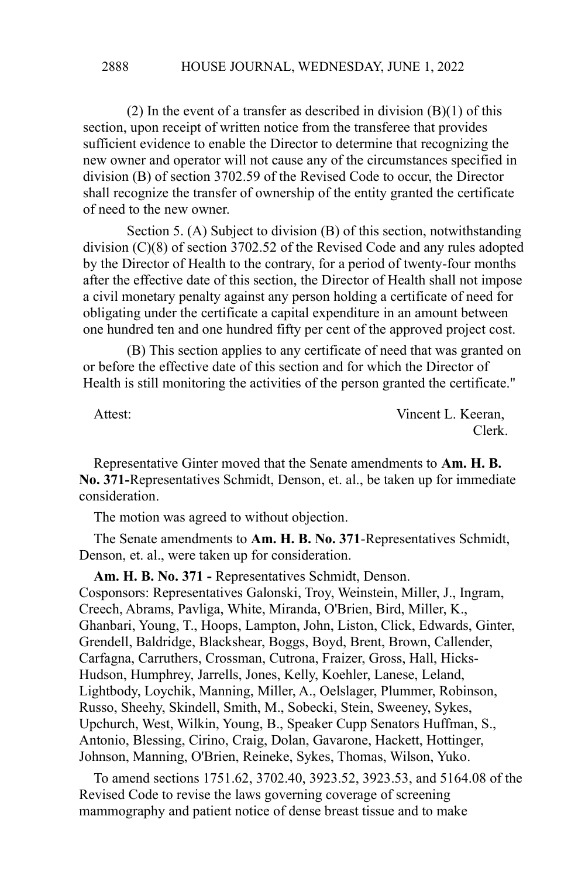(2) In the event of a transfer as described in division (B)(1) of this section, upon receipt of written notice from the transferee that provides sufficient evidence to enable the Director to determine that recognizing the new owner and operator will not cause any of the circumstances specified in division (B) of section 3702.59 of the Revised Code to occur, the Director shall recognize the transfer of ownership of the entity granted the certificate of need to the new owner.

Section 5. (A) Subject to division (B) of this section, notwithstanding division (C)(8) of section 3702.52 of the Revised Code and any rules adopted by the Director of Health to the contrary, for a period of twenty-four months after the effective date of this section, the Director of Health shall not impose a civil monetary penalty against any person holding a certificate of need for obligating under the certificate a capital expenditure in an amount between one hundred ten and one hundred fifty per cent of the approved project cost.

(B) This section applies to any certificate of need that was granted on or before the effective date of this section and for which the Director of Health is still monitoring the activities of the person granted the certificate."

Attest: Vincent L. Keeran,
Clerk.

Representative Ginter moved that the Senate amendments to **Am. H. B. No. 371-**Representatives Schmidt, Denson, et. al., be taken up for immediate consideration.

The motion was agreed to without objection.

The Senate amendments to **Am. H. B. No. 371**-Representatives Schmidt, Denson, et. al., were taken up for consideration.

**Am. H. B. No. 371 -** Representatives Schmidt, Denson.
Cosponsors: Representatives Galonski, Troy, Weinstein, Miller, J., Ingram, Creech, Abrams, Pavliga, White, Miranda, O'Brien, Bird, Miller, K., Ghanbari, Young, T., Hoops, Lampton, John, Liston, Click, Edwards, Ginter, Grendell, Baldridge, Blackshear, Boggs, Boyd, Brent, Brown, Callender, Carfagna, Carruthers, Crossman, Cutrona, Fraizer, Gross, Hall, Hicks-Hudson, Humphrey, Jarrells, Jones, Kelly, Koehler, Lanese, Leland, Lightbody, Loychik, Manning, Miller, A., Oelslager, Plummer, Robinson, Russo, Sheehy, Skindell, Smith, M., Sobecki, Stein, Sweeney, Sykes, Upchurch, West, Wilkin, Young, B., Speaker Cupp Senators Huffman, S., Antonio, Blessing, Cirino, Craig, Dolan, Gavarone, Hackett, Hottinger, Johnson, Manning, O'Brien, Reineke, Sykes, Thomas, Wilson, Yuko.

To amend sections 1751.62, 3702.40, 3923.52, 3923.53, and 5164.08 of the Revised Code to revise the laws governing coverage of screening mammography and patient notice of dense breast tissue and to make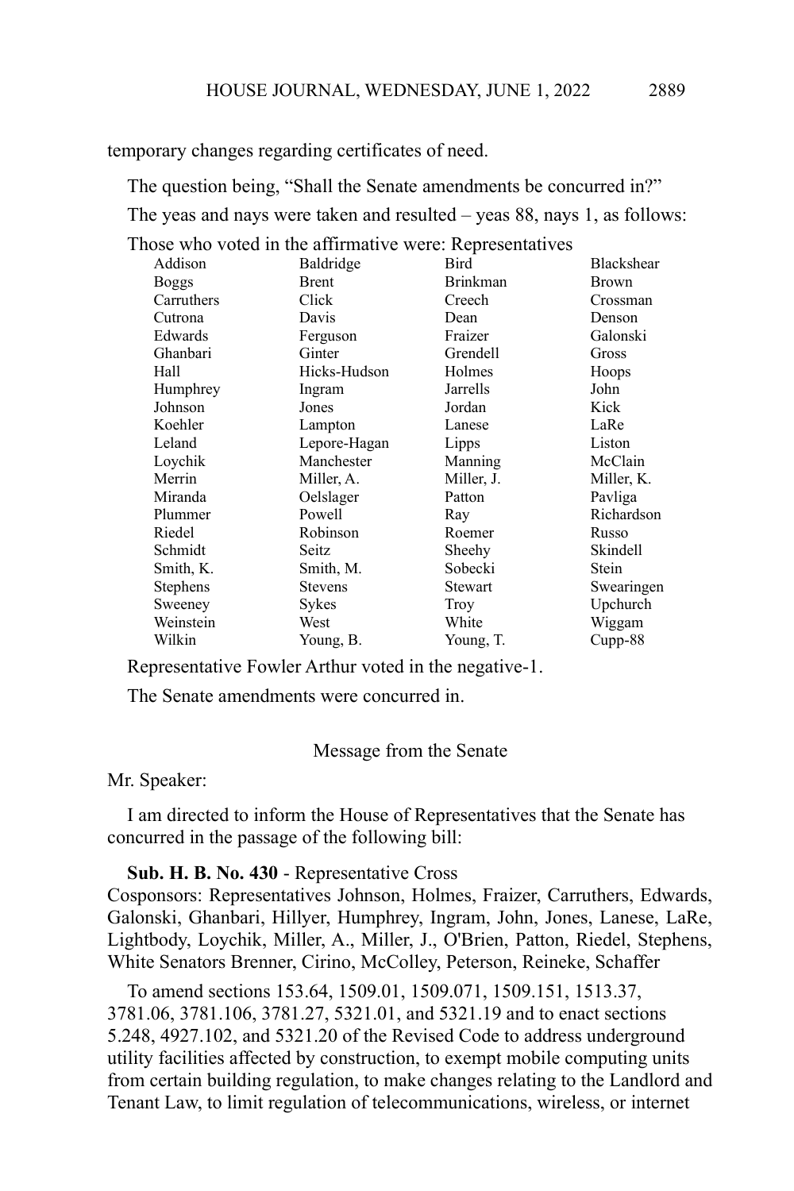temporary changes regarding certificates of need.

The question being, "Shall the Senate amendments be concurred in?"

The yeas and nays were taken and resulted – yeas 88, nays 1, as follows:

Those who voted in the affirmative were: Representatives

| | | | |
|---|---|---|---|
| Addison | Baldridge | Bird | Blackshear |
| Boggs | Brent | Brinkman | Brown |
| Carruthers | Click | Creech | Crossman |
| Cutrona | Davis | Dean | Denson |
| Edwards | Ferguson | Fraizer | Galonski |
| Ghanbari | Ginter | Grendell | Gross |
| Hall | Hicks-Hudson | Holmes | Hoops |
| Humphrey | Ingram | Jarrells | John |
| Johnson | Jones | Jordan | Kick |
| Koehler | Lampton | Lanese | LaRe |
| Leland | Lepore-Hagan | Lipps | Liston |
| Loychik | Manchester | Manning | McClain |
| Merrin | Miller, A. | Miller, J. | Miller, K. |
| Miranda | Oelslager | Patton | Pavliga |
| Plummer | Powell | Ray | Richardson |
| Riedel | Robinson | Roemer | Russo |
| Schmidt | Seitz | Sheehy | Skindell |
| Smith, K. | Smith, M. | Sobecki | Stein |
| Stephens | Stevens | Stewart | Swearingen |
| Sweeney | Sykes | Troy | Upchurch |
| Weinstein | West | White | Wiggam |
| Wilkin | Young, B. | Young, T. | Cupp-88 |

Representative Fowler Arthur voted in the negative-1.

The Senate amendments were concurred in.

Message from the Senate

Mr. Speaker:

I am directed to inform the House of Representatives that the Senate has concurred in the passage of the following bill:

**Sub. H. B. No. 430** - Representative Cross
Cosponsors: Representatives Johnson, Holmes, Fraizer, Carruthers, Edwards, Galonski, Ghanbari, Hillyer, Humphrey, Ingram, John, Jones, Lanese, LaRe, Lightbody, Loychik, Miller, A., Miller, J., O'Brien, Patton, Riedel, Stephens, White Senators Brenner, Cirino, McColley, Peterson, Reineke, Schaffer

To amend sections 153.64, 1509.01, 1509.071, 1509.151, 1513.37, 3781.06, 3781.106, 3781.27, 5321.01, and 5321.19 and to enact sections 5.248, 4927.102, and 5321.20 of the Revised Code to address underground utility facilities affected by construction, to exempt mobile computing units from certain building regulation, to make changes relating to the Landlord and Tenant Law, to limit regulation of telecommunications, wireless, or internet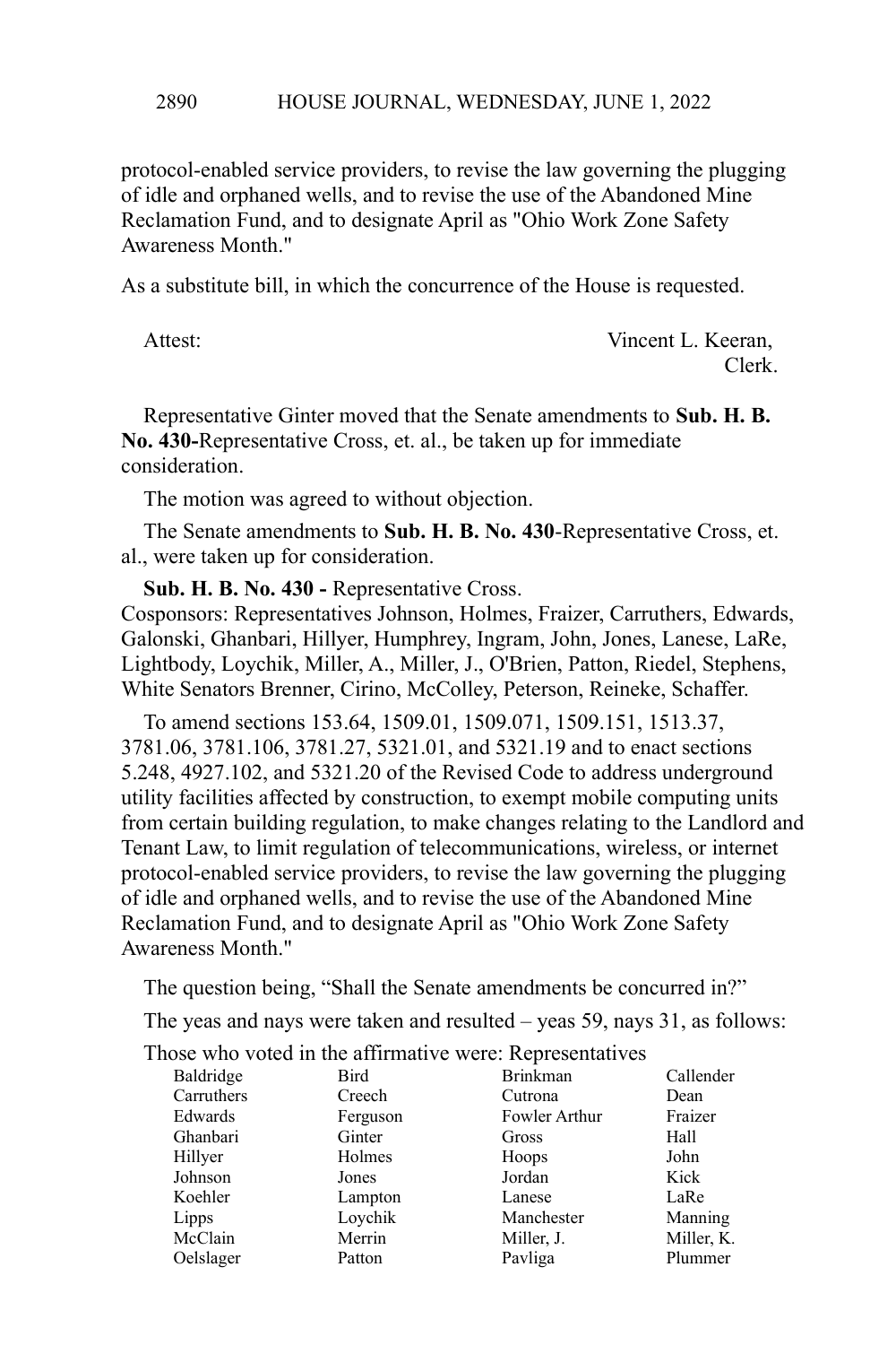protocol-enabled service providers, to revise the law governing the plugging of idle and orphaned wells, and to revise the use of the Abandoned Mine Reclamation Fund, and to designate April as "Ohio Work Zone Safety Awareness Month."

As a substitute bill, in which the concurrence of the House is requested.

Attest: Vincent L. Keeran, Clerk.

Representative Ginter moved that the Senate amendments to **Sub. H. B. No. 430-**Representative Cross, et. al., be taken up for immediate consideration.

The motion was agreed to without objection.

The Senate amendments to **Sub. H. B. No. 430**-Representative Cross, et. al., were taken up for consideration.

**Sub. H. B. No. 430 -** Representative Cross.
Cosponsors: Representatives Johnson, Holmes, Fraizer, Carruthers, Edwards, Galonski, Ghanbari, Hillyer, Humphrey, Ingram, John, Jones, Lanese, LaRe, Lightbody, Loychik, Miller, A., Miller, J., O'Brien, Patton, Riedel, Stephens, White Senators Brenner, Cirino, McColley, Peterson, Reineke, Schaffer.

To amend sections 153.64, 1509.01, 1509.071, 1509.151, 1513.37, 3781.06, 3781.106, 3781.27, 5321.01, and 5321.19 and to enact sections 5.248, 4927.102, and 5321.20 of the Revised Code to address underground utility facilities affected by construction, to exempt mobile computing units from certain building regulation, to make changes relating to the Landlord and Tenant Law, to limit regulation of telecommunications, wireless, or internet protocol-enabled service providers, to revise the law governing the plugging of idle and orphaned wells, and to revise the use of the Abandoned Mine Reclamation Fund, and to designate April as "Ohio Work Zone Safety Awareness Month."

The question being, "Shall the Senate amendments be concurred in?"

The yeas and nays were taken and resulted – yeas 59, nays 31, as follows:

Those who voted in the affirmative were: Representatives

| | | | |
|---|---|---|---|
| Baldridge | Bird | Brinkman | Callender |
| Carruthers | Creech | Cutrona | Dean |
| Edwards | Ferguson | Fowler Arthur | Fraizer |
| Ghanbari | Ginter | Gross | Hall |
| Hillyer | Holmes | Hoops | John |
| Johnson | Jones | Jordan | Kick |
| Koehler | Lampton | Lanese | LaRe |
| Lipps | Loychik | Manchester | Manning |
| McClain | Merrin | Miller, J. | Miller, K. |
| Oelslager | Patton | Pavliga | Plummer |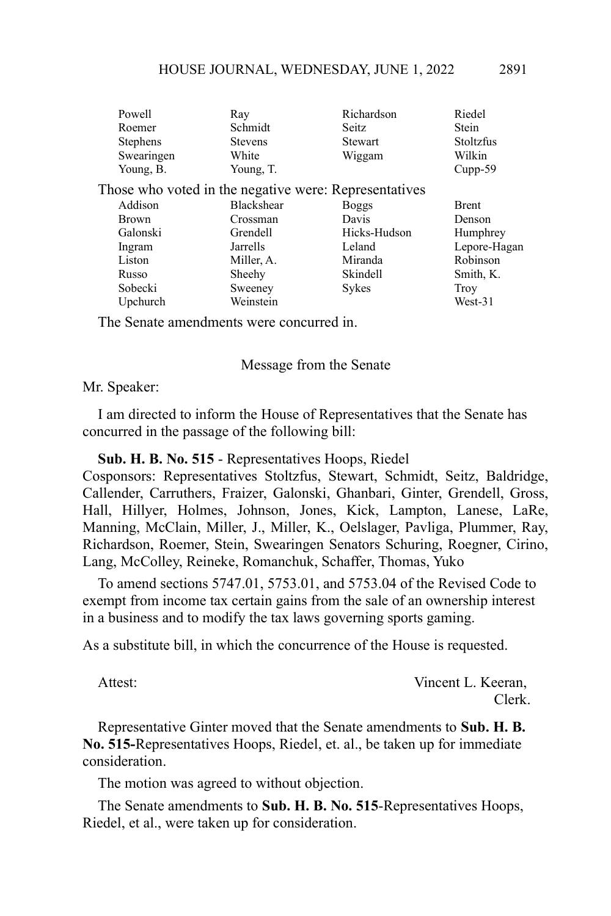| | | | |
|---|---|---|---|
| Powell | Ray | Richardson | Riedel |
| Roemer | Schmidt | Seitz | Stein |
| Stephens | Stevens | Stewart | Stoltzfus |
| Swearingen | White | Wiggam | Wilkin |
| Young, B. | Young, T. | | Cupp-59 |

Those who voted in the negative were: Representatives

| | | | |
|---|---|---|---|
| Addison | Blackshear | Boggs | Brent |
| Brown | Crossman | Davis | Denson |
| Galonski | Grendell | Hicks-Hudson | Humphrey |
| Ingram | Jarrells | Leland | Lepore-Hagan |
| Liston | Miller, A. | Miranda | Robinson |
| Russo | Sheehy | Skindell | Smith, K. |
| Sobecki | Sweeney | Sykes | Troy |
| Upchurch | Weinstein | | West-31 |

The Senate amendments were concurred in.

Message from the Senate

Mr. Speaker:

I am directed to inform the House of Representatives that the Senate has concurred in the passage of the following bill:

**Sub. H. B. No. 515** - Representatives Hoops, Riedel
Cosponsors: Representatives Stoltzfus, Stewart, Schmidt, Seitz, Baldridge, Callender, Carruthers, Fraizer, Galonski, Ghanbari, Ginter, Grendell, Gross, Hall, Hillyer, Holmes, Johnson, Jones, Kick, Lampton, Lanese, LaRe, Manning, McClain, Miller, J., Miller, K., Oelslager, Pavliga, Plummer, Ray, Richardson, Roemer, Stein, Swearingen Senators Schuring, Roegner, Cirino, Lang, McColley, Reineke, Romanchuk, Schaffer, Thomas, Yuko

To amend sections 5747.01, 5753.01, and 5753.04 of the Revised Code to exempt from income tax certain gains from the sale of an ownership interest in a business and to modify the tax laws governing sports gaming.

As a substitute bill, in which the concurrence of the House is requested.

Attest: Vincent L. Keeran,
Clerk.

Representative Ginter moved that the Senate amendments to **Sub. H. B. No. 515**-Representatives Hoops, Riedel, et. al., be taken up for immediate consideration.

The motion was agreed to without objection.

The Senate amendments to **Sub. H. B. No. 515**-Representatives Hoops, Riedel, et al., were taken up for consideration.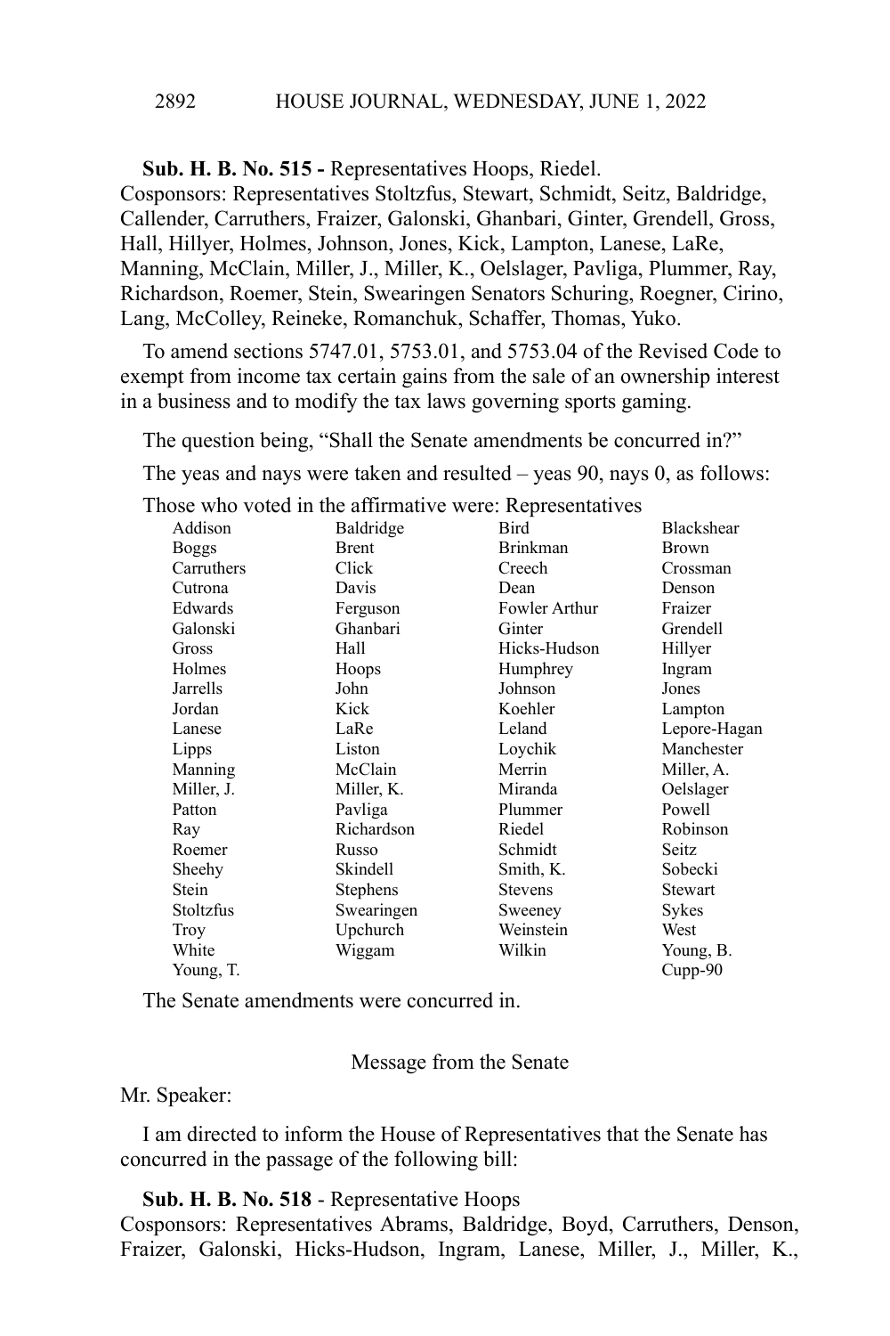**Sub. H. B. No. 515 -** Representatives Hoops, Riedel.
Cosponsors: Representatives Stoltzfus, Stewart, Schmidt, Seitz, Baldridge, Callender, Carruthers, Fraizer, Galonski, Ghanbari, Ginter, Grendell, Gross, Hall, Hillyer, Holmes, Johnson, Jones, Kick, Lampton, Lanese, LaRe, Manning, McClain, Miller, J., Miller, K., Oelslager, Pavliga, Plummer, Ray, Richardson, Roemer, Stein, Swearingen Senators Schuring, Roegner, Cirino, Lang, McColley, Reineke, Romanchuk, Schaffer, Thomas, Yuko.

To amend sections 5747.01, 5753.01, and 5753.04 of the Revised Code to exempt from income tax certain gains from the sale of an ownership interest in a business and to modify the tax laws governing sports gaming.

The question being, "Shall the Senate amendments be concurred in?"

The yeas and nays were taken and resulted – yeas 90, nays 0, as follows:

Those who voted in the affirmative were: Representatives

| | | | |
|---|---|---|---|
| Addison | Baldridge | Bird | Blackshear |
| Boggs | Brent | Brinkman | Brown |
| Carruthers | Click | Creech | Crossman |
| Cutrona | Davis | Dean | Denson |
| Edwards | Ferguson | Fowler Arthur | Fraizer |
| Galonski | Ghanbari | Ginter | Grendell |
| Gross | Hall | Hicks-Hudson | Hillyer |
| Holmes | Hoops | Humphrey | Ingram |
| Jarrells | John | Johnson | Jones |
| Jordan | Kick | Koehler | Lampton |
| Lanese | LaRe | Leland | Lepore-Hagan |
| Lipps | Liston | Loychik | Manchester |
| Manning | McClain | Merrin | Miller, A. |
| Miller, J. | Miller, K. | Miranda | Oelslager |
| Patton | Pavliga | Plummer | Powell |
| Ray | Richardson | Riedel | Robinson |
| Roemer | Russo | Schmidt | Seitz |
| Sheehy | Skindell | Smith, K. | Sobecki |
| Stein | Stephens | Stevens | Stewart |
| Stoltzfus | Swearingen | Sweeney | Sykes |
| Troy | Upchurch | Weinstein | West |
| White | Wiggam | Wilkin | Young, B. |
| Young, T. | | | Cupp-90 |

The Senate amendments were concurred in.

Message from the Senate

Mr. Speaker:

I am directed to inform the House of Representatives that the Senate has concurred in the passage of the following bill:

**Sub. H. B. No. 518** - Representative Hoops
Cosponsors: Representatives Abrams, Baldridge, Boyd, Carruthers, Denson, Fraizer, Galonski, Hicks-Hudson, Ingram, Lanese, Miller, J., Miller, K.,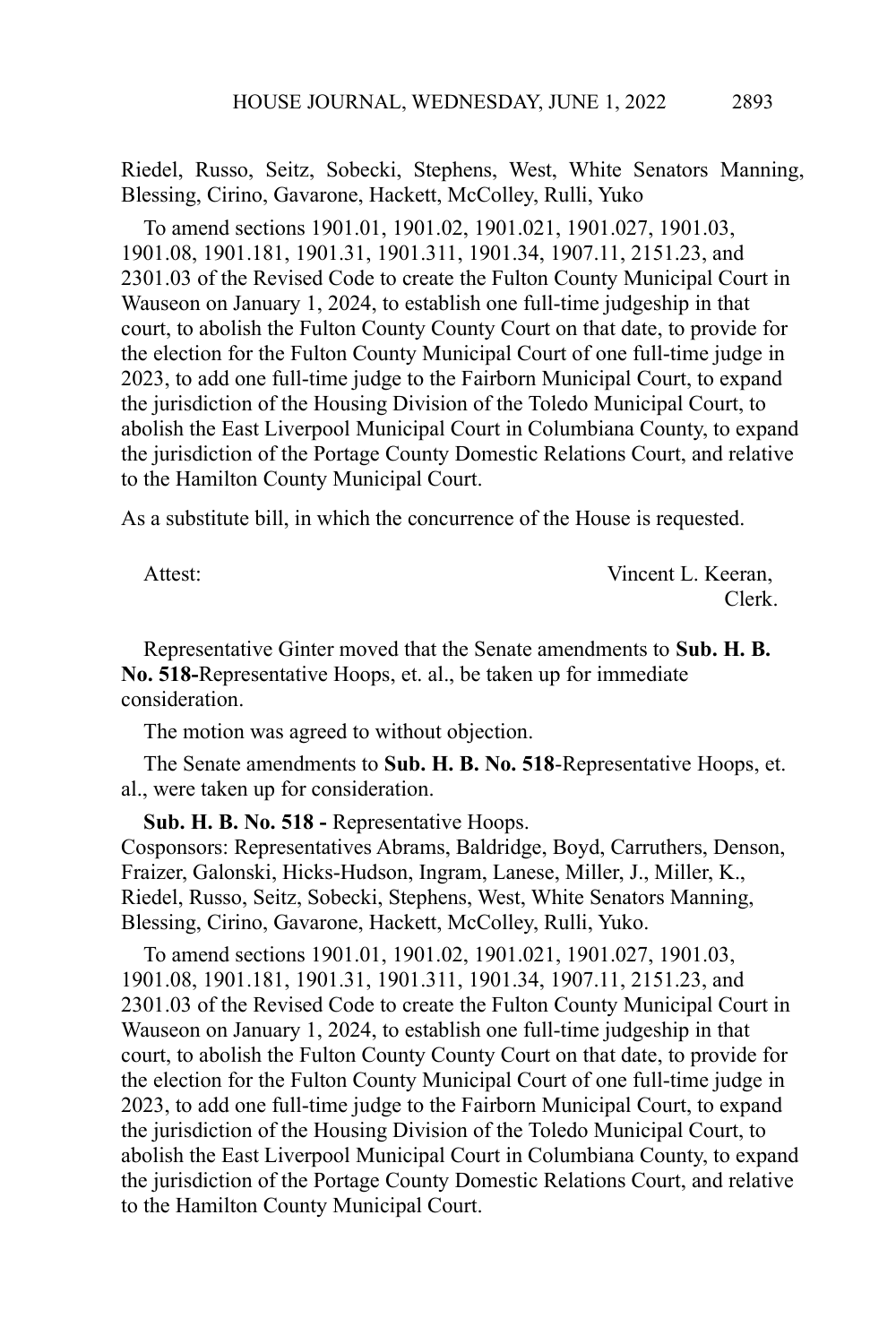Riedel, Russo, Seitz, Sobecki, Stephens, West, White Senators Manning, Blessing, Cirino, Gavarone, Hackett, McColley, Rulli, Yuko

To amend sections 1901.01, 1901.02, 1901.021, 1901.027, 1901.03, 1901.08, 1901.181, 1901.31, 1901.311, 1901.34, 1907.11, 2151.23, and 2301.03 of the Revised Code to create the Fulton County Municipal Court in Wauseon on January 1, 2024, to establish one full-time judgeship in that court, to abolish the Fulton County County Court on that date, to provide for the election for the Fulton County Municipal Court of one full-time judge in 2023, to add one full-time judge to the Fairborn Municipal Court, to expand the jurisdiction of the Housing Division of the Toledo Municipal Court, to abolish the East Liverpool Municipal Court in Columbiana County, to expand the jurisdiction of the Portage County Domestic Relations Court, and relative to the Hamilton County Municipal Court.

As a substitute bill, in which the concurrence of the House is requested.

Attest: Vincent L. Keeran,
Clerk.

Representative Ginter moved that the Senate amendments to **Sub. H. B. No. 518-**Representative Hoops, et. al., be taken up for immediate consideration.

The motion was agreed to without objection.

The Senate amendments to **Sub. H. B. No. 518**-Representative Hoops, et. al., were taken up for consideration.

**Sub. H. B. No. 518 -** Representative Hoops.
Cosponsors: Representatives Abrams, Baldridge, Boyd, Carruthers, Denson, Fraizer, Galonski, Hicks-Hudson, Ingram, Lanese, Miller, J., Miller, K., Riedel, Russo, Seitz, Sobecki, Stephens, West, White Senators Manning, Blessing, Cirino, Gavarone, Hackett, McColley, Rulli, Yuko.

To amend sections 1901.01, 1901.02, 1901.021, 1901.027, 1901.03, 1901.08, 1901.181, 1901.31, 1901.311, 1901.34, 1907.11, 2151.23, and 2301.03 of the Revised Code to create the Fulton County Municipal Court in Wauseon on January 1, 2024, to establish one full-time judgeship in that court, to abolish the Fulton County County Court on that date, to provide for the election for the Fulton County Municipal Court of one full-time judge in 2023, to add one full-time judge to the Fairborn Municipal Court, to expand the jurisdiction of the Housing Division of the Toledo Municipal Court, to abolish the East Liverpool Municipal Court in Columbiana County, to expand the jurisdiction of the Portage County Domestic Relations Court, and relative to the Hamilton County Municipal Court.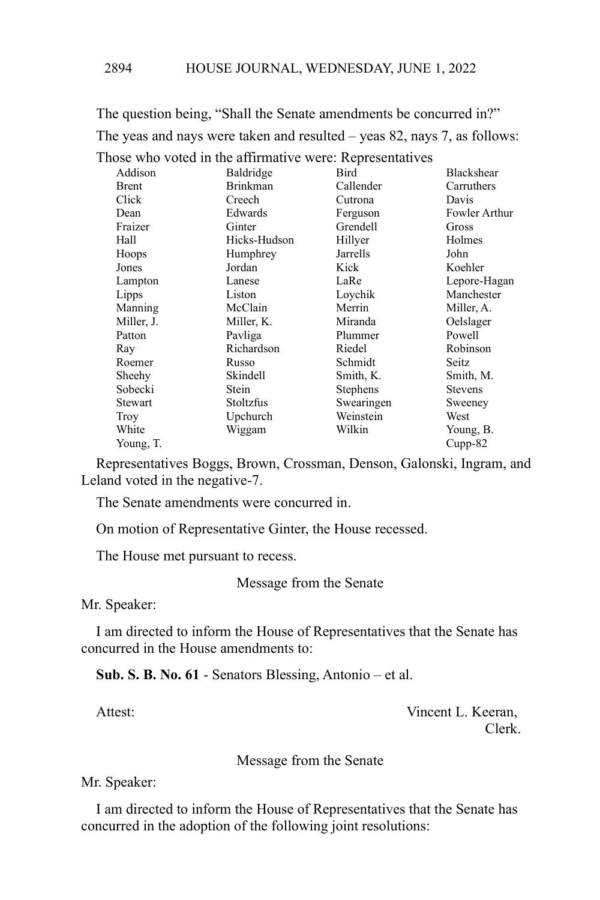The question being, "Shall the Senate amendments be concurred in?"

The yeas and nays were taken and resulted – yeas 82, nays 7, as follows:

Those who voted in the affirmative were: Representatives

| | | | |
|---|---|---|---|
| Addison | Baldridge | Bird | Blackshear |
| Brent | Brinkman | Callender | Carruthers |
| Click | Creech | Cutrona | Davis |
| Dean | Edwards | Ferguson | Fowler Arthur |
| Fraizer | Ginter | Grendell | Gross |
| Hall | Hicks-Hudson | Hillyer | Holmes |
| Hoops | Humphrey | Jarrells | John |
| Jones | Jordan | Kick | Koehler |
| Lampton | Lanese | LaRe | Lepore-Hagan |
| Lipps | Liston | Loychik | Manchester |
| Manning | McClain | Merrin | Miller, A. |
| Miller, J. | Miller, K. | Miranda | Oelslager |
| Patton | Pavliga | Plummer | Powell |
| Ray | Richardson | Riedel | Robinson |
| Roemer | Russo | Schmidt | Seitz |
| Sheehy | Skindell | Smith, K. | Smith, M. |
| Sobecki | Stein | Stephens | Stevens |
| Stewart | Stoltzfus | Swearingen | Sweeney |
| Troy | Upchurch | Weinstein | West |
| White | Wiggam | Wilkin | Young, B. |
| Young, T. | | | Cupp-82 |

Representatives Boggs, Brown, Crossman, Denson, Galonski, Ingram, and Leland voted in the negative-7.

The Senate amendments were concurred in.

On motion of Representative Ginter, the House recessed.

The House met pursuant to recess.

Message from the Senate

Mr. Speaker:

I am directed to inform the House of Representatives that the Senate has concurred in the House amendments to:

**Sub. S. B. No. 61** - Senators Blessing, Antonio – et al.

Attest: Vincent L. Keeran, Clerk.

Message from the Senate

Mr. Speaker:

I am directed to inform the House of Representatives that the Senate has concurred in the adoption of the following joint resolutions: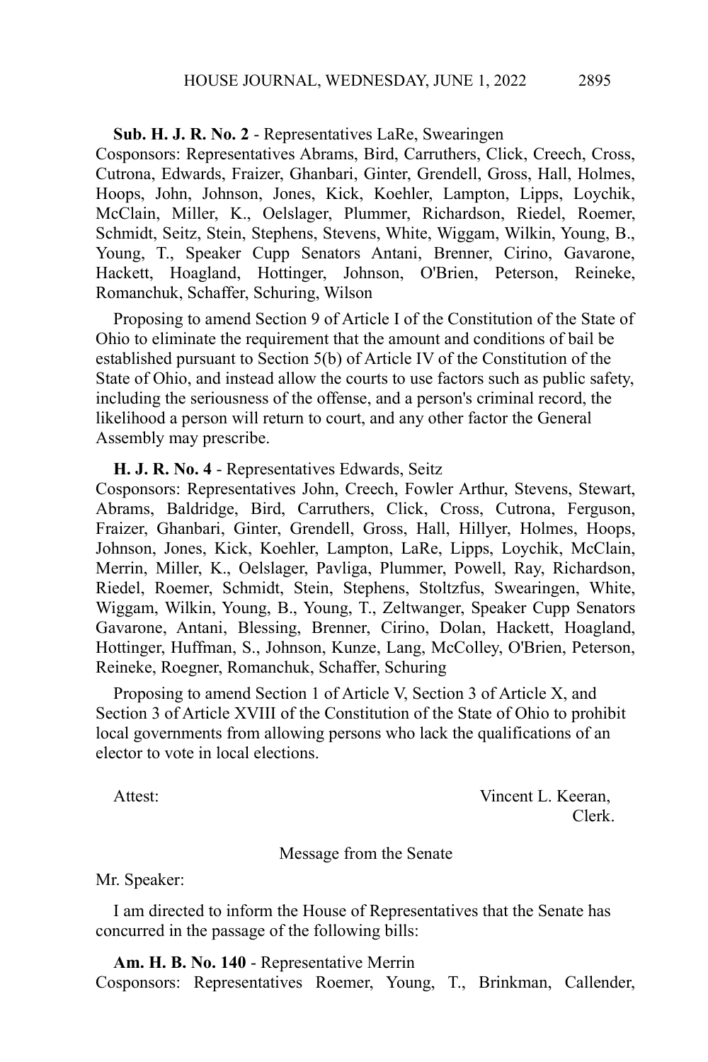**Sub. H. J. R. No. 2** - Representatives LaRe, Swearingen
Cosponsors: Representatives Abrams, Bird, Carruthers, Click, Creech, Cross, Cutrona, Edwards, Fraizer, Ghanbari, Ginter, Grendell, Gross, Hall, Holmes, Hoops, John, Johnson, Jones, Kick, Koehler, Lampton, Lipps, Loychik, McClain, Miller, K., Oelslager, Plummer, Richardson, Riedel, Roemer, Schmidt, Seitz, Stein, Stephens, Stevens, White, Wiggam, Wilkin, Young, B., Young, T., Speaker Cupp Senators Antani, Brenner, Cirino, Gavarone, Hackett, Hoagland, Hottinger, Johnson, O'Brien, Peterson, Reineke, Romanchuk, Schaffer, Schuring, Wilson

Proposing to amend Section 9 of Article I of the Constitution of the State of Ohio to eliminate the requirement that the amount and conditions of bail be established pursuant to Section 5(b) of Article IV of the Constitution of the State of Ohio, and instead allow the courts to use factors such as public safety, including the seriousness of the offense, and a person's criminal record, the likelihood a person will return to court, and any other factor the General Assembly may prescribe.

**H. J. R. No. 4** - Representatives Edwards, Seitz
Cosponsors: Representatives John, Creech, Fowler Arthur, Stevens, Stewart, Abrams, Baldridge, Bird, Carruthers, Click, Cross, Cutrona, Ferguson, Fraizer, Ghanbari, Ginter, Grendell, Gross, Hall, Hillyer, Holmes, Hoops, Johnson, Jones, Kick, Koehler, Lampton, LaRe, Lipps, Loychik, McClain, Merrin, Miller, K., Oelslager, Pavliga, Plummer, Powell, Ray, Richardson, Riedel, Roemer, Schmidt, Stein, Stephens, Stoltzfus, Swearingen, White, Wiggam, Wilkin, Young, B., Young, T., Zeltwanger, Speaker Cupp Senators Gavarone, Antani, Blessing, Brenner, Cirino, Dolan, Hackett, Hoagland, Hottinger, Huffman, S., Johnson, Kunze, Lang, McColley, O'Brien, Peterson, Reineke, Roegner, Romanchuk, Schaffer, Schuring

Proposing to amend Section 1 of Article V, Section 3 of Article X, and Section 3 of Article XVIII of the Constitution of the State of Ohio to prohibit local governments from allowing persons who lack the qualifications of an elector to vote in local elections.

Attest: Vincent L. Keeran,
Clerk.

Message from the Senate

Mr. Speaker:

I am directed to inform the House of Representatives that the Senate has concurred in the passage of the following bills:

**Am. H. B. No. 140** - Representative Merrin
Cosponsors: Representatives Roemer, Young, T., Brinkman, Callender,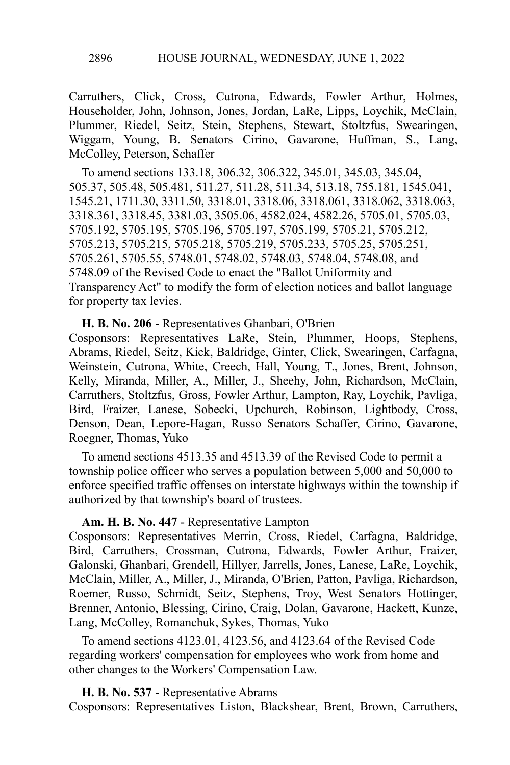Carruthers, Click, Cross, Cutrona, Edwards, Fowler Arthur, Holmes, Householder, John, Johnson, Jones, Jordan, LaRe, Lipps, Loychik, McClain, Plummer, Riedel, Seitz, Stein, Stephens, Stewart, Stoltzfus, Swearingen, Wiggam, Young, B. Senators Cirino, Gavarone, Huffman, S., Lang, McColley, Peterson, Schaffer

To amend sections 133.18, 306.32, 306.322, 345.01, 345.03, 345.04, 505.37, 505.48, 505.481, 511.27, 511.28, 511.34, 513.18, 755.181, 1545.041, 1545.21, 1711.30, 3311.50, 3318.01, 3318.06, 3318.061, 3318.062, 3318.063, 3318.361, 3318.45, 3381.03, 3505.06, 4582.024, 4582.26, 5705.01, 5705.03, 5705.192, 5705.195, 5705.196, 5705.197, 5705.199, 5705.21, 5705.212, 5705.213, 5705.215, 5705.218, 5705.219, 5705.233, 5705.25, 5705.251, 5705.261, 5705.55, 5748.01, 5748.02, 5748.03, 5748.04, 5748.08, and 5748.09 of the Revised Code to enact the "Ballot Uniformity and Transparency Act" to modify the form of election notices and ballot language for property tax levies.

**H. B. No. 206** - Representatives Ghanbari, O'Brien
Cosponsors: Representatives LaRe, Stein, Plummer, Hoops, Stephens, Abrams, Riedel, Seitz, Kick, Baldridge, Ginter, Click, Swearingen, Carfagna, Weinstein, Cutrona, White, Creech, Hall, Young, T., Jones, Brent, Johnson, Kelly, Miranda, Miller, A., Miller, J., Sheehy, John, Richardson, McClain, Carruthers, Stoltzfus, Gross, Fowler Arthur, Lampton, Ray, Loychik, Pavliga, Bird, Fraizer, Lanese, Sobecki, Upchurch, Robinson, Lightbody, Cross, Denson, Dean, Lepore-Hagan, Russo Senators Schaffer, Cirino, Gavarone, Roegner, Thomas, Yuko

To amend sections 4513.35 and 4513.39 of the Revised Code to permit a township police officer who serves a population between 5,000 and 50,000 to enforce specified traffic offenses on interstate highways within the township if authorized by that township's board of trustees.

**Am. H. B. No. 447** - Representative Lampton
Cosponsors: Representatives Merrin, Cross, Riedel, Carfagna, Baldridge, Bird, Carruthers, Crossman, Cutrona, Edwards, Fowler Arthur, Fraizer, Galonski, Ghanbari, Grendell, Hillyer, Jarrells, Jones, Lanese, LaRe, Loychik, McClain, Miller, A., Miller, J., Miranda, O'Brien, Patton, Pavliga, Richardson, Roemer, Russo, Schmidt, Seitz, Stephens, Troy, West Senators Hottinger, Brenner, Antonio, Blessing, Cirino, Craig, Dolan, Gavarone, Hackett, Kunze, Lang, McColley, Romanchuk, Sykes, Thomas, Yuko

To amend sections 4123.01, 4123.56, and 4123.64 of the Revised Code regarding workers' compensation for employees who work from home and other changes to the Workers' Compensation Law.

**H. B. No. 537** - Representative Abrams
Cosponsors: Representatives Liston, Blackshear, Brent, Brown, Carruthers,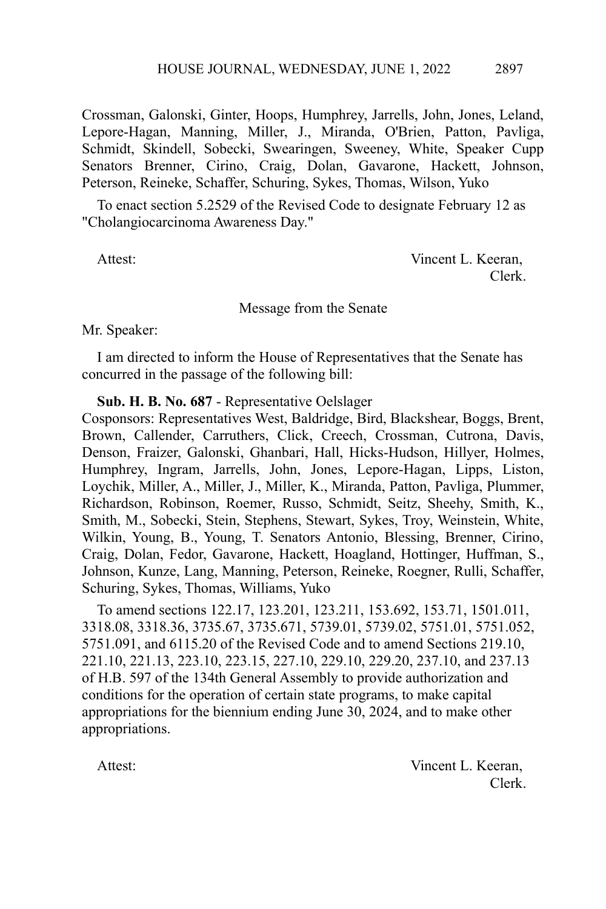Crossman, Galonski, Ginter, Hoops, Humphrey, Jarrells, John, Jones, Leland, Lepore-Hagan, Manning, Miller, J., Miranda, O'Brien, Patton, Pavliga, Schmidt, Skindell, Sobecki, Swearingen, Sweeney, White, Speaker Cupp Senators Brenner, Cirino, Craig, Dolan, Gavarone, Hackett, Johnson, Peterson, Reineke, Schaffer, Schuring, Sykes, Thomas, Wilson, Yuko

To enact section 5.2529 of the Revised Code to designate February 12 as "Cholangiocarcinoma Awareness Day."

Attest: Vincent L. Keeran,
Clerk.

Message from the Senate

Mr. Speaker:

I am directed to inform the House of Representatives that the Senate has concurred in the passage of the following bill:

**Sub. H. B. No. 687** - Representative Oelslager
Cosponsors: Representatives West, Baldridge, Bird, Blackshear, Boggs, Brent, Brown, Callender, Carruthers, Click, Creech, Crossman, Cutrona, Davis, Denson, Fraizer, Galonski, Ghanbari, Hall, Hicks-Hudson, Hillyer, Holmes, Humphrey, Ingram, Jarrells, John, Jones, Lepore-Hagan, Lipps, Liston, Loychik, Miller, A., Miller, J., Miller, K., Miranda, Patton, Pavliga, Plummer, Richardson, Robinson, Roemer, Russo, Schmidt, Seitz, Sheehy, Smith, K., Smith, M., Sobecki, Stein, Stephens, Stewart, Sykes, Troy, Weinstein, White, Wilkin, Young, B., Young, T. Senators Antonio, Blessing, Brenner, Cirino, Craig, Dolan, Fedor, Gavarone, Hackett, Hoagland, Hottinger, Huffman, S., Johnson, Kunze, Lang, Manning, Peterson, Reineke, Roegner, Rulli, Schaffer, Schuring, Sykes, Thomas, Williams, Yuko

To amend sections 122.17, 123.201, 123.211, 153.692, 153.71, 1501.011, 3318.08, 3318.36, 3735.67, 3735.671, 5739.01, 5739.02, 5751.01, 5751.052, 5751.091, and 6115.20 of the Revised Code and to amend Sections 219.10, 221.10, 221.13, 223.10, 223.15, 227.10, 229.10, 229.20, 237.10, and 237.13 of H.B. 597 of the 134th General Assembly to provide authorization and conditions for the operation of certain state programs, to make capital appropriations for the biennium ending June 30, 2024, and to make other appropriations.

Attest: Vincent L. Keeran,
Clerk.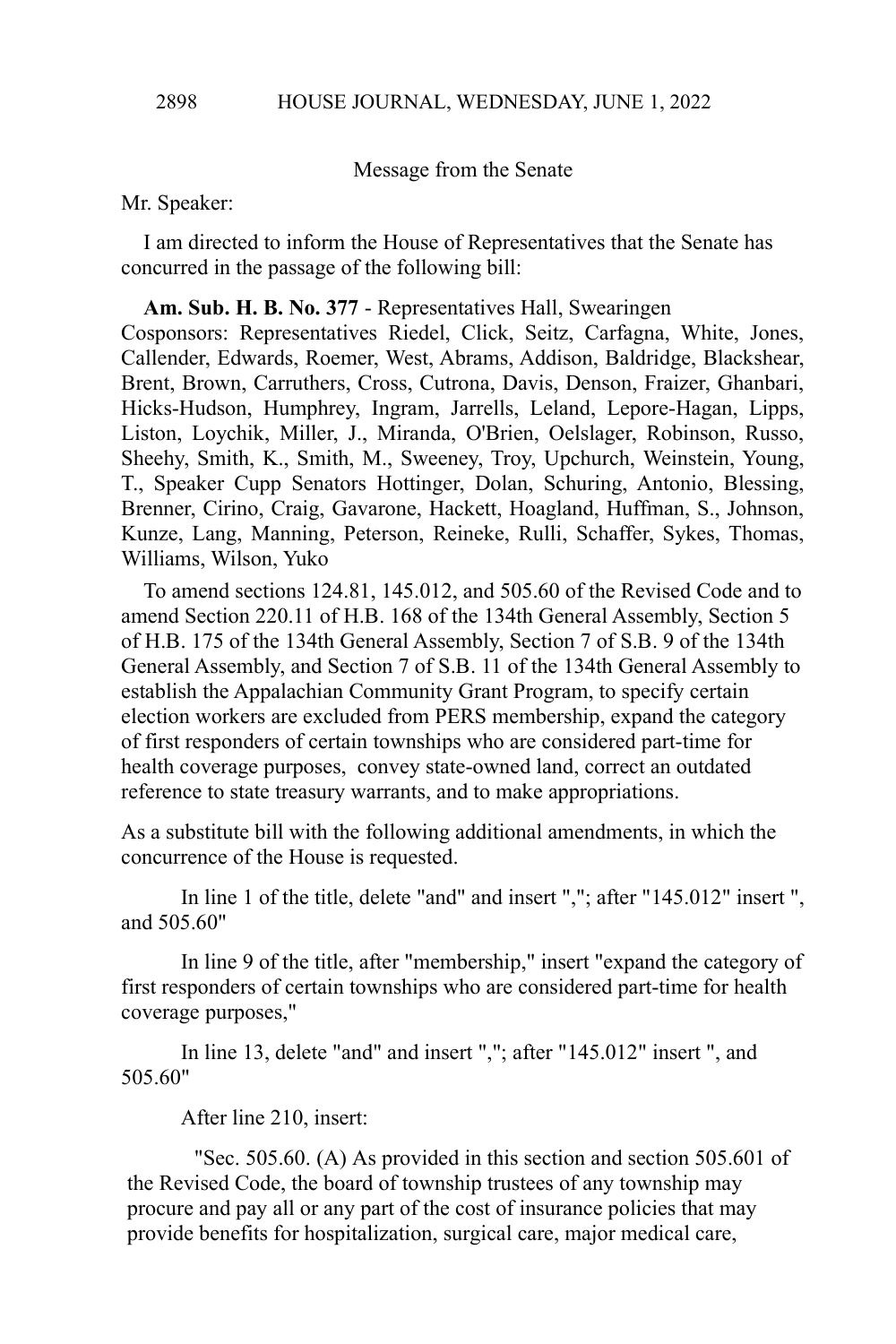Message from the Senate

Mr. Speaker:

I am directed to inform the House of Representatives that the Senate has concurred in the passage of the following bill:

**Am. Sub. H. B. No. 377** - Representatives Hall, Swearingen
Cosponsors: Representatives Riedel, Click, Seitz, Carfagna, White, Jones, Callender, Edwards, Roemer, West, Abrams, Addison, Baldridge, Blackshear, Brent, Brown, Carruthers, Cross, Cutrona, Davis, Denson, Fraizer, Ghanbari, Hicks-Hudson, Humphrey, Ingram, Jarrells, Leland, Lepore-Hagan, Lipps, Liston, Loychik, Miller, J., Miranda, O'Brien, Oelslager, Robinson, Russo, Sheehy, Smith, K., Smith, M., Sweeney, Troy, Upchurch, Weinstein, Young, T., Speaker Cupp Senators Hottinger, Dolan, Schuring, Antonio, Blessing, Brenner, Cirino, Craig, Gavarone, Hackett, Hoagland, Huffman, S., Johnson, Kunze, Lang, Manning, Peterson, Reineke, Rulli, Schaffer, Sykes, Thomas, Williams, Wilson, Yuko

To amend sections 124.81, 145.012, and 505.60 of the Revised Code and to amend Section 220.11 of H.B. 168 of the 134th General Assembly, Section 5 of H.B. 175 of the 134th General Assembly, Section 7 of S.B. 9 of the 134th General Assembly, and Section 7 of S.B. 11 of the 134th General Assembly to establish the Appalachian Community Grant Program, to specify certain election workers are excluded from PERS membership, expand the category of first responders of certain townships who are considered part-time for health coverage purposes, convey state-owned land, correct an outdated reference to state treasury warrants, and to make appropriations.

As a substitute bill with the following additional amendments, in which the concurrence of the House is requested.

In line 1 of the title, delete "and" and insert ","; after "145.012" insert ", and 505.60"

In line 9 of the title, after "membership," insert "expand the category of first responders of certain townships who are considered part-time for health coverage purposes,"

In line 13, delete "and" and insert ","; after "145.012" insert ", and 505.60"

After line 210, insert:

"Sec. 505.60. (A) As provided in this section and section 505.601 of the Revised Code, the board of township trustees of any township may procure and pay all or any part of the cost of insurance policies that may provide benefits for hospitalization, surgical care, major medical care,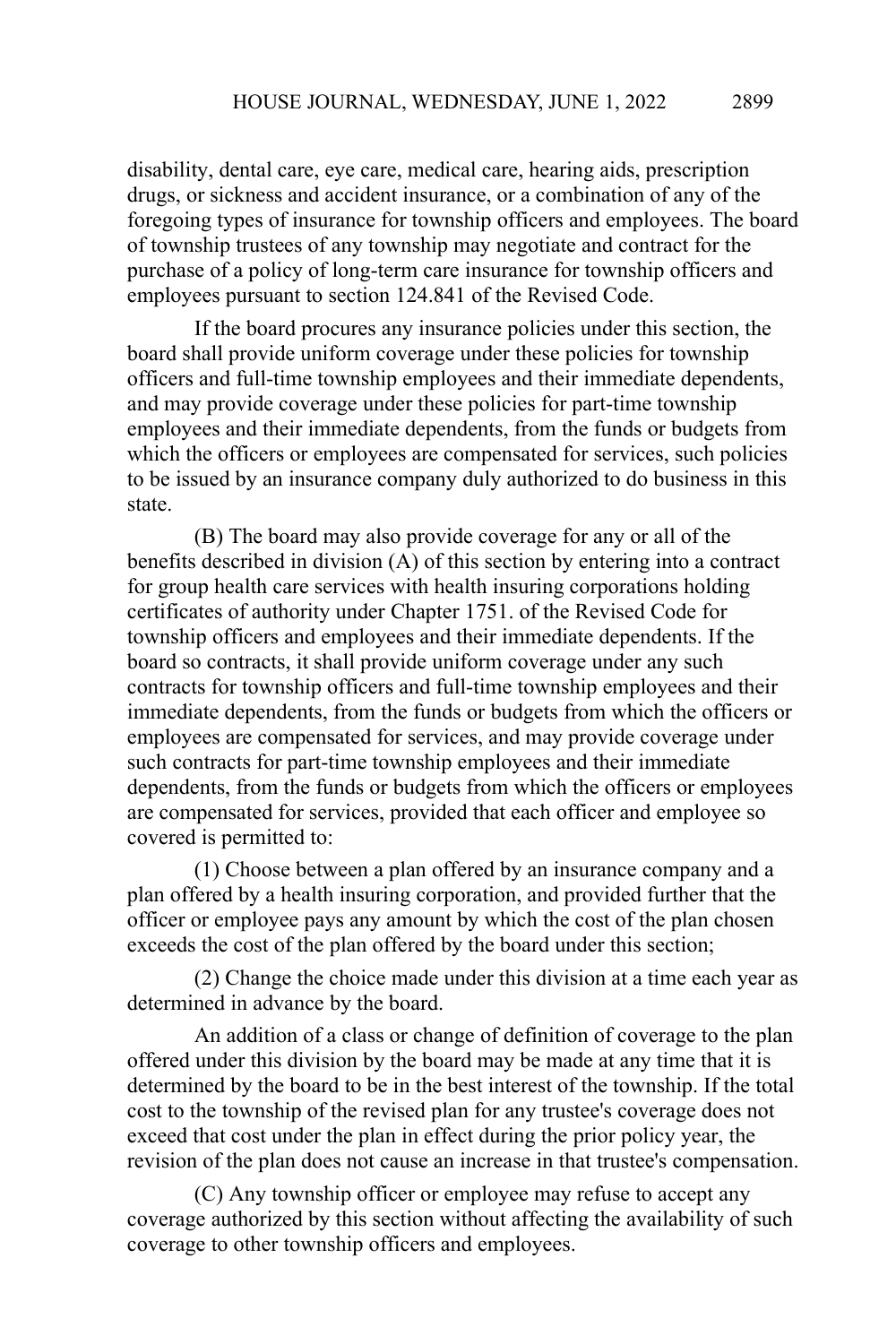disability, dental care, eye care, medical care, hearing aids, prescription drugs, or sickness and accident insurance, or a combination of any of the foregoing types of insurance for township officers and employees. The board of township trustees of any township may negotiate and contract for the purchase of a policy of long-term care insurance for township officers and employees pursuant to section 124.841 of the Revised Code.

If the board procures any insurance policies under this section, the board shall provide uniform coverage under these policies for township officers and full-time township employees and their immediate dependents, and may provide coverage under these policies for part-time township employees and their immediate dependents, from the funds or budgets from which the officers or employees are compensated for services, such policies to be issued by an insurance company duly authorized to do business in this state.

(B) The board may also provide coverage for any or all of the benefits described in division (A) of this section by entering into a contract for group health care services with health insuring corporations holding certificates of authority under Chapter 1751. of the Revised Code for township officers and employees and their immediate dependents. If the board so contracts, it shall provide uniform coverage under any such contracts for township officers and full-time township employees and their immediate dependents, from the funds or budgets from which the officers or employees are compensated for services, and may provide coverage under such contracts for part-time township employees and their immediate dependents, from the funds or budgets from which the officers or employees are compensated for services, provided that each officer and employee so covered is permitted to:

(1) Choose between a plan offered by an insurance company and a plan offered by a health insuring corporation, and provided further that the officer or employee pays any amount by which the cost of the plan chosen exceeds the cost of the plan offered by the board under this section;

(2) Change the choice made under this division at a time each year as determined in advance by the board.

An addition of a class or change of definition of coverage to the plan offered under this division by the board may be made at any time that it is determined by the board to be in the best interest of the township. If the total cost to the township of the revised plan for any trustee's coverage does not exceed that cost under the plan in effect during the prior policy year, the revision of the plan does not cause an increase in that trustee's compensation.

(C) Any township officer or employee may refuse to accept any coverage authorized by this section without affecting the availability of such coverage to other township officers and employees.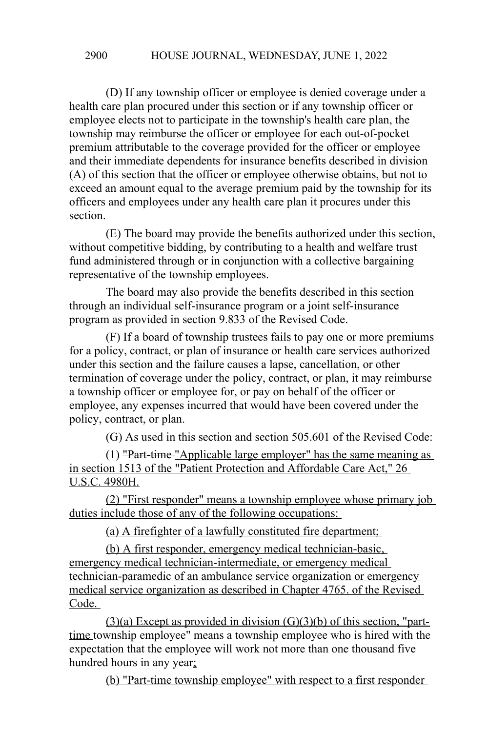(D) If any township officer or employee is denied coverage under a health care plan procured under this section or if any township officer or employee elects not to participate in the township's health care plan, the township may reimburse the officer or employee for each out-of-pocket premium attributable to the coverage provided for the officer or employee and their immediate dependents for insurance benefits described in division (A) of this section that the officer or employee otherwise obtains, but not to exceed an amount equal to the average premium paid by the township for its officers and employees under any health care plan it procures under this section.

(E) The board may provide the benefits authorized under this section, without competitive bidding, by contributing to a health and welfare trust fund administered through or in conjunction with a collective bargaining representative of the township employees.

The board may also provide the benefits described in this section through an individual self-insurance program or a joint self-insurance program as provided in section 9.833 of the Revised Code.

(F) If a board of township trustees fails to pay one or more premiums for a policy, contract, or plan of insurance or health care services authorized under this section and the failure causes a lapse, cancellation, or other termination of coverage under the policy, contract, or plan, it may reimburse a township officer or employee for, or pay on behalf of the officer or employee, any expenses incurred that would have been covered under the policy, contract, or plan.

(G) As used in this section and section 505.601 of the Revised Code:

(1) ~~"Part-time~~ "Applicable large employer" has the same meaning as in section 1513 of the "Patient Protection and Affordable Care Act," 26 U.S.C. 4980H.

(2) "First responder" means a township employee whose primary job duties include those of any of the following occupations:

(a) A firefighter of a lawfully constituted fire department;

(b) A first responder, emergency medical technician-basic, emergency medical technician-intermediate, or emergency medical technician-paramedic of an ambulance service organization or emergency medical service organization as described in Chapter 4765. of the Revised Code.

(3)(a) Except as provided in division (G)(3)(b) of this section, "part-time township employee" means a township employee who is hired with the expectation that the employee will work not more than one thousand five hundred hours in any year;

(b) "Part-time township employee" with respect to a first responder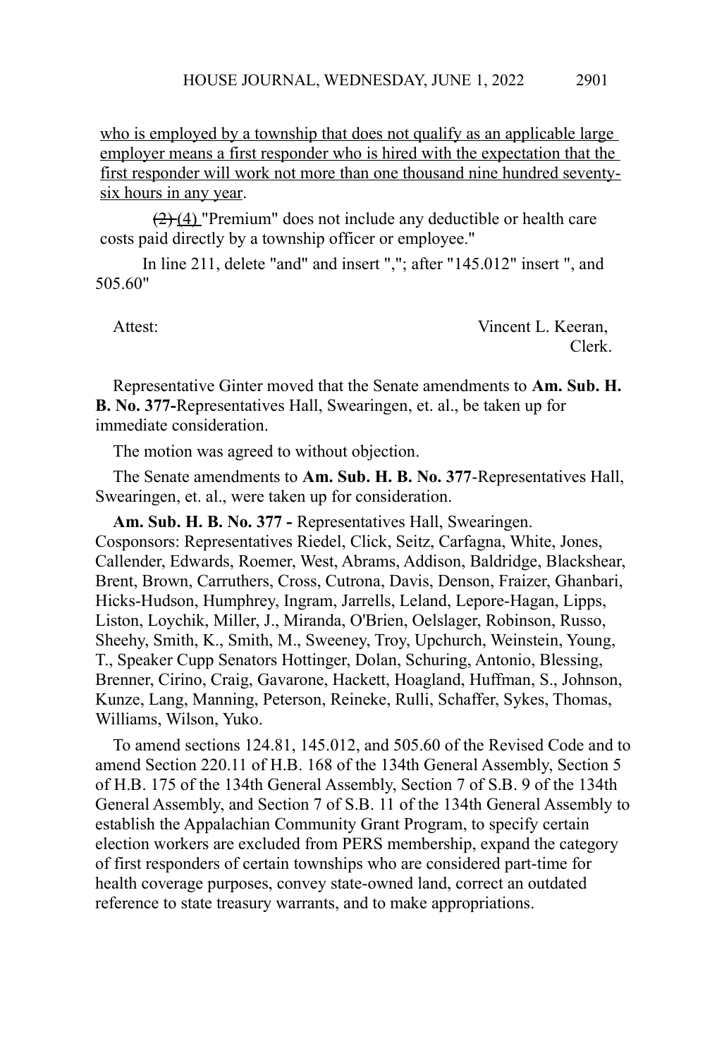who is employed by a township that does not qualify as an applicable large employer means a first responder who is hired with the expectation that the first responder will work not more than one thousand nine hundred seventy-six hours in any year.

~~(2)~~ (4) "Premium" does not include any deductible or health care costs paid directly by a township officer or employee."

In line 211, delete "and" and insert ","; after "145.012" insert ", and 505.60"

Attest: Vincent L. Keeran, Clerk.

Representative Ginter moved that the Senate amendments to **Am. Sub. H. B. No. 377-**Representatives Hall, Swearingen, et. al., be taken up for immediate consideration.

The motion was agreed to without objection.

The Senate amendments to **Am. Sub. H. B. No. 377**-Representatives Hall, Swearingen, et. al., were taken up for consideration.

**Am. Sub. H. B. No. 377 -** Representatives Hall, Swearingen. Cosponsors: Representatives Riedel, Click, Seitz, Carfagna, White, Jones, Callender, Edwards, Roemer, West, Abrams, Addison, Baldridge, Blackshear, Brent, Brown, Carruthers, Cross, Cutrona, Davis, Denson, Fraizer, Ghanbari, Hicks-Hudson, Humphrey, Ingram, Jarrells, Leland, Lepore-Hagan, Lipps, Liston, Loychik, Miller, J., Miranda, O'Brien, Oelslager, Robinson, Russo, Sheehy, Smith, K., Smith, M., Sweeney, Troy, Upchurch, Weinstein, Young, T., Speaker Cupp Senators Hottinger, Dolan, Schuring, Antonio, Blessing, Brenner, Cirino, Craig, Gavarone, Hackett, Hoagland, Huffman, S., Johnson, Kunze, Lang, Manning, Peterson, Reineke, Rulli, Schaffer, Sykes, Thomas, Williams, Wilson, Yuko.

To amend sections 124.81, 145.012, and 505.60 of the Revised Code and to amend Section 220.11 of H.B. 168 of the 134th General Assembly, Section 5 of H.B. 175 of the 134th General Assembly, Section 7 of S.B. 9 of the 134th General Assembly, and Section 7 of S.B. 11 of the 134th General Assembly to establish the Appalachian Community Grant Program, to specify certain election workers are excluded from PERS membership, expand the category of first responders of certain townships who are considered part-time for health coverage purposes, convey state-owned land, correct an outdated reference to state treasury warrants, and to make appropriations.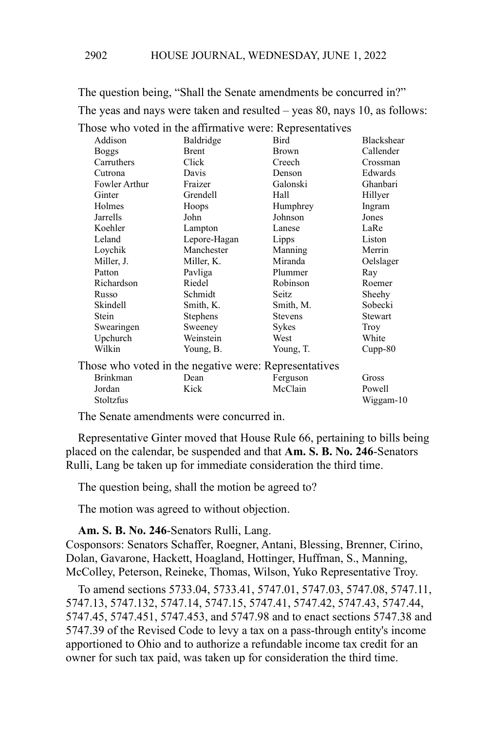The question being, "Shall the Senate amendments be concurred in?"

The yeas and nays were taken and resulted – yeas 80, nays 10, as follows:

Those who voted in the affirmative were: Representatives

| | | | |
|---|---|---|---|
| Addison | Baldridge | Bird | Blackshear |
| Boggs | Brent | Brown | Callender |
| Carruthers | Click | Creech | Crossman |
| Cutrona | Davis | Denson | Edwards |
| Fowler Arthur | Fraizer | Galonski | Ghanbari |
| Ginter | Grendell | Hall | Hillyer |
| Holmes | Hoops | Humphrey | Ingram |
| Jarrells | John | Johnson | Jones |
| Koehler | Lampton | Lanese | LaRe |
| Leland | Lepore-Hagan | Lipps | Liston |
| Loychik | Manchester | Manning | Merrin |
| Miller, J. | Miller, K. | Miranda | Oelslager |
| Patton | Pavliga | Plummer | Ray |
| Richardson | Riedel | Robinson | Roemer |
| Russo | Schmidt | Seitz | Sheehy |
| Skindell | Smith, K. | Smith, M. | Sobecki |
| Stein | Stephens | Stevens | Stewart |
| Swearingen | Sweeney | Sykes | Troy |
| Upchurch | Weinstein | West | White |
| Wilkin | Young, B. | Young, T. | Cupp-80 |

Those who voted in the negative were: Representatives

| | | | |
|---|---|---|---|
| Brinkman | Dean | Ferguson | Gross |
| Jordan | Kick | McClain | Powell |
| Stoltzfus | | | Wiggam-10 |

The Senate amendments were concurred in.

Representative Ginter moved that House Rule 66, pertaining to bills being placed on the calendar, be suspended and that **Am. S. B. No. 246**-Senators Rulli, Lang be taken up for immediate consideration the third time.

The question being, shall the motion be agreed to?

The motion was agreed to without objection.

**Am. S. B. No. 246**-Senators Rulli, Lang.
Cosponsors: Senators Schaffer, Roegner, Antani, Blessing, Brenner, Cirino, Dolan, Gavarone, Hackett, Hoagland, Hottinger, Huffman, S., Manning, McColley, Peterson, Reineke, Thomas, Wilson, Yuko Representative Troy.

To amend sections 5733.04, 5733.41, 5747.01, 5747.03, 5747.08, 5747.11, 5747.13, 5747.132, 5747.14, 5747.15, 5747.41, 5747.42, 5747.43, 5747.44, 5747.45, 5747.451, 5747.453, and 5747.98 and to enact sections 5747.38 and 5747.39 of the Revised Code to levy a tax on a pass-through entity's income apportioned to Ohio and to authorize a refundable income tax credit for an owner for such tax paid, was taken up for consideration the third time.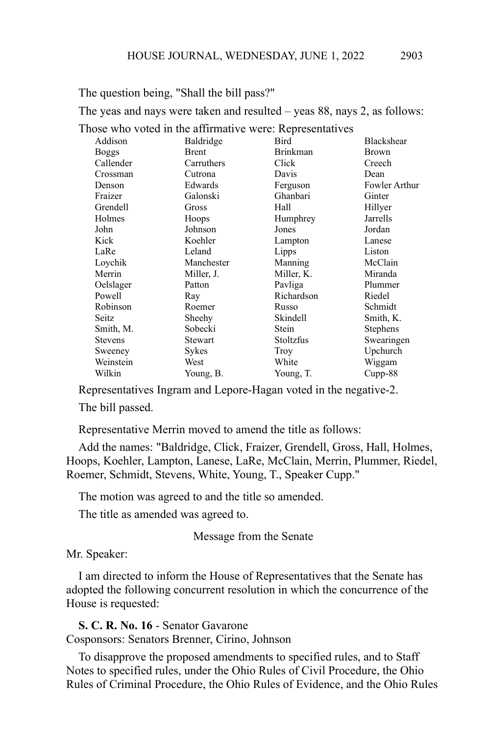The question being, "Shall the bill pass?"

The yeas and nays were taken and resulted – yeas 88, nays 2, as follows:

Those who voted in the affirmative were: Representatives

| | | | |
|---|---|---|---|
| Addison | Baldridge | Bird | Blackshear |
| Boggs | Brent | Brinkman | Brown |
| Callender | Carruthers | Click | Creech |
| Crossman | Cutrona | Davis | Dean |
| Denson | Edwards | Ferguson | Fowler Arthur |
| Fraizer | Galonski | Ghanbari | Ginter |
| Grendell | Gross | Hall | Hillyer |
| Holmes | Hoops | Humphrey | Jarrells |
| John | Johnson | Jones | Jordan |
| Kick | Koehler | Lampton | Lanese |
| LaRe | Leland | Lipps | Liston |
| Loychik | Manchester | Manning | McClain |
| Merrin | Miller, J. | Miller, K. | Miranda |
| Oelslager | Patton | Pavliga | Plummer |
| Powell | Ray | Richardson | Riedel |
| Robinson | Roemer | Russo | Schmidt |
| Seitz | Sheehy | Skindell | Smith, K. |
| Smith, M. | Sobecki | Stein | Stephens |
| Stevens | Stewart | Stoltzfus | Swearingen |
| Sweeney | Sykes | Troy | Upchurch |
| Weinstein | West | White | Wiggam |
| Wilkin | Young, B. | Young, T. | Cupp-88 |

Representatives Ingram and Lepore-Hagan voted in the negative-2.

The bill passed.

Representative Merrin moved to amend the title as follows:

Add the names: "Baldridge, Click, Fraizer, Grendell, Gross, Hall, Holmes, Hoops, Koehler, Lampton, Lanese, LaRe, McClain, Merrin, Plummer, Riedel, Roemer, Schmidt, Stevens, White, Young, T., Speaker Cupp."

The motion was agreed to and the title so amended.

The title as amended was agreed to.

Message from the Senate

Mr. Speaker:

I am directed to inform the House of Representatives that the Senate has adopted the following concurrent resolution in which the concurrence of the House is requested:

**S. C. R. No. 16** - Senator Gavarone
Cosponsors: Senators Brenner, Cirino, Johnson

To disapprove the proposed amendments to specified rules, and to Staff Notes to specified rules, under the Ohio Rules of Civil Procedure, the Ohio Rules of Criminal Procedure, the Ohio Rules of Evidence, and the Ohio Rules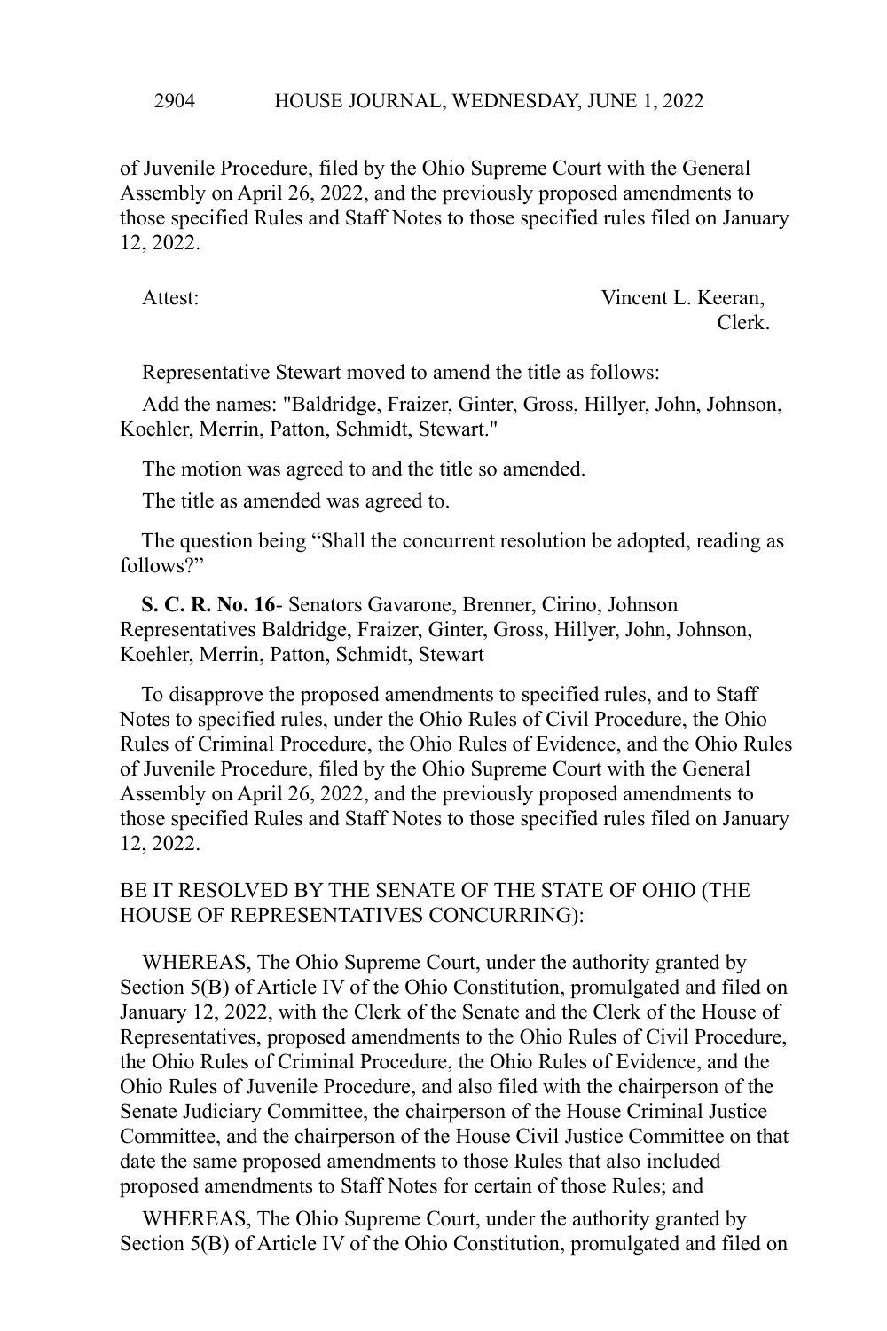of Juvenile Procedure, filed by the Ohio Supreme Court with the General Assembly on April 26, 2022, and the previously proposed amendments to those specified Rules and Staff Notes to those specified rules filed on January 12, 2022.

Attest: Vincent L. Keeran,
Clerk.

Representative Stewart moved to amend the title as follows:

Add the names: "Baldridge, Fraizer, Ginter, Gross, Hillyer, John, Johnson, Koehler, Merrin, Patton, Schmidt, Stewart."

The motion was agreed to and the title so amended.

The title as amended was agreed to.

The question being "Shall the concurrent resolution be adopted, reading as follows?"

**S. C. R. No. 16**- Senators Gavarone, Brenner, Cirino, Johnson Representatives Baldridge, Fraizer, Ginter, Gross, Hillyer, John, Johnson, Koehler, Merrin, Patton, Schmidt, Stewart

To disapprove the proposed amendments to specified rules, and to Staff Notes to specified rules, under the Ohio Rules of Civil Procedure, the Ohio Rules of Criminal Procedure, the Ohio Rules of Evidence, and the Ohio Rules of Juvenile Procedure, filed by the Ohio Supreme Court with the General Assembly on April 26, 2022, and the previously proposed amendments to those specified Rules and Staff Notes to those specified rules filed on January 12, 2022.

BE IT RESOLVED BY THE SENATE OF THE STATE OF OHIO (THE HOUSE OF REPRESENTATIVES CONCURRING):

WHEREAS, The Ohio Supreme Court, under the authority granted by Section 5(B) of Article IV of the Ohio Constitution, promulgated and filed on January 12, 2022, with the Clerk of the Senate and the Clerk of the House of Representatives, proposed amendments to the Ohio Rules of Civil Procedure, the Ohio Rules of Criminal Procedure, the Ohio Rules of Evidence, and the Ohio Rules of Juvenile Procedure, and also filed with the chairperson of the Senate Judiciary Committee, the chairperson of the House Criminal Justice Committee, and the chairperson of the House Civil Justice Committee on that date the same proposed amendments to those Rules that also included proposed amendments to Staff Notes for certain of those Rules; and

WHEREAS, The Ohio Supreme Court, under the authority granted by Section 5(B) of Article IV of the Ohio Constitution, promulgated and filed on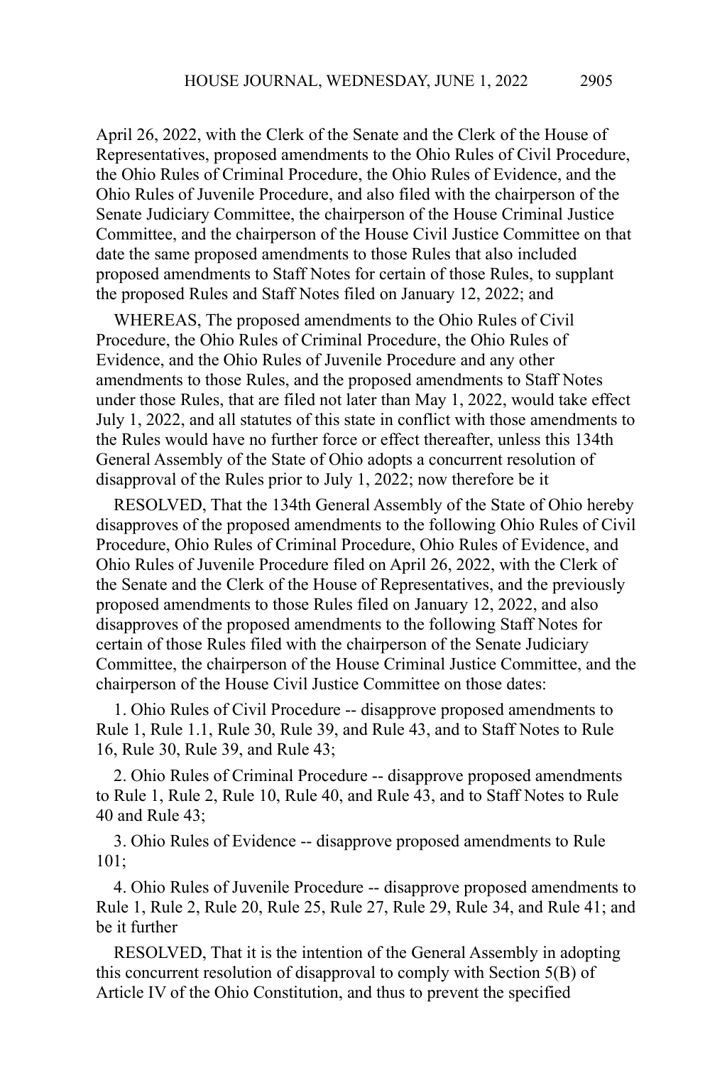April 26, 2022, with the Clerk of the Senate and the Clerk of the House of Representatives, proposed amendments to the Ohio Rules of Civil Procedure, the Ohio Rules of Criminal Procedure, the Ohio Rules of Evidence, and the Ohio Rules of Juvenile Procedure, and also filed with the chairperson of the Senate Judiciary Committee, the chairperson of the House Criminal Justice Committee, and the chairperson of the House Civil Justice Committee on that date the same proposed amendments to those Rules that also included proposed amendments to Staff Notes for certain of those Rules, to supplant the proposed Rules and Staff Notes filed on January 12, 2022; and

WHEREAS, The proposed amendments to the Ohio Rules of Civil Procedure, the Ohio Rules of Criminal Procedure, the Ohio Rules of Evidence, and the Ohio Rules of Juvenile Procedure and any other amendments to those Rules, and the proposed amendments to Staff Notes under those Rules, that are filed not later than May 1, 2022, would take effect July 1, 2022, and all statutes of this state in conflict with those amendments to the Rules would have no further force or effect thereafter, unless this 134th General Assembly of the State of Ohio adopts a concurrent resolution of disapproval of the Rules prior to July 1, 2022; now therefore be it

RESOLVED, That the 134th General Assembly of the State of Ohio hereby disapproves of the proposed amendments to the following Ohio Rules of Civil Procedure, Ohio Rules of Criminal Procedure, Ohio Rules of Evidence, and Ohio Rules of Juvenile Procedure filed on April 26, 2022, with the Clerk of the Senate and the Clerk of the House of Representatives, and the previously proposed amendments to those Rules filed on January 12, 2022, and also disapproves of the proposed amendments to the following Staff Notes for certain of those Rules filed with the chairperson of the Senate Judiciary Committee, the chairperson of the House Criminal Justice Committee, and the chairperson of the House Civil Justice Committee on those dates:

1. Ohio Rules of Civil Procedure -- disapprove proposed amendments to Rule 1, Rule 1.1, Rule 30, Rule 39, and Rule 43, and to Staff Notes to Rule 16, Rule 30, Rule 39, and Rule 43;

2. Ohio Rules of Criminal Procedure -- disapprove proposed amendments to Rule 1, Rule 2, Rule 10, Rule 40, and Rule 43, and to Staff Notes to Rule 40 and Rule 43;

3. Ohio Rules of Evidence -- disapprove proposed amendments to Rule 101;

4. Ohio Rules of Juvenile Procedure -- disapprove proposed amendments to Rule 1, Rule 2, Rule 20, Rule 25, Rule 27, Rule 29, Rule 34, and Rule 41; and be it further

RESOLVED, That it is the intention of the General Assembly in adopting this concurrent resolution of disapproval to comply with Section 5(B) of Article IV of the Ohio Constitution, and thus to prevent the specified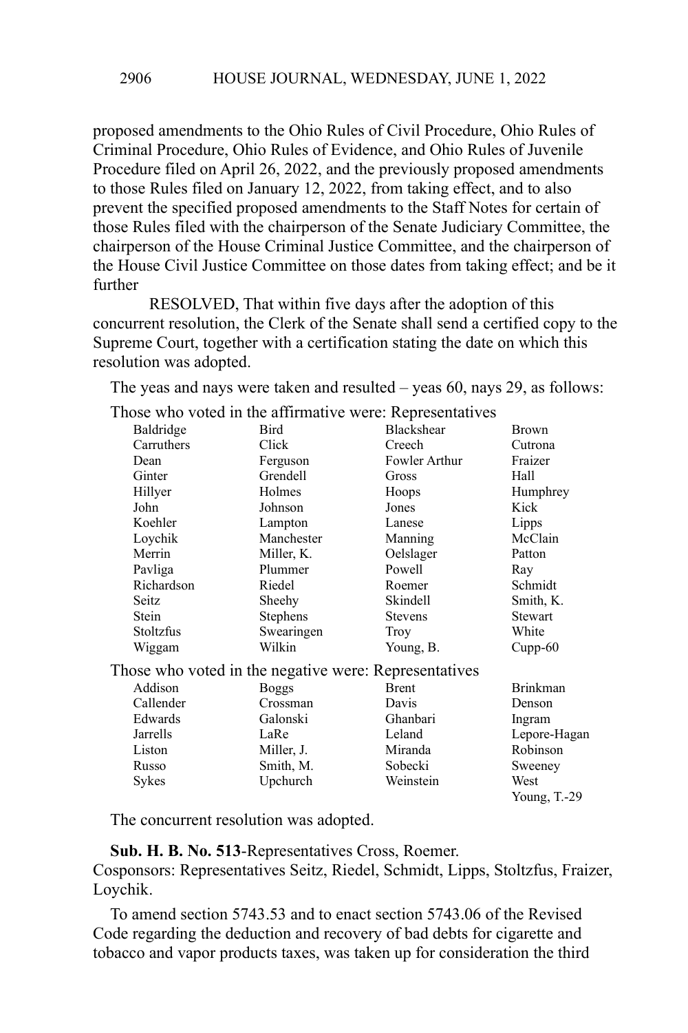proposed amendments to the Ohio Rules of Civil Procedure, Ohio Rules of Criminal Procedure, Ohio Rules of Evidence, and Ohio Rules of Juvenile Procedure filed on April 26, 2022, and the previously proposed amendments to those Rules filed on January 12, 2022, from taking effect, and to also prevent the specified proposed amendments to the Staff Notes for certain of those Rules filed with the chairperson of the Senate Judiciary Committee, the chairperson of the House Criminal Justice Committee, and the chairperson of the House Civil Justice Committee on those dates from taking effect; and be it further

RESOLVED, That within five days after the adoption of this concurrent resolution, the Clerk of the Senate shall send a certified copy to the Supreme Court, together with a certification stating the date on which this resolution was adopted.

The yeas and nays were taken and resulted – yeas 60, nays 29, as follows:

Those who voted in the affirmative were: Representatives

| | | | |
|---|---|---|---|
| Baldridge | Bird | Blackshear | Brown |
| Carruthers | Click | Creech | Cutrona |
| Dean | Ferguson | Fowler Arthur | Fraizer |
| Ginter | Grendell | Gross | Hall |
| Hillyer | Holmes | Hoops | Humphrey |
| John | Johnson | Jones | Kick |
| Koehler | Lampton | Lanese | Lipps |
| Loychik | Manchester | Manning | McClain |
| Merrin | Miller, K. | Oelslager | Patton |
| Pavliga | Plummer | Powell | Ray |
| Richardson | Riedel | Roemer | Schmidt |
| Seitz | Sheehy | Skindell | Smith, K. |
| Stein | Stephens | Stevens | Stewart |
| Stoltzfus | Swearingen | Troy | White |
| Wiggam | Wilkin | Young, B. | Cupp-60 |

Those who voted in the negative were: Representatives

| | | | |
|---|---|---|---|
| Addison | Boggs | Brent | Brinkman |
| Callender | Crossman | Davis | Denson |
| Edwards | Galonski | Ghanbari | Ingram |
| Jarrells | LaRe | Leland | Lepore-Hagan |
| Liston | Miller, J. | Miranda | Robinson |
| Russo | Smith, M. | Sobecki | Sweeney |
| Sykes | Upchurch | Weinstein | West |
| | | | Young, T.-29 |

The concurrent resolution was adopted.

**Sub. H. B. No. 513**-Representatives Cross, Roemer.
Cosponsors: Representatives Seitz, Riedel, Schmidt, Lipps, Stoltzfus, Fraizer, Loychik.

To amend section 5743.53 and to enact section 5743.06 of the Revised Code regarding the deduction and recovery of bad debts for cigarette and tobacco and vapor products taxes, was taken up for consideration the third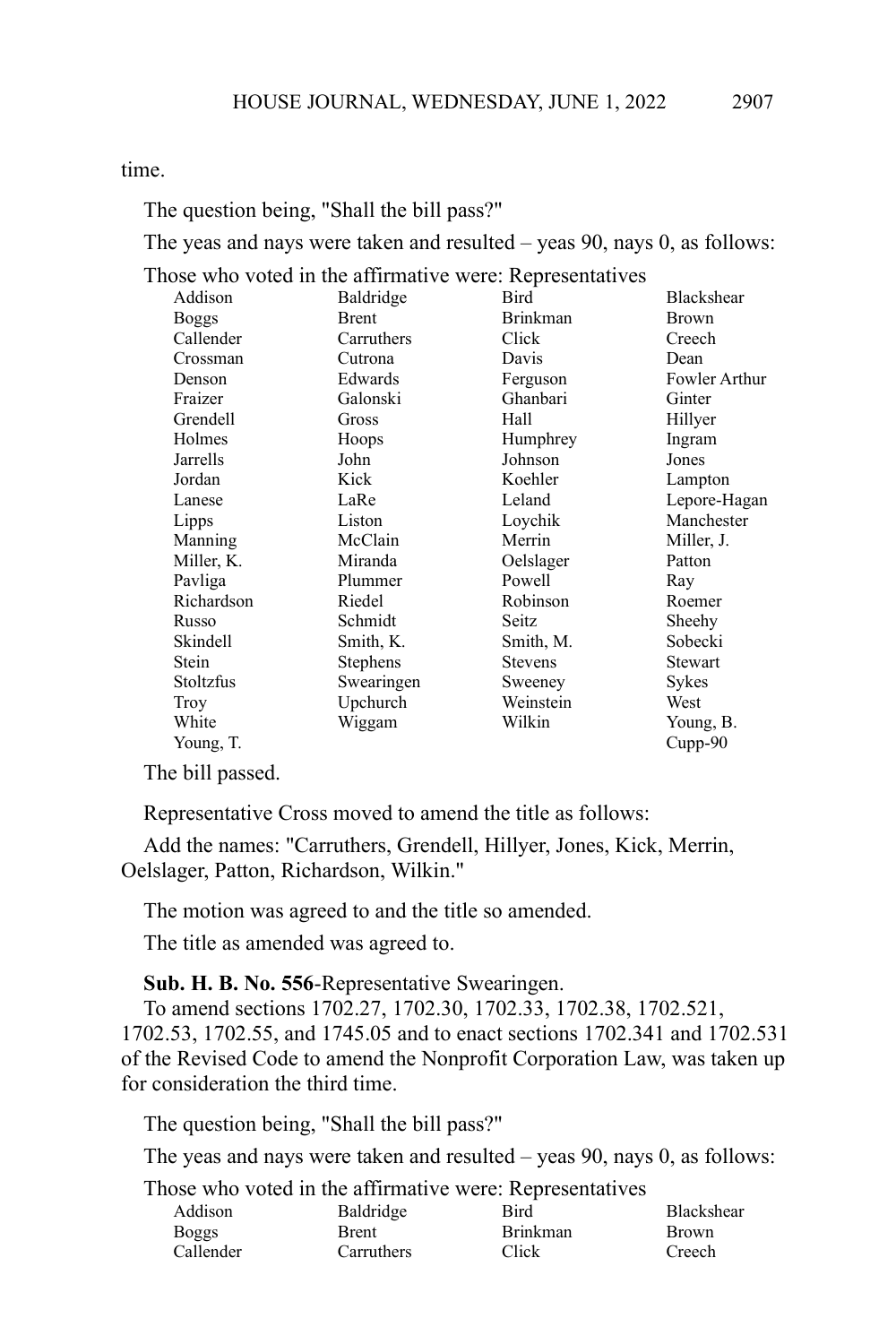time.

The question being, "Shall the bill pass?"

The yeas and nays were taken and resulted – yeas 90, nays 0, as follows:

Those who voted in the affirmative were: Representatives

| | | | |
|---|---|---|---|
| Addison | Baldridge | Bird | Blackshear |
| Boggs | Brent | Brinkman | Brown |
| Callender | Carruthers | Click | Creech |
| Crossman | Cutrona | Davis | Dean |
| Denson | Edwards | Ferguson | Fowler Arthur |
| Fraizer | Galonski | Ghanbari | Ginter |
| Grendell | Gross | Hall | Hillyer |
| Holmes | Hoops | Humphrey | Ingram |
| Jarrells | John | Johnson | Jones |
| Jordan | Kick | Koehler | Lampton |
| Lanese | LaRe | Leland | Lepore-Hagan |
| Lipps | Liston | Loychik | Manchester |
| Manning | McClain | Merrin | Miller, J. |
| Miller, K. | Miranda | Oelslager | Patton |
| Pavliga | Plummer | Powell | Ray |
| Richardson | Riedel | Robinson | Roemer |
| Russo | Schmidt | Seitz | Sheehy |
| Skindell | Smith, K. | Smith, M. | Sobecki |
| Stein | Stephens | Stevens | Stewart |
| Stoltzfus | Swearingen | Sweeney | Sykes |
| Troy | Upchurch | Weinstein | West |
| White | Wiggam | Wilkin | Young, B. |
| Young, T. | | | Cupp-90 |

The bill passed.

Representative Cross moved to amend the title as follows:

Add the names: "Carruthers, Grendell, Hillyer, Jones, Kick, Merrin, Oelslager, Patton, Richardson, Wilkin."

The motion was agreed to and the title so amended.

The title as amended was agreed to.

**Sub. H. B. No. 556**-Representative Swearingen.

To amend sections 1702.27, 1702.30, 1702.33, 1702.38, 1702.521, 1702.53, 1702.55, and 1745.05 and to enact sections 1702.341 and 1702.531 of the Revised Code to amend the Nonprofit Corporation Law, was taken up for consideration the third time.

The question being, "Shall the bill pass?"

The yeas and nays were taken and resulted – yeas 90, nays 0, as follows:

Those who voted in the affirmative were: Representatives

| | | | |
|---|---|---|---|
| Addison | Baldridge | Bird | Blackshear |
| Boggs | Brent | Brinkman | Brown |
| Callender | Carruthers | Click | Creech |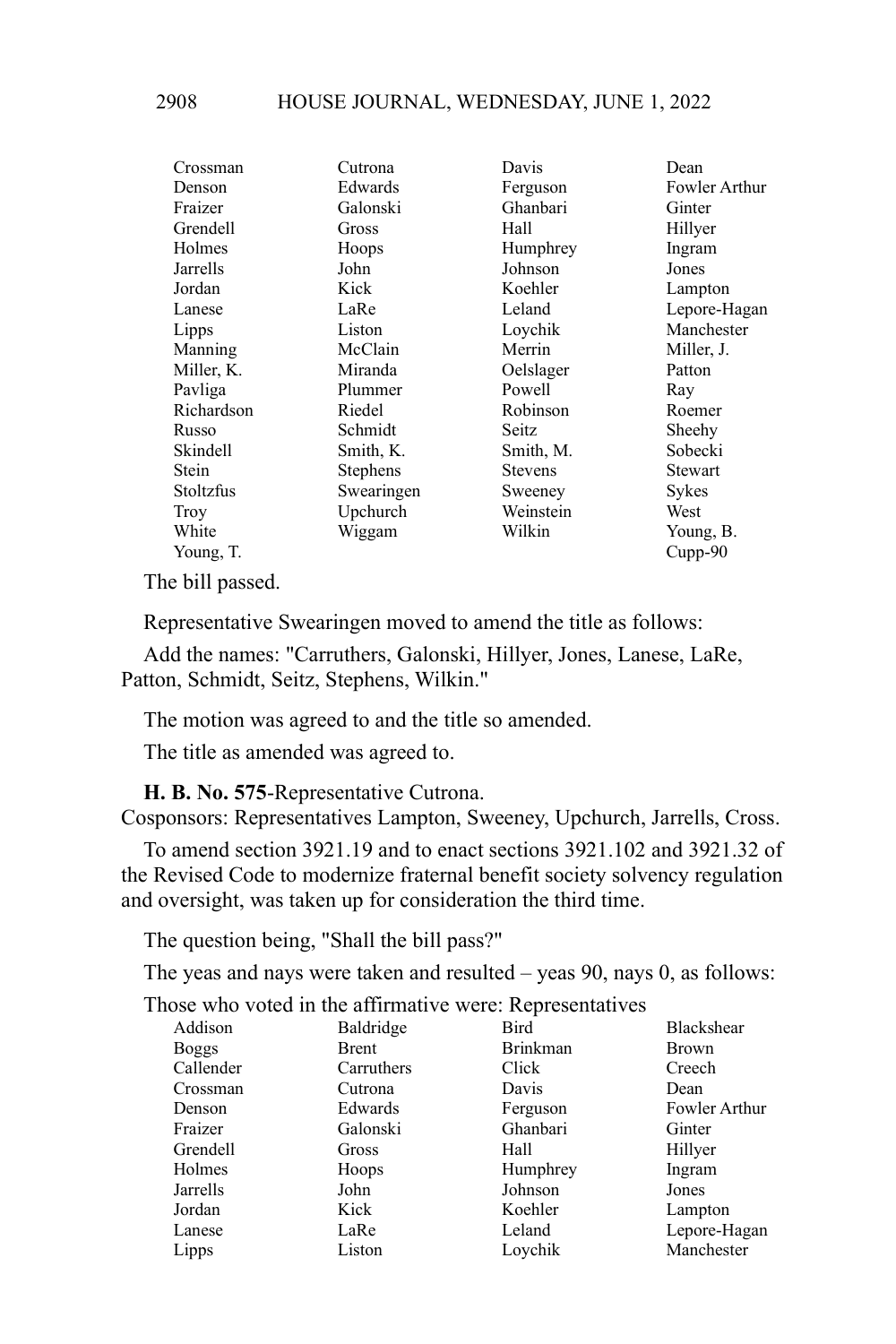| | | | |
|---|---|---|---|
| Crossman | Cutrona | Davis | Dean |
| Denson | Edwards | Ferguson | Fowler Arthur |
| Fraizer | Galonski | Ghanbari | Ginter |
| Grendell | Gross | Hall | Hillyer |
| Holmes | Hoops | Humphrey | Ingram |
| Jarrells | John | Johnson | Jones |
| Jordan | Kick | Koehler | Lampton |
| Lanese | LaRe | Leland | Lepore-Hagan |
| Lipps | Liston | Loychik | Manchester |
| Manning | McClain | Merrin | Miller, J. |
| Miller, K. | Miranda | Oelslager | Patton |
| Pavliga | Plummer | Powell | Ray |
| Richardson | Riedel | Robinson | Roemer |
| Russo | Schmidt | Seitz | Sheehy |
| Skindell | Smith, K. | Smith, M. | Sobecki |
| Stein | Stephens | Stevens | Stewart |
| Stoltzfus | Swearingen | Sweeney | Sykes |
| Troy | Upchurch | Weinstein | West |
| White | Wiggam | Wilkin | Young, B. |
| Young, T. | | | Cupp-90 |

The bill passed.

Representative Swearingen moved to amend the title as follows:

Add the names: "Carruthers, Galonski, Hillyer, Jones, Lanese, LaRe, Patton, Schmidt, Seitz, Stephens, Wilkin."

The motion was agreed to and the title so amended.

The title as amended was agreed to.

**H. B. No. 575**-Representative Cutrona.
Cosponsors: Representatives Lampton, Sweeney, Upchurch, Jarrells, Cross.

To amend section 3921.19 and to enact sections 3921.102 and 3921.32 of the Revised Code to modernize fraternal benefit society solvency regulation and oversight, was taken up for consideration the third time.

The question being, "Shall the bill pass?"

The yeas and nays were taken and resulted – yeas 90, nays 0, as follows:

Those who voted in the affirmative were: Representatives

| | | | |
|---|---|---|---|
| Addison | Baldridge | Bird | Blackshear |
| Boggs | Brent | Brinkman | Brown |
| Callender | Carruthers | Click | Creech |
| Crossman | Cutrona | Davis | Dean |
| Denson | Edwards | Ferguson | Fowler Arthur |
| Fraizer | Galonski | Ghanbari | Ginter |
| Grendell | Gross | Hall | Hillyer |
| Holmes | Hoops | Humphrey | Ingram |
| Jarrells | John | Johnson | Jones |
| Jordan | Kick | Koehler | Lampton |
| Lanese | LaRe | Leland | Lepore-Hagan |
| Lipps | Liston | Loychik | Manchester |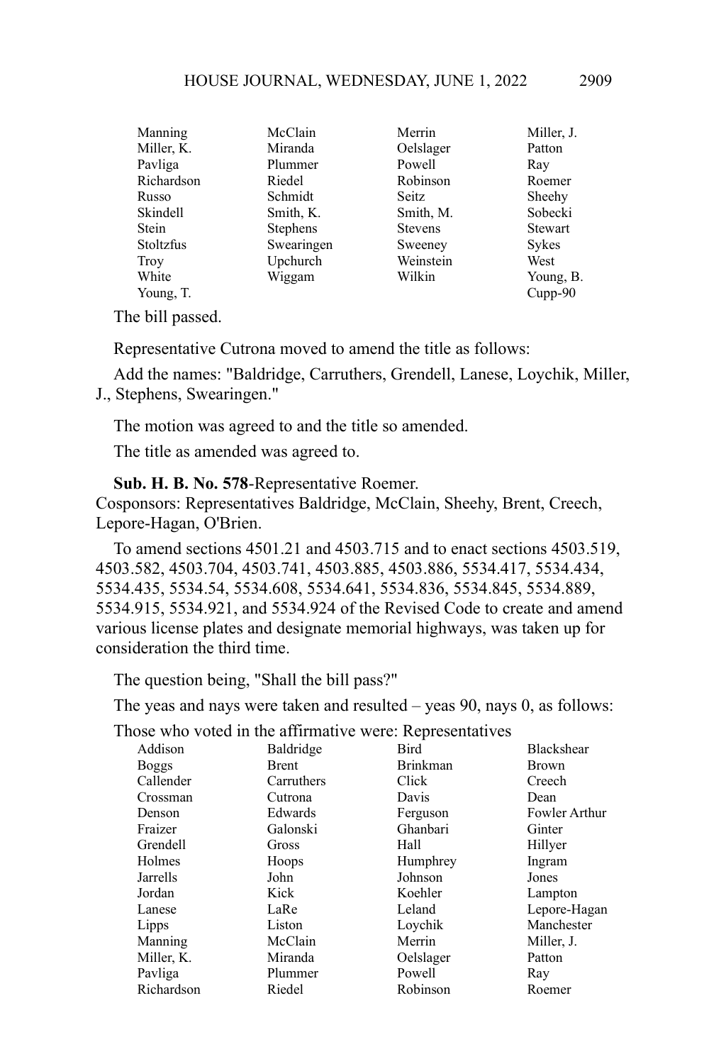| | | | |
|---|---|---|---|
| Manning | McClain | Merrin | Miller, J. |
| Miller, K. | Miranda | Oelslager | Patton |
| Pavliga | Plummer | Powell | Ray |
| Richardson | Riedel | Robinson | Roemer |
| Russo | Schmidt | Seitz | Sheehy |
| Skindell | Smith, K. | Smith, M. | Sobecki |
| Stein | Stephens | Stevens | Stewart |
| Stoltzfus | Swearingen | Sweeney | Sykes |
| Troy | Upchurch | Weinstein | West |
| White | Wiggam | Wilkin | Young, B. |
| Young, T. | | | Cupp-90 |

The bill passed.

Representative Cutrona moved to amend the title as follows:

Add the names: "Baldridge, Carruthers, Grendell, Lanese, Loychik, Miller, J., Stephens, Swearingen."

The motion was agreed to and the title so amended.

The title as amended was agreed to.

**Sub. H. B. No. 578**-Representative Roemer.
Cosponsors: Representatives Baldridge, McClain, Sheehy, Brent, Creech, Lepore-Hagan, O'Brien.

To amend sections 4501.21 and 4503.715 and to enact sections 4503.519, 4503.582, 4503.704, 4503.741, 4503.885, 4503.886, 5534.417, 5534.434, 5534.435, 5534.54, 5534.608, 5534.641, 5534.836, 5534.845, 5534.889, 5534.915, 5534.921, and 5534.924 of the Revised Code to create and amend various license plates and designate memorial highways, was taken up for consideration the third time.

The question being, "Shall the bill pass?"

The yeas and nays were taken and resulted – yeas 90, nays 0, as follows:

Those who voted in the affirmative were: Representatives

| | | | |
|---|---|---|---|
| Addison | Baldridge | Bird | Blackshear |
| Boggs | Brent | Brinkman | Brown |
| Callender | Carruthers | Click | Creech |
| Crossman | Cutrona | Davis | Dean |
| Denson | Edwards | Ferguson | Fowler Arthur |
| Fraizer | Galonski | Ghanbari | Ginter |
| Grendell | Gross | Hall | Hillyer |
| Holmes | Hoops | Humphrey | Ingram |
| Jarrells | John | Johnson | Jones |
| Jordan | Kick | Koehler | Lampton |
| Lanese | LaRe | Leland | Lepore-Hagan |
| Lipps | Liston | Loychik | Manchester |
| Manning | McClain | Merrin | Miller, J. |
| Miller, K. | Miranda | Oelslager | Patton |
| Pavliga | Plummer | Powell | Ray |
| Richardson | Riedel | Robinson | Roemer |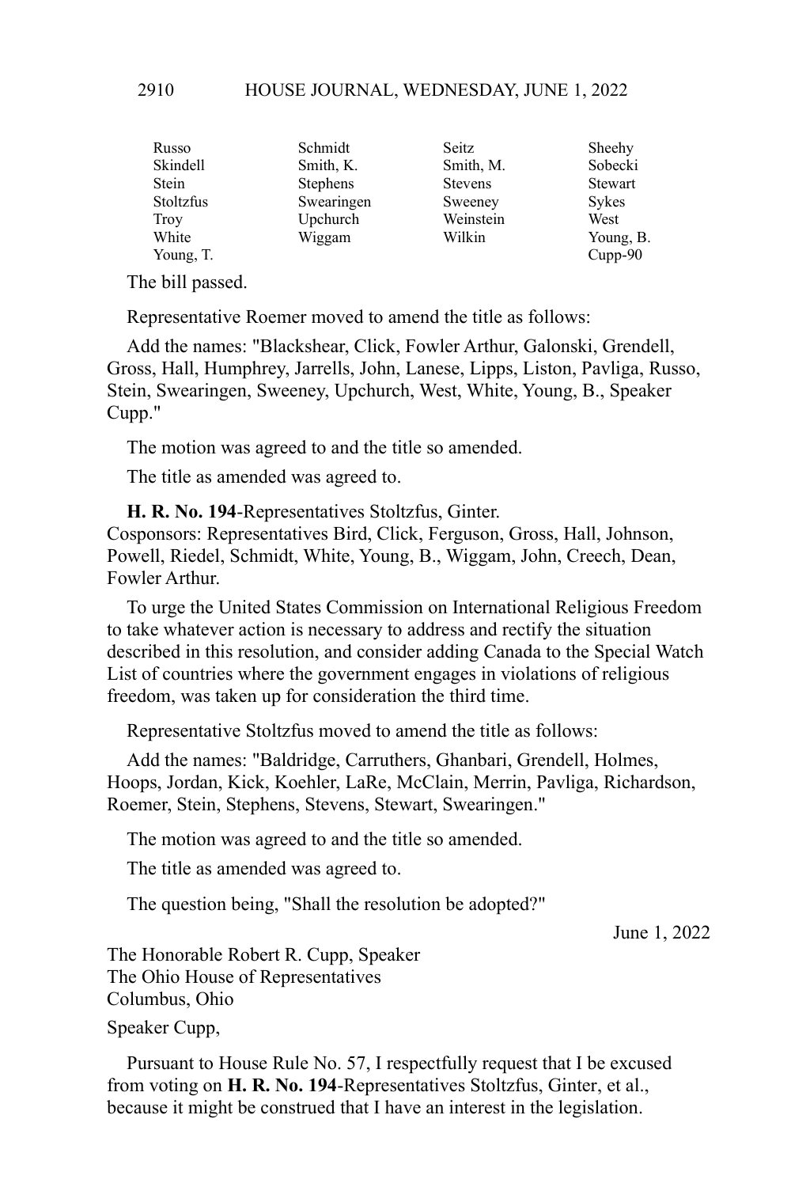| | | | |
|---|---|---|---|
| Russo | Schmidt | Seitz | Sheehy |
| Skindell | Smith, K. | Smith, M. | Sobecki |
| Stein | Stephens | Stevens | Stewart |
| Stoltzfus | Swearingen | Sweeney | Sykes |
| Troy | Upchurch | Weinstein | West |
| White | Wiggam | Wilkin | Young, B. |
| Young, T. | | | Cupp-90 |

The bill passed.

Representative Roemer moved to amend the title as follows:

Add the names: "Blackshear, Click, Fowler Arthur, Galonski, Grendell, Gross, Hall, Humphrey, Jarrells, John, Lanese, Lipps, Liston, Pavliga, Russo, Stein, Swearingen, Sweeney, Upchurch, West, White, Young, B., Speaker Cupp."

The motion was agreed to and the title so amended.

The title as amended was agreed to.

**H. R. No. 194**-Representatives Stoltzfus, Ginter.
Cosponsors: Representatives Bird, Click, Ferguson, Gross, Hall, Johnson, Powell, Riedel, Schmidt, White, Young, B., Wiggam, John, Creech, Dean, Fowler Arthur.

To urge the United States Commission on International Religious Freedom to take whatever action is necessary to address and rectify the situation described in this resolution, and consider adding Canada to the Special Watch List of countries where the government engages in violations of religious freedom, was taken up for consideration the third time.

Representative Stoltzfus moved to amend the title as follows:

Add the names: "Baldridge, Carruthers, Ghanbari, Grendell, Holmes, Hoops, Jordan, Kick, Koehler, LaRe, McClain, Merrin, Pavliga, Richardson, Roemer, Stein, Stephens, Stevens, Stewart, Swearingen."

The motion was agreed to and the title so amended.

The title as amended was agreed to.

The question being, "Shall the resolution be adopted?"

June 1, 2022

The Honorable Robert R. Cupp, Speaker
The Ohio House of Representatives
Columbus, Ohio

Speaker Cupp,

Pursuant to House Rule No. 57, I respectfully request that I be excused from voting on **H. R. No. 194**-Representatives Stoltzfus, Ginter, et al., because it might be construed that I have an interest in the legislation.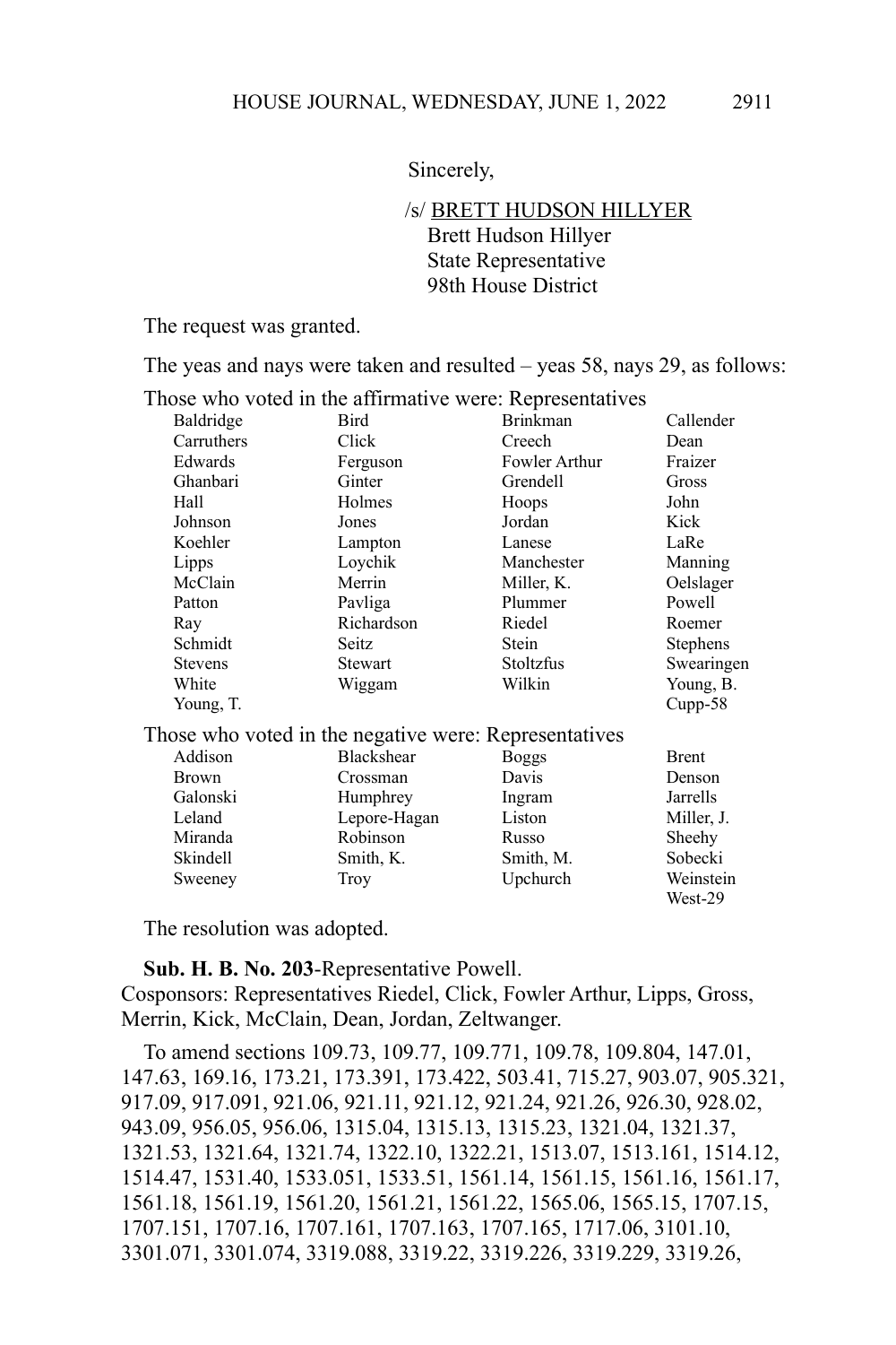Sincerely,

/s/ BRETT HUDSON HILLYER
Brett Hudson Hillyer
State Representative
98th House District

The request was granted.

The yeas and nays were taken and resulted – yeas 58, nays 29, as follows:

Those who voted in the affirmative were: Representatives

| | | | |
|---|---|---|---|
| Baldridge | Bird | Brinkman | Callender |
| Carruthers | Click | Creech | Dean |
| Edwards | Ferguson | Fowler Arthur | Fraizer |
| Ghanbari | Ginter | Grendell | Gross |
| Hall | Holmes | Hoops | John |
| Johnson | Jones | Jordan | Kick |
| Koehler | Lampton | Lanese | LaRe |
| Lipps | Loychik | Manchester | Manning |
| McClain | Merrin | Miller, K. | Oelslager |
| Patton | Pavliga | Plummer | Powell |
| Ray | Richardson | Riedel | Roemer |
| Schmidt | Seitz | Stein | Stephens |
| Stevens | Stewart | Stoltzfus | Swearingen |
| White | Wiggam | Wilkin | Young, B. |
| Young, T. | | | Cupp-58 |

Those who voted in the negative were: Representatives

| | | | |
|---|---|---|---|
| Addison | Blackshear | Boggs | Brent |
| Brown | Crossman | Davis | Denson |
| Galonski | Humphrey | Ingram | Jarrells |
| Leland | Lepore-Hagan | Liston | Miller, J. |
| Miranda | Robinson | Russo | Sheehy |
| Skindell | Smith, K. | Smith, M. | Sobecki |
| Sweeney | Troy | Upchurch | Weinstein |
| | | | West-29 |

The resolution was adopted.

**Sub. H. B. No. 203**-Representative Powell.
Cosponsors: Representatives Riedel, Click, Fowler Arthur, Lipps, Gross, Merrin, Kick, McClain, Dean, Jordan, Zeltwanger.

To amend sections 109.73, 109.77, 109.771, 109.78, 109.804, 147.01, 147.63, 169.16, 173.21, 173.391, 173.422, 503.41, 715.27, 903.07, 905.321, 917.09, 917.091, 921.06, 921.11, 921.12, 921.24, 921.26, 926.30, 928.02, 943.09, 956.05, 956.06, 1315.04, 1315.13, 1315.23, 1321.04, 1321.37, 1321.53, 1321.64, 1321.74, 1322.10, 1322.21, 1513.07, 1513.161, 1514.12, 1514.47, 1531.40, 1533.051, 1533.51, 1561.14, 1561.15, 1561.16, 1561.17, 1561.18, 1561.19, 1561.20, 1561.21, 1561.22, 1565.06, 1565.15, 1707.15, 1707.151, 1707.16, 1707.161, 1707.163, 1707.165, 1717.06, 3101.10, 3301.071, 3301.074, 3319.088, 3319.22, 3319.226, 3319.229, 3319.26,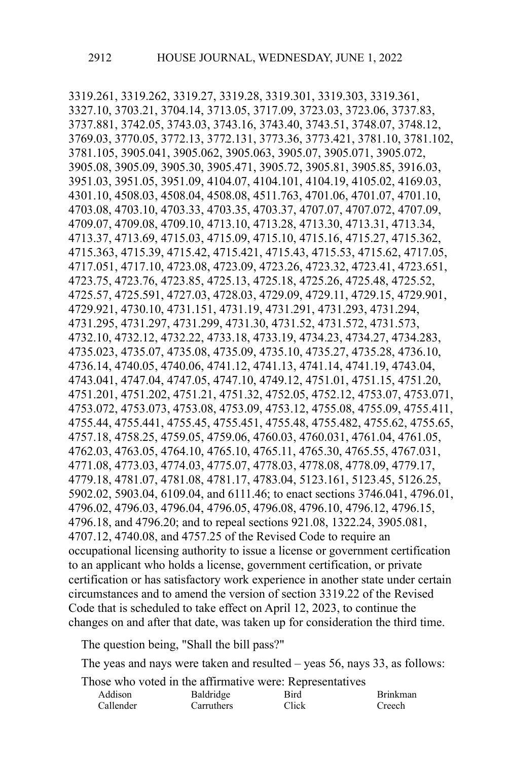3319.261, 3319.262, 3319.27, 3319.28, 3319.301, 3319.303, 3319.361, 3327.10, 3703.21, 3704.14, 3713.05, 3717.09, 3723.03, 3723.06, 3737.83, 3737.881, 3742.05, 3743.03, 3743.16, 3743.40, 3743.51, 3748.07, 3748.12, 3769.03, 3770.05, 3772.13, 3772.131, 3773.36, 3773.421, 3781.10, 3781.102, 3781.105, 3905.041, 3905.062, 3905.063, 3905.07, 3905.071, 3905.072, 3905.08, 3905.09, 3905.30, 3905.471, 3905.72, 3905.81, 3905.85, 3916.03, 3951.03, 3951.05, 3951.09, 4104.07, 4104.101, 4104.19, 4105.02, 4169.03, 4301.10, 4508.03, 4508.04, 4508.08, 4511.763, 4701.06, 4701.07, 4701.10, 4703.08, 4703.10, 4703.33, 4703.35, 4703.37, 4707.07, 4707.072, 4707.09, 4709.07, 4709.08, 4709.10, 4713.10, 4713.28, 4713.30, 4713.31, 4713.34, 4713.37, 4713.69, 4715.03, 4715.09, 4715.10, 4715.16, 4715.27, 4715.362, 4715.363, 4715.39, 4715.42, 4715.421, 4715.43, 4715.53, 4715.62, 4717.05, 4717.051, 4717.10, 4723.08, 4723.09, 4723.26, 4723.32, 4723.41, 4723.651, 4723.75, 4723.76, 4723.85, 4725.13, 4725.18, 4725.26, 4725.48, 4725.52, 4725.57, 4725.591, 4727.03, 4728.03, 4729.09, 4729.11, 4729.15, 4729.901, 4729.921, 4730.10, 4731.151, 4731.19, 4731.291, 4731.293, 4731.294, 4731.295, 4731.297, 4731.299, 4731.30, 4731.52, 4731.572, 4731.573, 4732.10, 4732.12, 4732.22, 4733.18, 4733.19, 4734.23, 4734.27, 4734.283, 4735.023, 4735.07, 4735.08, 4735.09, 4735.10, 4735.27, 4735.28, 4736.10, 4736.14, 4740.05, 4740.06, 4741.12, 4741.13, 4741.14, 4741.19, 4743.04, 4743.041, 4747.04, 4747.05, 4747.10, 4749.12, 4751.01, 4751.15, 4751.20, 4751.201, 4751.202, 4751.21, 4751.32, 4752.05, 4752.12, 4753.07, 4753.071, 4753.072, 4753.073, 4753.08, 4753.09, 4753.12, 4755.08, 4755.09, 4755.411, 4755.44, 4755.441, 4755.45, 4755.451, 4755.48, 4755.482, 4755.62, 4755.65, 4757.18, 4758.25, 4759.05, 4759.06, 4760.03, 4760.031, 4761.04, 4761.05, 4762.03, 4763.05, 4764.10, 4765.10, 4765.11, 4765.30, 4765.55, 4767.031, 4771.08, 4773.03, 4774.03, 4775.07, 4778.03, 4778.08, 4778.09, 4779.17, 4779.18, 4781.07, 4781.08, 4781.17, 4783.04, 5123.161, 5123.45, 5126.25, 5902.02, 5903.04, 6109.04, and 6111.46; to enact sections 3746.041, 4796.01, 4796.02, 4796.03, 4796.04, 4796.05, 4796.08, 4796.10, 4796.12, 4796.15, 4796.18, and 4796.20; and to repeal sections 921.08, 1322.24, 3905.081, 4707.12, 4740.08, and 4757.25 of the Revised Code to require an occupational licensing authority to issue a license or government certification to an applicant who holds a license, government certification, or private certification or has satisfactory work experience in another state under certain circumstances and to amend the version of section 3319.22 of the Revised Code that is scheduled to take effect on April 12, 2023, to continue the changes on and after that date, was taken up for consideration the third time.

The question being, "Shall the bill pass?"

The yeas and nays were taken and resulted – yeas 56, nays 33, as follows:

Those who voted in the affirmative were: Representatives

| | | | |
|---|---|---|---|
| Addison | Baldridge | Bird | Brinkman |
| Callender | Carruthers | Click | Creech |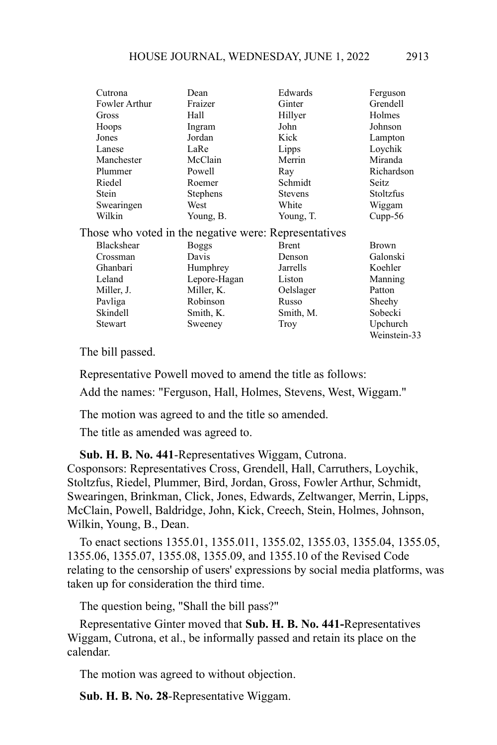| | | | |
|---|---|---|---|
| Cutrona | Dean | Edwards | Ferguson |
| Fowler Arthur | Fraizer | Ginter | Grendell |
| Gross | Hall | Hillyer | Holmes |
| Hoops | Ingram | John | Johnson |
| Jones | Jordan | Kick | Lampton |
| Lanese | LaRe | Lipps | Loychik |
| Manchester | McClain | Merrin | Miranda |
| Plummer | Powell | Ray | Richardson |
| Riedel | Roemer | Schmidt | Seitz |
| Stein | Stephens | Stevens | Stoltzfus |
| Swearingen | West | White | Wiggam |
| Wilkin | Young, B. | Young, T. | Cupp-56 |

Those who voted in the negative were: Representatives

| | | | |
|---|---|---|---|
| Blackshear | Boggs | Brent | Brown |
| Crossman | Davis | Denson | Galonski |
| Ghanbari | Humphrey | Jarrells | Koehler |
| Leland | Lepore-Hagan | Liston | Manning |
| Miller, J. | Miller, K. | Oelslager | Patton |
| Pavliga | Robinson | Russo | Sheehy |
| Skindell | Smith, K. | Smith, M. | Sobecki |
| Stewart | Sweeney | Troy | Upchurch |
| | | | Weinstein-33 |

The bill passed.

Representative Powell moved to amend the title as follows:

Add the names: "Ferguson, Hall, Holmes, Stevens, West, Wiggam."

The motion was agreed to and the title so amended.

The title as amended was agreed to.

**Sub. H. B. No. 441**-Representatives Wiggam, Cutrona.
Cosponsors: Representatives Cross, Grendell, Hall, Carruthers, Loychik, Stoltzfus, Riedel, Plummer, Bird, Jordan, Gross, Fowler Arthur, Schmidt, Swearingen, Brinkman, Click, Jones, Edwards, Zeltwanger, Merrin, Lipps, McClain, Powell, Baldridge, John, Kick, Creech, Stein, Holmes, Johnson, Wilkin, Young, B., Dean.

To enact sections 1355.01, 1355.011, 1355.02, 1355.03, 1355.04, 1355.05, 1355.06, 1355.07, 1355.08, 1355.09, and 1355.10 of the Revised Code relating to the censorship of users' expressions by social media platforms, was taken up for consideration the third time.

The question being, "Shall the bill pass?"

Representative Ginter moved that **Sub. H. B. No. 441-**Representatives Wiggam, Cutrona, et al., be informally passed and retain its place on the calendar.

The motion was agreed to without objection.

**Sub. H. B. No. 28**-Representative Wiggam.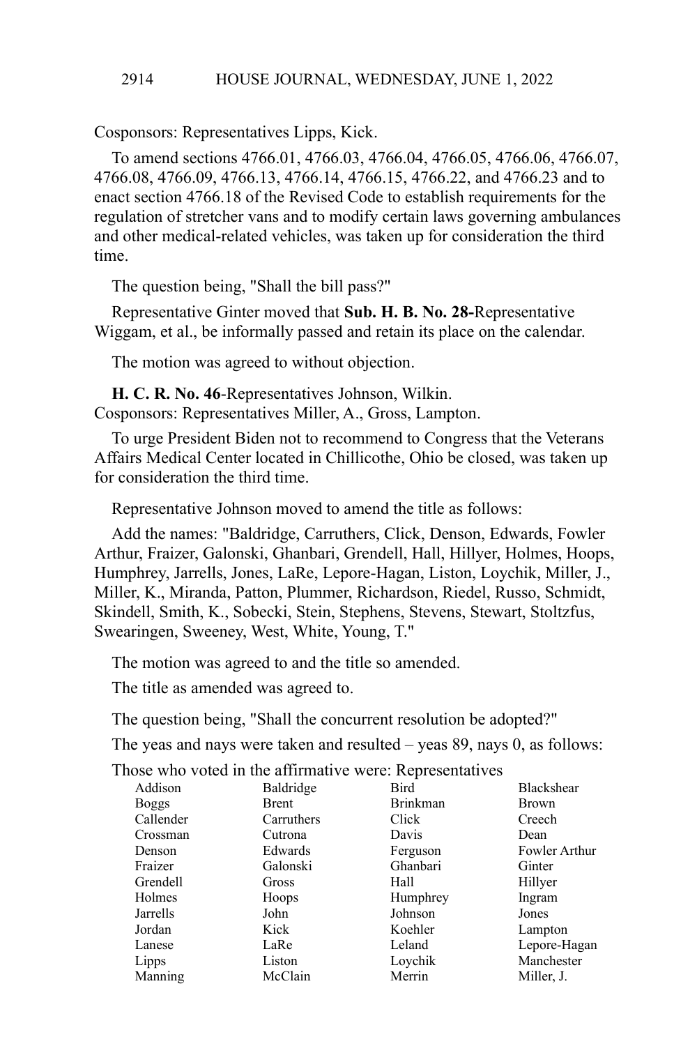Cosponsors: Representatives Lipps, Kick.

To amend sections 4766.01, 4766.03, 4766.04, 4766.05, 4766.06, 4766.07, 4766.08, 4766.09, 4766.13, 4766.14, 4766.15, 4766.22, and 4766.23 and to enact section 4766.18 of the Revised Code to establish requirements for the regulation of stretcher vans and to modify certain laws governing ambulances and other medical-related vehicles, was taken up for consideration the third time.

The question being, "Shall the bill pass?"

Representative Ginter moved that **Sub. H. B. No. 28-**Representative Wiggam, et al., be informally passed and retain its place on the calendar.

The motion was agreed to without objection.

**H. C. R. No. 46**-Representatives Johnson, Wilkin.
Cosponsors: Representatives Miller, A., Gross, Lampton.

To urge President Biden not to recommend to Congress that the Veterans Affairs Medical Center located in Chillicothe, Ohio be closed, was taken up for consideration the third time.

Representative Johnson moved to amend the title as follows:

Add the names: "Baldridge, Carruthers, Click, Denson, Edwards, Fowler Arthur, Fraizer, Galonski, Ghanbari, Grendell, Hall, Hillyer, Holmes, Hoops, Humphrey, Jarrells, Jones, LaRe, Lepore-Hagan, Liston, Loychik, Miller, J., Miller, K., Miranda, Patton, Plummer, Richardson, Riedel, Russo, Schmidt, Skindell, Smith, K., Sobecki, Stein, Stephens, Stevens, Stewart, Stoltzfus, Swearingen, Sweeney, West, White, Young, T."

The motion was agreed to and the title so amended.

The title as amended was agreed to.

The question being, "Shall the concurrent resolution be adopted?"

The yeas and nays were taken and resulted – yeas 89, nays 0, as follows:

Those who voted in the affirmative were: Representatives

| | | | |
|---|---|---|---|
| Addison | Baldridge | Bird | Blackshear |
| Boggs | Brent | Brinkman | Brown |
| Callender | Carruthers | Click | Creech |
| Crossman | Cutrona | Davis | Dean |
| Denson | Edwards | Ferguson | Fowler Arthur |
| Fraizer | Galonski | Ghanbari | Ginter |
| Grendell | Gross | Hall | Hillyer |
| Holmes | Hoops | Humphrey | Ingram |
| Jarrells | John | Johnson | Jones |
| Jordan | Kick | Koehler | Lampton |
| Lanese | LaRe | Leland | Lepore-Hagan |
| Lipps | Liston | Loychik | Manchester |
| Manning | McClain | Merrin | Miller, J. |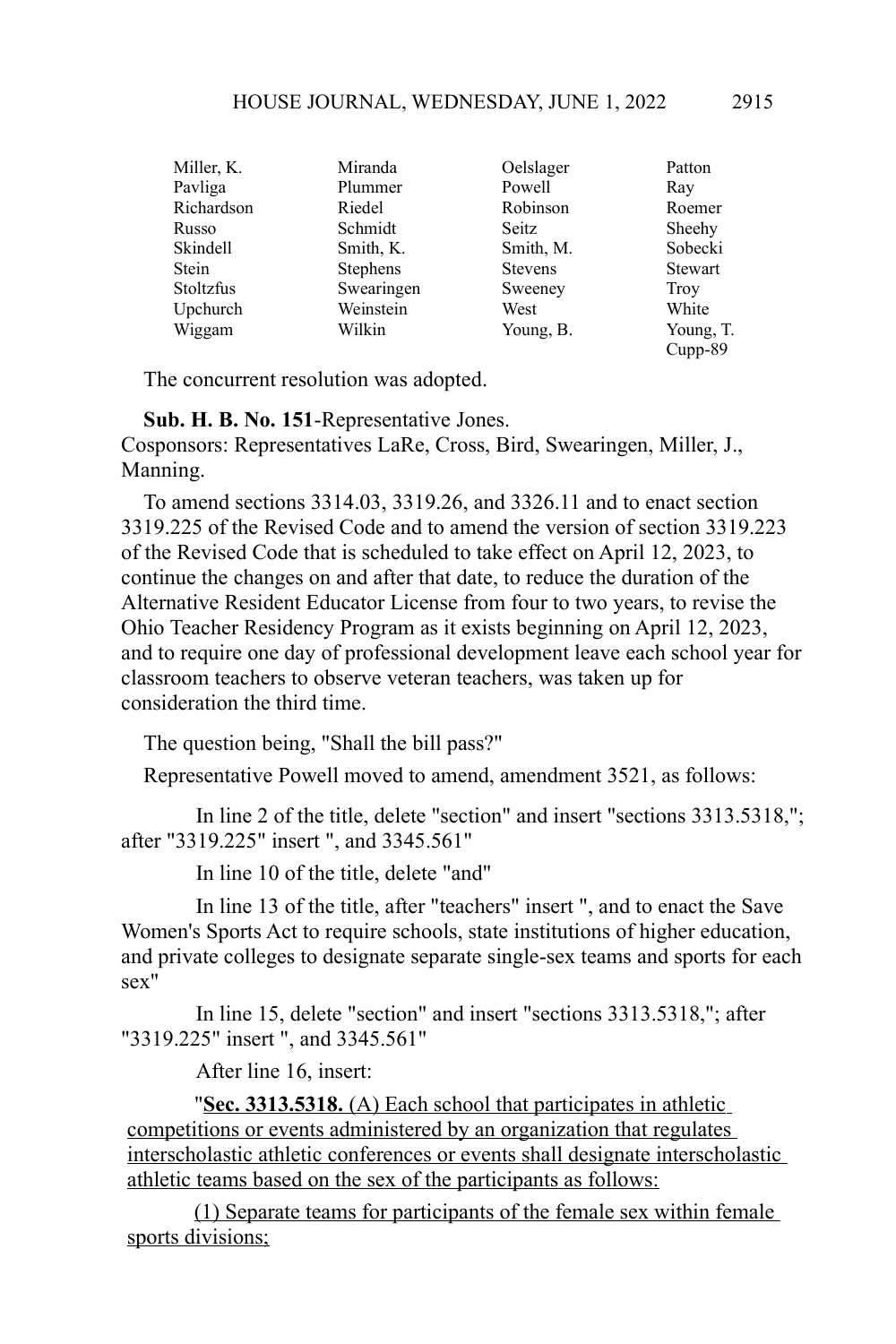| | | | |
|---|---|---|---|
| Miller, K. | Miranda | Oelslager | Patton |
| Pavliga | Plummer | Powell | Ray |
| Richardson | Riedel | Robinson | Roemer |
| Russo | Schmidt | Seitz | Sheehy |
| Skindell | Smith, K. | Smith, M. | Sobecki |
| Stein | Stephens | Stevens | Stewart |
| Stoltzfus | Swearingen | Sweeney | Troy |
| Upchurch | Weinstein | West | White |
| Wiggam | Wilkin | Young, B. | Young, T. |
| | | | Cupp-89 |

The concurrent resolution was adopted.

**Sub. H. B. No. 151**-Representative Jones.
Cosponsors: Representatives LaRe, Cross, Bird, Swearingen, Miller, J., Manning.

To amend sections 3314.03, 3319.26, and 3326.11 and to enact section 3319.225 of the Revised Code and to amend the version of section 3319.223 of the Revised Code that is scheduled to take effect on April 12, 2023, to continue the changes on and after that date, to reduce the duration of the Alternative Resident Educator License from four to two years, to revise the Ohio Teacher Residency Program as it exists beginning on April 12, 2023, and to require one day of professional development leave each school year for classroom teachers to observe veteran teachers, was taken up for consideration the third time.

The question being, "Shall the bill pass?"

Representative Powell moved to amend, amendment 3521, as follows:

In line 2 of the title, delete "section" and insert "sections 3313.5318,"; after "3319.225" insert ", and 3345.561"

In line 10 of the title, delete "and"

In line 13 of the title, after "teachers" insert ", and to enact the Save Women's Sports Act to require schools, state institutions of higher education, and private colleges to designate separate single-sex teams and sports for each sex"

In line 15, delete "section" and insert "sections 3313.5318,"; after "3319.225" insert ", and 3345.561"

After line 16, insert:

"**Sec. 3313.5318.** (A) Each school that participates in athletic competitions or events administered by an organization that regulates interscholastic athletic conferences or events shall designate interscholastic athletic teams based on the sex of the participants as follows:

(1) Separate teams for participants of the female sex within female sports divisions;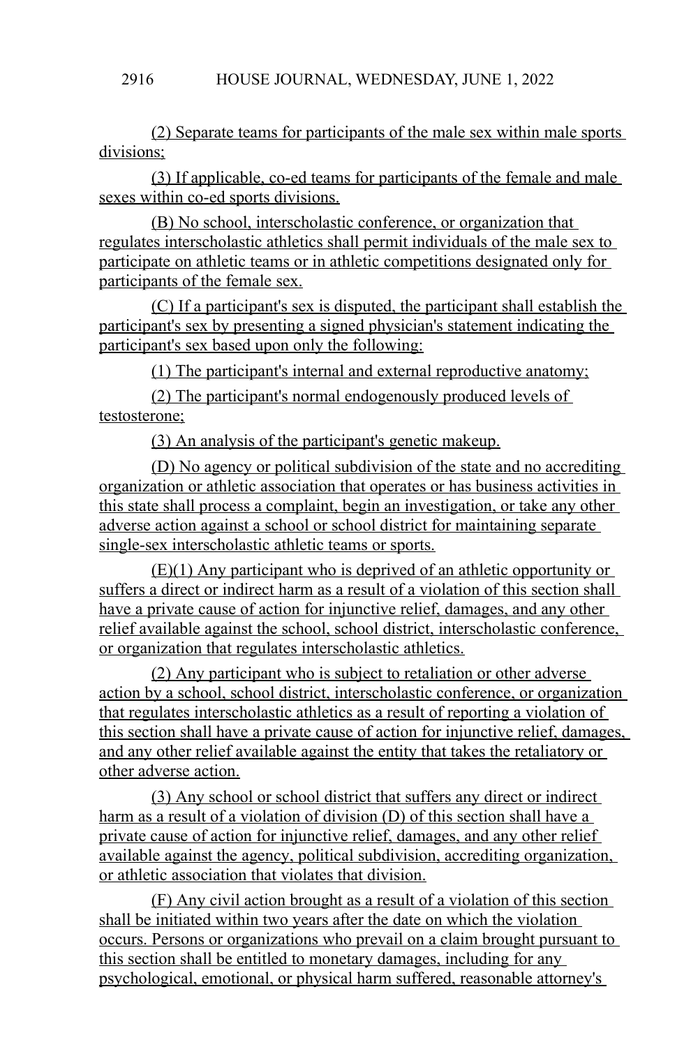(2) Separate teams for participants of the male sex within male sports divisions;

(3) If applicable, co-ed teams for participants of the female and male sexes within co-ed sports divisions.

(B) No school, interscholastic conference, or organization that regulates interscholastic athletics shall permit individuals of the male sex to participate on athletic teams or in athletic competitions designated only for participants of the female sex.

(C) If a participant's sex is disputed, the participant shall establish the participant's sex by presenting a signed physician's statement indicating the participant's sex based upon only the following:

(1) The participant's internal and external reproductive anatomy;

(2) The participant's normal endogenously produced levels of testosterone;

(3) An analysis of the participant's genetic makeup.

(D) No agency or political subdivision of the state and no accrediting organization or athletic association that operates or has business activities in this state shall process a complaint, begin an investigation, or take any other adverse action against a school or school district for maintaining separate single-sex interscholastic athletic teams or sports.

(E)(1) Any participant who is deprived of an athletic opportunity or suffers a direct or indirect harm as a result of a violation of this section shall have a private cause of action for injunctive relief, damages, and any other relief available against the school, school district, interscholastic conference, or organization that regulates interscholastic athletics.

(2) Any participant who is subject to retaliation or other adverse action by a school, school district, interscholastic conference, or organization that regulates interscholastic athletics as a result of reporting a violation of this section shall have a private cause of action for injunctive relief, damages, and any other relief available against the entity that takes the retaliatory or other adverse action.

(3) Any school or school district that suffers any direct or indirect harm as a result of a violation of division (D) of this section shall have a private cause of action for injunctive relief, damages, and any other relief available against the agency, political subdivision, accrediting organization, or athletic association that violates that division.

(F) Any civil action brought as a result of a violation of this section shall be initiated within two years after the date on which the violation occurs. Persons or organizations who prevail on a claim brought pursuant to this section shall be entitled to monetary damages, including for any psychological, emotional, or physical harm suffered, reasonable attorney's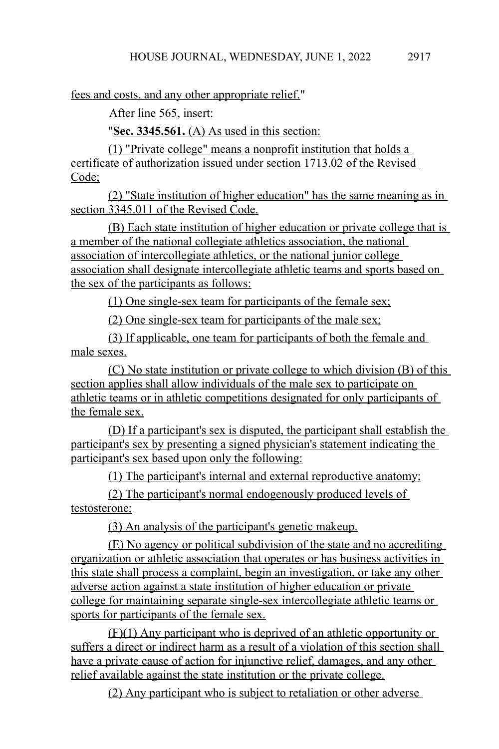fees and costs, and any other appropriate relief."

After line 565, insert:

"**Sec. 3345.561.** (A) As used in this section:

(1) "Private college" means a nonprofit institution that holds a certificate of authorization issued under section 1713.02 of the Revised Code;

(2) "State institution of higher education" has the same meaning as in section 3345.011 of the Revised Code.

(B) Each state institution of higher education or private college that is a member of the national collegiate athletics association, the national association of intercollegiate athletics, or the national junior college association shall designate intercollegiate athletic teams and sports based on the sex of the participants as follows:

(1) One single-sex team for participants of the female sex;

(2) One single-sex team for participants of the male sex;

(3) If applicable, one team for participants of both the female and male sexes.

(C) No state institution or private college to which division (B) of this section applies shall allow individuals of the male sex to participate on athletic teams or in athletic competitions designated for only participants of the female sex.

(D) If a participant's sex is disputed, the participant shall establish the participant's sex by presenting a signed physician's statement indicating the participant's sex based upon only the following:

(1) The participant's internal and external reproductive anatomy;

(2) The participant's normal endogenously produced levels of testosterone;

(3) An analysis of the participant's genetic makeup.

(E) No agency or political subdivision of the state and no accrediting organization or athletic association that operates or has business activities in this state shall process a complaint, begin an investigation, or take any other adverse action against a state institution of higher education or private college for maintaining separate single-sex intercollegiate athletic teams or sports for participants of the female sex.

(F)(1) Any participant who is deprived of an athletic opportunity or suffers a direct or indirect harm as a result of a violation of this section shall have a private cause of action for injunctive relief, damages, and any other relief available against the state institution or the private college.

(2) Any participant who is subject to retaliation or other adverse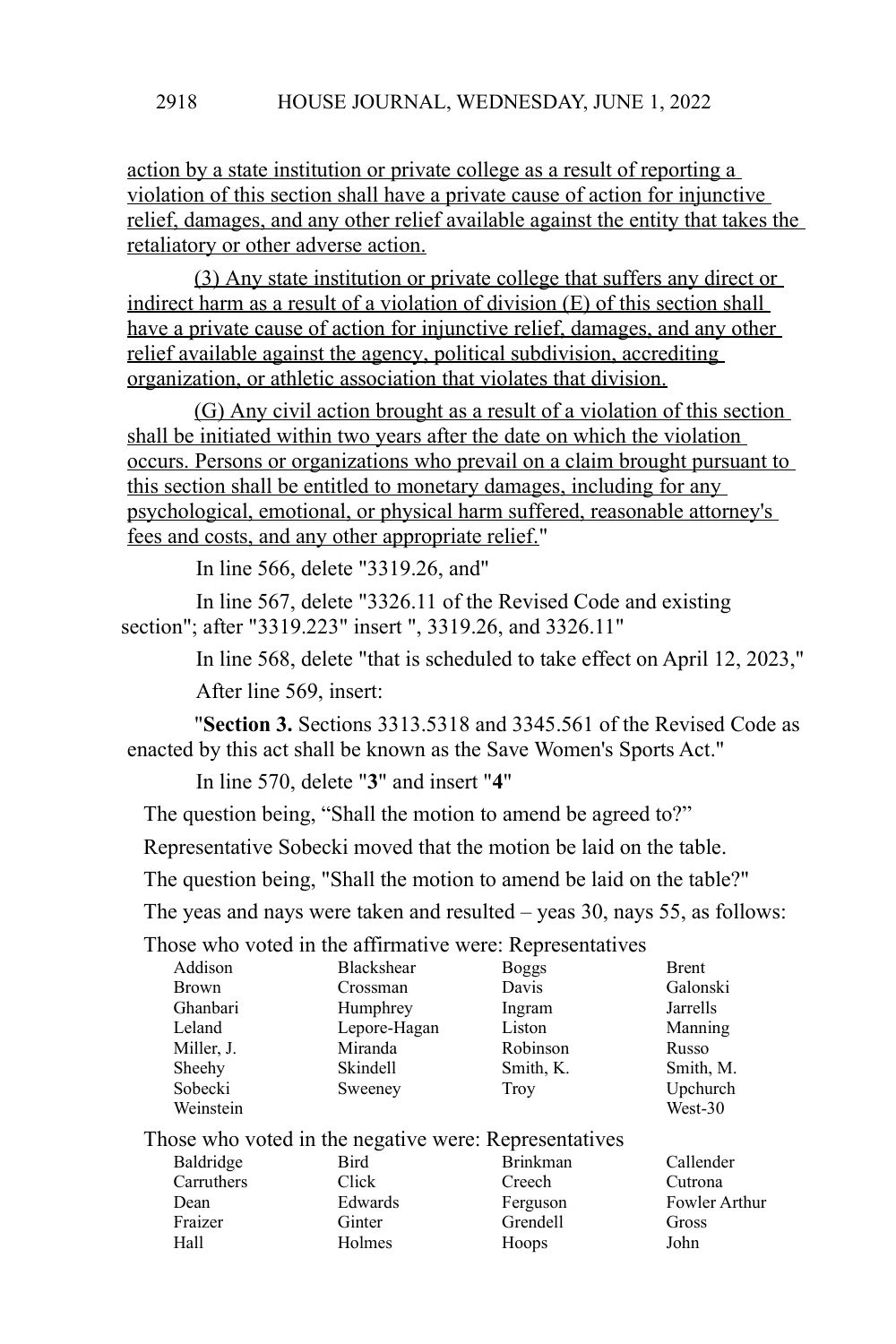action by a state institution or private college as a result of reporting a violation of this section shall have a private cause of action for injunctive relief, damages, and any other relief available against the entity that takes the retaliatory or other adverse action.

(3) Any state institution or private college that suffers any direct or indirect harm as a result of a violation of division (E) of this section shall have a private cause of action for injunctive relief, damages, and any other relief available against the agency, political subdivision, accrediting organization, or athletic association that violates that division.

(G) Any civil action brought as a result of a violation of this section shall be initiated within two years after the date on which the violation occurs. Persons or organizations who prevail on a claim brought pursuant to this section shall be entitled to monetary damages, including for any psychological, emotional, or physical harm suffered, reasonable attorney's fees and costs, and any other appropriate relief."

In line 566, delete "3319.26, and"

In line 567, delete "3326.11 of the Revised Code and existing section"; after "3319.223" insert ", 3319.26, and 3326.11"

In line 568, delete "that is scheduled to take effect on April 12, 2023,"

After line 569, insert:

"**Section 3.** Sections 3313.5318 and 3345.561 of the Revised Code as enacted by this act shall be known as the Save Women's Sports Act."

In line 570, delete "**3**" and insert "**4**"

The question being, "Shall the motion to amend be agreed to?"

Representative Sobecki moved that the motion be laid on the table.

The question being, "Shall the motion to amend be laid on the table?"

The yeas and nays were taken and resulted – yeas 30, nays 55, as follows:

Those who voted in the affirmative were: Representatives

| | | | |
|---|---|---|---|
| Addison | Blackshear | Boggs | Brent |
| Brown | Crossman | Davis | Galonski |
| Ghanbari | Humphrey | Ingram | Jarrells |
| Leland | Lepore-Hagan | Liston | Manning |
| Miller, J. | Miranda | Robinson | Russo |
| Sheehy | Skindell | Smith, K. | Smith, M. |
| Sobecki | Sweeney | Troy | Upchurch |
| Weinstein | | | West-30 |

Those who voted in the negative were: Representatives

| | | | |
|---|---|---|---|
| Baldridge | Bird | Brinkman | Callender |
| Carruthers | Click | Creech | Cutrona |
| Dean | Edwards | Ferguson | Fowler Arthur |
| Fraizer | Ginter | Grendell | Gross |
| Hall | Holmes | Hoops | John |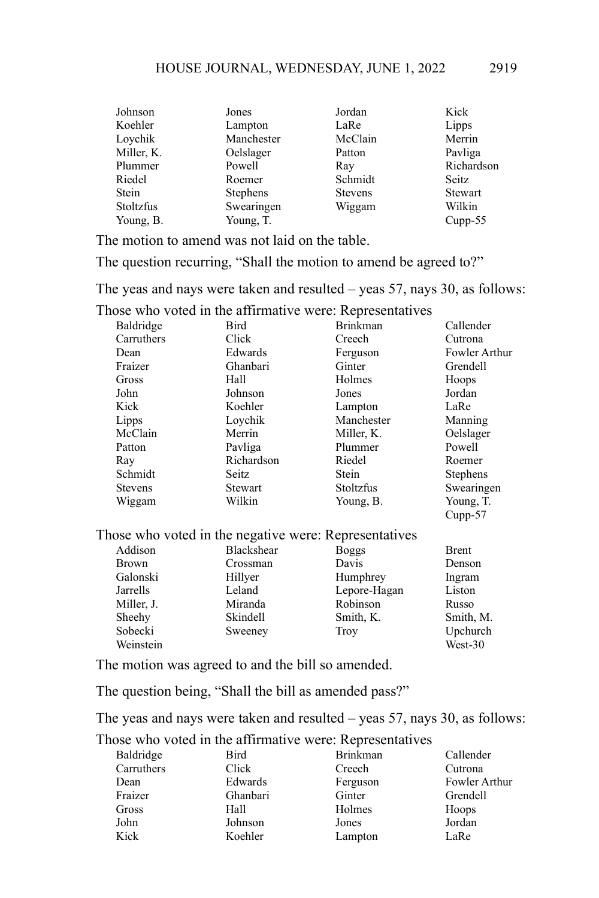| | | | |
|---|---|---|---|
| Johnson | Jones | Jordan | Kick |
| Koehler | Lampton | LaRe | Lipps |
| Loychik | Manchester | McClain | Merrin |
| Miller, K. | Oelslager | Patton | Pavliga |
| Plummer | Powell | Ray | Richardson |
| Riedel | Roemer | Schmidt | Seitz |
| Stein | Stephens | Stevens | Stewart |
| Stoltzfus | Swearingen | Wiggam | Wilkin |
| Young, B. | Young, T. | | Cupp-55 |

The motion to amend was not laid on the table.

The question recurring, "Shall the motion to amend be agreed to?"

The yeas and nays were taken and resulted – yeas 57, nays 30, as follows:

Those who voted in the affirmative were: Representatives

| | | | |
|---|---|---|---|
| Baldridge | Bird | Brinkman | Callender |
| Carruthers | Click | Creech | Cutrona |
| Dean | Edwards | Ferguson | Fowler Arthur |
| Fraizer | Ghanbari | Ginter | Grendell |
| Gross | Hall | Holmes | Hoops |
| John | Johnson | Jones | Jordan |
| Kick | Koehler | Lampton | LaRe |
| Lipps | Loychik | Manchester | Manning |
| McClain | Merrin | Miller, K. | Oelslager |
| Patton | Pavliga | Plummer | Powell |
| Ray | Richardson | Riedel | Roemer |
| Schmidt | Seitz | Stein | Stephens |
| Stevens | Stewart | Stoltzfus | Swearingen |
| Wiggam | Wilkin | Young, B. | Young, T. |
| | | | Cupp-57 |

Those who voted in the negative were: Representatives

| | | | |
|---|---|---|---|
| Addison | Blackshear | Boggs | Brent |
| Brown | Crossman | Davis | Denson |
| Galonski | Hillyer | Humphrey | Ingram |
| Jarrells | Leland | Lepore-Hagan | Liston |
| Miller, J. | Miranda | Robinson | Russo |
| Sheehy | Skindell | Smith, K. | Smith, M. |
| Sobecki | Sweeney | Troy | Upchurch |
| Weinstein | | | West-30 |

The motion was agreed to and the bill so amended.

The question being, "Shall the bill as amended pass?"

The yeas and nays were taken and resulted – yeas 57, nays 30, as follows:

Those who voted in the affirmative were: Representatives

| | | | |
|---|---|---|---|
| Baldridge | Bird | Brinkman | Callender |
| Carruthers | Click | Creech | Cutrona |
| Dean | Edwards | Ferguson | Fowler Arthur |
| Fraizer | Ghanbari | Ginter | Grendell |
| Gross | Hall | Holmes | Hoops |
| John | Johnson | Jones | Jordan |
| Kick | Koehler | Lampton | LaRe |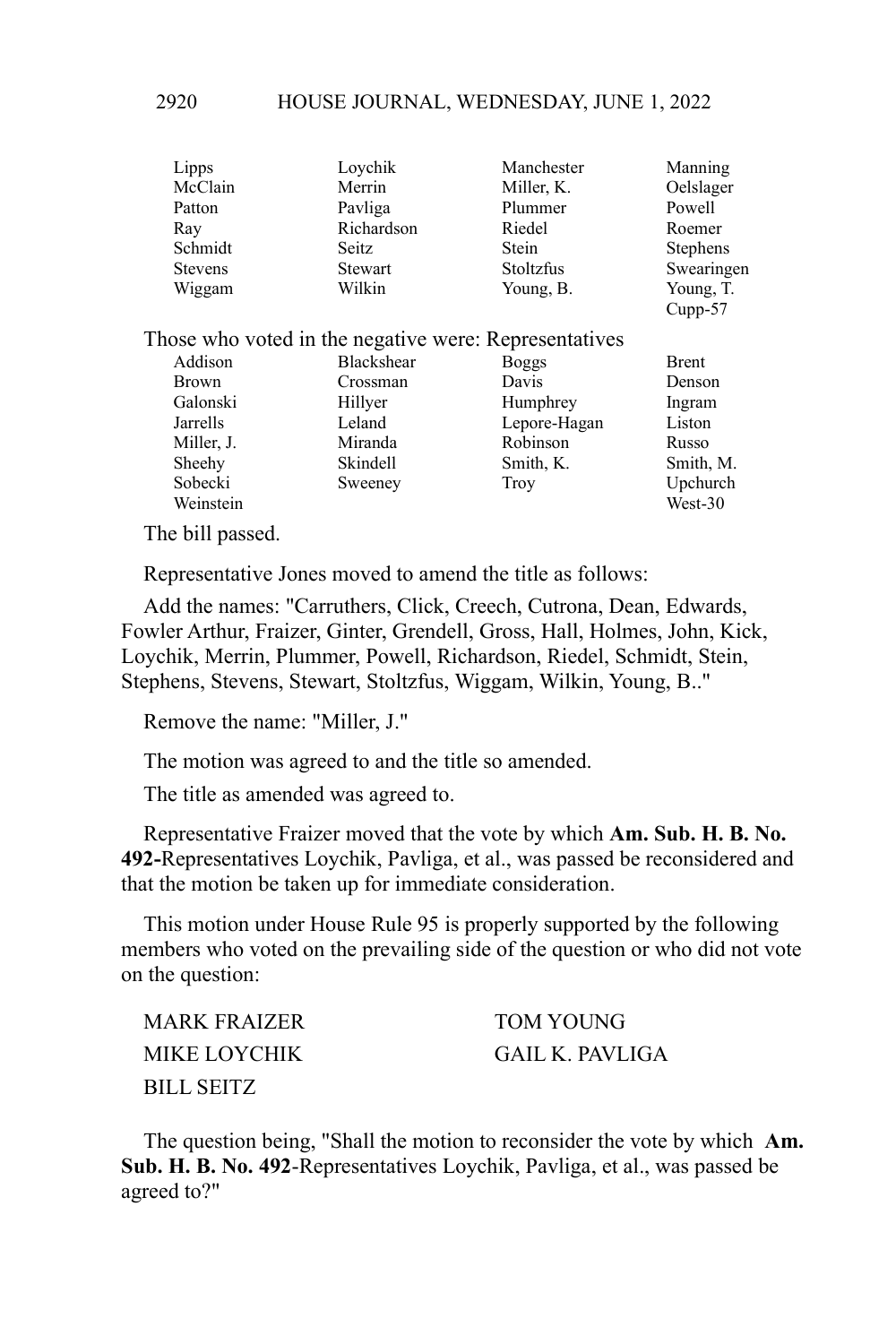| | | | |
|---|---|---|---|
| Lipps | Loychik | Manchester | Manning |
| McClain | Merrin | Miller, K. | Oelslager |
| Patton | Pavliga | Plummer | Powell |
| Ray | Richardson | Riedel | Roemer |
| Schmidt | Seitz | Stein | Stephens |
| Stevens | Stewart | Stoltzfus | Swearingen |
| Wiggam | Wilkin | Young, B. | Young, T. |
| | | | Cupp-57 |

Those who voted in the negative were: Representatives

| | | | |
|---|---|---|---|
| Addison | Blackshear | Boggs | Brent |
| Brown | Crossman | Davis | Denson |
| Galonski | Hillyer | Humphrey | Ingram |
| Jarrells | Leland | Lepore-Hagan | Liston |
| Miller, J. | Miranda | Robinson | Russo |
| Sheehy | Skindell | Smith, K. | Smith, M. |
| Sobecki | Sweeney | Troy | Upchurch |
| Weinstein | | | West-30 |

The bill passed.

Representative Jones moved to amend the title as follows:

Add the names: "Carruthers, Click, Creech, Cutrona, Dean, Edwards, Fowler Arthur, Fraizer, Ginter, Grendell, Gross, Hall, Holmes, John, Kick, Loychik, Merrin, Plummer, Powell, Richardson, Riedel, Schmidt, Stein, Stephens, Stevens, Stewart, Stoltzfus, Wiggam, Wilkin, Young, B.."

Remove the name: "Miller, J."

The motion was agreed to and the title so amended.

The title as amended was agreed to.

Representative Fraizer moved that the vote by which **Am. Sub. H. B. No. 492-**Representatives Loychik, Pavliga, et al., was passed be reconsidered and that the motion be taken up for immediate consideration.

This motion under House Rule 95 is properly supported by the following members who voted on the prevailing side of the question or who did not vote on the question:

| | |
|---|---|
| MARK FRAIZER | TOM YOUNG |
| MIKE LOYCHIK | GAIL K. PAVLIGA |
| BILL SEITZ | |

The question being, "Shall the motion to reconsider the vote by which **Am. Sub. H. B. No. 492**-Representatives Loychik, Pavliga, et al., was passed be agreed to?"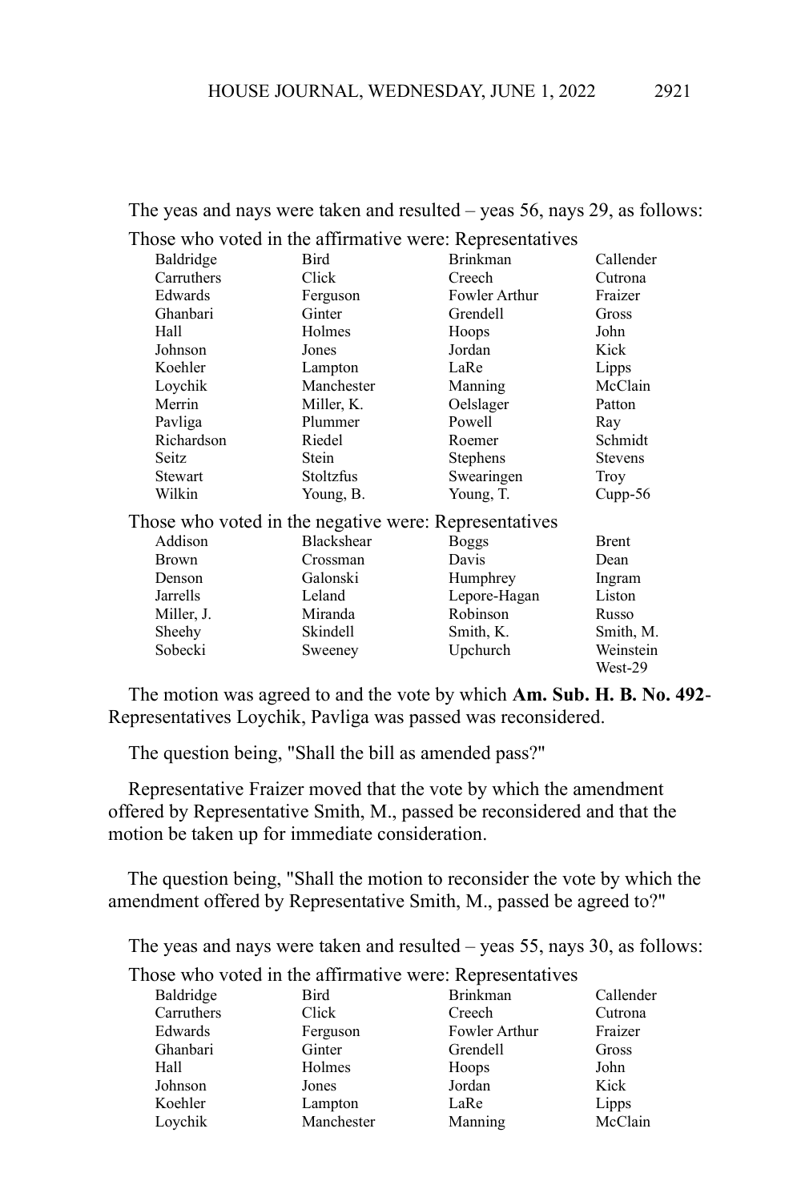The yeas and nays were taken and resulted – yeas 56, nays 29, as follows:

Those who voted in the affirmative were: Representatives

| | | | |
|---|---|---|---|
| Baldridge | Bird | Brinkman | Callender |
| Carruthers | Click | Creech | Cutrona |
| Edwards | Ferguson | Fowler Arthur | Fraizer |
| Ghanbari | Ginter | Grendell | Gross |
| Hall | Holmes | Hoops | John |
| Johnson | Jones | Jordan | Kick |
| Koehler | Lampton | LaRe | Lipps |
| Loychik | Manchester | Manning | McClain |
| Merrin | Miller, K. | Oelslager | Patton |
| Pavliga | Plummer | Powell | Ray |
| Richardson | Riedel | Roemer | Schmidt |
| Seitz | Stein | Stephens | Stevens |
| Stewart | Stoltzfus | Swearingen | Troy |
| Wilkin | Young, B. | Young, T. | Cupp-56 |

Those who voted in the negative were: Representatives

| | | | |
|---|---|---|---|
| Addison | Blackshear | Boggs | Brent |
| Brown | Crossman | Davis | Dean |
| Denson | Galonski | Humphrey | Ingram |
| Jarrells | Leland | Lepore-Hagan | Liston |
| Miller, J. | Miranda | Robinson | Russo |
| Sheehy | Skindell | Smith, K. | Smith, M. |
| Sobecki | Sweeney | Upchurch | Weinstein |
| | | | West-29 |

The motion was agreed to and the vote by which **Am. Sub. H. B. No. 492**-Representatives Loychik, Pavliga was passed was reconsidered.

The question being, "Shall the bill as amended pass?"

Representative Fraizer moved that the vote by which the amendment offered by Representative Smith, M., passed be reconsidered and that the motion be taken up for immediate consideration.

The question being, "Shall the motion to reconsider the vote by which the amendment offered by Representative Smith, M., passed be agreed to?"

The yeas and nays were taken and resulted – yeas 55, nays 30, as follows:

Those who voted in the affirmative were: Representatives

| | | | |
|---|---|---|---|
| Baldridge | Bird | Brinkman | Callender |
| Carruthers | Click | Creech | Cutrona |
| Edwards | Ferguson | Fowler Arthur | Fraizer |
| Ghanbari | Ginter | Grendell | Gross |
| Hall | Holmes | Hoops | John |
| Johnson | Jones | Jordan | Kick |
| Koehler | Lampton | LaRe | Lipps |
| Loychik | Manchester | Manning | McClain |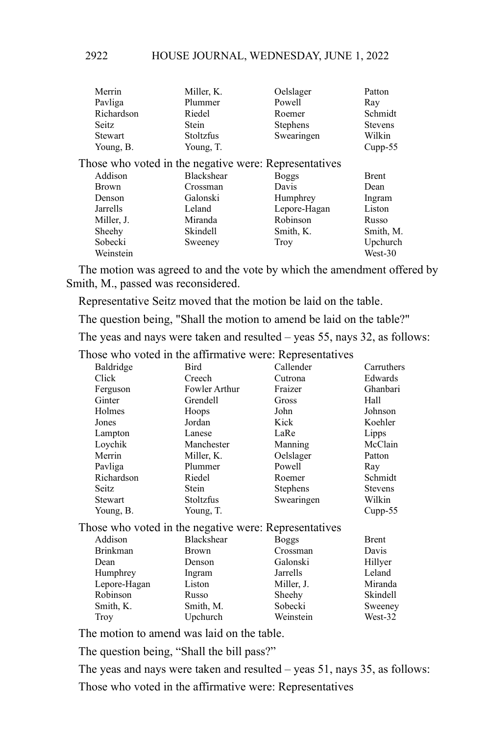| | | | |
|---|---|---|---|
| Merrin | Miller, K. | Oelslager | Patton |
| Pavliga | Plummer | Powell | Ray |
| Richardson | Riedel | Roemer | Schmidt |
| Seitz | Stein | Stephens | Stevens |
| Stewart | Stoltzfus | Swearingen | Wilkin |
| Young, B. | Young, T. | | Cupp-55 |

Those who voted in the negative were: Representatives

| | | | |
|---|---|---|---|
| Addison | Blackshear | Boggs | Brent |
| Brown | Crossman | Davis | Dean |
| Denson | Galonski | Humphrey | Ingram |
| Jarrells | Leland | Lepore-Hagan | Liston |
| Miller, J. | Miranda | Robinson | Russo |
| Sheehy | Skindell | Smith, K. | Smith, M. |
| Sobecki | Sweeney | Troy | Upchurch |
| Weinstein | | | West-30 |

The motion was agreed to and the vote by which the amendment offered by Smith, M., passed was reconsidered.

Representative Seitz moved that the motion be laid on the table.

The question being, "Shall the motion to amend be laid on the table?"

The yeas and nays were taken and resulted – yeas 55, nays 32, as follows:

Those who voted in the affirmative were: Representatives

| | | | |
|---|---|---|---|
| Baldridge | Bird | Callender | Carruthers |
| Click | Creech | Cutrona | Edwards |
| Ferguson | Fowler Arthur | Fraizer | Ghanbari |
| Ginter | Grendell | Gross | Hall |
| Holmes | Hoops | John | Johnson |
| Jones | Jordan | Kick | Koehler |
| Lampton | Lanese | LaRe | Lipps |
| Loychik | Manchester | Manning | McClain |
| Merrin | Miller, K. | Oelslager | Patton |
| Pavliga | Plummer | Powell | Ray |
| Richardson | Riedel | Roemer | Schmidt |
| Seitz | Stein | Stephens | Stevens |
| Stewart | Stoltzfus | Swearingen | Wilkin |
| Young, B. | Young, T. | | Cupp-55 |

Those who voted in the negative were: Representatives

| | | | |
|---|---|---|---|
| Addison | Blackshear | Boggs | Brent |
| Brinkman | Brown | Crossman | Davis |
| Dean | Denson | Galonski | Hillyer |
| Humphrey | Ingram | Jarrells | Leland |
| Lepore-Hagan | Liston | Miller, J. | Miranda |
| Robinson | Russo | Sheehy | Skindell |
| Smith, K. | Smith, M. | Sobecki | Sweeney |
| Troy | Upchurch | Weinstein | West-32 |

The motion to amend was laid on the table.

The question being, "Shall the bill pass?"

The yeas and nays were taken and resulted – yeas 51, nays 35, as follows:

Those who voted in the affirmative were: Representatives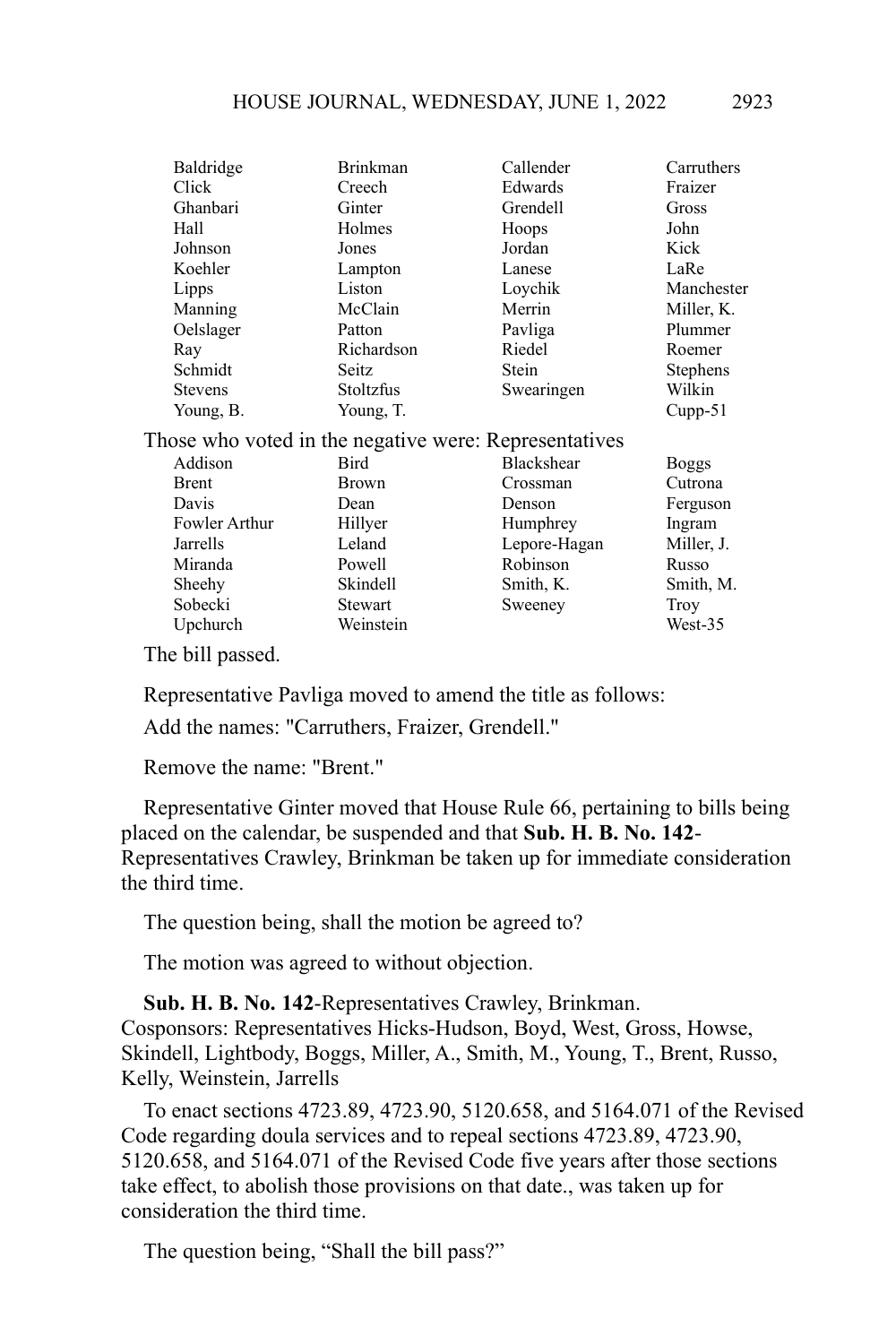| | | | |
|---|---|---|---|
| Baldridge | Brinkman | Callender | Carruthers |
| Click | Creech | Edwards | Fraizer |
| Ghanbari | Ginter | Grendell | Gross |
| Hall | Holmes | Hoops | John |
| Johnson | Jones | Jordan | Kick |
| Koehler | Lampton | Lanese | LaRe |
| Lipps | Liston | Loychik | Manchester |
| Manning | McClain | Merrin | Miller, K. |
| Oelslager | Patton | Pavliga | Plummer |
| Ray | Richardson | Riedel | Roemer |
| Schmidt | Seitz | Stein | Stephens |
| Stevens | Stoltzfus | Swearingen | Wilkin |
| Young, B. | Young, T. | | Cupp-51 |

Those who voted in the negative were: Representatives

| | | | |
|---|---|---|---|
| Addison | Bird | Blackshear | Boggs |
| Brent | Brown | Crossman | Cutrona |
| Davis | Dean | Denson | Ferguson |
| Fowler Arthur | Hillyer | Humphrey | Ingram |
| Jarrells | Leland | Lepore-Hagan | Miller, J. |
| Miranda | Powell | Robinson | Russo |
| Sheehy | Skindell | Smith, K. | Smith, M. |
| Sobecki | Stewart | Sweeney | Troy |
| Upchurch | Weinstein | | West-35 |

The bill passed.

Representative Pavliga moved to amend the title as follows:

Add the names: "Carruthers, Fraizer, Grendell."

Remove the name: "Brent."

Representative Ginter moved that House Rule 66, pertaining to bills being placed on the calendar, be suspended and that **Sub. H. B. No. 142**-Representatives Crawley, Brinkman be taken up for immediate consideration the third time.

The question being, shall the motion be agreed to?

The motion was agreed to without objection.

**Sub. H. B. No. 142**-Representatives Crawley, Brinkman.
Cosponsors: Representatives Hicks-Hudson, Boyd, West, Gross, Howse, Skindell, Lightbody, Boggs, Miller, A., Smith, M., Young, T., Brent, Russo, Kelly, Weinstein, Jarrells

To enact sections 4723.89, 4723.90, 5120.658, and 5164.071 of the Revised Code regarding doula services and to repeal sections 4723.89, 4723.90, 5120.658, and 5164.071 of the Revised Code five years after those sections take effect, to abolish those provisions on that date., was taken up for consideration the third time.

The question being, "Shall the bill pass?"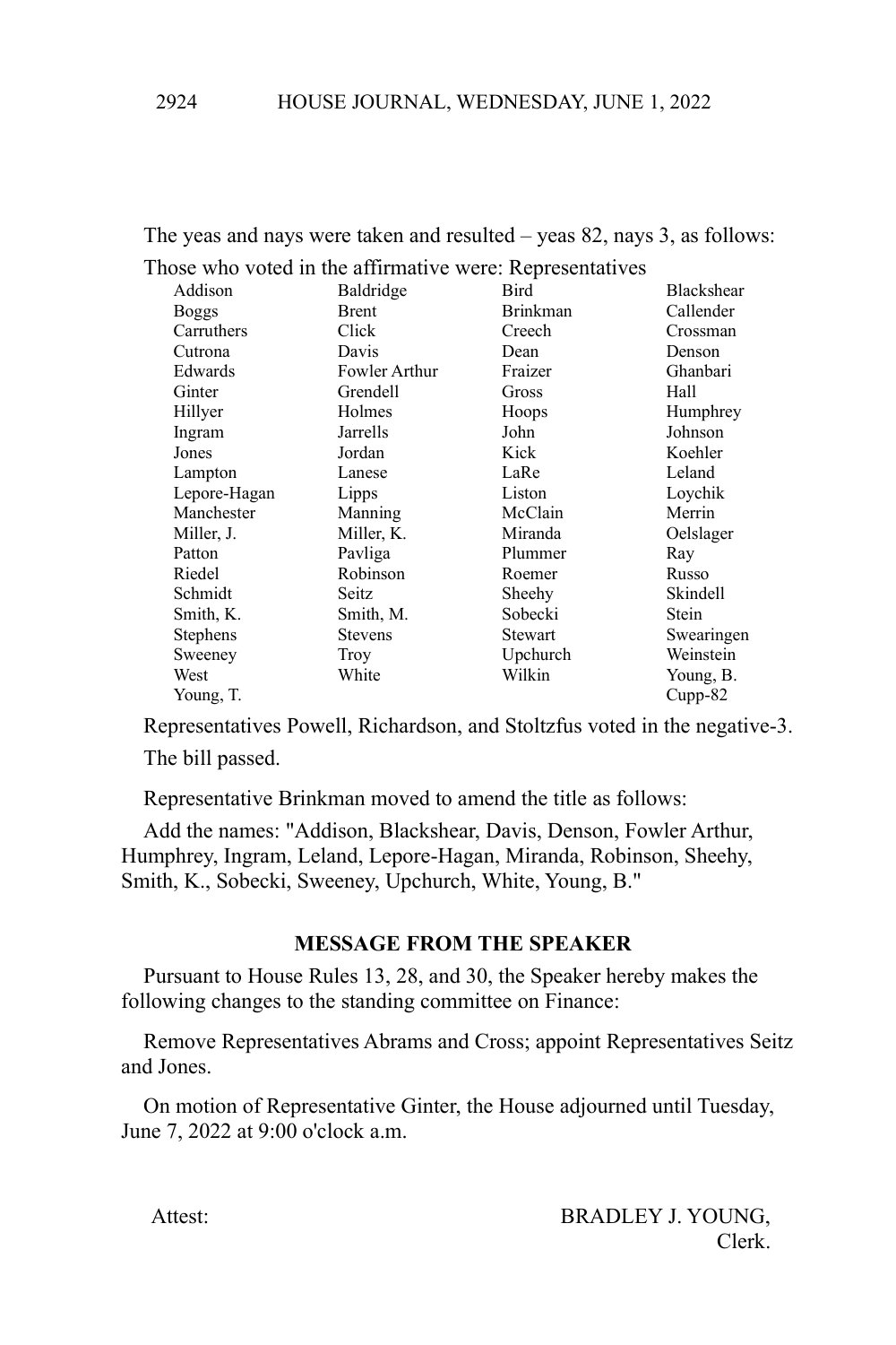The yeas and nays were taken and resulted – yeas 82, nays 3, as follows:

Those who voted in the affirmative were: Representatives

| | | | |
|---|---|---|---|
| Addison | Baldridge | Bird | Blackshear |
| Boggs | Brent | Brinkman | Callender |
| Carruthers | Click | Creech | Crossman |
| Cutrona | Davis | Dean | Denson |
| Edwards | Fowler Arthur | Fraizer | Ghanbari |
| Ginter | Grendell | Gross | Hall |
| Hillyer | Holmes | Hoops | Humphrey |
| Ingram | Jarrells | John | Johnson |
| Jones | Jordan | Kick | Koehler |
| Lampton | Lanese | LaRe | Leland |
| Lepore-Hagan | Lipps | Liston | Loychik |
| Manchester | Manning | McClain | Merrin |
| Miller, J. | Miller, K. | Miranda | Oelslager |
| Patton | Pavliga | Plummer | Ray |
| Riedel | Robinson | Roemer | Russo |
| Schmidt | Seitz | Sheehy | Skindell |
| Smith, K. | Smith, M. | Sobecki | Stein |
| Stephens | Stevens | Stewart | Swearingen |
| Sweeney | Troy | Upchurch | Weinstein |
| West | White | Wilkin | Young, B. |
| Young, T. | | | Cupp-82 |

Representatives Powell, Richardson, and Stoltzfus voted in the negative-3.

The bill passed.

Representative Brinkman moved to amend the title as follows:

Add the names: "Addison, Blackshear, Davis, Denson, Fowler Arthur, Humphrey, Ingram, Leland, Lepore-Hagan, Miranda, Robinson, Sheehy, Smith, K., Sobecki, Sweeney, Upchurch, White, Young, B."

**MESSAGE FROM THE SPEAKER**

Pursuant to House Rules 13, 28, and 30, the Speaker hereby makes the following changes to the standing committee on Finance:

Remove Representatives Abrams and Cross; appoint Representatives Seitz and Jones.

On motion of Representative Ginter, the House adjourned until Tuesday, June 7, 2022 at 9:00 o'clock a.m.

Attest: BRADLEY J. YOUNG,
Clerk.